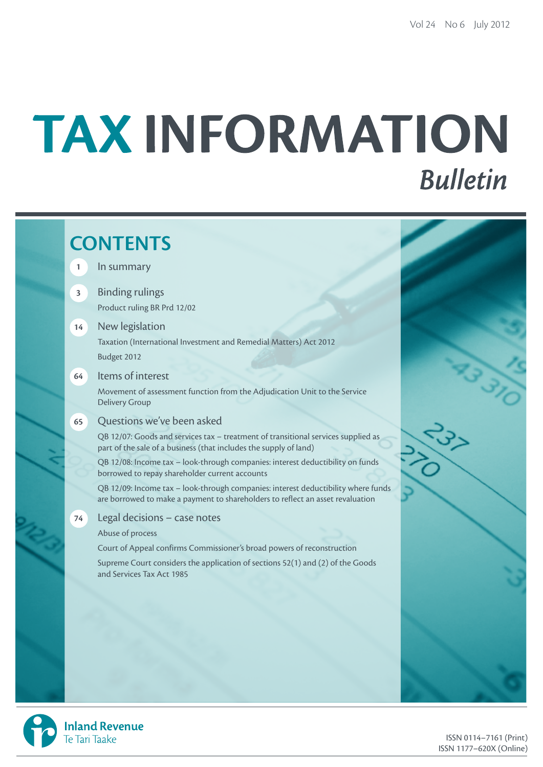Vol 24 No 6 July 2012

# TAX INFORMATION *Bulletin*

## CONTENTS

**1** In summary

**3** Binding rulings

Product ruling BR Prd 12/02

**14** New legislation

Taxation (International Investment and Remedial Matters) Act 2012

Budget 2012

**64** Items of interest

Movement of assessment function from the Adjudication Unit to the Service Delivery Group

**65** Questions we've been asked

QB 12/07: Goods and services tax – treatment of transitional services supplied as part of the sale of a business (that includes the supply of land)

QB 12/08: Income tax – look-through companies: interest deductibility on funds borrowed to repay shareholder current accounts

QB 12/09: Income tax – look-through companies: interest deductibility where funds are borrowed to make a payment to shareholders to reflect an asset revaluation

**74** Legal decisions – case notes

Abuse of process

Court of Appeal confirms Commissioner's broad powers of reconstruction

Supreme Court considers the application of sections 52(1) and (2) of the Goods and Services Tax Act 1985

Inland Revenue
Te Tari Taake

ISSN 0114–7161 (Print)
ISSN 1177–620X (Online)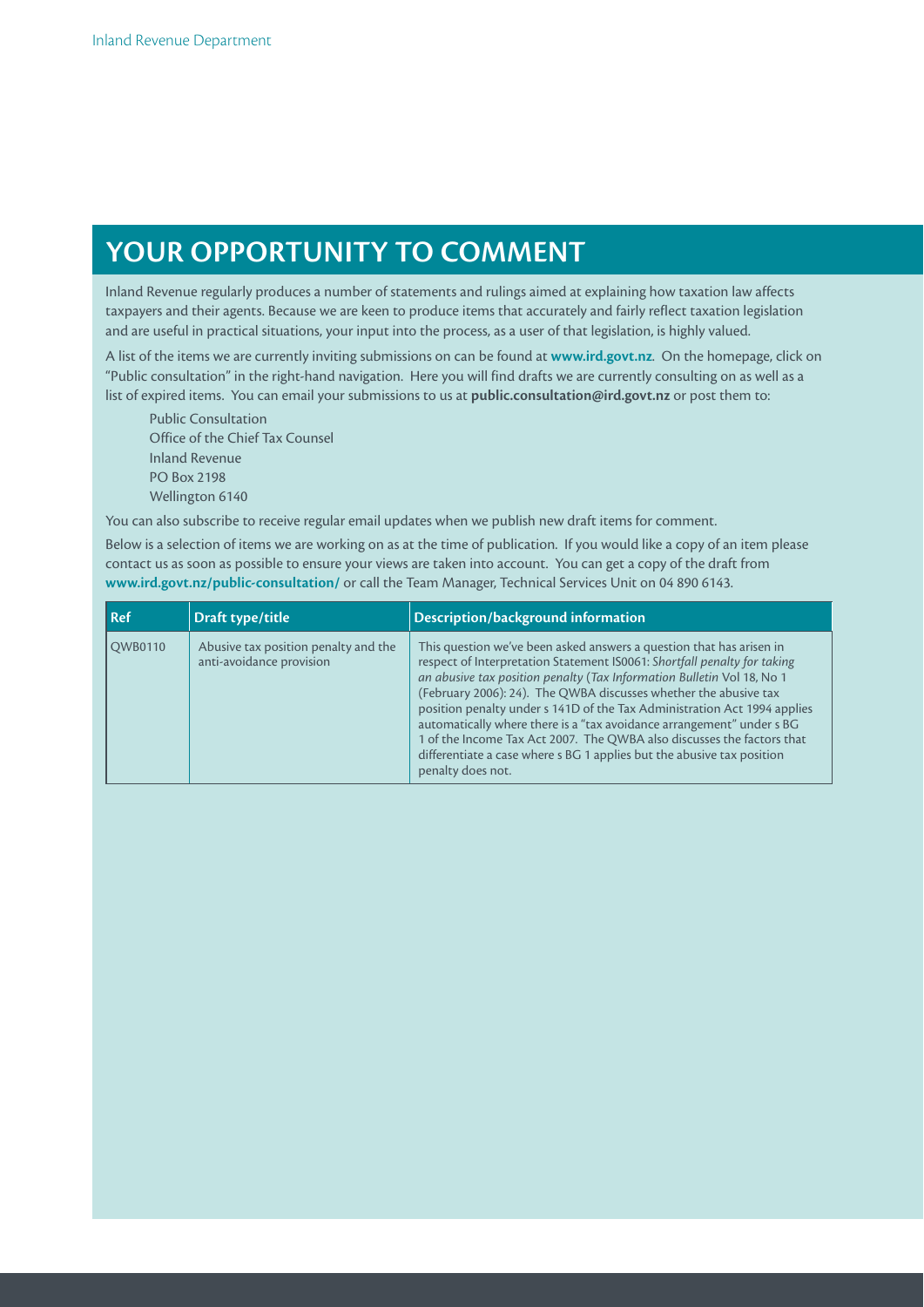# YOUR OPPORTUNITY TO COMMENT

Inland Revenue regularly produces a number of statements and rulings aimed at explaining how taxation law affects taxpayers and their agents. Because we are keen to produce items that accurately and fairly reflect taxation legislation and are useful in practical situations, your input into the process, as a user of that legislation, is highly valued.

A list of the items we are currently inviting submissions on can be found at **www.ird.govt.nz**. On the homepage, click on "Public consultation" in the right-hand navigation. Here you will find drafts we are currently consulting on as well as a list of expired items. You can email your submissions to us at **public.consultation@ird.govt.nz** or post them to:

Public Consultation
Office of the Chief Tax Counsel
Inland Revenue
PO Box 2198
Wellington 6140

You can also subscribe to receive regular email updates when we publish new draft items for comment.

Below is a selection of items we are working on as at the time of publication. If you would like a copy of an item please contact us as soon as possible to ensure your views are taken into account. You can get a copy of the draft from **www.ird.govt.nz/public-consultation/** or call the Team Manager, Technical Services Unit on 04 890 6143.

| Ref | Draft type/title | Description/background information |
|---|---|---|
| QWB0110 | Abusive tax position penalty and the anti-avoidance provision | This question we've been asked answers a question that has arisen in respect of Interpretation Statement IS0061: *Shortfall penalty for taking an abusive tax position penalty* (*Tax Information Bulletin* Vol 18, No 1 (February 2006): 24). The QWBA discusses whether the abusive tax position penalty under s 141D of the Tax Administration Act 1994 applies automatically where there is a "tax avoidance arrangement" under s BG 1 of the Income Tax Act 2007. The QWBA also discusses the factors that differentiate a case where s BG 1 applies but the abusive tax position penalty does not. |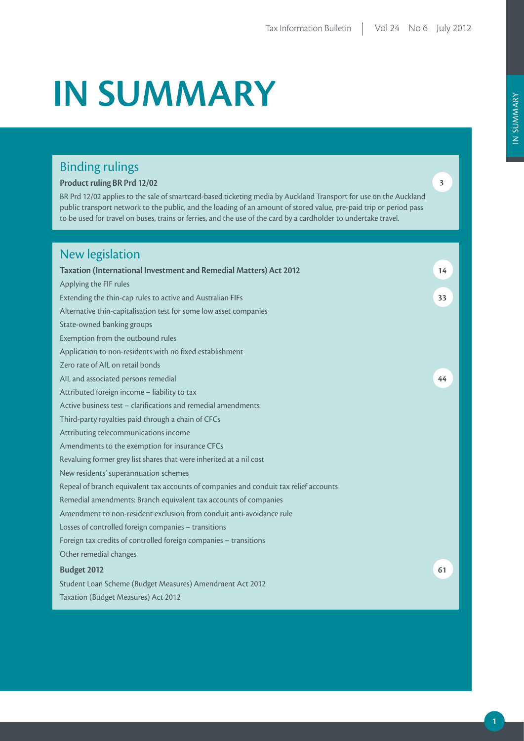# IN SUMMARY

## Binding rulings

**Product ruling BR Prd 12/02** — 3

BR Prd 12/02 applies to the sale of smartcard-based ticketing media by Auckland Transport for use on the Auckland public transport network to the public, and the loading of an amount of stored value, pre-paid trip or period pass to be used for travel on buses, trains or ferries, and the use of the card by a cardholder to undertake travel.

## New legislation

**Taxation (International Investment and Remedial Matters) Act 2012** — 14

Applying the FIF rules

Extending the thin-cap rules to active and Australian FIFs — 33

Alternative thin-capitalisation test for some low asset companies

State-owned banking groups

Exemption from the outbound rules

Application to non-residents with no fixed establishment

Zero rate of AIL on retail bonds

AIL and associated persons remedial — 44

Attributed foreign income – liability to tax

Active business test – clarifications and remedial amendments

Third-party royalties paid through a chain of CFCs

Attributing telecommunications income

Amendments to the exemption for insurance CFCs

Revaluing former grey list shares that were inherited at a nil cost

New residents' superannuation schemes

Repeal of branch equivalent tax accounts of companies and conduit tax relief accounts

Remedial amendments: Branch equivalent tax accounts of companies

Amendment to non-resident exclusion from conduit anti-avoidance rule

Losses of controlled foreign companies – transitions

Foreign tax credits of controlled foreign companies – transitions

Other remedial changes

**Budget 2012** — 61

Student Loan Scheme (Budget Measures) Amendment Act 2012

Taxation (Budget Measures) Act 2012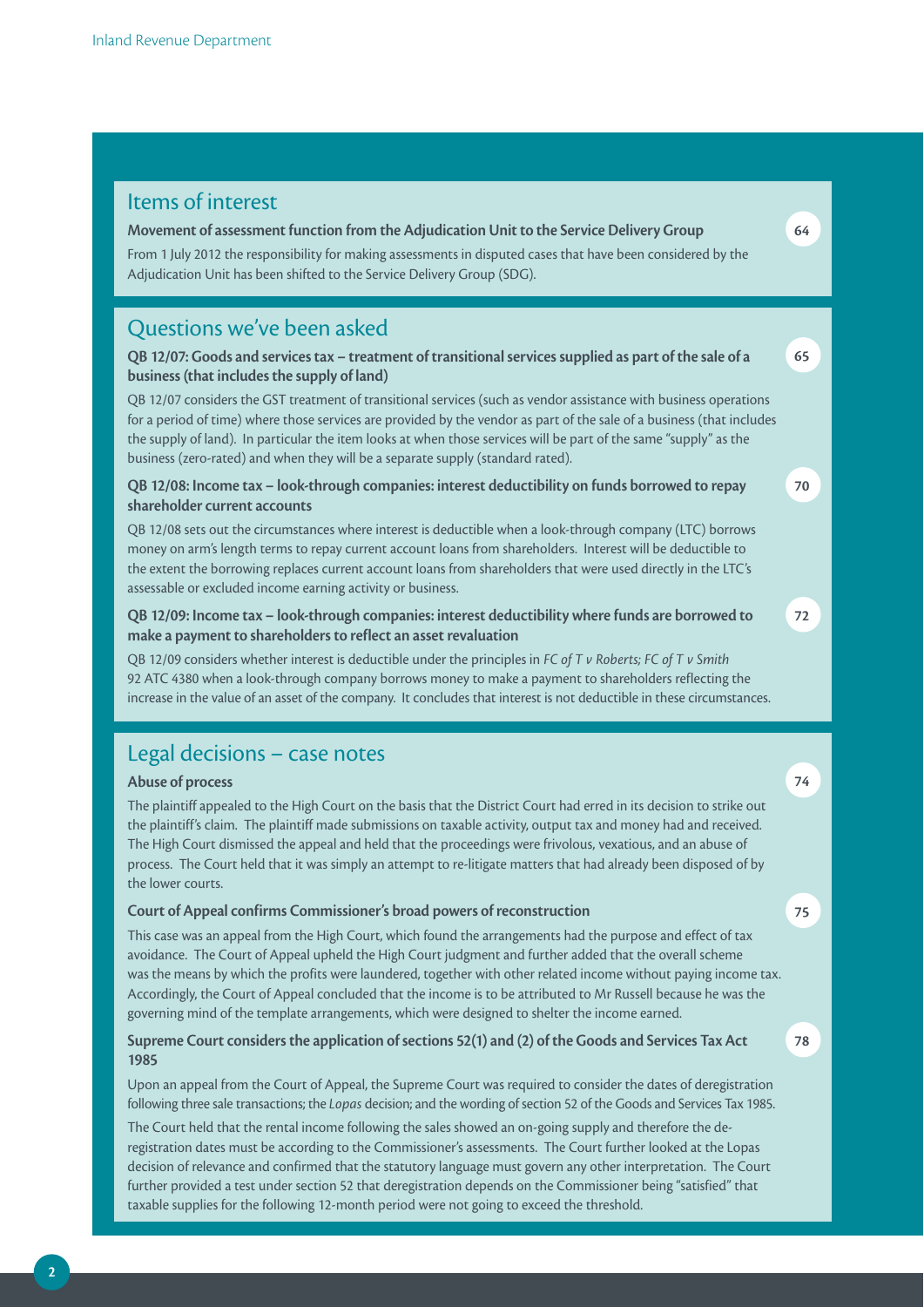## Items of interest

**Movement of assessment function from the Adjudication Unit to the Service Delivery Group** 64

From 1 July 2012 the responsibility for making assessments in disputed cases that have been considered by the Adjudication Unit has been shifted to the Service Delivery Group (SDG).

## Questions we've been asked

**QB 12/07: Goods and services tax – treatment of transitional services supplied as part of the sale of a business (that includes the supply of land)** 65

QB 12/07 considers the GST treatment of transitional services (such as vendor assistance with business operations for a period of time) where those services are provided by the vendor as part of the sale of a business (that includes the supply of land). In particular the item looks at when those services will be part of the same "supply" as the business (zero-rated) and when they will be a separate supply (standard rated).

**QB 12/08: Income tax – look-through companies: interest deductibility on funds borrowed to repay shareholder current accounts** 70

QB 12/08 sets out the circumstances where interest is deductible when a look-through company (LTC) borrows money on arm's length terms to repay current account loans from shareholders. Interest will be deductible to the extent the borrowing replaces current account loans from shareholders that were used directly in the LTC's assessable or excluded income earning activity or business.

**QB 12/09: Income tax – look-through companies: interest deductibility where funds are borrowed to make a payment to shareholders to reflect an asset revaluation** 72

QB 12/09 considers whether interest is deductible under the principles in *FC of T v Roberts; FC of T v Smith* 92 ATC 4380 when a look-through company borrows money to make a payment to shareholders reflecting the increase in the value of an asset of the company. It concludes that interest is not deductible in these circumstances.

## Legal decisions – case notes

**Abuse of process** 74

The plaintiff appealed to the High Court on the basis that the District Court had erred in its decision to strike out the plaintiff's claim. The plaintiff made submissions on taxable activity, output tax and money had and received. The High Court dismissed the appeal and held that the proceedings were frivolous, vexatious, and an abuse of process. The Court held that it was simply an attempt to re-litigate matters that had already been disposed of by the lower courts.

**Court of Appeal confirms Commissioner's broad powers of reconstruction** 75

This case was an appeal from the High Court, which found the arrangements had the purpose and effect of tax avoidance. The Court of Appeal upheld the High Court judgment and further added that the overall scheme was the means by which the profits were laundered, together with other related income without paying income tax. Accordingly, the Court of Appeal concluded that the income is to be attributed to Mr Russell because he was the governing mind of the template arrangements, which were designed to shelter the income earned.

**Supreme Court considers the application of sections 52(1) and (2) of the Goods and Services Tax Act 1985** 78

Upon an appeal from the Court of Appeal, the Supreme Court was required to consider the dates of deregistration following three sale transactions; the *Lopas* decision; and the wording of section 52 of the Goods and Services Tax 1985.

The Court held that the rental income following the sales showed an on-going supply and therefore the de-registration dates must be according to the Commissioner's assessments. The Court further looked at the Lopas decision of relevance and confirmed that the statutory language must govern any other interpretation. The Court further provided a test under section 52 that deregistration depends on the Commissioner being "satisfied" that taxable supplies for the following 12-month period were not going to exceed the threshold.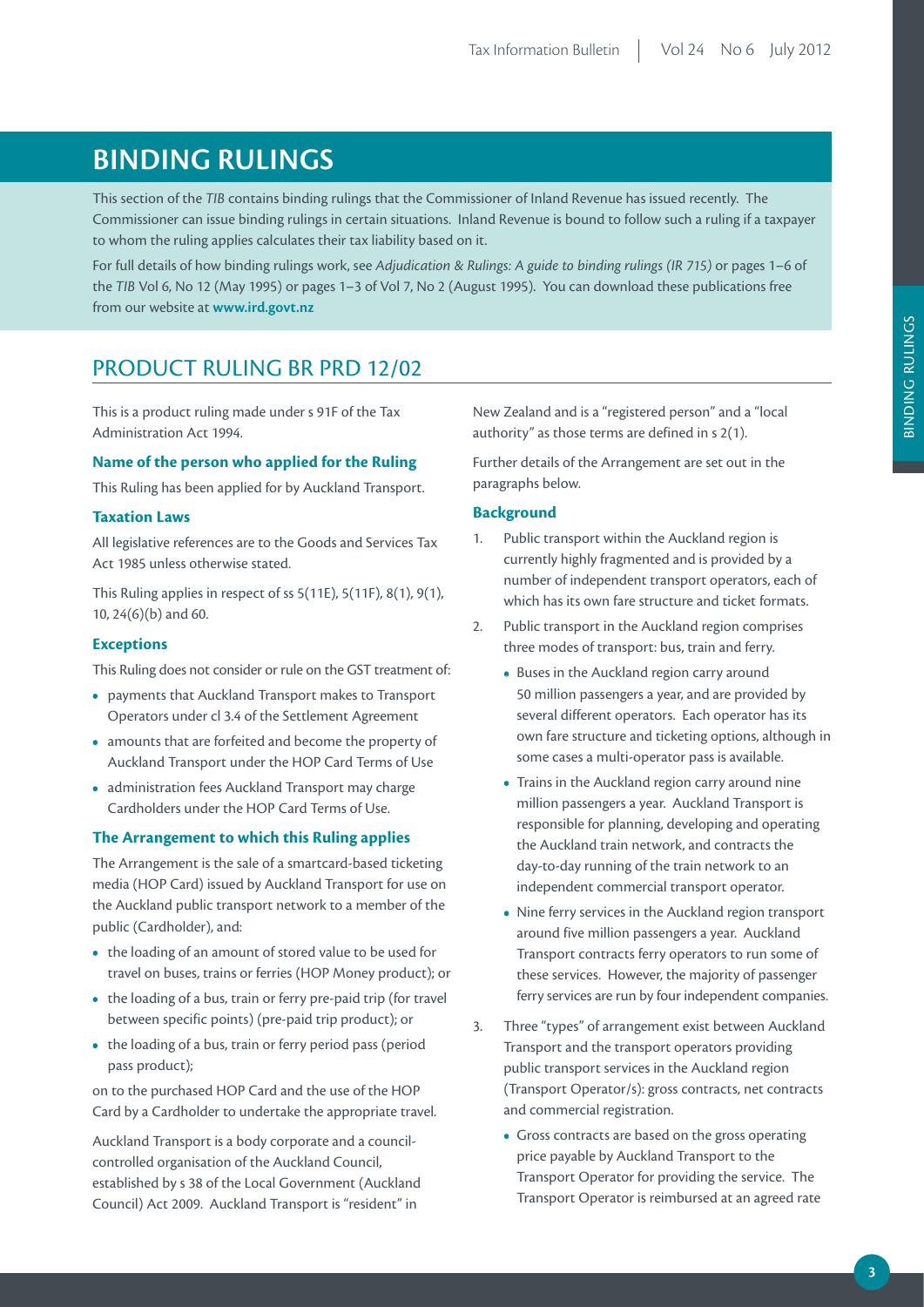# BINDING RULINGS

This section of the *TIB* contains binding rulings that the Commissioner of Inland Revenue has issued recently. The Commissioner can issue binding rulings in certain situations. Inland Revenue is bound to follow such a ruling if a taxpayer to whom the ruling applies calculates their tax liability based on it.

For full details of how binding rulings work, see *Adjudication & Rulings: A guide to binding rulings (IR 715)* or pages 1–6 of the *TIB* Vol 6, No 12 (May 1995) or pages 1–3 of Vol 7, No 2 (August 1995). You can download these publications free from our website at **www.ird.govt.nz**

## PRODUCT RULING BR PRD 12/02

This is a product ruling made under s 91F of the Tax Administration Act 1994.

### Name of the person who applied for the Ruling

This Ruling has been applied for by Auckland Transport.

### Taxation Laws

All legislative references are to the Goods and Services Tax Act 1985 unless otherwise stated.

This Ruling applies in respect of ss 5(11E), 5(11F), 8(1), 9(1), 10, 24(6)(b) and 60.

### Exceptions

This Ruling does not consider or rule on the GST treatment of:

- payments that Auckland Transport makes to Transport Operators under cl 3.4 of the Settlement Agreement
- amounts that are forfeited and become the property of Auckland Transport under the HOP Card Terms of Use
- administration fees Auckland Transport may charge Cardholders under the HOP Card Terms of Use.

### The Arrangement to which this Ruling applies

The Arrangement is the sale of a smartcard-based ticketing media (HOP Card) issued by Auckland Transport for use on the Auckland public transport network to a member of the public (Cardholder), and:

- the loading of an amount of stored value to be used for travel on buses, trains or ferries (HOP Money product); or
- the loading of a bus, train or ferry pre-paid trip (for travel between specific points) (pre-paid trip product); or
- the loading of a bus, train or ferry period pass (period pass product);

on to the purchased HOP Card and the use of the HOP Card by a Cardholder to undertake the appropriate travel.

Auckland Transport is a body corporate and a council-controlled organisation of the Auckland Council, established by s 38 of the Local Government (Auckland Council) Act 2009. Auckland Transport is "resident" in New Zealand and is a "registered person" and a "local authority" as those terms are defined in s 2(1).

Further details of the Arrangement are set out in the paragraphs below.

### Background

1. Public transport within the Auckland region is currently highly fragmented and is provided by a number of independent transport operators, each of which has its own fare structure and ticket formats.
2. Public transport in the Auckland region comprises three modes of transport: bus, train and ferry.
    - Buses in the Auckland region carry around 50 million passengers a year, and are provided by several different operators. Each operator has its own fare structure and ticketing options, although in some cases a multi-operator pass is available.
    - Trains in the Auckland region carry around nine million passengers a year. Auckland Transport is responsible for planning, developing and operating the Auckland train network, and contracts the day-to-day running of the train network to an independent commercial transport operator.
    - Nine ferry services in the Auckland region transport around five million passengers a year. Auckland Transport contracts ferry operators to run some of these services. However, the majority of passenger ferry services are run by four independent companies.
3. Three "types" of arrangement exist between Auckland Transport and the transport operators providing public transport services in the Auckland region (Transport Operator/s): gross contracts, net contracts and commercial registration.
    - Gross contracts are based on the gross operating price payable by Auckland Transport to the Transport Operator for providing the service. The Transport Operator is reimbursed at an agreed rate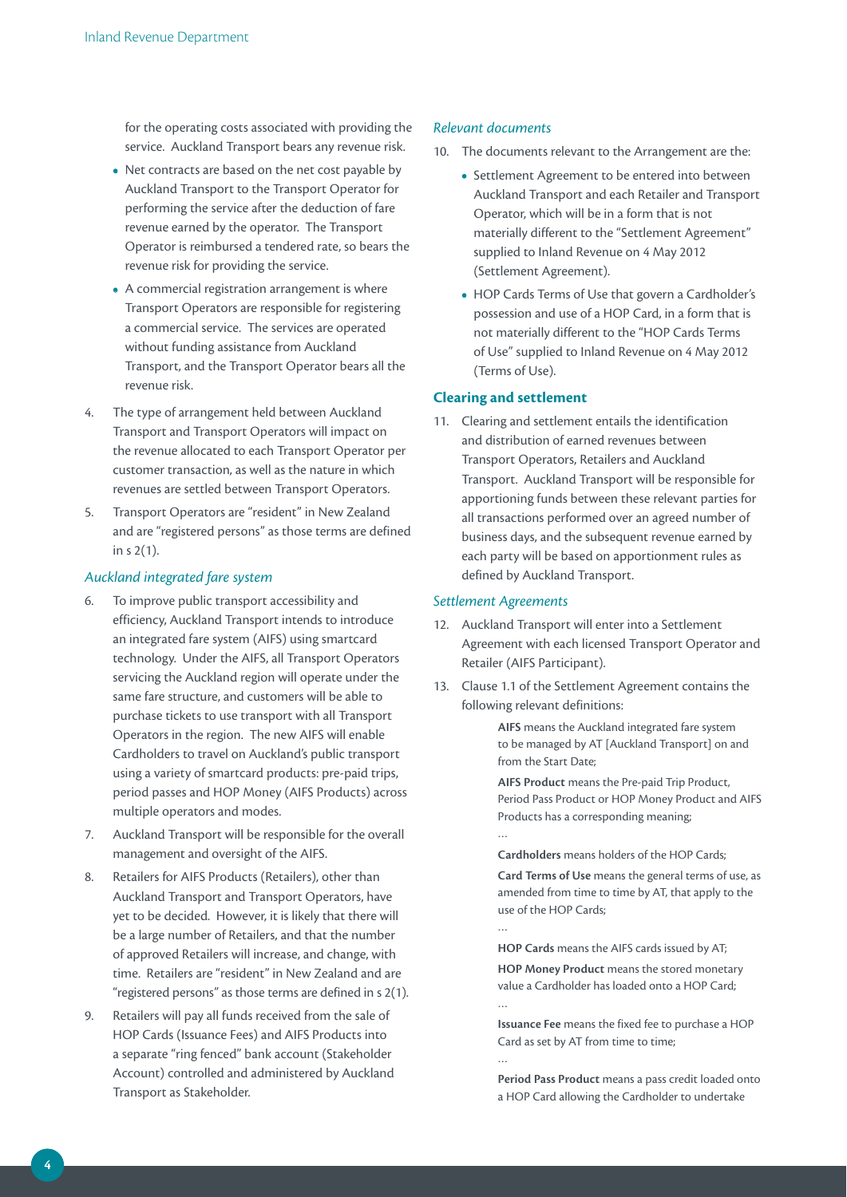for the operating costs associated with providing the service. Auckland Transport bears any revenue risk.

- Net contracts are based on the net cost payable by Auckland Transport to the Transport Operator for performing the service after the deduction of fare revenue earned by the operator. The Transport Operator is reimbursed a tendered rate, so bears the revenue risk for providing the service.
- A commercial registration arrangement is where Transport Operators are responsible for registering a commercial service. The services are operated without funding assistance from Auckland Transport, and the Transport Operator bears all the revenue risk.

4. The type of arrangement held between Auckland Transport and Transport Operators will impact on the revenue allocated to each Transport Operator per customer transaction, as well as the nature in which revenues are settled between Transport Operators.
5. Transport Operators are "resident" in New Zealand and are "registered persons" as those terms are defined in s 2(1).

### *Auckland integrated fare system*

6. To improve public transport accessibility and efficiency, Auckland Transport intends to introduce an integrated fare system (AIFS) using smartcard technology. Under the AIFS, all Transport Operators servicing the Auckland region will operate under the same fare structure, and customers will be able to purchase tickets to use transport with all Transport Operators in the region. The new AIFS will enable Cardholders to travel on Auckland's public transport using a variety of smartcard products: pre-paid trips, period passes and HOP Money (AIFS Products) across multiple operators and modes.
7. Auckland Transport will be responsible for the overall management and oversight of the AIFS.
8. Retailers for AIFS Products (Retailers), other than Auckland Transport and Transport Operators, have yet to be decided. However, it is likely that there will be a large number of Retailers, and that the number of approved Retailers will increase, and change, with time. Retailers are "resident" in New Zealand and are "registered persons" as those terms are defined in s 2(1).
9. Retailers will pay all funds received from the sale of HOP Cards (Issuance Fees) and AIFS Products into a separate "ring fenced" bank account (Stakeholder Account) controlled and administered by Auckland Transport as Stakeholder.

### *Relevant documents*

10. The documents relevant to the Arrangement are the:
    - Settlement Agreement to be entered into between Auckland Transport and each Retailer and Transport Operator, which will be in a form that is not materially different to the "Settlement Agreement" supplied to Inland Revenue on 4 May 2012 (Settlement Agreement).
    - HOP Cards Terms of Use that govern a Cardholder's possession and use of a HOP Card, in a form that is not materially different to the "HOP Cards Terms of Use" supplied to Inland Revenue on 4 May 2012 (Terms of Use).

## Clearing and settlement

11. Clearing and settlement entails the identification and distribution of earned revenues between Transport Operators, Retailers and Auckland Transport. Auckland Transport will be responsible for apportioning funds between these relevant parties for all transactions performed over an agreed number of business days, and the subsequent revenue earned by each party will be based on apportionment rules as defined by Auckland Transport.

### *Settlement Agreements*

12. Auckland Transport will enter into a Settlement Agreement with each licensed Transport Operator and Retailer (AIFS Participant).
13. Clause 1.1 of the Settlement Agreement contains the following relevant definitions:

> **AIFS** means the Auckland integrated fare system to be managed by AT [Auckland Transport] on and from the Start Date;
>
> **AIFS Product** means the Pre-paid Trip Product, Period Pass Product or HOP Money Product and AIFS Products has a corresponding meaning;
>
> …
>
> **Cardholders** means holders of the HOP Cards;
>
> **Card Terms of Use** means the general terms of use, as amended from time to time by AT, that apply to the use of the HOP Cards;
>
> …
>
> **HOP Cards** means the AIFS cards issued by AT;
>
> **HOP Money Product** means the stored monetary value a Cardholder has loaded onto a HOP Card;
>
> …
>
> **Issuance Fee** means the fixed fee to purchase a HOP Card as set by AT from time to time;
>
> …
>
> **Period Pass Product** means a pass credit loaded onto a HOP Card allowing the Cardholder to undertake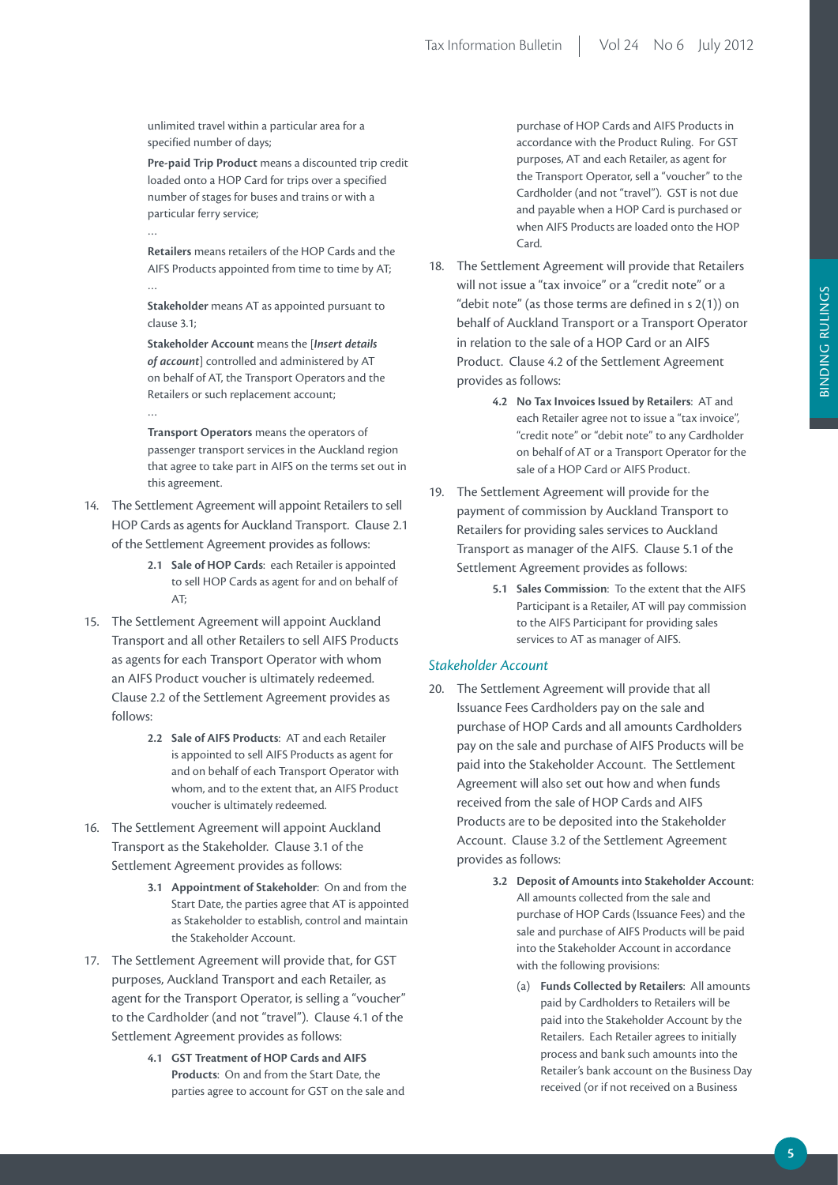unlimited travel within a particular area for a specified number of days;

**Pre-paid Trip Product** means a discounted trip credit loaded onto a HOP Card for trips over a specified number of stages for buses and trains or with a particular ferry service;

…

**Retailers** means retailers of the HOP Cards and the AIFS Products appointed from time to time by AT;

…

**Stakeholder** means AT as appointed pursuant to clause 3.1;

**Stakeholder Account** means the [***Insert details of account***] controlled and administered by AT on behalf of AT, the Transport Operators and the Retailers or such replacement account;

…

**Transport Operators** means the operators of passenger transport services in the Auckland region that agree to take part in AIFS on the terms set out in this agreement.

14. The Settlement Agreement will appoint Retailers to sell HOP Cards as agents for Auckland Transport. Clause 2.1 of the Settlement Agreement provides as follows:

    **2.1 Sale of HOP Cards**: each Retailer is appointed to sell HOP Cards as agent for and on behalf of AT;

15. The Settlement Agreement will appoint Auckland Transport and all other Retailers to sell AIFS Products as agents for each Transport Operator with whom an AIFS Product voucher is ultimately redeemed. Clause 2.2 of the Settlement Agreement provides as follows:

    **2.2 Sale of AIFS Products**: AT and each Retailer is appointed to sell AIFS Products as agent for and on behalf of each Transport Operator with whom, and to the extent that, an AIFS Product voucher is ultimately redeemed.

16. The Settlement Agreement will appoint Auckland Transport as the Stakeholder. Clause 3.1 of the Settlement Agreement provides as follows:

    **3.1 Appointment of Stakeholder**: On and from the Start Date, the parties agree that AT is appointed as Stakeholder to establish, control and maintain the Stakeholder Account.

17. The Settlement Agreement will provide that, for GST purposes, Auckland Transport and each Retailer, as agent for the Transport Operator, is selling a "voucher" to the Cardholder (and not "travel"). Clause 4.1 of the Settlement Agreement provides as follows:

    **4.1 GST Treatment of HOP Cards and AIFS Products**: On and from the Start Date, the parties agree to account for GST on the sale and purchase of HOP Cards and AIFS Products in accordance with the Product Ruling. For GST purposes, AT and each Retailer, as agent for the Transport Operator, sell a "voucher" to the Cardholder (and not "travel"). GST is not due and payable when a HOP Card is purchased or when AIFS Products are loaded onto the HOP Card.

18. The Settlement Agreement will provide that Retailers will not issue a "tax invoice" or a "credit note" or a "debit note" (as those terms are defined in s 2(1)) on behalf of Auckland Transport or a Transport Operator in relation to the sale of a HOP Card or an AIFS Product. Clause 4.2 of the Settlement Agreement provides as follows:

    **4.2 No Tax Invoices Issued by Retailers**: AT and each Retailer agree not to issue a "tax invoice", "credit note" or "debit note" to any Cardholder on behalf of AT or a Transport Operator for the sale of a HOP Card or AIFS Product.

19. The Settlement Agreement will provide for the payment of commission by Auckland Transport to Retailers for providing sales services to Auckland Transport as manager of the AIFS. Clause 5.1 of the Settlement Agreement provides as follows:

    **5.1 Sales Commission**: To the extent that the AIFS Participant is a Retailer, AT will pay commission to the AIFS Participant for providing sales services to AT as manager of AIFS.

### *Stakeholder Account*

20. The Settlement Agreement will provide that all Issuance Fees Cardholders pay on the sale and purchase of HOP Cards and all amounts Cardholders pay on the sale and purchase of AIFS Products will be paid into the Stakeholder Account. The Settlement Agreement will also set out how and when funds received from the sale of HOP Cards and AIFS Products are to be deposited into the Stakeholder Account. Clause 3.2 of the Settlement Agreement provides as follows:

    **3.2 Deposit of Amounts into Stakeholder Account**: All amounts collected from the sale and purchase of HOP Cards (Issuance Fees) and the sale and purchase of AIFS Products will be paid into the Stakeholder Account in accordance with the following provisions:

    (a) **Funds Collected by Retailers**: All amounts paid by Cardholders to Retailers will be paid into the Stakeholder Account by the Retailers. Each Retailer agrees to initially process and bank such amounts into the Retailer's bank account on the Business Day received (or if not received on a Business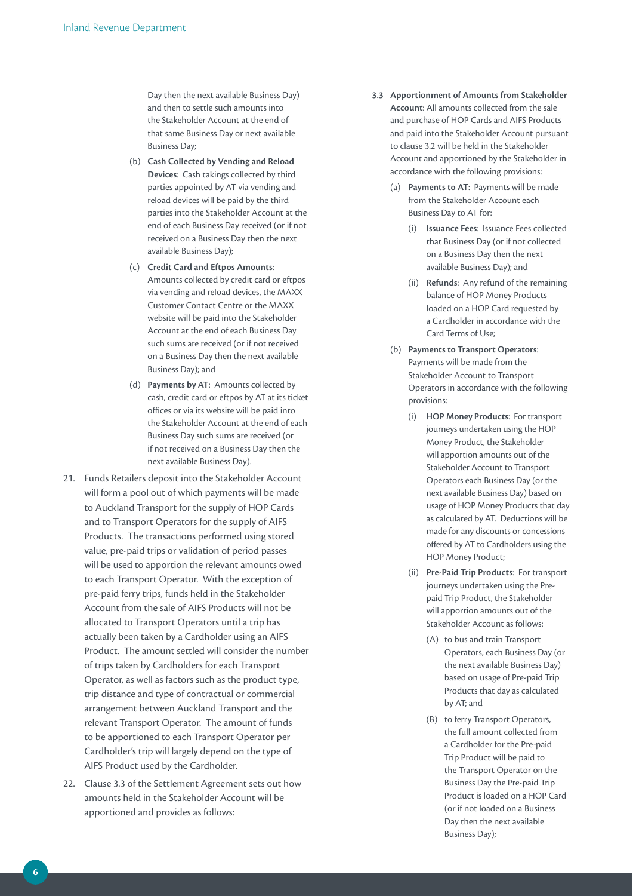Day then the next available Business Day) and then to settle such amounts into the Stakeholder Account at the end of that same Business Day or next available Business Day;

(b) **Cash Collected by Vending and Reload Devices**: Cash takings collected by third parties appointed by AT via vending and reload devices will be paid by the third parties into the Stakeholder Account at the end of each Business Day received (or if not received on a Business Day then the next available Business Day);

(c) **Credit Card and Eftpos Amounts**: Amounts collected by credit card or eftpos via vending and reload devices, the MAXX Customer Contact Centre or the MAXX website will be paid into the Stakeholder Account at the end of each Business Day such sums are received (or if not received on a Business Day then the next available Business Day); and

(d) **Payments by AT**: Amounts collected by cash, credit card or eftpos by AT at its ticket offices or via its website will be paid into the Stakeholder Account at the end of each Business Day such sums are received (or if not received on a Business Day then the next available Business Day).

21. Funds Retailers deposit into the Stakeholder Account will form a pool out of which payments will be made to Auckland Transport for the supply of HOP Cards and to Transport Operators for the supply of AIFS Products. The transactions performed using stored value, pre-paid trips or validation of period passes will be used to apportion the relevant amounts owed to each Transport Operator. With the exception of pre-paid ferry trips, funds held in the Stakeholder Account from the sale of AIFS Products will not be allocated to Transport Operators until a trip has actually been taken by a Cardholder using an AIFS Product. The amount settled will consider the number of trips taken by Cardholders for each Transport Operator, as well as factors such as the product type, trip distance and type of contractual or commercial arrangement between Auckland Transport and the relevant Transport Operator. The amount of funds to be apportioned to each Transport Operator per Cardholder's trip will largely depend on the type of AIFS Product used by the Cardholder.

22. Clause 3.3 of the Settlement Agreement sets out how amounts held in the Stakeholder Account will be apportioned and provides as follows:

**3.3 Apportionment of Amounts from Stakeholder Account**: All amounts collected from the sale and purchase of HOP Cards and AIFS Products and paid into the Stakeholder Account pursuant to clause 3.2 will be held in the Stakeholder Account and apportioned by the Stakeholder in accordance with the following provisions:

(a) **Payments to AT**: Payments will be made from the Stakeholder Account each Business Day to AT for:

(i) **Issuance Fees**: Issuance Fees collected that Business Day (or if not collected on a Business Day then the next available Business Day); and

(ii) **Refunds**: Any refund of the remaining balance of HOP Money Products loaded on a HOP Card requested by a Cardholder in accordance with the Card Terms of Use;

(b) **Payments to Transport Operators**: Payments will be made from the Stakeholder Account to Transport Operators in accordance with the following provisions:

(i) **HOP Money Products**: For transport journeys undertaken using the HOP Money Product, the Stakeholder will apportion amounts out of the Stakeholder Account to Transport Operators each Business Day (or the next available Business Day) based on usage of HOP Money Products that day as calculated by AT. Deductions will be made for any discounts or concessions offered by AT to Cardholders using the HOP Money Product;

(ii) **Pre-Paid Trip Products**: For transport journeys undertaken using the Pre-paid Trip Product, the Stakeholder will apportion amounts out of the Stakeholder Account as follows:

(A) to bus and train Transport Operators, each Business Day (or the next available Business Day) based on usage of Pre-paid Trip Products that day as calculated by AT; and

(B) to ferry Transport Operators, the full amount collected from a Cardholder for the Pre-paid Trip Product will be paid to the Transport Operator on the Business Day the Pre-paid Trip Product is loaded on a HOP Card (or if not loaded on a Business Day then the next available Business Day);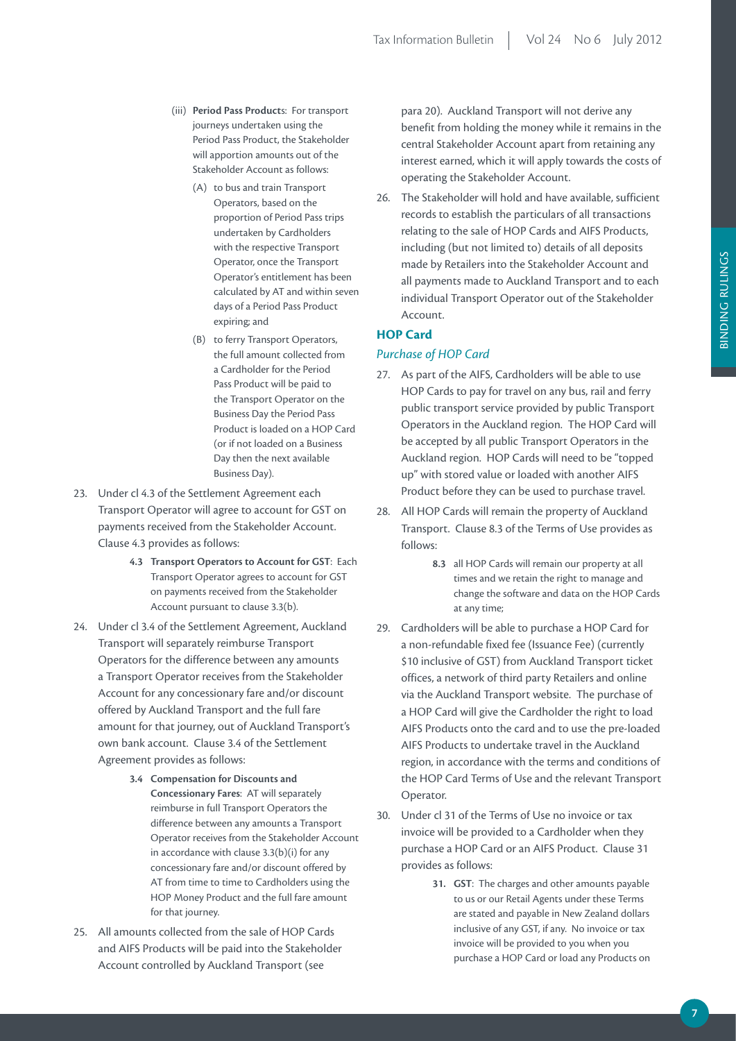(iii) **Period Pass Products**: For transport journeys undertaken using the Period Pass Product, the Stakeholder will apportion amounts out of the Stakeholder Account as follows:

(A) to bus and train Transport Operators, based on the proportion of Period Pass trips undertaken by Cardholders with the respective Transport Operator, once the Transport Operator's entitlement has been calculated by AT and within seven days of a Period Pass Product expiring; and

(B) to ferry Transport Operators, the full amount collected from a Cardholder for the Period Pass Product will be paid to the Transport Operator on the Business Day the Period Pass Product is loaded on a HOP Card (or if not loaded on a Business Day then the next available Business Day).

23. Under cl 4.3 of the Settlement Agreement each Transport Operator will agree to account for GST on payments received from the Stakeholder Account. Clause 4.3 provides as follows:

> **4.3 Transport Operators to Account for GST**: Each Transport Operator agrees to account for GST on payments received from the Stakeholder Account pursuant to clause 3.3(b).

24. Under cl 3.4 of the Settlement Agreement, Auckland Transport will separately reimburse Transport Operators for the difference between any amounts a Transport Operator receives from the Stakeholder Account for any concessionary fare and/or discount offered by Auckland Transport and the full fare amount for that journey, out of Auckland Transport's own bank account. Clause 3.4 of the Settlement Agreement provides as follows:

> **3.4 Compensation for Discounts and Concessionary Fares**: AT will separately reimburse in full Transport Operators the difference between any amounts a Transport Operator receives from the Stakeholder Account in accordance with clause 3.3(b)(i) for any concessionary fare and/or discount offered by AT from time to time to Cardholders using the HOP Money Product and the full fare amount for that journey.

25. All amounts collected from the sale of HOP Cards and AIFS Products will be paid into the Stakeholder Account controlled by Auckland Transport (see para 20). Auckland Transport will not derive any benefit from holding the money while it remains in the central Stakeholder Account apart from retaining any interest earned, which it will apply towards the costs of operating the Stakeholder Account.

26. The Stakeholder will hold and have available, sufficient records to establish the particulars of all transactions relating to the sale of HOP Cards and AIFS Products, including (but not limited to) details of all deposits made by Retailers into the Stakeholder Account and all payments made to Auckland Transport and to each individual Transport Operator out of the Stakeholder Account.

## HOP Card

### *Purchase of HOP Card*

27. As part of the AIFS, Cardholders will be able to use HOP Cards to pay for travel on any bus, rail and ferry public transport service provided by public Transport Operators in the Auckland region. The HOP Card will be accepted by all public Transport Operators in the Auckland region. HOP Cards will need to be "topped up" with stored value or loaded with another AIFS Product before they can be used to purchase travel.

28. All HOP Cards will remain the property of Auckland Transport. Clause 8.3 of the Terms of Use provides as follows:

> **8.3** all HOP Cards will remain our property at all times and we retain the right to manage and change the software and data on the HOP Cards at any time;

29. Cardholders will be able to purchase a HOP Card for a non-refundable fixed fee (Issuance Fee) (currently $10 inclusive of GST) from Auckland Transport ticket offices, a network of third party Retailers and online via the Auckland Transport website. The purchase of a HOP Card will give the Cardholder the right to load AIFS Products onto the card and to use the pre-loaded AIFS Products to undertake travel in the Auckland region, in accordance with the terms and conditions of the HOP Card Terms of Use and the relevant Transport Operator.

30. Under cl 31 of the Terms of Use no invoice or tax invoice will be provided to a Cardholder when they purchase a HOP Card or an AIFS Product. Clause 31 provides as follows:

> **31. GST**: The charges and other amounts payable to us or our Retail Agents under these Terms are stated and payable in New Zealand dollars inclusive of any GST, if any. No invoice or tax invoice will be provided to you when you purchase a HOP Card or load any Products on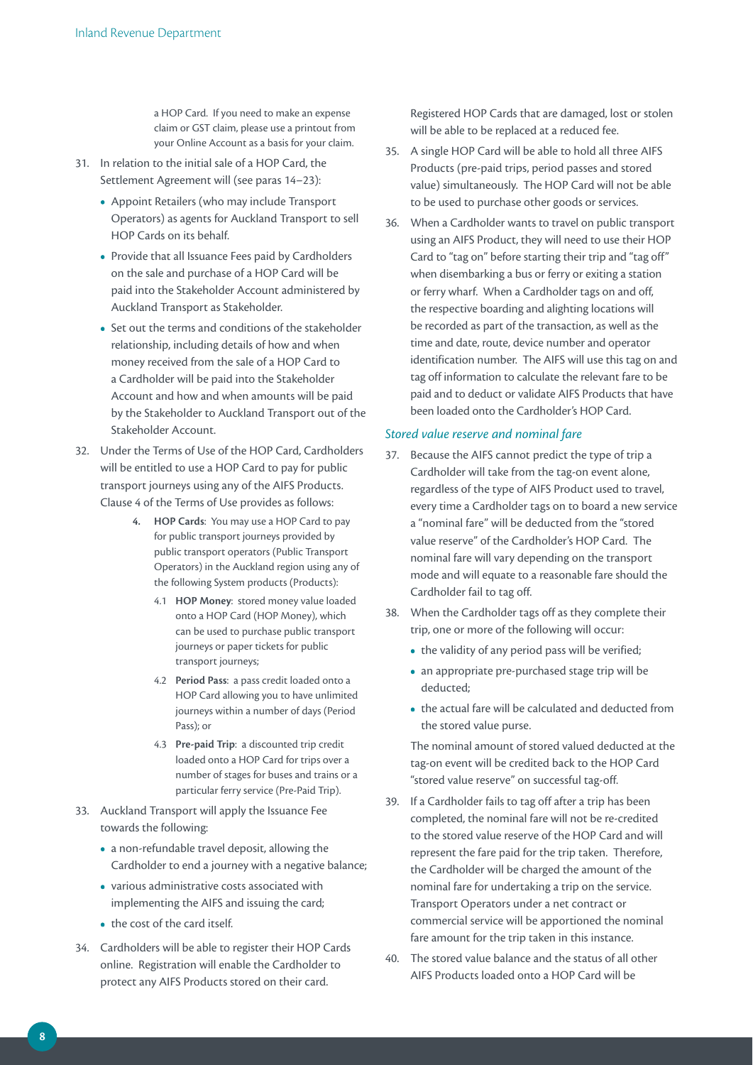a HOP Card. If you need to make an expense claim or GST claim, please use a printout from your Online Account as a basis for your claim.

31. In relation to the initial sale of a HOP Card, the Settlement Agreement will (see paras 14–23):
    - Appoint Retailers (who may include Transport Operators) as agents for Auckland Transport to sell HOP Cards on its behalf.
    - Provide that all Issuance Fees paid by Cardholders on the sale and purchase of a HOP Card will be paid into the Stakeholder Account administered by Auckland Transport as Stakeholder.
    - Set out the terms and conditions of the stakeholder relationship, including details of how and when money received from the sale of a HOP Card to a Cardholder will be paid into the Stakeholder Account and how and when amounts will be paid by the Stakeholder to Auckland Transport out of the Stakeholder Account.

32. Under the Terms of Use of the HOP Card, Cardholders will be entitled to use a HOP Card to pay for public transport journeys using any of the AIFS Products. Clause 4 of the Terms of Use provides as follows:

    > **4. HOP Cards**: You may use a HOP Card to pay for public transport journeys provided by public transport operators (Public Transport Operators) in the Auckland region using any of the following System products (Products):
    >
    > 4.1 **HOP Money**: stored money value loaded onto a HOP Card (HOP Money), which can be used to purchase public transport journeys or paper tickets for public transport journeys;
    >
    > 4.2 **Period Pass**: a pass credit loaded onto a HOP Card allowing you to have unlimited journeys within a number of days (Period Pass); or
    >
    > 4.3 **Pre-paid Trip**: a discounted trip credit loaded onto a HOP Card for trips over a number of stages for buses and trains or a particular ferry service (Pre-Paid Trip).

33. Auckland Transport will apply the Issuance Fee towards the following:
    - a non-refundable travel deposit, allowing the Cardholder to end a journey with a negative balance;
    - various administrative costs associated with implementing the AIFS and issuing the card;
    - the cost of the card itself.

34. Cardholders will be able to register their HOP Cards online. Registration will enable the Cardholder to protect any AIFS Products stored on their card. Registered HOP Cards that are damaged, lost or stolen will be able to be replaced at a reduced fee.

35. A single HOP Card will be able to hold all three AIFS Products (pre-paid trips, period passes and stored value) simultaneously. The HOP Card will not be able to be used to purchase other goods or services.

36. When a Cardholder wants to travel on public transport using an AIFS Product, they will need to use their HOP Card to "tag on" before starting their trip and "tag off" when disembarking a bus or ferry or exiting a station or ferry wharf. When a Cardholder tags on and off, the respective boarding and alighting locations will be recorded as part of the transaction, as well as the time and date, route, device number and operator identification number. The AIFS will use this tag on and tag off information to calculate the relevant fare to be paid and to deduct or validate AIFS Products that have been loaded onto the Cardholder's HOP Card.

### *Stored value reserve and nominal fare*

37. Because the AIFS cannot predict the type of trip a Cardholder will take from the tag-on event alone, regardless of the type of AIFS Product used to travel, every time a Cardholder tags on to board a new service a "nominal fare" will be deducted from the "stored value reserve" of the Cardholder's HOP Card. The nominal fare will vary depending on the transport mode and will equate to a reasonable fare should the Cardholder fail to tag off.

38. When the Cardholder tags off as they complete their trip, one or more of the following will occur:
    - the validity of any period pass will be verified;
    - an appropriate pre-purchased stage trip will be deducted;
    - the actual fare will be calculated and deducted from the stored value purse.

    The nominal amount of stored valued deducted at the tag-on event will be credited back to the HOP Card "stored value reserve" on successful tag-off.

39. If a Cardholder fails to tag off after a trip has been completed, the nominal fare will not be re-credited to the stored value reserve of the HOP Card and will represent the fare paid for the trip taken. Therefore, the Cardholder will be charged the amount of the nominal fare for undertaking a trip on the service. Transport Operators under a net contract or commercial service will be apportioned the nominal fare amount for the trip taken in this instance.

40. The stored value balance and the status of all other AIFS Products loaded onto a HOP Card will be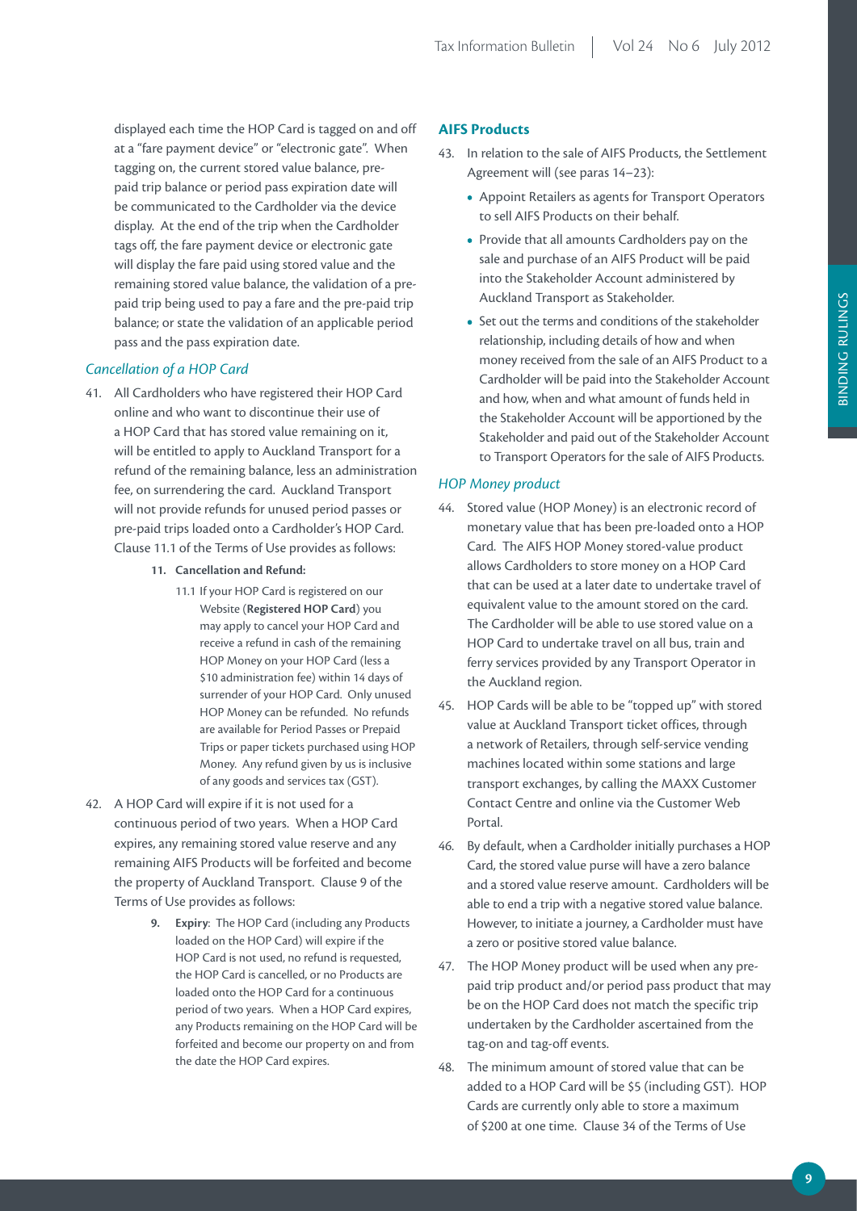displayed each time the HOP Card is tagged on and off at a "fare payment device" or "electronic gate". When tagging on, the current stored value balance, pre-paid trip balance or period pass expiration date will be communicated to the Cardholder via the device display. At the end of the trip when the Cardholder tags off, the fare payment device or electronic gate will display the fare paid using stored value and the remaining stored value balance, the validation of a pre-paid trip being used to pay a fare and the pre-paid trip balance; or state the validation of an applicable period pass and the pass expiration date.

*Cancellation of a HOP Card*

41. All Cardholders who have registered their HOP Card online and who want to discontinue their use of a HOP Card that has stored value remaining on it, will be entitled to apply to Auckland Transport for a refund of the remaining balance, less an administration fee, on surrendering the card. Auckland Transport will not provide refunds for unused period passes or pre-paid trips loaded onto a Cardholder's HOP Card. Clause 11.1 of the Terms of Use provides as follows:

    > **11. Cancellation and Refund:**
    >
    > 11.1 If your HOP Card is registered on our Website (**Registered HOP Card**) you may apply to cancel your HOP Card and receive a refund in cash of the remaining HOP Money on your HOP Card (less a $10 administration fee) within 14 days of surrender of your HOP Card. Only unused HOP Money can be refunded. No refunds are available for Period Passes or Prepaid Trips or paper tickets purchased using HOP Money. Any refund given by us is inclusive of any goods and services tax (GST).

42. A HOP Card will expire if it is not used for a continuous period of two years. When a HOP Card expires, any remaining stored value reserve and any remaining AIFS Products will be forfeited and become the property of Auckland Transport. Clause 9 of the Terms of Use provides as follows:

    > **9. Expiry**: The HOP Card (including any Products loaded on the HOP Card) will expire if the HOP Card is not used, no refund is requested, the HOP Card is cancelled, or no Products are loaded onto the HOP Card for a continuous period of two years. When a HOP Card expires, any Products remaining on the HOP Card will be forfeited and become our property on and from the date the HOP Card expires.

### AIFS Products

43. In relation to the sale of AIFS Products, the Settlement Agreement will (see paras 14–23):
    - Appoint Retailers as agents for Transport Operators to sell AIFS Products on their behalf.
    - Provide that all amounts Cardholders pay on the sale and purchase of an AIFS Product will be paid into the Stakeholder Account administered by Auckland Transport as Stakeholder.
    - Set out the terms and conditions of the stakeholder relationship, including details of how and when money received from the sale of an AIFS Product to a Cardholder will be paid into the Stakeholder Account and how, when and what amount of funds held in the Stakeholder Account will be apportioned by the Stakeholder and paid out of the Stakeholder Account to Transport Operators for the sale of AIFS Products.

*HOP Money product*

44. Stored value (HOP Money) is an electronic record of monetary value that has been pre-loaded onto a HOP Card. The AIFS HOP Money stored-value product allows Cardholders to store money on a HOP Card that can be used at a later date to undertake travel of equivalent value to the amount stored on the card. The Cardholder will be able to use stored value on a HOP Card to undertake travel on all bus, train and ferry services provided by any Transport Operator in the Auckland region.
45. HOP Cards will be able to be "topped up" with stored value at Auckland Transport ticket offices, through a network of Retailers, through self-service vending machines located within some stations and large transport exchanges, by calling the MAXX Customer Contact Centre and online via the Customer Web Portal.
46. By default, when a Cardholder initially purchases a HOP Card, the stored value purse will have a zero balance and a stored value reserve amount. Cardholders will be able to end a trip with a negative stored value balance. However, to initiate a journey, a Cardholder must have a zero or positive stored value balance.
47. The HOP Money product will be used when any pre-paid trip product and/or period pass product that may be on the HOP Card does not match the specific trip undertaken by the Cardholder ascertained from the tag-on and tag-off events.
48. The minimum amount of stored value that can be added to a HOP Card will be $5 (including GST). HOP Cards are currently only able to store a maximum of $200 at one time. Clause 34 of the Terms of Use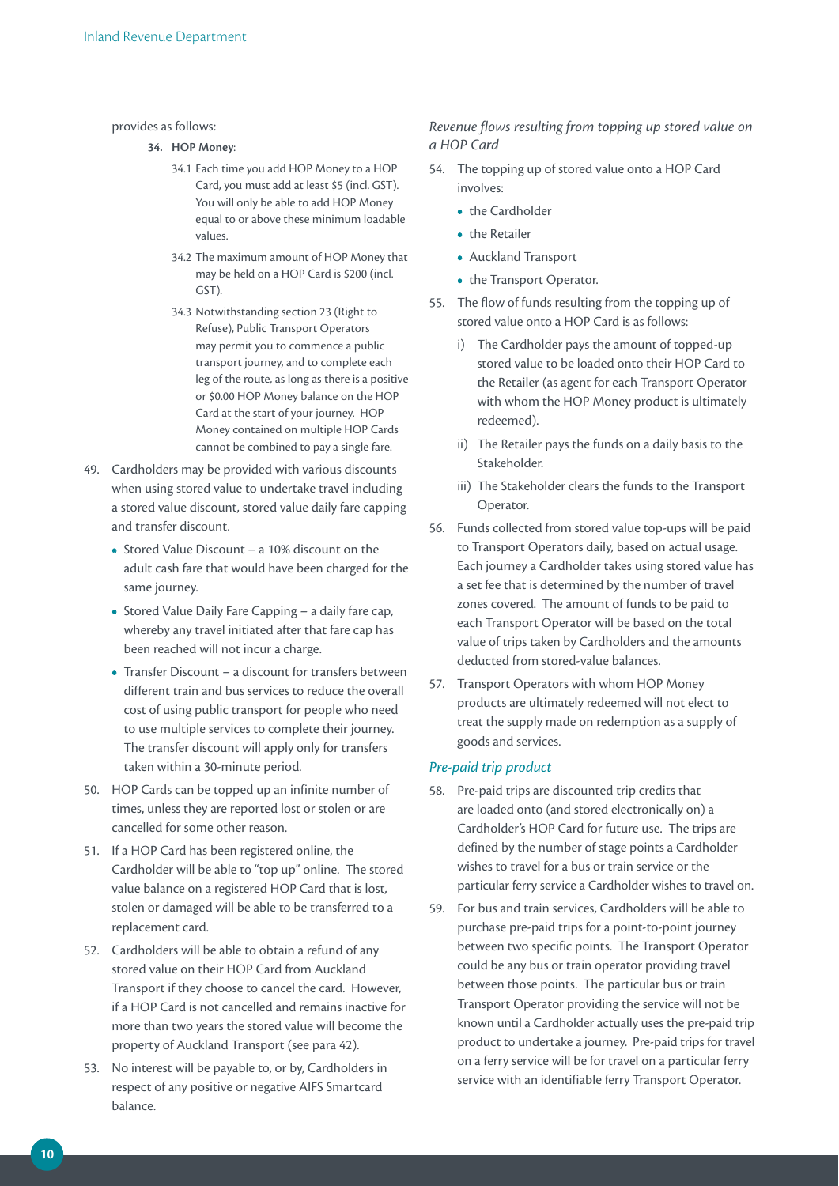provides as follows:

**34. HOP Money**:

34.1 Each time you add HOP Money to a HOP Card, you must add at least $5 (incl. GST). You will only be able to add HOP Money equal to or above these minimum loadable values.

34.2 The maximum amount of HOP Money that may be held on a HOP Card is $200 (incl. GST).

34.3 Notwithstanding section 23 (Right to Refuse), Public Transport Operators may permit you to commence a public transport journey, and to complete each leg of the route, as long as there is a positive or $0.00 HOP Money balance on the HOP Card at the start of your journey. HOP Money contained on multiple HOP Cards cannot be combined to pay a single fare.

49. Cardholders may be provided with various discounts when using stored value to undertake travel including a stored value discount, stored value daily fare capping and transfer discount.

- Stored Value Discount – a 10% discount on the adult cash fare that would have been charged for the same journey.
- Stored Value Daily Fare Capping – a daily fare cap, whereby any travel initiated after that fare cap has been reached will not incur a charge.
- Transfer Discount – a discount for transfers between different train and bus services to reduce the overall cost of using public transport for people who need to use multiple services to complete their journey. The transfer discount will apply only for transfers taken within a 30-minute period.

50. HOP Cards can be topped up an infinite number of times, unless they are reported lost or stolen or are cancelled for some other reason.

51. If a HOP Card has been registered online, the Cardholder will be able to "top up" online. The stored value balance on a registered HOP Card that is lost, stolen or damaged will be able to be transferred to a replacement card.

52. Cardholders will be able to obtain a refund of any stored value on their HOP Card from Auckland Transport if they choose to cancel the card. However, if a HOP Card is not cancelled and remains inactive for more than two years the stored value will become the property of Auckland Transport (see para 42).

53. No interest will be payable to, or by, Cardholders in respect of any positive or negative AIFS Smartcard balance.

*Revenue flows resulting from topping up stored value on a HOP Card*

54. The topping up of stored value onto a HOP Card involves:

- the Cardholder
- the Retailer
- Auckland Transport
- the Transport Operator.

55. The flow of funds resulting from the topping up of stored value onto a HOP Card is as follows:

   i) The Cardholder pays the amount of topped-up stored value to be loaded onto their HOP Card to the Retailer (as agent for each Transport Operator with whom the HOP Money product is ultimately redeemed).

   ii) The Retailer pays the funds on a daily basis to the Stakeholder.

   iii) The Stakeholder clears the funds to the Transport Operator.

56. Funds collected from stored value top-ups will be paid to Transport Operators daily, based on actual usage. Each journey a Cardholder takes using stored value has a set fee that is determined by the number of travel zones covered. The amount of funds to be paid to each Transport Operator will be based on the total value of trips taken by Cardholders and the amounts deducted from stored-value balances.

57. Transport Operators with whom HOP Money products are ultimately redeemed will not elect to treat the supply made on redemption as a supply of goods and services.

## *Pre-paid trip product*

58. Pre-paid trips are discounted trip credits that are loaded onto (and stored electronically on) a Cardholder's HOP Card for future use. The trips are defined by the number of stage points a Cardholder wishes to travel for a bus or train service or the particular ferry service a Cardholder wishes to travel on.

59. For bus and train services, Cardholders will be able to purchase pre-paid trips for a point-to-point journey between two specific points. The Transport Operator could be any bus or train operator providing travel between those points. The particular bus or train Transport Operator providing the service will not be known until a Cardholder actually uses the pre-paid trip product to undertake a journey. Pre-paid trips for travel on a ferry service will be for travel on a particular ferry service with an identifiable ferry Transport Operator.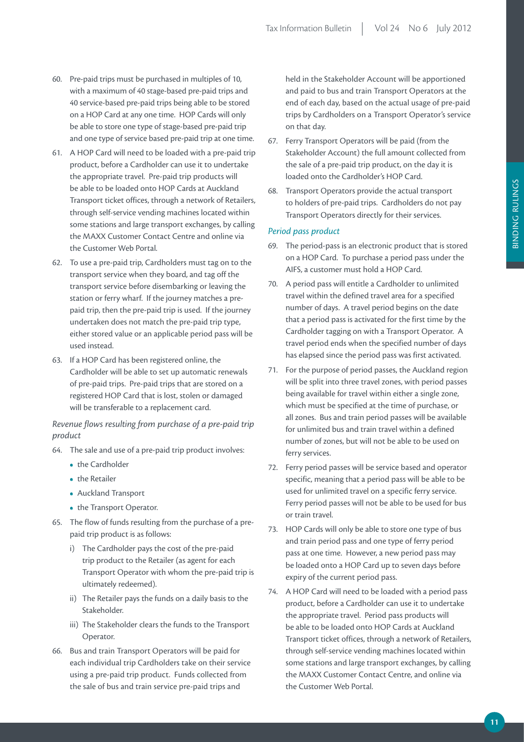60. Pre-paid trips must be purchased in multiples of 10, with a maximum of 40 stage-based pre-paid trips and 40 service-based pre-paid trips being able to be stored on a HOP Card at any one time. HOP Cards will only be able to store one type of stage-based pre-paid trip and one type of service based pre-paid trip at one time.
61. A HOP Card will need to be loaded with a pre-paid trip product, before a Cardholder can use it to undertake the appropriate travel. Pre-paid trip products will be able to be loaded onto HOP Cards at Auckland Transport ticket offices, through a network of Retailers, through self-service vending machines located within some stations and large transport exchanges, by calling the MAXX Customer Contact Centre and online via the Customer Web Portal.
62. To use a pre-paid trip, Cardholders must tag on to the transport service when they board, and tag off the transport service before disembarking or leaving the station or ferry wharf. If the journey matches a pre-paid trip, then the pre-paid trip is used. If the journey undertaken does not match the pre-paid trip type, either stored value or an applicable period pass will be used instead.
63. If a HOP Card has been registered online, the Cardholder will be able to set up automatic renewals of pre-paid trips. Pre-paid trips that are stored on a registered HOP Card that is lost, stolen or damaged will be transferable to a replacement card.

*Revenue flows resulting from purchase of a pre-paid trip product*

64. The sale and use of a pre-paid trip product involves:
    - the Cardholder
    - the Retailer
    - Auckland Transport
    - the Transport Operator.
65. The flow of funds resulting from the purchase of a pre-paid trip product is as follows:
    i) The Cardholder pays the cost of the pre-paid trip product to the Retailer (as agent for each Transport Operator with whom the pre-paid trip is ultimately redeemed).
    ii) The Retailer pays the funds on a daily basis to the Stakeholder.
    iii) The Stakeholder clears the funds to the Transport Operator.
66. Bus and train Transport Operators will be paid for each individual trip Cardholders take on their service using a pre-paid trip product. Funds collected from the sale of bus and train service pre-paid trips and held in the Stakeholder Account will be apportioned and paid to bus and train Transport Operators at the end of each day, based on the actual usage of pre-paid trips by Cardholders on a Transport Operator's service on that day.
67. Ferry Transport Operators will be paid (from the Stakeholder Account) the full amount collected from the sale of a pre-paid trip product, on the day it is loaded onto the Cardholder's HOP Card.
68. Transport Operators provide the actual transport to holders of pre-paid trips. Cardholders do not pay Transport Operators directly for their services.

*Period pass product*

69. The period-pass is an electronic product that is stored on a HOP Card. To purchase a period pass under the AIFS, a customer must hold a HOP Card.
70. A period pass will entitle a Cardholder to unlimited travel within the defined travel area for a specified number of days. A travel period begins on the date that a period pass is activated for the first time by the Cardholder tagging on with a Transport Operator. A travel period ends when the specified number of days has elapsed since the period pass was first activated.
71. For the purpose of period passes, the Auckland region will be split into three travel zones, with period passes being available for travel within either a single zone, which must be specified at the time of purchase, or all zones. Bus and train period passes will be available for unlimited bus and train travel within a defined number of zones, but will not be able to be used on ferry services.
72. Ferry period passes will be service based and operator specific, meaning that a period pass will be able to be used for unlimited travel on a specific ferry service. Ferry period passes will not be able to be used for bus or train travel.
73. HOP Cards will only be able to store one type of bus and train period pass and one type of ferry period pass at one time. However, a new period pass may be loaded onto a HOP Card up to seven days before expiry of the current period pass.
74. A HOP Card will need to be loaded with a period pass product, before a Cardholder can use it to undertake the appropriate travel. Period pass products will be able to be loaded onto HOP Cards at Auckland Transport ticket offices, through a network of Retailers, through self-service vending machines located within some stations and large transport exchanges, by calling the MAXX Customer Contact Centre, and online via the Customer Web Portal.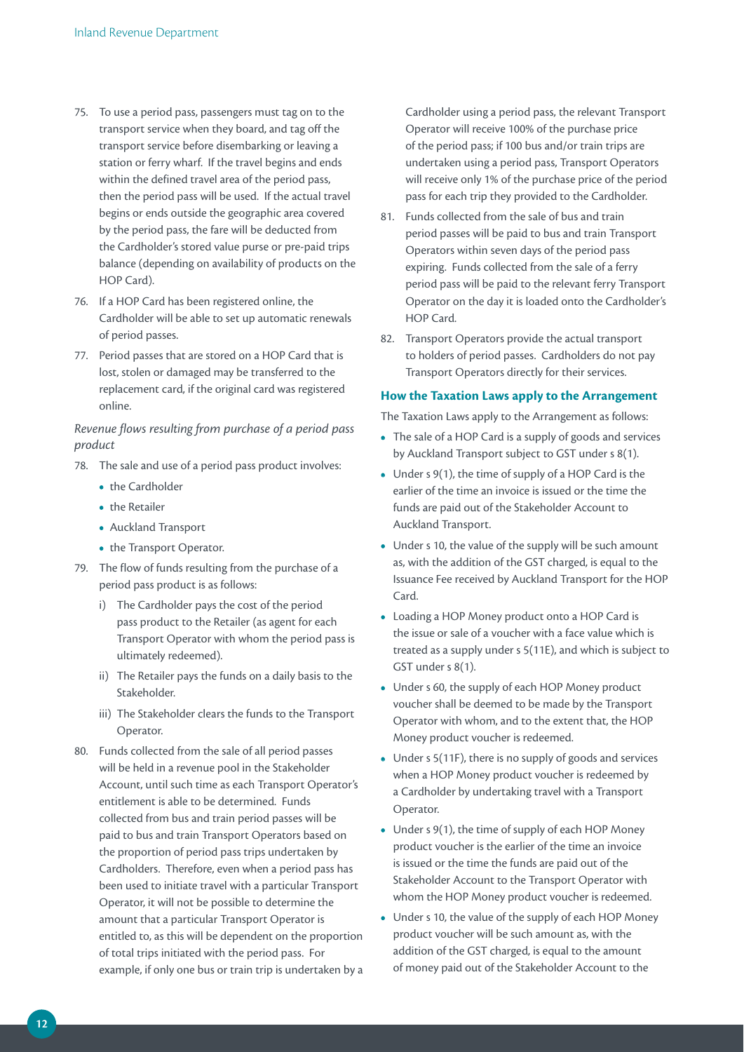75. To use a period pass, passengers must tag on to the transport service when they board, and tag off the transport service before disembarking or leaving a station or ferry wharf. If the travel begins and ends within the defined travel area of the period pass, then the period pass will be used. If the actual travel begins or ends outside the geographic area covered by the period pass, the fare will be deducted from the Cardholder's stored value purse or pre-paid trips balance (depending on availability of products on the HOP Card).

76. If a HOP Card has been registered online, the Cardholder will be able to set up automatic renewals of period passes.

77. Period passes that are stored on a HOP Card that is lost, stolen or damaged may be transferred to the replacement card, if the original card was registered online.

*Revenue flows resulting from purchase of a period pass product*

78. The sale and use of a period pass product involves:
    - the Cardholder
    - the Retailer
    - Auckland Transport
    - the Transport Operator.

79. The flow of funds resulting from the purchase of a period pass product is as follows:
    i) The Cardholder pays the cost of the period pass product to the Retailer (as agent for each Transport Operator with whom the period pass is ultimately redeemed).
    ii) The Retailer pays the funds on a daily basis to the Stakeholder.
    iii) The Stakeholder clears the funds to the Transport Operator.

80. Funds collected from the sale of all period passes will be held in a revenue pool in the Stakeholder Account, until such time as each Transport Operator's entitlement is able to be determined. Funds collected from bus and train period passes will be paid to bus and train Transport Operators based on the proportion of period pass trips undertaken by Cardholders. Therefore, even when a period pass has been used to initiate travel with a particular Transport Operator, it will not be possible to determine the amount that a particular Transport Operator is entitled to, as this will be dependent on the proportion of total trips initiated with the period pass. For example, if only one bus or train trip is undertaken by a Cardholder using a period pass, the relevant Transport Operator will receive 100% of the purchase price of the period pass; if 100 bus and/or train trips are undertaken using a period pass, Transport Operators will receive only 1% of the purchase price of the period pass for each trip they provided to the Cardholder.

81. Funds collected from the sale of bus and train period passes will be paid to bus and train Transport Operators within seven days of the period pass expiring. Funds collected from the sale of a ferry period pass will be paid to the relevant ferry Transport Operator on the day it is loaded onto the Cardholder's HOP Card.

82. Transport Operators provide the actual transport to holders of period passes. Cardholders do not pay Transport Operators directly for their services.

## How the Taxation Laws apply to the Arrangement

The Taxation Laws apply to the Arrangement as follows:

- The sale of a HOP Card is a supply of goods and services by Auckland Transport subject to GST under s 8(1).
- Under s 9(1), the time of supply of a HOP Card is the earlier of the time an invoice is issued or the time the funds are paid out of the Stakeholder Account to Auckland Transport.
- Under s 10, the value of the supply will be such amount as, with the addition of the GST charged, is equal to the Issuance Fee received by Auckland Transport for the HOP Card.
- Loading a HOP Money product onto a HOP Card is the issue or sale of a voucher with a face value which is treated as a supply under s 5(11E), and which is subject to GST under s 8(1).
- Under s 60, the supply of each HOP Money product voucher shall be deemed to be made by the Transport Operator with whom, and to the extent that, the HOP Money product voucher is redeemed.
- Under s 5(11F), there is no supply of goods and services when a HOP Money product voucher is redeemed by a Cardholder by undertaking travel with a Transport Operator.
- Under s 9(1), the time of supply of each HOP Money product voucher is the earlier of the time an invoice is issued or the time the funds are paid out of the Stakeholder Account to the Transport Operator with whom the HOP Money product voucher is redeemed.
- Under s 10, the value of the supply of each HOP Money product voucher will be such amount as, with the addition of the GST charged, is equal to the amount of money paid out of the Stakeholder Account to the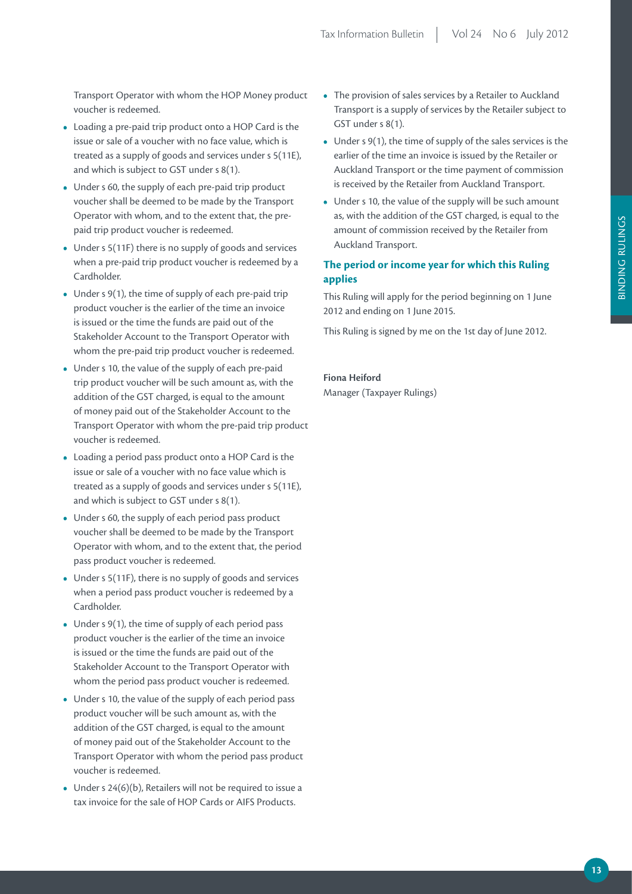Transport Operator with whom the HOP Money product voucher is redeemed.

- Loading a pre-paid trip product onto a HOP Card is the issue or sale of a voucher with no face value, which is treated as a supply of goods and services under s 5(11E), and which is subject to GST under s 8(1).
- Under s 60, the supply of each pre-paid trip product voucher shall be deemed to be made by the Transport Operator with whom, and to the extent that, the pre-paid trip product voucher is redeemed.
- Under s 5(11F) there is no supply of goods and services when a pre-paid trip product voucher is redeemed by a Cardholder.
- Under s 9(1), the time of supply of each pre-paid trip product voucher is the earlier of the time an invoice is issued or the time the funds are paid out of the Stakeholder Account to the Transport Operator with whom the pre-paid trip product voucher is redeemed.
- Under s 10, the value of the supply of each pre-paid trip product voucher will be such amount as, with the addition of the GST charged, is equal to the amount of money paid out of the Stakeholder Account to the Transport Operator with whom the pre-paid trip product voucher is redeemed.
- Loading a period pass product onto a HOP Card is the issue or sale of a voucher with no face value which is treated as a supply of goods and services under s 5(11E), and which is subject to GST under s 8(1).
- Under s 60, the supply of each period pass product voucher shall be deemed to be made by the Transport Operator with whom, and to the extent that, the period pass product voucher is redeemed.
- Under s 5(11F), there is no supply of goods and services when a period pass product voucher is redeemed by a Cardholder.
- Under s 9(1), the time of supply of each period pass product voucher is the earlier of the time an invoice is issued or the time the funds are paid out of the Stakeholder Account to the Transport Operator with whom the period pass product voucher is redeemed.
- Under s 10, the value of the supply of each period pass product voucher will be such amount as, with the addition of the GST charged, is equal to the amount of money paid out of the Stakeholder Account to the Transport Operator with whom the period pass product voucher is redeemed.
- Under s 24(6)(b), Retailers will not be required to issue a tax invoice for the sale of HOP Cards or AIFS Products.
- The provision of sales services by a Retailer to Auckland Transport is a supply of services by the Retailer subject to GST under s 8(1).
- Under s 9(1), the time of supply of the sales services is the earlier of the time an invoice is issued by the Retailer or Auckland Transport or the time payment of commission is received by the Retailer from Auckland Transport.
- Under s 10, the value of the supply will be such amount as, with the addition of the GST charged, is equal to the amount of commission received by the Retailer from Auckland Transport.

## The period or income year for which this Ruling applies

This Ruling will apply for the period beginning on 1 June 2012 and ending on 1 June 2015.

This Ruling is signed by me on the 1st day of June 2012.

**Fiona Heiford**
Manager (Taxpayer Rulings)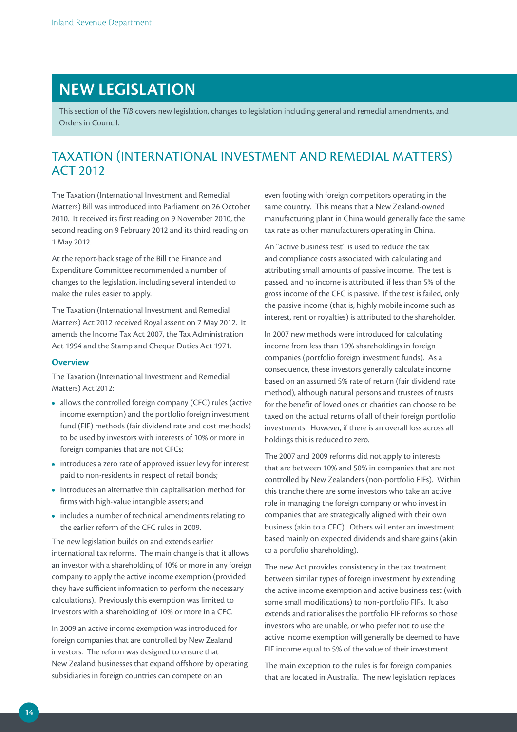# NEW LEGISLATION

This section of the *TIB* covers new legislation, changes to legislation including general and remedial amendments, and Orders in Council.

## TAXATION (INTERNATIONAL INVESTMENT AND REMEDIAL MATTERS) ACT 2012

The Taxation (International Investment and Remedial Matters) Bill was introduced into Parliament on 26 October 2010. It received its first reading on 9 November 2010, the second reading on 9 February 2012 and its third reading on 1 May 2012.

At the report-back stage of the Bill the Finance and Expenditure Committee recommended a number of changes to the legislation, including several intended to make the rules easier to apply.

The Taxation (International Investment and Remedial Matters) Act 2012 received Royal assent on 7 May 2012. It amends the Income Tax Act 2007, the Tax Administration Act 1994 and the Stamp and Cheque Duties Act 1971.

### Overview

The Taxation (International Investment and Remedial Matters) Act 2012:

- allows the controlled foreign company (CFC) rules (active income exemption) and the portfolio foreign investment fund (FIF) methods (fair dividend rate and cost methods) to be used by investors with interests of 10% or more in foreign companies that are not CFCs;
- introduces a zero rate of approved issuer levy for interest paid to non-residents in respect of retail bonds;
- introduces an alternative thin capitalisation method for firms with high-value intangible assets; and
- includes a number of technical amendments relating to the earlier reform of the CFC rules in 2009.

The new legislation builds on and extends earlier international tax reforms. The main change is that it allows an investor with a shareholding of 10% or more in any foreign company to apply the active income exemption (provided they have sufficient information to perform the necessary calculations). Previously this exemption was limited to investors with a shareholding of 10% or more in a CFC.

In 2009 an active income exemption was introduced for foreign companies that are controlled by New Zealand investors. The reform was designed to ensure that New Zealand businesses that expand offshore by operating subsidiaries in foreign countries can compete on an even footing with foreign competitors operating in the same country. This means that a New Zealand-owned manufacturing plant in China would generally face the same tax rate as other manufacturers operating in China.

An "active business test" is used to reduce the tax and compliance costs associated with calculating and attributing small amounts of passive income. The test is passed, and no income is attributed, if less than 5% of the gross income of the CFC is passive. If the test is failed, only the passive income (that is, highly mobile income such as interest, rent or royalties) is attributed to the shareholder.

In 2007 new methods were introduced for calculating income from less than 10% shareholdings in foreign companies (portfolio foreign investment funds). As a consequence, these investors generally calculate income based on an assumed 5% rate of return (fair dividend rate method), although natural persons and trustees of trusts for the benefit of loved ones or charities can choose to be taxed on the actual returns of all of their foreign portfolio investments. However, if there is an overall loss across all holdings this is reduced to zero.

The 2007 and 2009 reforms did not apply to interests that are between 10% and 50% in companies that are not controlled by New Zealanders (non-portfolio FIFs). Within this tranche there are some investors who take an active role in managing the foreign company or who invest in companies that are strategically aligned with their own business (akin to a CFC). Others will enter an investment based mainly on expected dividends and share gains (akin to a portfolio shareholding).

The new Act provides consistency in the tax treatment between similar types of foreign investment by extending the active income exemption and active business test (with some small modifications) to non-portfolio FIFs. It also extends and rationalises the portfolio FIF reforms so those investors who are unable, or who prefer not to use the active income exemption will generally be deemed to have FIF income equal to 5% of the value of their investment.

The main exception to the rules is for foreign companies that are located in Australia. The new legislation replaces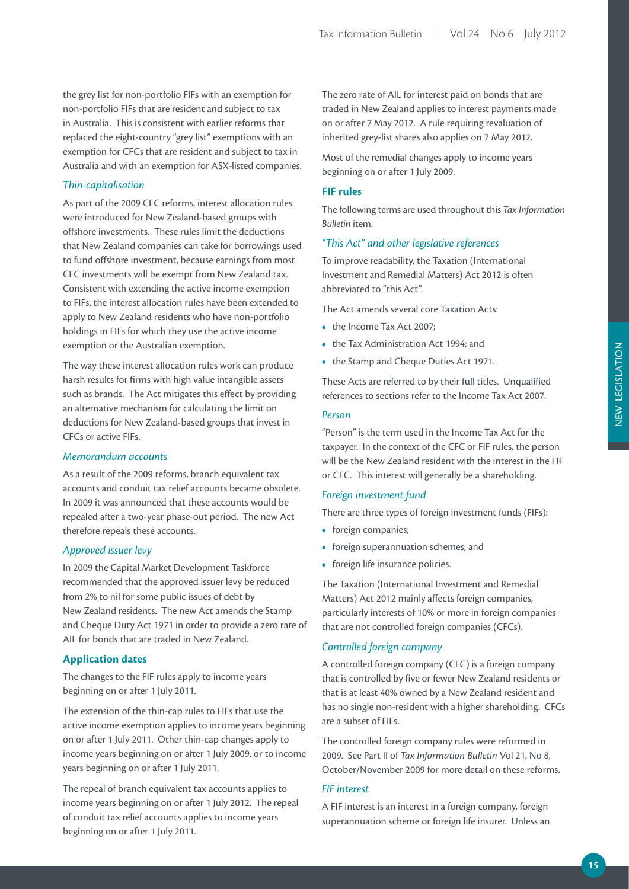the grey list for non-portfolio FIFs with an exemption for non-portfolio FIFs that are resident and subject to tax in Australia. This is consistent with earlier reforms that replaced the eight-country "grey list" exemptions with an exemption for CFCs that are resident and subject to tax in Australia and with an exemption for ASX-listed companies.

*Thin-capitalisation*

As part of the 2009 CFC reforms, interest allocation rules were introduced for New Zealand-based groups with offshore investments. These rules limit the deductions that New Zealand companies can take for borrowings used to fund offshore investment, because earnings from most CFC investments will be exempt from New Zealand tax. Consistent with extending the active income exemption to FIFs, the interest allocation rules have been extended to apply to New Zealand residents who have non-portfolio holdings in FIFs for which they use the active income exemption or the Australian exemption.

The way these interest allocation rules work can produce harsh results for firms with high value intangible assets such as brands. The Act mitigates this effect by providing an alternative mechanism for calculating the limit on deductions for New Zealand-based groups that invest in CFCs or active FIFs.

*Memorandum accounts*

As a result of the 2009 reforms, branch equivalent tax accounts and conduit tax relief accounts became obsolete. In 2009 it was announced that these accounts would be repealed after a two-year phase-out period. The new Act therefore repeals these accounts.

*Approved issuer levy*

In 2009 the Capital Market Development Taskforce recommended that the approved issuer levy be reduced from 2% to nil for some public issues of debt by New Zealand residents. The new Act amends the Stamp and Cheque Duty Act 1971 in order to provide a zero rate of AIL for bonds that are traded in New Zealand.

**Application dates**

The changes to the FIF rules apply to income years beginning on or after 1 July 2011.

The extension of the thin-cap rules to FIFs that use the active income exemption applies to income years beginning on or after 1 July 2011. Other thin-cap changes apply to income years beginning on or after 1 July 2009, or to income years beginning on or after 1 July 2011.

The repeal of branch equivalent tax accounts applies to income years beginning on or after 1 July 2012. The repeal of conduit tax relief accounts applies to income years beginning on or after 1 July 2011.

The zero rate of AIL for interest paid on bonds that are traded in New Zealand applies to interest payments made on or after 7 May 2012. A rule requiring revaluation of inherited grey-list shares also applies on 7 May 2012.

Most of the remedial changes apply to income years beginning on or after 1 July 2009.

**FIF rules**

The following terms are used throughout this *Tax Information Bulletin* item.

*"This Act" and other legislative references*

To improve readability, the Taxation (International Investment and Remedial Matters) Act 2012 is often abbreviated to "this Act".

The Act amends several core Taxation Acts:

- the Income Tax Act 2007;
- the Tax Administration Act 1994; and
- the Stamp and Cheque Duties Act 1971.

These Acts are referred to by their full titles. Unqualified references to sections refer to the Income Tax Act 2007.

*Person*

"Person" is the term used in the Income Tax Act for the taxpayer. In the context of the CFC or FIF rules, the person will be the New Zealand resident with the interest in the FIF or CFC. This interest will generally be a shareholding.

*Foreign investment fund*

There are three types of foreign investment funds (FIFs):

- foreign companies;
- foreign superannuation schemes; and
- foreign life insurance policies.

The Taxation (International Investment and Remedial Matters) Act 2012 mainly affects foreign companies, particularly interests of 10% or more in foreign companies that are not controlled foreign companies (CFCs).

*Controlled foreign company*

A controlled foreign company (CFC) is a foreign company that is controlled by five or fewer New Zealand residents or that is at least 40% owned by a New Zealand resident and has no single non-resident with a higher shareholding. CFCs are a subset of FIFs.

The controlled foreign company rules were reformed in 2009. See Part II of *Tax Information Bulletin* Vol 21, No 8, October/November 2009 for more detail on these reforms.

*FIF interest*

A FIF interest is an interest in a foreign company, foreign superannuation scheme or foreign life insurer. Unless an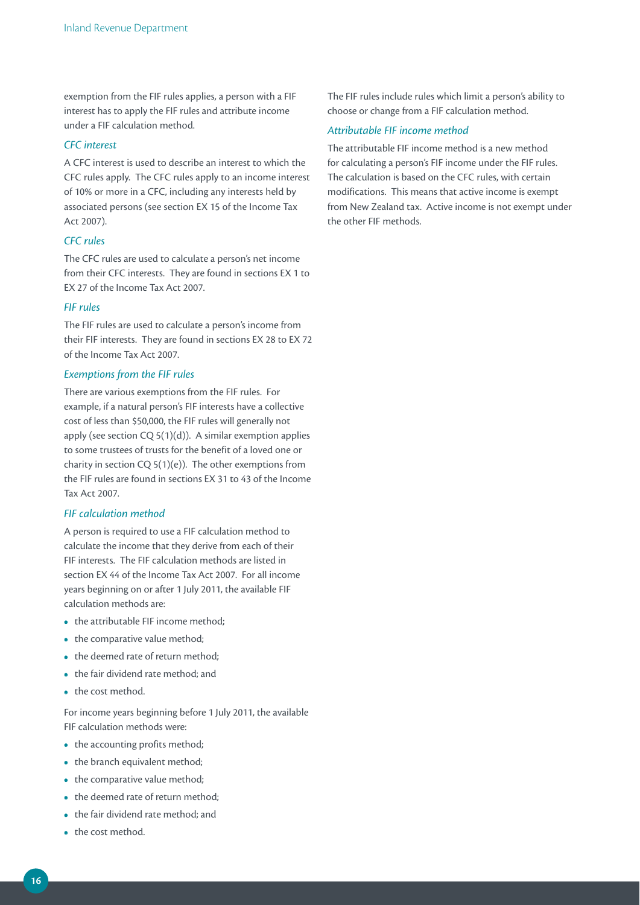exemption from the FIF rules applies, a person with a FIF interest has to apply the FIF rules and attribute income under a FIF calculation method.

### *CFC interest*

A CFC interest is used to describe an interest to which the CFC rules apply. The CFC rules apply to an income interest of 10% or more in a CFC, including any interests held by associated persons (see section EX 15 of the Income Tax Act 2007).

### *CFC rules*

The CFC rules are used to calculate a person's net income from their CFC interests. They are found in sections EX 1 to EX 27 of the Income Tax Act 2007.

### *FIF rules*

The FIF rules are used to calculate a person's income from their FIF interests. They are found in sections EX 28 to EX 72 of the Income Tax Act 2007.

### *Exemptions from the FIF rules*

There are various exemptions from the FIF rules. For example, if a natural person's FIF interests have a collective cost of less than $50,000, the FIF rules will generally not apply (see section CQ 5(1)(d)). A similar exemption applies to some trustees of trusts for the benefit of a loved one or charity in section CQ 5(1)(e)). The other exemptions from the FIF rules are found in sections EX 31 to 43 of the Income Tax Act 2007.

### *FIF calculation method*

A person is required to use a FIF calculation method to calculate the income that they derive from each of their FIF interests. The FIF calculation methods are listed in section EX 44 of the Income Tax Act 2007. For all income years beginning on or after 1 July 2011, the available FIF calculation methods are:

- the attributable FIF income method;
- the comparative value method;
- the deemed rate of return method;
- the fair dividend rate method; and
- the cost method.

For income years beginning before 1 July 2011, the available FIF calculation methods were:

- the accounting profits method;
- the branch equivalent method;
- the comparative value method;
- the deemed rate of return method;
- the fair dividend rate method; and
- the cost method.

The FIF rules include rules which limit a person's ability to choose or change from a FIF calculation method.

### *Attributable FIF income method*

The attributable FIF income method is a new method for calculating a person's FIF income under the FIF rules. The calculation is based on the CFC rules, with certain modifications. This means that active income is exempt from New Zealand tax. Active income is not exempt under the other FIF methods.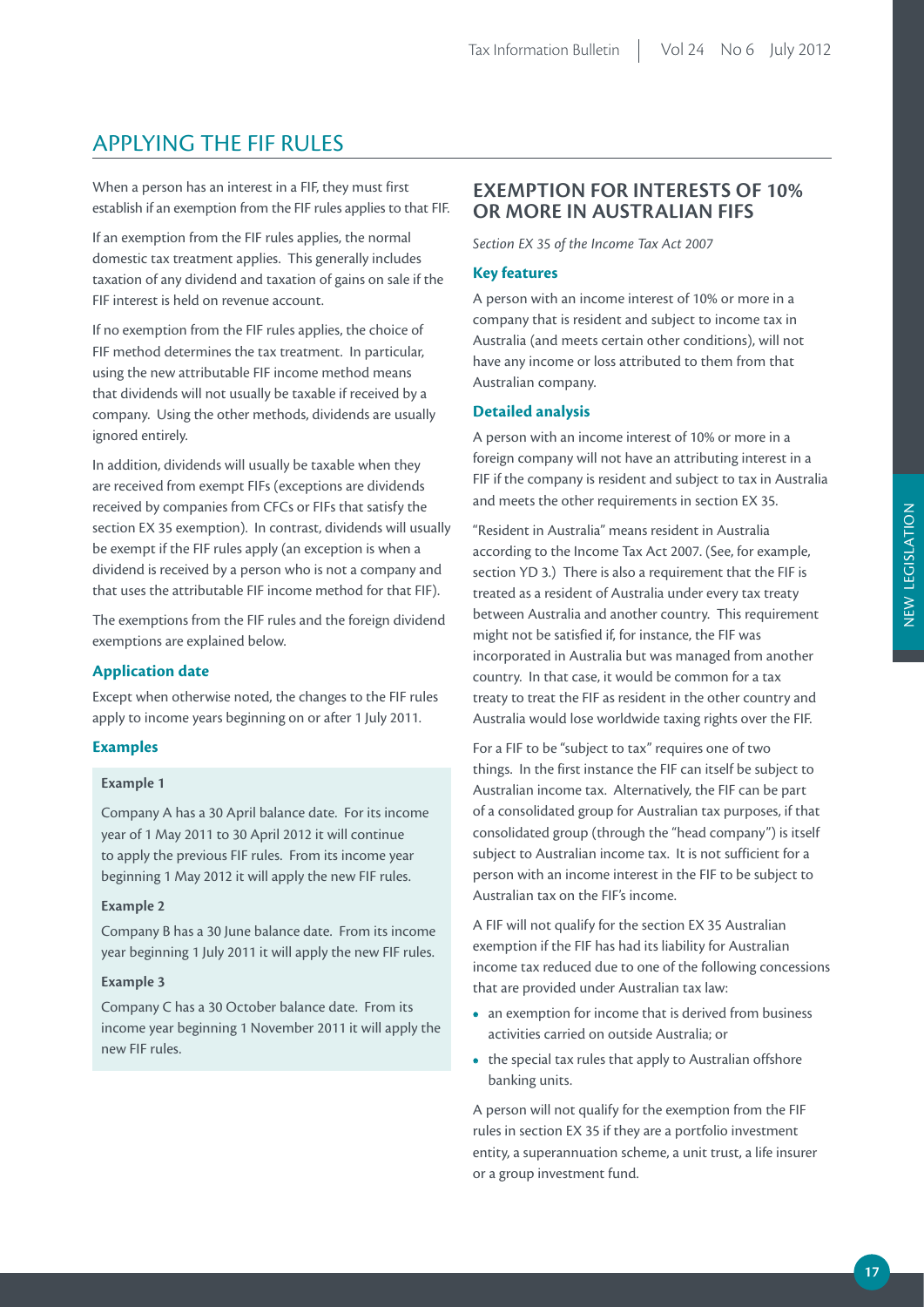## APPLYING THE FIF RULES

When a person has an interest in a FIF, they must first establish if an exemption from the FIF rules applies to that FIF.

If an exemption from the FIF rules applies, the normal domestic tax treatment applies. This generally includes taxation of any dividend and taxation of gains on sale if the FIF interest is held on revenue account.

If no exemption from the FIF rules applies, the choice of FIF method determines the tax treatment. In particular, using the new attributable FIF income method means that dividends will not usually be taxable if received by a company. Using the other methods, dividends are usually ignored entirely.

In addition, dividends will usually be taxable when they are received from exempt FIFs (exceptions are dividends received by companies from CFCs or FIFs that satisfy the section EX 35 exemption). In contrast, dividends will usually be exempt if the FIF rules apply (an exception is when a dividend is received by a person who is not a company and that uses the attributable FIF income method for that FIF).

The exemptions from the FIF rules and the foreign dividend exemptions are explained below.

### Application date

Except when otherwise noted, the changes to the FIF rules apply to income years beginning on or after 1 July 2011.

### Examples

**Example 1**

Company A has a 30 April balance date. For its income year of 1 May 2011 to 30 April 2012 it will continue to apply the previous FIF rules. From its income year beginning 1 May 2012 it will apply the new FIF rules.

**Example 2**

Company B has a 30 June balance date. From its income year beginning 1 July 2011 it will apply the new FIF rules.

**Example 3**

Company C has a 30 October balance date. From its income year beginning 1 November 2011 it will apply the new FIF rules.

## EXEMPTION FOR INTERESTS OF 10% OR MORE IN AUSTRALIAN FIFS

*Section EX 35 of the Income Tax Act 2007*

### Key features

A person with an income interest of 10% or more in a company that is resident and subject to income tax in Australia (and meets certain other conditions), will not have any income or loss attributed to them from that Australian company.

### Detailed analysis

A person with an income interest of 10% or more in a foreign company will not have an attributing interest in a FIF if the company is resident and subject to tax in Australia and meets the other requirements in section EX 35.

"Resident in Australia" means resident in Australia according to the Income Tax Act 2007. (See, for example, section YD 3.) There is also a requirement that the FIF is treated as a resident of Australia under every tax treaty between Australia and another country. This requirement might not be satisfied if, for instance, the FIF was incorporated in Australia but was managed from another country. In that case, it would be common for a tax treaty to treat the FIF as resident in the other country and Australia would lose worldwide taxing rights over the FIF.

For a FIF to be "subject to tax" requires one of two things. In the first instance the FIF can itself be subject to Australian income tax. Alternatively, the FIF can be part of a consolidated group for Australian tax purposes, if that consolidated group (through the "head company") is itself subject to Australian income tax. It is not sufficient for a person with an income interest in the FIF to be subject to Australian tax on the FIF's income.

A FIF will not qualify for the section EX 35 Australian exemption if the FIF has had its liability for Australian income tax reduced due to one of the following concessions that are provided under Australian tax law:

- an exemption for income that is derived from business activities carried on outside Australia; or
- the special tax rules that apply to Australian offshore banking units.

A person will not qualify for the exemption from the FIF rules in section EX 35 if they are a portfolio investment entity, a superannuation scheme, a unit trust, a life insurer or a group investment fund.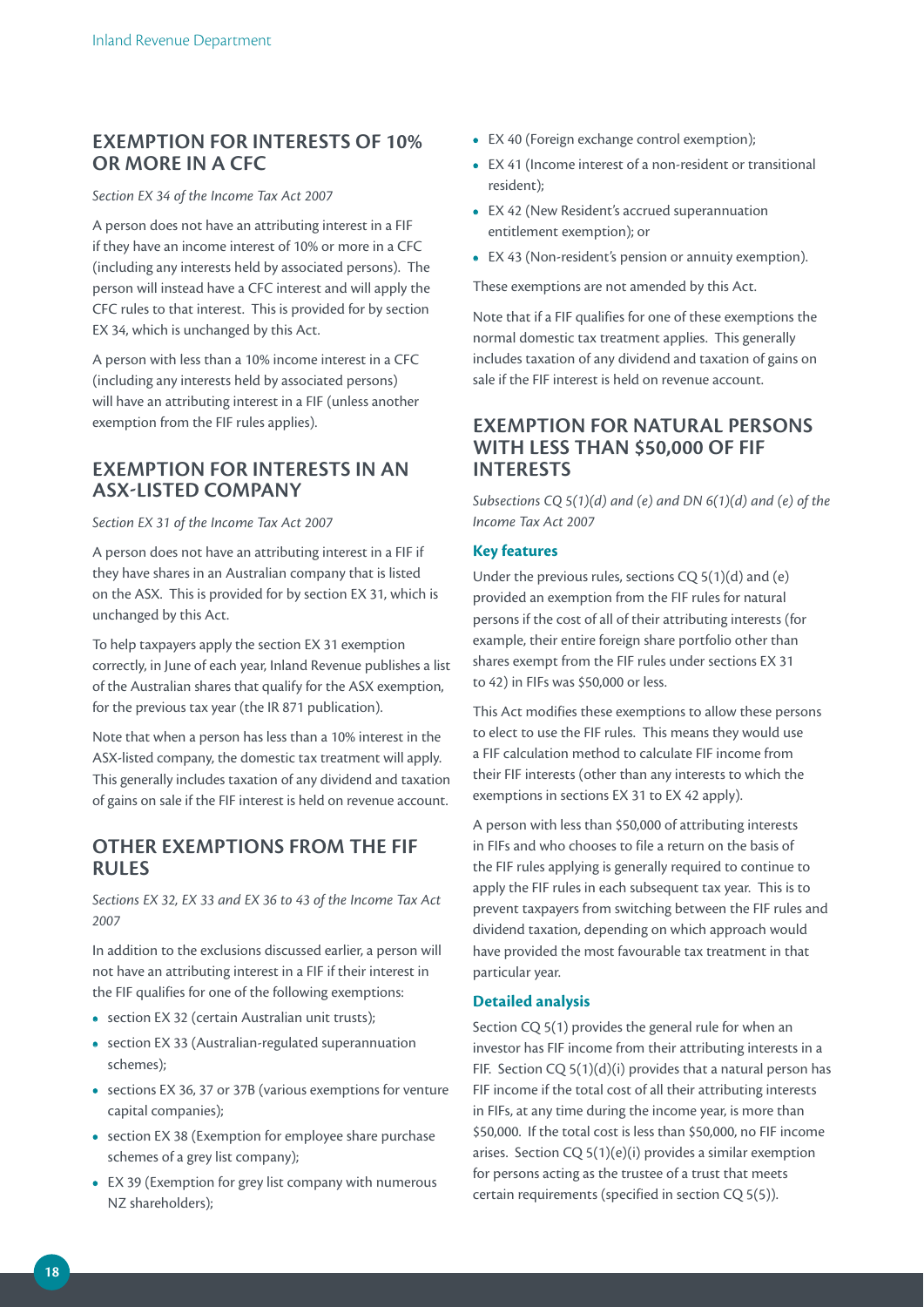## EXEMPTION FOR INTERESTS OF 10% OR MORE IN A CFC

*Section EX 34 of the Income Tax Act 2007*

A person does not have an attributing interest in a FIF if they have an income interest of 10% or more in a CFC (including any interests held by associated persons). The person will instead have a CFC interest and will apply the CFC rules to that interest. This is provided for by section EX 34, which is unchanged by this Act.

A person with less than a 10% income interest in a CFC (including any interests held by associated persons) will have an attributing interest in a FIF (unless another exemption from the FIF rules applies).

## EXEMPTION FOR INTERESTS IN AN ASX-LISTED COMPANY

*Section EX 31 of the Income Tax Act 2007*

A person does not have an attributing interest in a FIF if they have shares in an Australian company that is listed on the ASX. This is provided for by section EX 31, which is unchanged by this Act.

To help taxpayers apply the section EX 31 exemption correctly, in June of each year, Inland Revenue publishes a list of the Australian shares that qualify for the ASX exemption, for the previous tax year (the IR 871 publication).

Note that when a person has less than a 10% interest in the ASX-listed company, the domestic tax treatment will apply. This generally includes taxation of any dividend and taxation of gains on sale if the FIF interest is held on revenue account.

## OTHER EXEMPTIONS FROM THE FIF RULES

*Sections EX 32, EX 33 and EX 36 to 43 of the Income Tax Act 2007*

In addition to the exclusions discussed earlier, a person will not have an attributing interest in a FIF if their interest in the FIF qualifies for one of the following exemptions:

- section EX 32 (certain Australian unit trusts);
- section EX 33 (Australian-regulated superannuation schemes);
- sections EX 36, 37 or 37B (various exemptions for venture capital companies);
- section EX 38 (Exemption for employee share purchase schemes of a grey list company);
- EX 39 (Exemption for grey list company with numerous NZ shareholders);
- EX 40 (Foreign exchange control exemption);
- EX 41 (Income interest of a non-resident or transitional resident);
- EX 42 (New Resident's accrued superannuation entitlement exemption); or
- EX 43 (Non-resident's pension or annuity exemption).

These exemptions are not amended by this Act.

Note that if a FIF qualifies for one of these exemptions the normal domestic tax treatment applies. This generally includes taxation of any dividend and taxation of gains on sale if the FIF interest is held on revenue account.

## EXEMPTION FOR NATURAL PERSONS WITH LESS THAN $50,000 OF FIF INTERESTS

*Subsections CQ 5(1)(d) and (e) and DN 6(1)(d) and (e) of the Income Tax Act 2007*

### Key features

Under the previous rules, sections CQ 5(1)(d) and (e) provided an exemption from the FIF rules for natural persons if the cost of all of their attributing interests (for example, their entire foreign share portfolio other than shares exempt from the FIF rules under sections EX 31 to 42) in FIFs was $50,000 or less.

This Act modifies these exemptions to allow these persons to elect to use the FIF rules. This means they would use a FIF calculation method to calculate FIF income from their FIF interests (other than any interests to which the exemptions in sections EX 31 to EX 42 apply).

A person with less than $50,000 of attributing interests in FIFs and who chooses to file a return on the basis of the FIF rules applying is generally required to continue to apply the FIF rules in each subsequent tax year. This is to prevent taxpayers from switching between the FIF rules and dividend taxation, depending on which approach would have provided the most favourable tax treatment in that particular year.

### Detailed analysis

Section CQ 5(1) provides the general rule for when an investor has FIF income from their attributing interests in a FIF. Section CQ 5(1)(d)(i) provides that a natural person has FIF income if the total cost of all their attributing interests in FIFs, at any time during the income year, is more than $50,000. If the total cost is less than $50,000, no FIF income arises. Section CQ 5(1)(e)(i) provides a similar exemption for persons acting as the trustee of a trust that meets certain requirements (specified in section CQ 5(5)).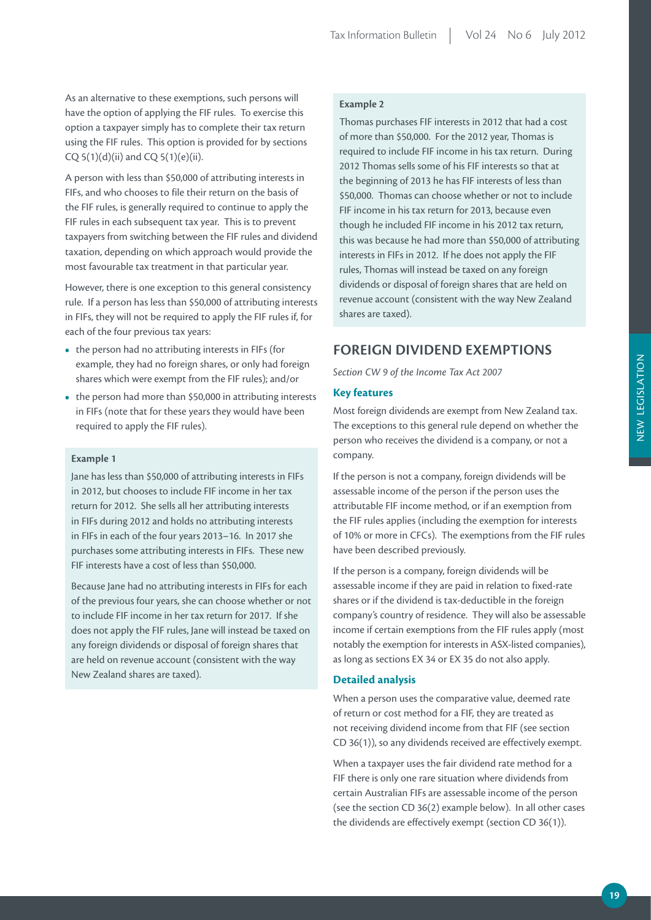As an alternative to these exemptions, such persons will have the option of applying the FIF rules. To exercise this option a taxpayer simply has to complete their tax return using the FIF rules. This option is provided for by sections CQ 5(1)(d)(ii) and CQ 5(1)(e)(ii).

A person with less than $50,000 of attributing interests in FIFs, and who chooses to file their return on the basis of the FIF rules, is generally required to continue to apply the FIF rules in each subsequent tax year. This is to prevent taxpayers from switching between the FIF rules and dividend taxation, depending on which approach would provide the most favourable tax treatment in that particular year.

However, there is one exception to this general consistency rule. If a person has less than $50,000 of attributing interests in FIFs, they will not be required to apply the FIF rules if, for each of the four previous tax years:

- the person had no attributing interests in FIFs (for example, they had no foreign shares, or only had foreign shares which were exempt from the FIF rules); and/or
- the person had more than $50,000 in attributing interests in FIFs (note that for these years they would have been required to apply the FIF rules).

**Example 1**

Jane has less than $50,000 of attributing interests in FIFs in 2012, but chooses to include FIF income in her tax return for 2012. She sells all her attributing interests in FIFs during 2012 and holds no attributing interests in FIFs in each of the four years 2013–16. In 2017 she purchases some attributing interests in FIFs. These new FIF interests have a cost of less than $50,000.

Because Jane had no attributing interests in FIFs for each of the previous four years, she can choose whether or not to include FIF income in her tax return for 2017. If she does not apply the FIF rules, Jane will instead be taxed on any foreign dividends or disposal of foreign shares that are held on revenue account (consistent with the way New Zealand shares are taxed).

**Example 2**

Thomas purchases FIF interests in 2012 that had a cost of more than $50,000. For the 2012 year, Thomas is required to include FIF income in his tax return. During 2012 Thomas sells some of his FIF interests so that at the beginning of 2013 he has FIF interests of less than $50,000. Thomas can choose whether or not to include FIF income in his tax return for 2013, because even though he included FIF income in his 2012 tax return, this was because he had more than $50,000 of attributing interests in FIFs in 2012. If he does not apply the FIF rules, Thomas will instead be taxed on any foreign dividends or disposal of foreign shares that are held on revenue account (consistent with the way New Zealand shares are taxed).

## FOREIGN DIVIDEND EXEMPTIONS

*Section CW 9 of the Income Tax Act 2007*

### Key features

Most foreign dividends are exempt from New Zealand tax. The exceptions to this general rule depend on whether the person who receives the dividend is a company, or not a company.

If the person is not a company, foreign dividends will be assessable income of the person if the person uses the attributable FIF income method, or if an exemption from the FIF rules applies (including the exemption for interests of 10% or more in CFCs). The exemptions from the FIF rules have been described previously.

If the person is a company, foreign dividends will be assessable income if they are paid in relation to fixed-rate shares or if the dividend is tax-deductible in the foreign company's country of residence. They will also be assessable income if certain exemptions from the FIF rules apply (most notably the exemption for interests in ASX-listed companies), as long as sections EX 34 or EX 35 do not also apply.

### Detailed analysis

When a person uses the comparative value, deemed rate of return or cost method for a FIF, they are treated as not receiving dividend income from that FIF (see section CD 36(1)), so any dividends received are effectively exempt.

When a taxpayer uses the fair dividend rate method for a FIF there is only one rare situation where dividends from certain Australian FIFs are assessable income of the person (see the section CD 36(2) example below). In all other cases the dividends are effectively exempt (section CD 36(1)).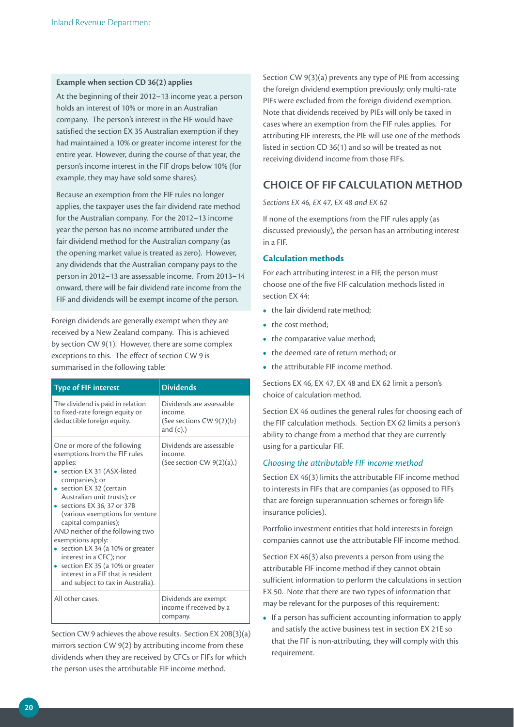**Example when section CD 36(2) applies**

At the beginning of their 2012–13 income year, a person holds an interest of 10% or more in an Australian company. The person's interest in the FIF would have satisfied the section EX 35 Australian exemption if they had maintained a 10% or greater income interest for the entire year. However, during the course of that year, the person's income interest in the FIF drops below 10% (for example, they may have sold some shares).

Because an exemption from the FIF rules no longer applies, the taxpayer uses the fair dividend rate method for the Australian company. For the 2012–13 income year the person has no income attributed under the fair dividend method for the Australian company (as the opening market value is treated as zero). However, any dividends that the Australian company pays to the person in 2012–13 are assessable income. From 2013–14 onward, there will be fair dividend rate income from the FIF and dividends will be exempt income of the person.

Foreign dividends are generally exempt when they are received by a New Zealand company. This is achieved by section CW 9(1). However, there are some complex exceptions to this. The effect of section CW 9 is summarised in the following table:

| Type of FIF interest | Dividends |
|---|---|
| The dividend is paid in relation to fixed-rate foreign equity or deductible foreign equity. | Dividends are assessable income. (See sections CW 9(2)(b) and (c).) |
| One or more of the following exemptions from the FIF rules applies:<br>• section EX 31 (ASX-listed companies); or<br>• section EX 32 (certain Australian unit trusts); or<br>• sections EX 36, 37 or 37B (various exemptions for venture capital companies);<br>AND neither of the following two exemptions apply:<br>• section EX 34 (a 10% or greater interest in a CFC); nor<br>• section EX 35 (a 10% or greater interest in a FIF that is resident and subject to tax in Australia). | Dividends are assessable income. (See section CW 9(2)(a).) |
| All other cases. | Dividends are exempt income if received by a company. |

Section CW 9 achieves the above results. Section EX 20B(3)(a) mirrors section CW 9(2) by attributing income from these dividends when they are received by CFCs or FIFs for which the person uses the attributable FIF income method.

Section CW 9(3)(a) prevents any type of PIE from accessing the foreign dividend exemption previously; only multi-rate PIEs were excluded from the foreign dividend exemption. Note that dividends received by PIEs will only be taxed in cases where an exemption from the FIF rules applies. For attributing FIF interests, the PIE will use one of the methods listed in section CD 36(1) and so will be treated as not receiving dividend income from those FIFs.

## CHOICE OF FIF CALCULATION METHOD

*Sections EX 46, EX 47, EX 48 and EX 62*

If none of the exemptions from the FIF rules apply (as discussed previously), the person has an attributing interest in a FIF.

### Calculation methods

For each attributing interest in a FIF, the person must choose one of the five FIF calculation methods listed in section EX 44:

- the fair dividend rate method;
- the cost method;
- the comparative value method;
- the deemed rate of return method; or
- the attributable FIF income method.

Sections EX 46, EX 47, EX 48 and EX 62 limit a person's choice of calculation method.

Section EX 46 outlines the general rules for choosing each of the FIF calculation methods. Section EX 62 limits a person's ability to change from a method that they are currently using for a particular FIF.

#### *Choosing the attributable FIF income method*

Section EX 46(3) limits the attributable FIF income method to interests in FIFs that are companies (as opposed to FIFs that are foreign superannuation schemes or foreign life insurance policies).

Portfolio investment entities that hold interests in foreign companies cannot use the attributable FIF income method.

Section EX 46(3) also prevents a person from using the attributable FIF income method if they cannot obtain sufficient information to perform the calculations in section EX 50. Note that there are two types of information that may be relevant for the purposes of this requirement:

- If a person has sufficient accounting information to apply and satisfy the active business test in section EX 21E so that the FIF is non-attributing, they will comply with this requirement.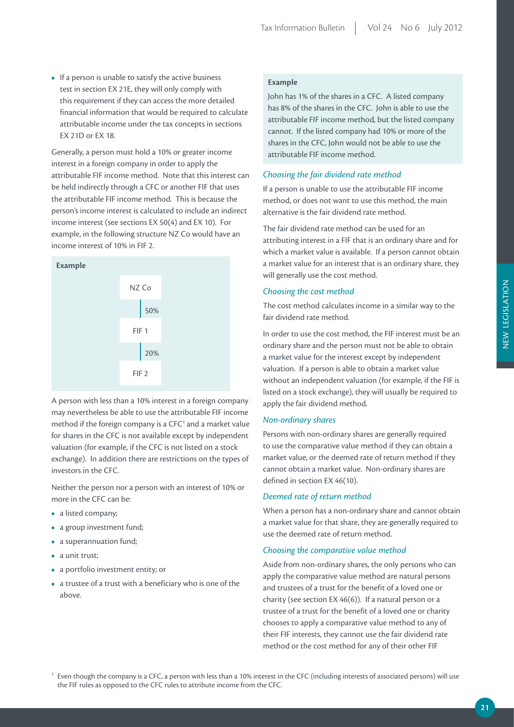- If a person is unable to satisfy the active business test in section EX 21E, they will only comply with this requirement if they can access the more detailed financial information that would be required to calculate attributable income under the tax concepts in sections EX 21D or EX 18.

Generally, a person must hold a 10% or greater income interest in a foreign company in order to apply the attributable FIF income method. Note that this interest can be held indirectly through a CFC or another FIF that uses the attributable FIF income method. This is because the person's income interest is calculated to include an indirect income interest (see sections EX 50(4) and EX 10). For example, in the following structure NZ Co would have an income interest of 10% in FIF 2.

**Example**

NZ Co
| 50%
FIF 1
| 20%
FIF 2

A person with less than a 10% interest in a foreign company may nevertheless be able to use the attributable FIF income method if the foreign company is a CFC[1] and a market value for shares in the CFC is not available except by independent valuation (for example, if the CFC is not listed on a stock exchange). In addition there are restrictions on the types of investors in the CFC.

Neither the person nor a person with an interest of 10% or more in the CFC can be:

- a listed company;
- a group investment fund;
- a superannuation fund;
- a unit trust;
- a portfolio investment entity; or
- a trustee of a trust with a beneficiary who is one of the above.

**Example**

John has 1% of the shares in a CFC. A listed company has 8% of the shares in the CFC. John is able to use the attributable FIF income method, but the listed company cannot. If the listed company had 10% or more of the shares in the CFC, John would not be able to use the attributable FIF income method.

*Choosing the fair dividend rate method*

If a person is unable to use the attributable FIF income method, or does not want to use this method, the main alternative is the fair dividend rate method.

The fair dividend rate method can be used for an attributing interest in a FIF that is an ordinary share and for which a market value is available. If a person cannot obtain a market value for an interest that is an ordinary share, they will generally use the cost method.

*Choosing the cost method*

The cost method calculates income in a similar way to the fair dividend rate method.

In order to use the cost method, the FIF interest must be an ordinary share and the person must not be able to obtain a market value for the interest except by independent valuation. If a person is able to obtain a market value without an independent valuation (for example, if the FIF is listed on a stock exchange), they will usually be required to apply the fair dividend method.

*Non-ordinary shares*

Persons with non-ordinary shares are generally required to use the comparative value method if they can obtain a market value, or the deemed rate of return method if they cannot obtain a market value. Non-ordinary shares are defined in section EX 46(10).

*Deemed rate of return method*

When a person has a non-ordinary share and cannot obtain a market value for that share, they are generally required to use the deemed rate of return method.

*Choosing the comparative value method*

Aside from non-ordinary shares, the only persons who can apply the comparative value method are natural persons and trustees of a trust for the benefit of a loved one or charity (see section EX 46(6)). If a natural person or a trustee of a trust for the benefit of a loved one or charity chooses to apply a comparative value method to any of their FIF interests, they cannot use the fair dividend rate method or the cost method for any of their other FIF

[1] Even though the company is a CFC, a person with less than a 10% interest in the CFC (including interests of associated persons) will use the FIF rules as opposed to the CFC rules to attribute income from the CFC.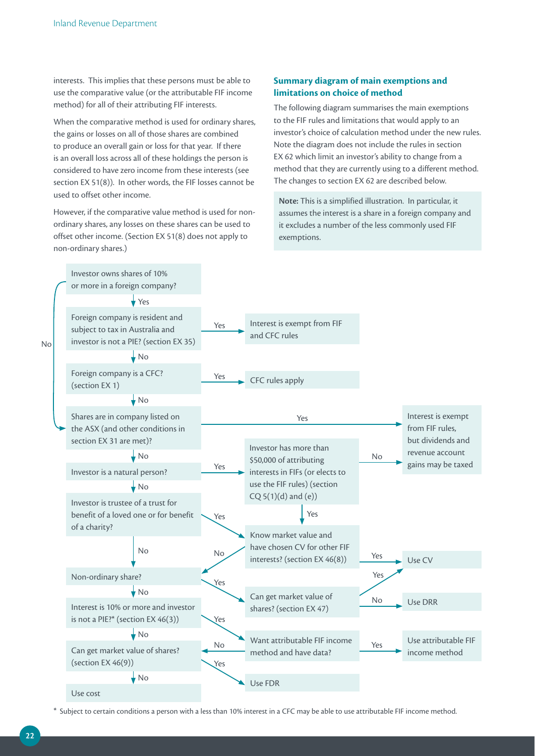interests. This implies that these persons must be able to use the comparative value (or the attributable FIF income method) for all of their attributing FIF interests.

When the comparative method is used for ordinary shares, the gains or losses on all of those shares are combined to produce an overall gain or loss for that year. If there is an overall loss across all of these holdings the person is considered to have zero income from these interests (see section EX 51(8)). In other words, the FIF losses cannot be used to offset other income.

However, if the comparative value method is used for non-ordinary shares, any losses on these shares can be used to offset other income. (Section EX 51(8) does not apply to non-ordinary shares.)

### Summary diagram of main exemptions and limitations on choice of method

The following diagram summarises the main exemptions to the FIF rules and limitations that would apply to an investor's choice of calculation method under the new rules. Note the diagram does not include the rules in section EX 62 which limit an investor's ability to change from a method that they are currently using to a different method. The changes to section EX 62 are described below.

**Note:** This is a simplified illustration. In particular, it assumes the interest is a share in a foreign company and it excludes a number of the less commonly used FIF exemptions.

- Investor owns shares of 10% or more in a foreign company?
  - No → Shares are in company listed on the ASX (and other conditions in section EX 31 are met)?
  - Yes → Foreign company is resident and subject to tax in Australia and investor is not a PIE? (section EX 35)
- Foreign company is resident and subject to tax in Australia and investor is not a PIE? (section EX 35)
  - Yes → Interest is exempt from FIF and CFC rules
  - No → Foreign company is a CFC? (section EX 1)
- Foreign company is a CFC? (section EX 1)
  - Yes → CFC rules apply
  - No → Shares are in company listed on the ASX (and other conditions in section EX 31 are met)?
- Shares are in company listed on the ASX (and other conditions in section EX 31 are met)?
  - Yes → Interest is exempt from FIF rules, but dividends and revenue account gains may be taxed
  - No → Investor is a natural person?
- Investor is a natural person?
  - Yes → Investor has more than $50,000 of attributing interests in FIFs (or elects to use the FIF rules) (section CQ 5(1)(d) and (e))
  - No → Investor is trustee of a trust for benefit of a loved one or for benefit of a charity?
- Investor has more than $50,000 of attributing interests in FIFs (or elects to use the FIF rules) (section CQ 5(1)(d) and (e))
  - No → Interest is exempt from FIF rules, but dividends and revenue account gains may be taxed
  - Yes → Know market value and have chosen CV for other FIF interests? (section EX 46(8))
- Investor is trustee of a trust for benefit of a loved one or for benefit of a charity?
  - Yes → Know market value and have chosen CV for other FIF interests? (section EX 46(8))
  - No → Non-ordinary share?
- Know market value and have chosen CV for other FIF interests? (section EX 46(8))
  - Yes → Use CV
  - No → Non-ordinary share?
- Non-ordinary share?
  - Yes → Can get market value of shares? (section EX 47)
  - No → Interest is 10% or more and investor is not a PIE?* (section EX 46(3))
- Can get market value of shares? (section EX 47)
  - Yes → Use CV
  - No → Use DRR
- Interest is 10% or more and investor is not a PIE?* (section EX 46(3))
  - Yes → Want attributable FIF income method and have data?
  - No → Can get market value of shares? (section EX 46(9))
- Want attributable FIF income method and have data?
  - Yes → Use attributable FIF income method
  - No → Can get market value of shares? (section EX 46(9))
- Can get market value of shares? (section EX 46(9))
  - Yes → Use FDR
  - No → Use cost

\* Subject to certain conditions a person with a less than 10% interest in a CFC may be able to use attributable FIF income method.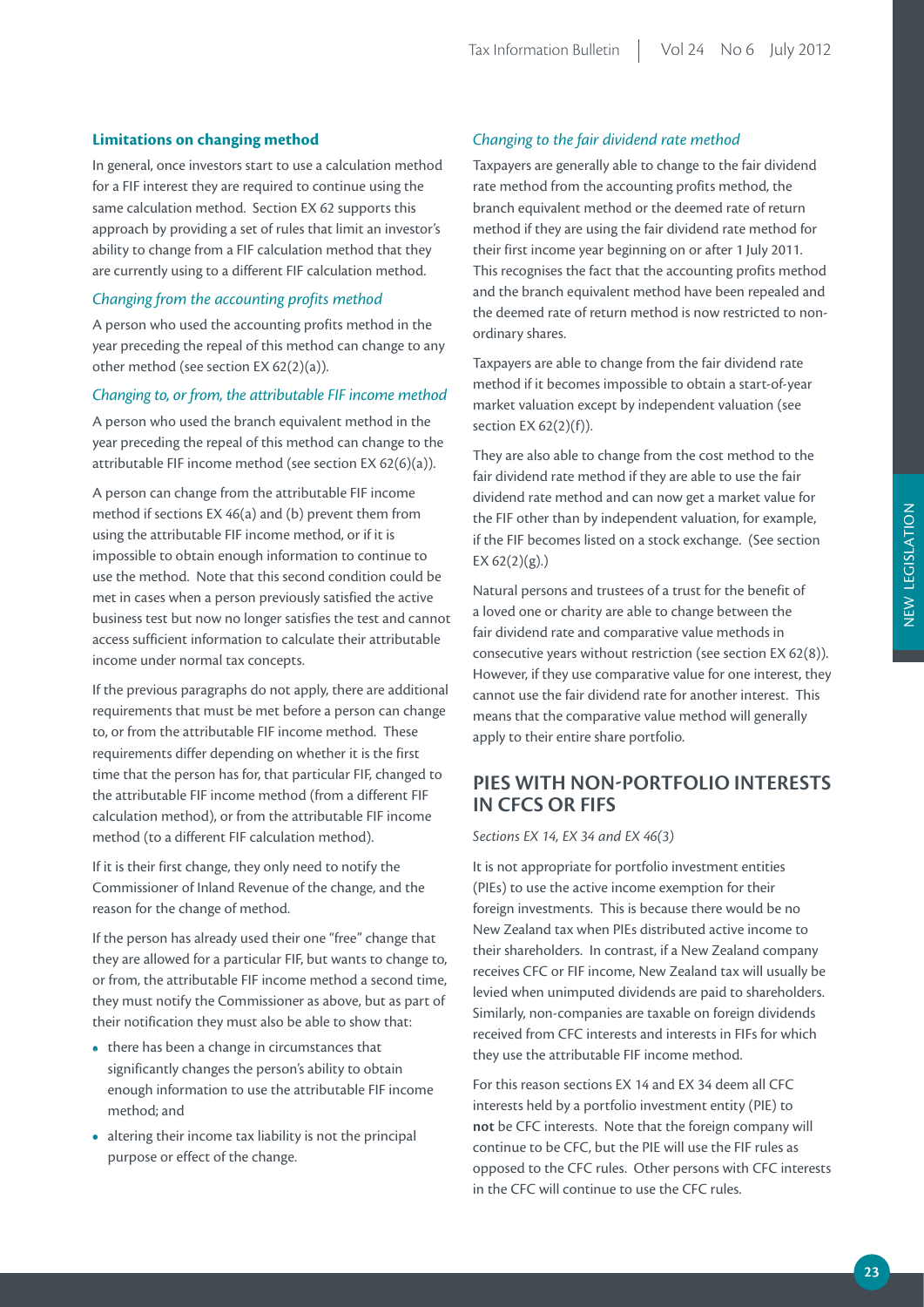### Limitations on changing method

In general, once investors start to use a calculation method for a FIF interest they are required to continue using the same calculation method. Section EX 62 supports this approach by providing a set of rules that limit an investor's ability to change from a FIF calculation method that they are currently using to a different FIF calculation method.

*Changing from the accounting profits method*

A person who used the accounting profits method in the year preceding the repeal of this method can change to any other method (see section EX 62(2)(a)).

*Changing to, or from, the attributable FIF income method*

A person who used the branch equivalent method in the year preceding the repeal of this method can change to the attributable FIF income method (see section EX 62(6)(a)).

A person can change from the attributable FIF income method if sections EX 46(a) and (b) prevent them from using the attributable FIF income method, or if it is impossible to obtain enough information to continue to use the method. Note that this second condition could be met in cases when a person previously satisfied the active business test but now no longer satisfies the test and cannot access sufficient information to calculate their attributable income under normal tax concepts.

If the previous paragraphs do not apply, there are additional requirements that must be met before a person can change to, or from the attributable FIF income method. These requirements differ depending on whether it is the first time that the person has for, that particular FIF, changed to the attributable FIF income method (from a different FIF calculation method), or from the attributable FIF income method (to a different FIF calculation method).

If it is their first change, they only need to notify the Commissioner of Inland Revenue of the change, and the reason for the change of method.

If the person has already used their one "free" change that they are allowed for a particular FIF, but wants to change to, or from, the attributable FIF income method a second time, they must notify the Commissioner as above, but as part of their notification they must also be able to show that:

- there has been a change in circumstances that significantly changes the person's ability to obtain enough information to use the attributable FIF income method; and
- altering their income tax liability is not the principal purpose or effect of the change.

*Changing to the fair dividend rate method*

Taxpayers are generally able to change to the fair dividend rate method from the accounting profits method, the branch equivalent method or the deemed rate of return method if they are using the fair dividend rate method for their first income year beginning on or after 1 July 2011. This recognises the fact that the accounting profits method and the branch equivalent method have been repealed and the deemed rate of return method is now restricted to non-ordinary shares.

Taxpayers are able to change from the fair dividend rate method if it becomes impossible to obtain a start-of-year market valuation except by independent valuation (see section EX 62(2)(f)).

They are also able to change from the cost method to the fair dividend rate method if they are able to use the fair dividend rate method and can now get a market value for the FIF other than by independent valuation, for example, if the FIF becomes listed on a stock exchange. (See section EX 62(2)(g).)

Natural persons and trustees of a trust for the benefit of a loved one or charity are able to change between the fair dividend rate and comparative value methods in consecutive years without restriction (see section EX 62(8)). However, if they use comparative value for one interest, they cannot use the fair dividend rate for another interest. This means that the comparative value method will generally apply to their entire share portfolio.

## PIES WITH NON-PORTFOLIO INTERESTS IN CFCS OR FIFS

*Sections EX 14, EX 34 and EX 46(3)*

It is not appropriate for portfolio investment entities (PIEs) to use the active income exemption for their foreign investments. This is because there would be no New Zealand tax when PIEs distributed active income to their shareholders. In contrast, if a New Zealand company receives CFC or FIF income, New Zealand tax will usually be levied when unimputed dividends are paid to shareholders. Similarly, non-companies are taxable on foreign dividends received from CFC interests and interests in FIFs for which they use the attributable FIF income method.

For this reason sections EX 14 and EX 34 deem all CFC interests held by a portfolio investment entity (PIE) to **not** be CFC interests. Note that the foreign company will continue to be CFC, but the PIE will use the FIF rules as opposed to the CFC rules. Other persons with CFC interests in the CFC will continue to use the CFC rules.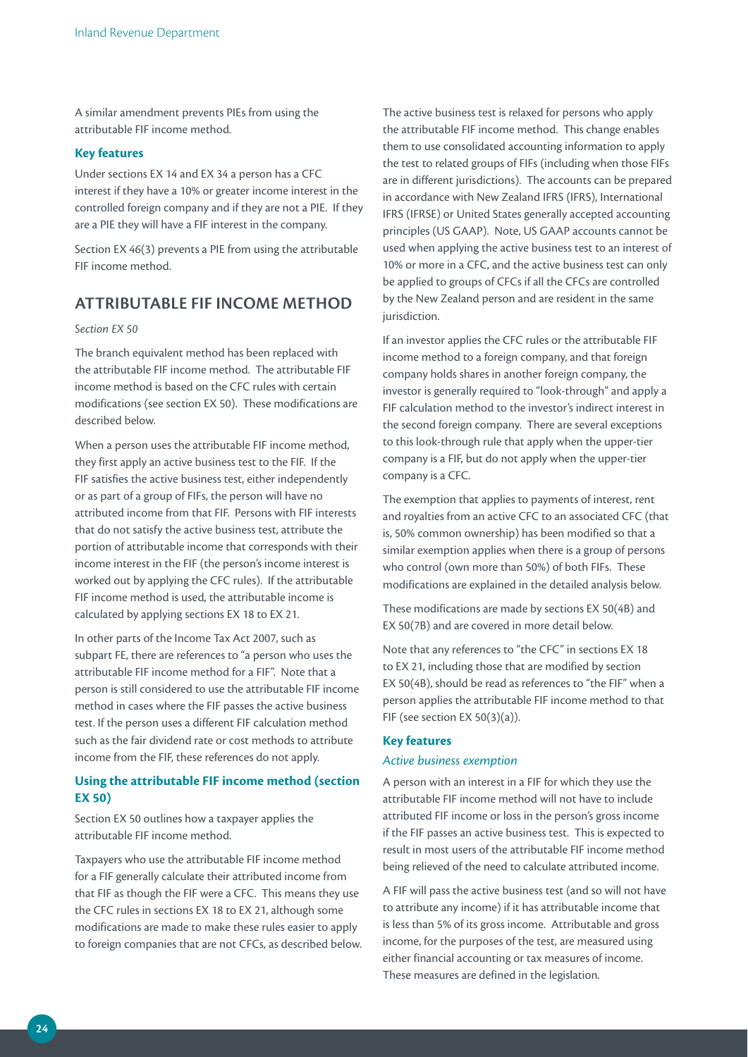A similar amendment prevents PIEs from using the attributable FIF income method.

### Key features

Under sections EX 14 and EX 34 a person has a CFC interest if they have a 10% or greater income interest in the controlled foreign company and if they are not a PIE. If they are a PIE they will have a FIF interest in the company.

Section EX 46(3) prevents a PIE from using the attributable FIF income method.

## ATTRIBUTABLE FIF INCOME METHOD

*Section EX 50*

The branch equivalent method has been replaced with the attributable FIF income method. The attributable FIF income method is based on the CFC rules with certain modifications (see section EX 50). These modifications are described below.

When a person uses the attributable FIF income method, they first apply an active business test to the FIF. If the FIF satisfies the active business test, either independently or as part of a group of FIFs, the person will have no attributed income from that FIF. Persons with FIF interests that do not satisfy the active business test, attribute the portion of attributable income that corresponds with their income interest in the FIF (the person's income interest is worked out by applying the CFC rules). If the attributable FIF income method is used, the attributable income is calculated by applying sections EX 18 to EX 21.

In other parts of the Income Tax Act 2007, such as subpart FE, there are references to "a person who uses the attributable FIF income method for a FIF". Note that a person is still considered to use the attributable FIF income method in cases where the FIF passes the active business test. If the person uses a different FIF calculation method such as the fair dividend rate or cost methods to attribute income from the FIF, these references do not apply.

### Using the attributable FIF income method (section EX 50)

Section EX 50 outlines how a taxpayer applies the attributable FIF income method.

Taxpayers who use the attributable FIF income method for a FIF generally calculate their attributed income from that FIF as though the FIF were a CFC. This means they use the CFC rules in sections EX 18 to EX 21, although some modifications are made to make these rules easier to apply to foreign companies that are not CFCs, as described below.

The active business test is relaxed for persons who apply the attributable FIF income method. This change enables them to use consolidated accounting information to apply the test to related groups of FIFs (including when those FIFs are in different jurisdictions). The accounts can be prepared in accordance with New Zealand IFRS (IFRS), International IFRS (IFRSE) or United States generally accepted accounting principles (US GAAP). Note, US GAAP accounts cannot be used when applying the active business test to an interest of 10% or more in a CFC, and the active business test can only be applied to groups of CFCs if all the CFCs are controlled by the New Zealand person and are resident in the same jurisdiction.

If an investor applies the CFC rules or the attributable FIF income method to a foreign company, and that foreign company holds shares in another foreign company, the investor is generally required to "look-through" and apply a FIF calculation method to the investor's indirect interest in the second foreign company. There are several exceptions to this look-through rule that apply when the upper-tier company is a FIF, but do not apply when the upper-tier company is a CFC.

The exemption that applies to payments of interest, rent and royalties from an active CFC to an associated CFC (that is, 50% common ownership) has been modified so that a similar exemption applies when there is a group of persons who control (own more than 50%) of both FIFs. These modifications are explained in the detailed analysis below.

These modifications are made by sections EX 50(4B) and EX 50(7B) and are covered in more detail below.

Note that any references to "the CFC" in sections EX 18 to EX 21, including those that are modified by section EX 50(4B), should be read as references to "the FIF" when a person applies the attributable FIF income method to that FIF (see section EX 50(3)(a)).

### Key features

*Active business exemption*

A person with an interest in a FIF for which they use the attributable FIF income method will not have to include attributed FIF income or loss in the person's gross income if the FIF passes an active business test. This is expected to result in most users of the attributable FIF income method being relieved of the need to calculate attributed income.

A FIF will pass the active business test (and so will not have to attribute any income) if it has attributable income that is less than 5% of its gross income. Attributable and gross income, for the purposes of the test, are measured using either financial accounting or tax measures of income. These measures are defined in the legislation.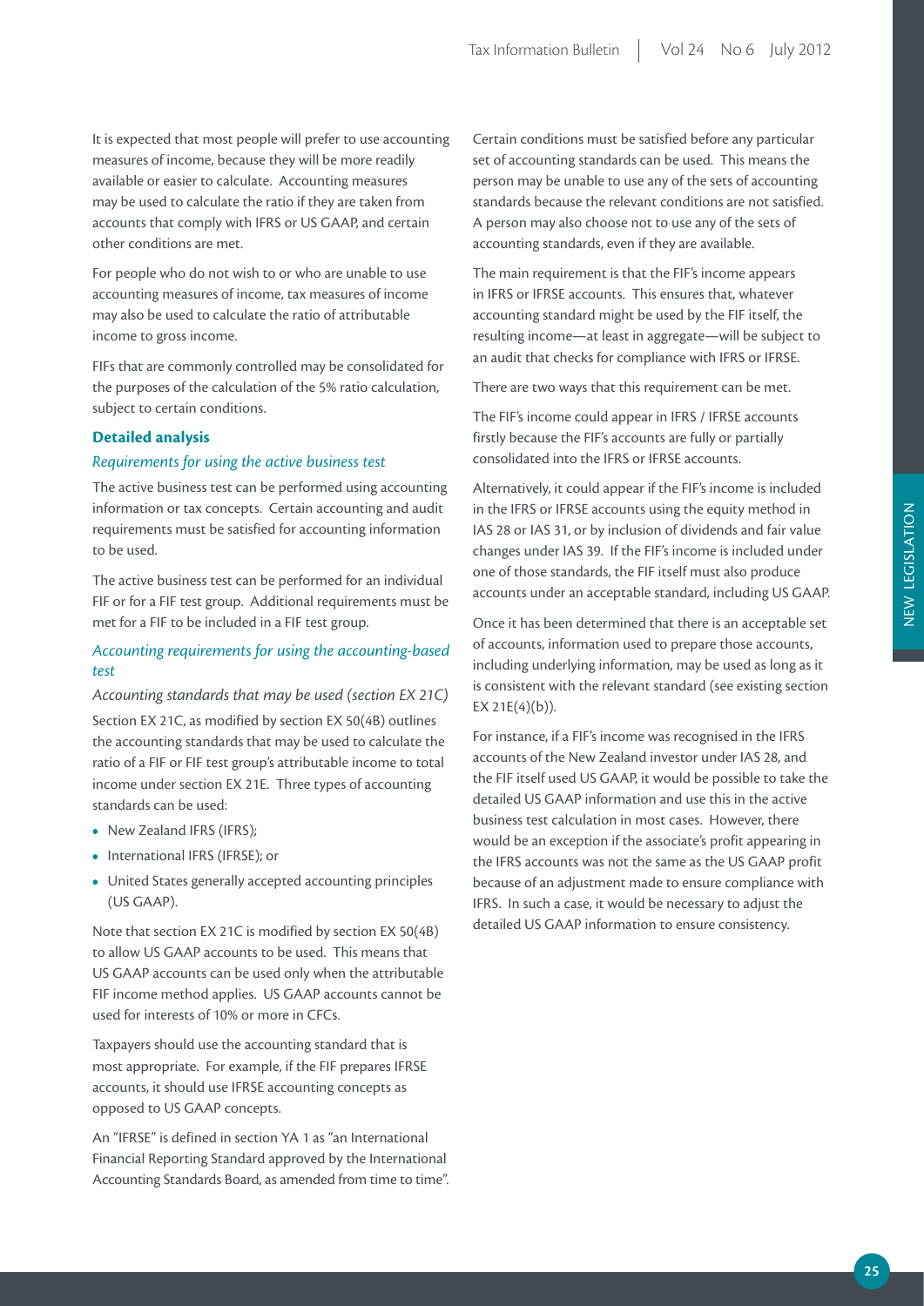It is expected that most people will prefer to use accounting measures of income, because they will be more readily available or easier to calculate. Accounting measures may be used to calculate the ratio if they are taken from accounts that comply with IFRS or US GAAP, and certain other conditions are met.

For people who do not wish to or who are unable to use accounting measures of income, tax measures of income may also be used to calculate the ratio of attributable income to gross income.

FIFs that are commonly controlled may be consolidated for the purposes of the calculation of the 5% ratio calculation, subject to certain conditions.

### Detailed analysis

#### *Requirements for using the active business test*

The active business test can be performed using accounting information or tax concepts. Certain accounting and audit requirements must be satisfied for accounting information to be used.

The active business test can be performed for an individual FIF or for a FIF test group. Additional requirements must be met for a FIF to be included in a FIF test group.

#### *Accounting requirements for using the accounting-based test*

*Accounting standards that may be used (section EX 21C)*

Section EX 21C, as modified by section EX 50(4B) outlines the accounting standards that may be used to calculate the ratio of a FIF or FIF test group's attributable income to total income under section EX 21E. Three types of accounting standards can be used:

- New Zealand IFRS (IFRS);
- International IFRS (IFRSE); or
- United States generally accepted accounting principles (US GAAP).

Note that section EX 21C is modified by section EX 50(4B) to allow US GAAP accounts to be used. This means that US GAAP accounts can be used only when the attributable FIF income method applies. US GAAP accounts cannot be used for interests of 10% or more in CFCs.

Taxpayers should use the accounting standard that is most appropriate. For example, if the FIF prepares IFRSE accounts, it should use IFRSE accounting concepts as opposed to US GAAP concepts.

An "IFRSE" is defined in section YA 1 as "an International Financial Reporting Standard approved by the International Accounting Standards Board, as amended from time to time".

Certain conditions must be satisfied before any particular set of accounting standards can be used. This means the person may be unable to use any of the sets of accounting standards because the relevant conditions are not satisfied. A person may also choose not to use any of the sets of accounting standards, even if they are available.

The main requirement is that the FIF's income appears in IFRS or IFRSE accounts. This ensures that, whatever accounting standard might be used by the FIF itself, the resulting income—at least in aggregate—will be subject to an audit that checks for compliance with IFRS or IFRSE.

There are two ways that this requirement can be met.

The FIF's income could appear in IFRS / IFRSE accounts firstly because the FIF's accounts are fully or partially consolidated into the IFRS or IFRSE accounts.

Alternatively, it could appear if the FIF's income is included in the IFRS or IFRSE accounts using the equity method in IAS 28 or IAS 31, or by inclusion of dividends and fair value changes under IAS 39. If the FIF's income is included under one of those standards, the FIF itself must also produce accounts under an acceptable standard, including US GAAP.

Once it has been determined that there is an acceptable set of accounts, information used to prepare those accounts, including underlying information, may be used as long as it is consistent with the relevant standard (see existing section EX 21E(4)(b)).

For instance, if a FIF's income was recognised in the IFRS accounts of the New Zealand investor under IAS 28, and the FIF itself used US GAAP, it would be possible to take the detailed US GAAP information and use this in the active business test calculation in most cases. However, there would be an exception if the associate's profit appearing in the IFRS accounts was not the same as the US GAAP profit because of an adjustment made to ensure compliance with IFRS. In such a case, it would be necessary to adjust the detailed US GAAP information to ensure consistency.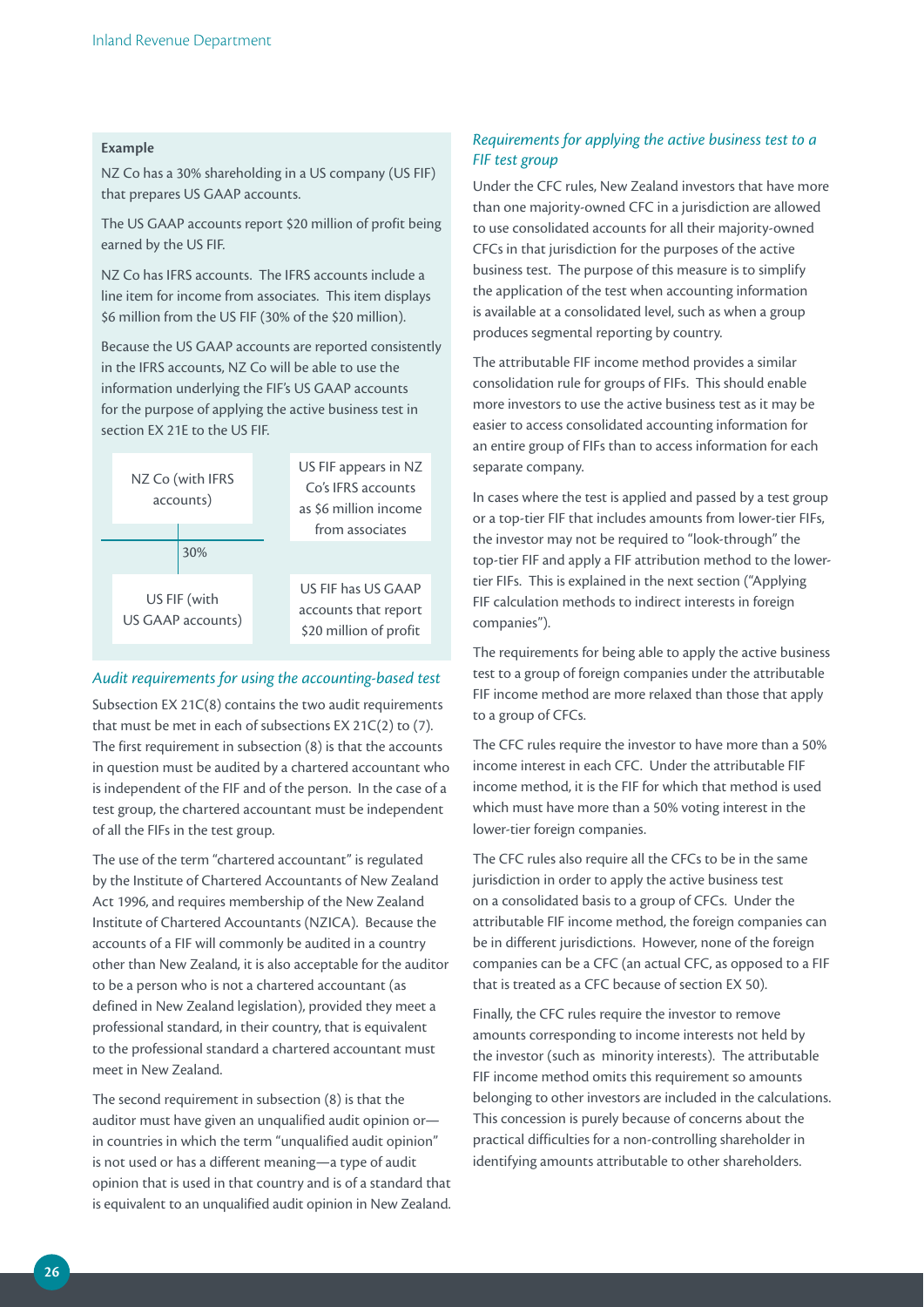**Example**

NZ Co has a 30% shareholding in a US company (US FIF) that prepares US GAAP accounts.

The US GAAP accounts report $20 million of profit being earned by the US FIF.

NZ Co has IFRS accounts. The IFRS accounts include a line item for income from associates. This item displays $6 million from the US FIF (30% of the $20 million).

Because the US GAAP accounts are reported consistently in the IFRS accounts, NZ Co will be able to use the information underlying the FIF's US GAAP accounts for the purpose of applying the active business test in section EX 21E to the US FIF.

NZ Co (with IFRS accounts) — US FIF appears in NZ Co's IFRS accounts as $6 million income from associates

30%

US FIF (with US GAAP accounts) — US FIF has US GAAP accounts that report $20 million of profit

*Audit requirements for using the accounting-based test*

Subsection EX 21C(8) contains the two audit requirements that must be met in each of subsections EX 21C(2) to (7). The first requirement in subsection (8) is that the accounts in question must be audited by a chartered accountant who is independent of the FIF and of the person. In the case of a test group, the chartered accountant must be independent of all the FIFs in the test group.

The use of the term "chartered accountant" is regulated by the Institute of Chartered Accountants of New Zealand Act 1996, and requires membership of the New Zealand Institute of Chartered Accountants (NZICA). Because the accounts of a FIF will commonly be audited in a country other than New Zealand, it is also acceptable for the auditor to be a person who is not a chartered accountant (as defined in New Zealand legislation), provided they meet a professional standard, in their country, that is equivalent to the professional standard a chartered accountant must meet in New Zealand.

The second requirement in subsection (8) is that the auditor must have given an unqualified audit opinion or—in countries in which the term "unqualified audit opinion" is not used or has a different meaning—a type of audit opinion that is used in that country and is of a standard that is equivalent to an unqualified audit opinion in New Zealand.

*Requirements for applying the active business test to a FIF test group*

Under the CFC rules, New Zealand investors that have more than one majority-owned CFC in a jurisdiction are allowed to use consolidated accounts for all their majority-owned CFCs in that jurisdiction for the purposes of the active business test. The purpose of this measure is to simplify the application of the test when accounting information is available at a consolidated level, such as when a group produces segmental reporting by country.

The attributable FIF income method provides a similar consolidation rule for groups of FIFs. This should enable more investors to use the active business test as it may be easier to access consolidated accounting information for an entire group of FIFs than to access information for each separate company.

In cases where the test is applied and passed by a test group or a top-tier FIF that includes amounts from lower-tier FIFs, the investor may not be required to "look-through" the top-tier FIF and apply a FIF attribution method to the lower-tier FIFs. This is explained in the next section ("Applying FIF calculation methods to indirect interests in foreign companies").

The requirements for being able to apply the active business test to a group of foreign companies under the attributable FIF income method are more relaxed than those that apply to a group of CFCs.

The CFC rules require the investor to have more than a 50% income interest in each CFC. Under the attributable FIF income method, it is the FIF for which that method is used which must have more than a 50% voting interest in the lower-tier foreign companies.

The CFC rules also require all the CFCs to be in the same jurisdiction in order to apply the active business test on a consolidated basis to a group of CFCs. Under the attributable FIF income method, the foreign companies can be in different jurisdictions. However, none of the foreign companies can be a CFC (an actual CFC, as opposed to a FIF that is treated as a CFC because of section EX 50).

Finally, the CFC rules require the investor to remove amounts corresponding to income interests not held by the investor (such as minority interests). The attributable FIF income method omits this requirement so amounts belonging to other investors are included in the calculations. This concession is purely because of concerns about the practical difficulties for a non-controlling shareholder in identifying amounts attributable to other shareholders.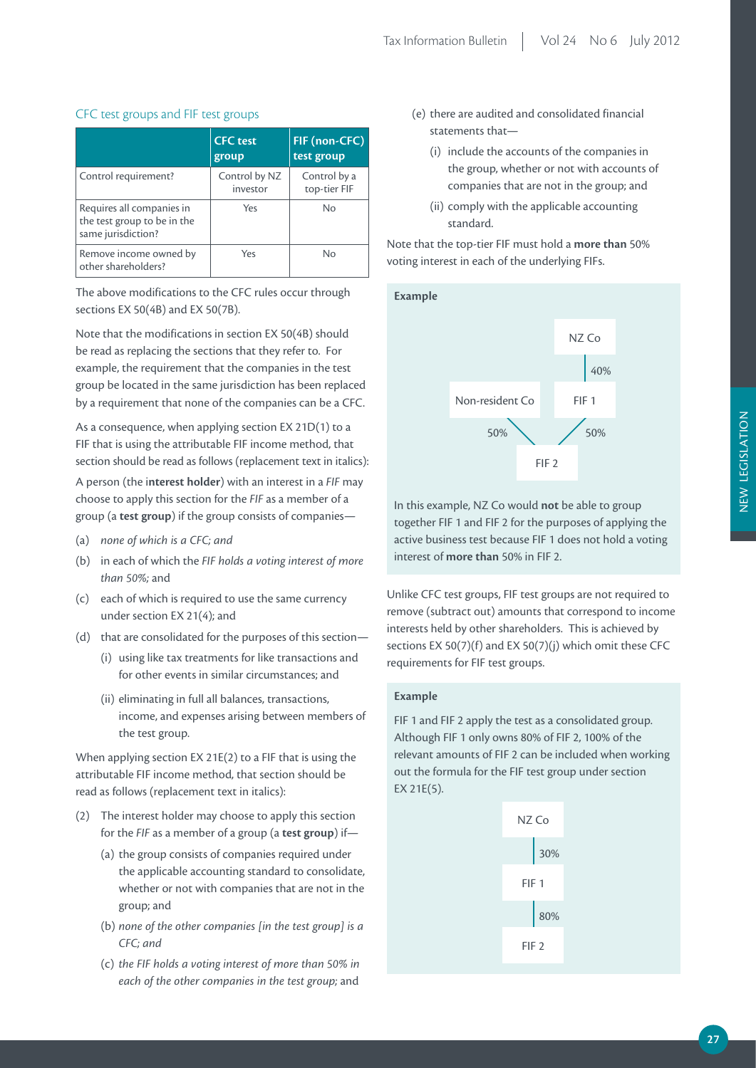### CFC test groups and FIF test groups

| | CFC test group | FIF (non-CFC) test group |
|---|---|---|
| Control requirement? | Control by NZ investor | Control by a top-tier FIF |
| Requires all companies in the test group to be in the same jurisdiction? | Yes | No |
| Remove income owned by other shareholders? | Yes | No |

The above modifications to the CFC rules occur through sections EX 50(4B) and EX 50(7B).

Note that the modifications in section EX 50(4B) should be read as replacing the sections that they refer to. For example, the requirement that the companies in the test group be located in the same jurisdiction has been replaced by a requirement that none of the companies can be a CFC.

As a consequence, when applying section EX 21D(1) to a FIF that is using the attributable FIF income method, that section should be read as follows (replacement text in italics):

A person (the **interest holder**) with an interest in a *FIF* may choose to apply this section for the *FIF* as a member of a group (a **test group**) if the group consists of companies—

(a) *none of which is a CFC; and*

(b) in each of which the *FIF holds a voting interest of more than 50%;* and

(c) each of which is required to use the same currency under section EX 21(4); and

(d) that are consolidated for the purposes of this section—

   (i) using like tax treatments for like transactions and for other events in similar circumstances; and

   (ii) eliminating in full all balances, transactions, income, and expenses arising between members of the test group.

When applying section EX 21E(2) to a FIF that is using the attributable FIF income method, that section should be read as follows (replacement text in italics):

(2) The interest holder may choose to apply this section for the *FIF* as a member of a group (a **test group**) if—

   (a) the group consists of companies required under the applicable accounting standard to consolidate, whether or not with companies that are not in the group; and

   (b) *none of the other companies [in the test group] is a CFC; and*

   (c) *the FIF holds a voting interest of more than 50% in each of the other companies in the test group;* and

   (e) there are audited and consolidated financial statements that—

      (i) include the accounts of the companies in the group, whether or not with accounts of companies that are not in the group; and

      (ii) comply with the applicable accounting standard.

Note that the top-tier FIF must hold a **more than** 50% voting interest in each of the underlying FIFs.

**Example**

NZ Co — 40% — FIF 1

Non-resident Co — 50% — FIF 2; FIF 1 — 50% — FIF 2

In this example, NZ Co would **not** be able to group together FIF 1 and FIF 2 for the purposes of applying the active business test because FIF 1 does not hold a voting interest of **more than** 50% in FIF 2.

Unlike CFC test groups, FIF test groups are not required to remove (subtract out) amounts that correspond to income interests held by other shareholders. This is achieved by sections EX 50(7)(f) and EX 50(7)(j) which omit these CFC requirements for FIF test groups.

**Example**

FIF 1 and FIF 2 apply the test as a consolidated group. Although FIF 1 only owns 80% of FIF 2, 100% of the relevant amounts of FIF 2 can be included when working out the formula for the FIF test group under section EX 21E(5).

NZ Co — 30% — FIF 1 — 80% — FIF 2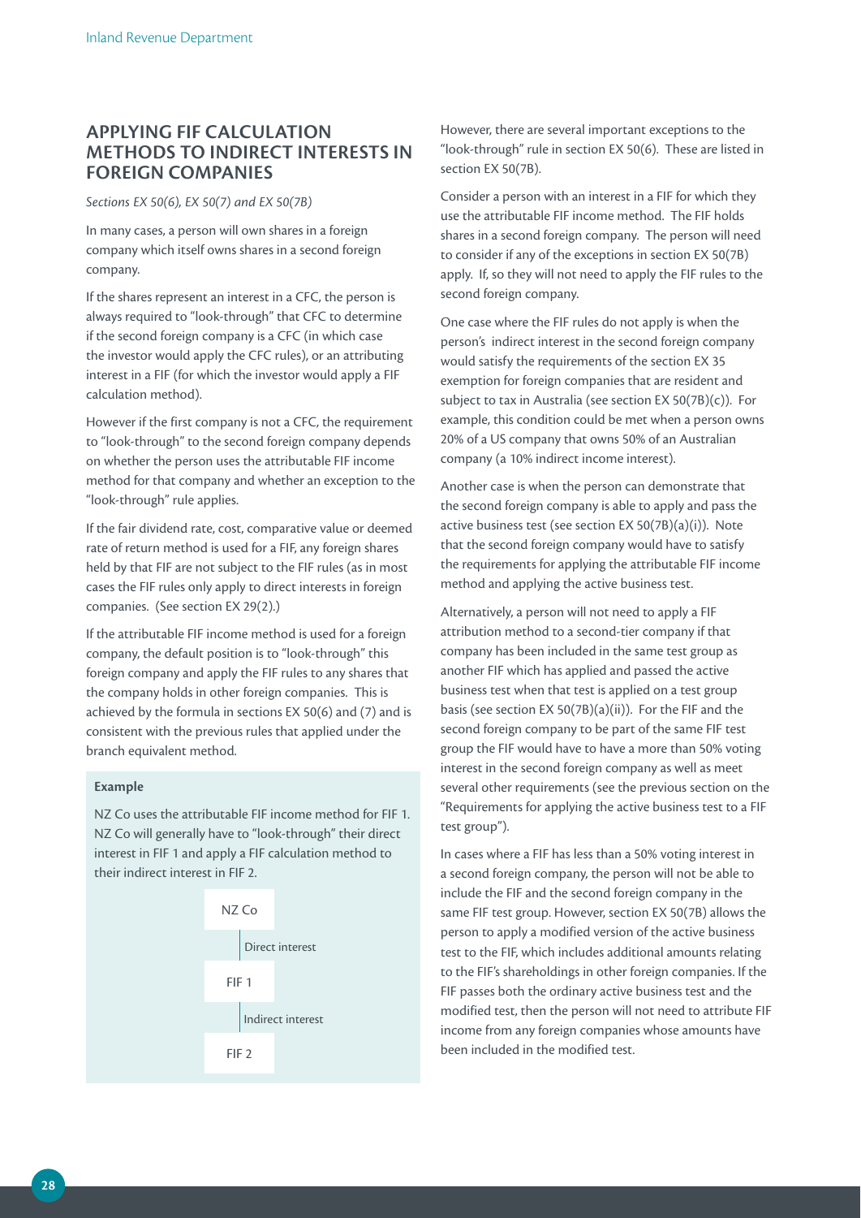## APPLYING FIF CALCULATION METHODS TO INDIRECT INTERESTS IN FOREIGN COMPANIES

*Sections EX 50(6), EX 50(7) and EX 50(7B)*

In many cases, a person will own shares in a foreign company which itself owns shares in a second foreign company.

If the shares represent an interest in a CFC, the person is always required to "look-through" that CFC to determine if the second foreign company is a CFC (in which case the investor would apply the CFC rules), or an attributing interest in a FIF (for which the investor would apply a FIF calculation method).

However if the first company is not a CFC, the requirement to "look-through" to the second foreign company depends on whether the person uses the attributable FIF income method for that company and whether an exception to the "look-through" rule applies.

If the fair dividend rate, cost, comparative value or deemed rate of return method is used for a FIF, any foreign shares held by that FIF are not subject to the FIF rules (as in most cases the FIF rules only apply to direct interests in foreign companies. (See section EX 29(2).)

If the attributable FIF income method is used for a foreign company, the default position is to "look-through" this foreign company and apply the FIF rules to any shares that the company holds in other foreign companies. This is achieved by the formula in sections EX 50(6) and (7) and is consistent with the previous rules that applied under the branch equivalent method.

**Example**

NZ Co uses the attributable FIF income method for FIF 1. NZ Co will generally have to "look-through" their direct interest in FIF 1 and apply a FIF calculation method to their indirect interest in FIF 2.

NZ Co
Direct interest
FIF 1
Indirect interest
FIF 2

However, there are several important exceptions to the "look-through" rule in section EX 50(6). These are listed in section EX 50(7B).

Consider a person with an interest in a FIF for which they use the attributable FIF income method. The FIF holds shares in a second foreign company. The person will need to consider if any of the exceptions in section EX 50(7B) apply. If, so they will not need to apply the FIF rules to the second foreign company.

One case where the FIF rules do not apply is when the person's indirect interest in the second foreign company would satisfy the requirements of the section EX 35 exemption for foreign companies that are resident and subject to tax in Australia (see section EX 50(7B)(c)). For example, this condition could be met when a person owns 20% of a US company that owns 50% of an Australian company (a 10% indirect income interest).

Another case is when the person can demonstrate that the second foreign company is able to apply and pass the active business test (see section EX 50(7B)(a)(i)). Note that the second foreign company would have to satisfy the requirements for applying the attributable FIF income method and applying the active business test.

Alternatively, a person will not need to apply a FIF attribution method to a second-tier company if that company has been included in the same test group as another FIF which has applied and passed the active business test when that test is applied on a test group basis (see section EX 50(7B)(a)(ii)). For the FIF and the second foreign company to be part of the same FIF test group the FIF would have to have a more than 50% voting interest in the second foreign company as well as meet several other requirements (see the previous section on the "Requirements for applying the active business test to a FIF test group").

In cases where a FIF has less than a 50% voting interest in a second foreign company, the person will not be able to include the FIF and the second foreign company in the same FIF test group. However, section EX 50(7B) allows the person to apply a modified version of the active business test to the FIF, which includes additional amounts relating to the FIF's shareholdings in other foreign companies. If the FIF passes both the ordinary active business test and the modified test, then the person will not need to attribute FIF income from any foreign companies whose amounts have been included in the modified test.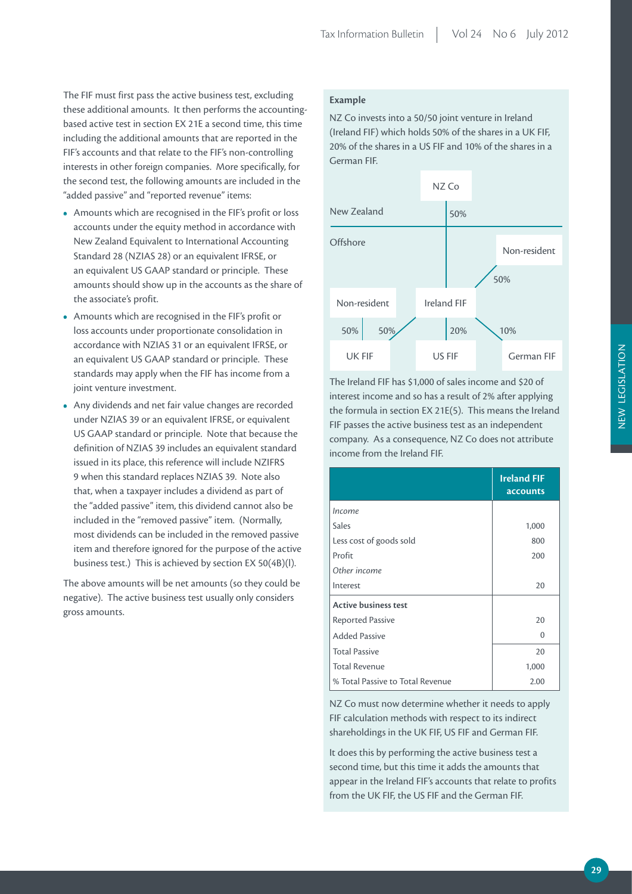The FIF must first pass the active business test, excluding these additional amounts. It then performs the accounting-based active test in section EX 21E a second time, this time including the additional amounts that are reported in the FIF's accounts and that relate to the FIF's non-controlling interests in other foreign companies. More specifically, for the second test, the following amounts are included in the "added passive" and "reported revenue" items:

- Amounts which are recognised in the FIF's profit or loss accounts under the equity method in accordance with New Zealand Equivalent to International Accounting Standard 28 (NZIAS 28) or an equivalent IFRSE, or an equivalent US GAAP standard or principle. These amounts should show up in the accounts as the share of the associate's profit.
- Amounts which are recognised in the FIF's profit or loss accounts under proportionate consolidation in accordance with NZIAS 31 or an equivalent IFRSE, or an equivalent US GAAP standard or principle. These standards may apply when the FIF has income from a joint venture investment.
- Any dividends and net fair value changes are recorded under NZIAS 39 or an equivalent IFRSE, or equivalent US GAAP standard or principle. Note that because the definition of NZIAS 39 includes an equivalent standard issued in its place, this reference will include NZIFRS 9 when this standard replaces NZIAS 39. Note also that, when a taxpayer includes a dividend as part of the "added passive" item, this dividend cannot also be included in the "removed passive" item. (Normally, most dividends can be included in the removed passive item and therefore ignored for the purpose of the active business test.) This is achieved by section EX 50(4B)(l).

The above amounts will be net amounts (so they could be negative). The active business test usually only considers gross amounts.

**Example**

NZ Co invests into a 50/50 joint venture in Ireland (Ireland FIF) which holds 50% of the shares in a UK FIF, 20% of the shares in a US FIF and 10% of the shares in a German FIF.

NZ Co
New Zealand — 50%
Offshore
Non-resident — 50% — Ireland FIF
Non-resident — 50% — UK FIF — 50% (Ireland FIF)
US FIF — 20% (Ireland FIF)
German FIF — 10% (Ireland FIF)

The Ireland FIF has $1,000 of sales income and $20 of interest income and so has a result of 2% after applying the formula in section EX 21E(5). This means the Ireland FIF passes the active business test as an independent company. As a consequence, NZ Co does not attribute income from the Ireland FIF.

| | Ireland FIF accounts |
|---|---|
| *Income* | |
| Sales | 1,000 |
| Less cost of goods sold | 800 |
| Profit | 200 |
| *Other income* | |
| Interest | 20 |
| **Active business test** | |
| Reported Passive | 20 |
| Added Passive | 0 |
| Total Passive | 20 |
| Total Revenue | 1,000 |
| % Total Passive to Total Revenue | 2.00 |

NZ Co must now determine whether it needs to apply FIF calculation methods with respect to its indirect shareholdings in the UK FIF, US FIF and German FIF.

It does this by performing the active business test a second time, but this time it adds the amounts that appear in the Ireland FIF's accounts that relate to profits from the UK FIF, the US FIF and the German FIF.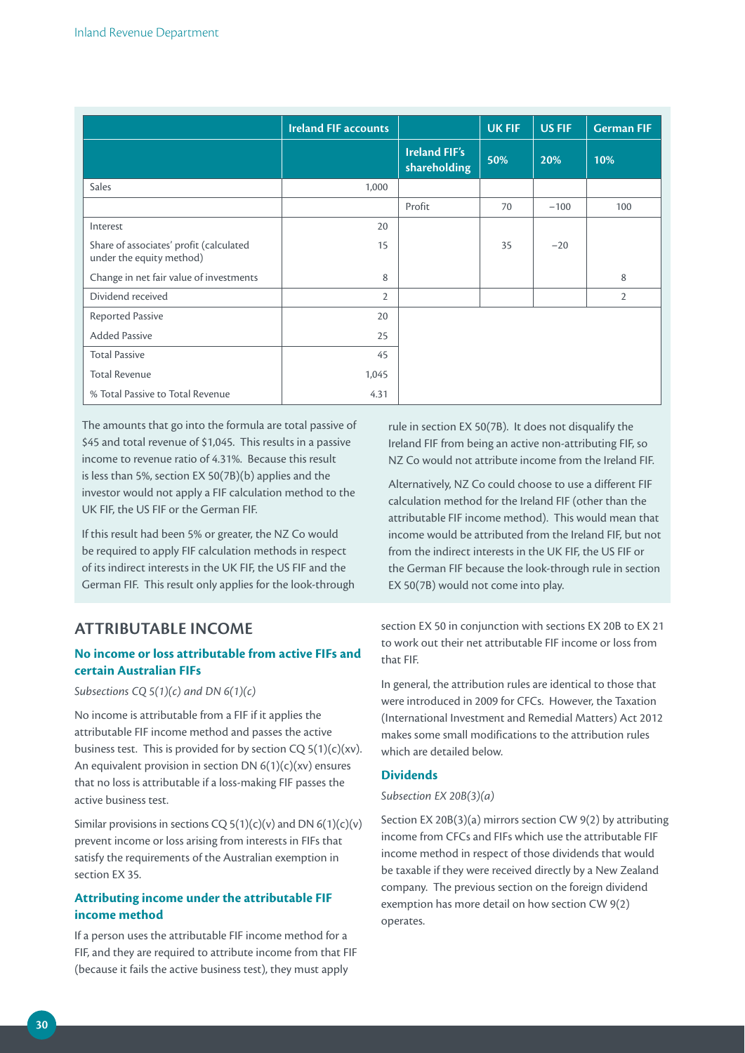| | Ireland FIF accounts | | UK FIF | US FIF | German FIF |
|---|---|---|---|---|---|
| | | Ireland FIF's shareholding | 50% | 20% | 10% |
| Sales | 1,000 | | | | |
| | | Profit | 70 | −100 | 100 |
| Interest | 20 | | | | |
| Share of associates' profit (calculated under the equity method) | 15 | | 35 | −20 | |
| Change in net fair value of investments | 8 | | | | 8 |
| Dividend received | 2 | | | | 2 |
| Reported Passive | 20 | | | | |
| Added Passive | 25 | | | | |
| Total Passive | 45 | | | | |
| Total Revenue | 1,045 | | | | |
| % Total Passive to Total Revenue | 4.31 | | | | |

The amounts that go into the formula are total passive of $45 and total revenue of $1,045. This results in a passive income to revenue ratio of 4.31%. Because this result is less than 5%, section EX 50(7B)(b) applies and the investor would not apply a FIF calculation method to the UK FIF, the US FIF or the German FIF.

If this result had been 5% or greater, the NZ Co would be required to apply FIF calculation methods in respect of its indirect interests in the UK FIF, the US FIF and the German FIF. This result only applies for the look-through rule in section EX 50(7B). It does not disqualify the Ireland FIF from being an active non-attributing FIF, so NZ Co would not attribute income from the Ireland FIF.

Alternatively, NZ Co could choose to use a different FIF calculation method for the Ireland FIF (other than the attributable FIF income method). This would mean that income would be attributed from the Ireland FIF, but not from the indirect interests in the UK FIF, the US FIF or the German FIF because the look-through rule in section EX 50(7B) would not come into play.

## ATTRIBUTABLE INCOME

### No income or loss attributable from active FIFs and certain Australian FIFs

*Subsections CQ 5(1)(c) and DN 6(1)(c)*

No income is attributable from a FIF if it applies the attributable FIF income method and passes the active business test. This is provided for by section CQ 5(1)(c)(xv). An equivalent provision in section DN 6(1)(c)(xv) ensures that no loss is attributable if a loss-making FIF passes the active business test.

Similar provisions in sections CQ 5(1)(c)(v) and DN 6(1)(c)(v) prevent income or loss arising from interests in FIFs that satisfy the requirements of the Australian exemption in section EX 35.

### Attributing income under the attributable FIF income method

If a person uses the attributable FIF income method for a FIF, and they are required to attribute income from that FIF (because it fails the active business test), they must apply section EX 50 in conjunction with sections EX 20B to EX 21 to work out their net attributable FIF income or loss from that FIF.

In general, the attribution rules are identical to those that were introduced in 2009 for CFCs. However, the Taxation (International Investment and Remedial Matters) Act 2012 makes some small modifications to the attribution rules which are detailed below.

### Dividends

*Subsection EX 20B(3)(a)*

Section EX 20B(3)(a) mirrors section CW 9(2) by attributing income from CFCs and FIFs which use the attributable FIF income method in respect of those dividends that would be taxable if they were received directly by a New Zealand company. The previous section on the foreign dividend exemption has more detail on how section CW 9(2) operates.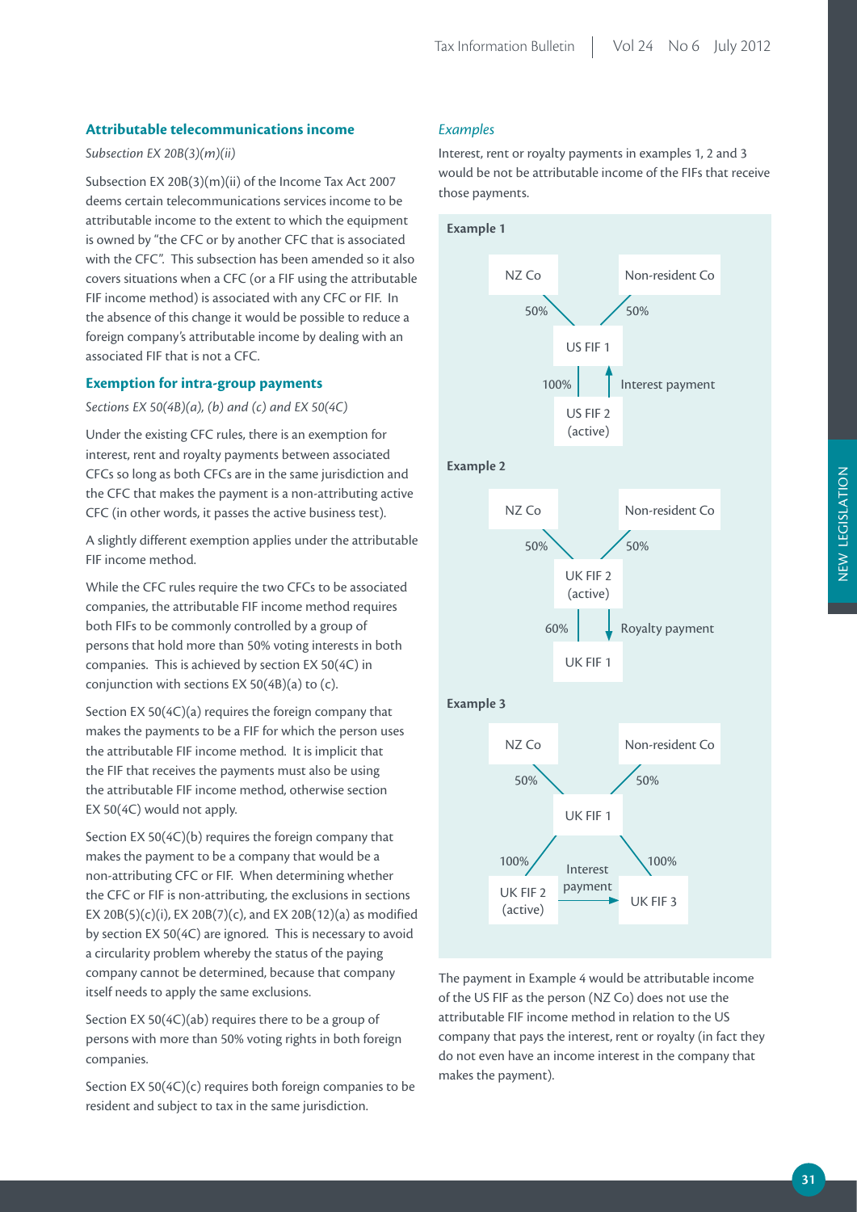## Attributable telecommunications income

*Subsection EX 20B(3)(m)(ii)*

Subsection EX 20B(3)(m)(ii) of the Income Tax Act 2007 deems certain telecommunications services income to be attributable income to the extent to which the equipment is owned by "the CFC or by another CFC that is associated with the CFC". This subsection has been amended so it also covers situations when a CFC (or a FIF using the attributable FIF income method) is associated with any CFC or FIF. In the absence of this change it would be possible to reduce a foreign company's attributable income by dealing with an associated FIF that is not a CFC.

## Exemption for intra-group payments

*Sections EX 50(4B)(a), (b) and (c) and EX 50(4C)*

Under the existing CFC rules, there is an exemption for interest, rent and royalty payments between associated CFCs so long as both CFCs are in the same jurisdiction and the CFC that makes the payment is a non-attributing active CFC (in other words, it passes the active business test).

A slightly different exemption applies under the attributable FIF income method.

While the CFC rules require the two CFCs to be associated companies, the attributable FIF income method requires both FIFs to be commonly controlled by a group of persons that hold more than 50% voting interests in both companies. This is achieved by section EX 50(4C) in conjunction with sections EX 50(4B)(a) to (c).

Section EX 50(4C)(a) requires the foreign company that makes the payments to be a FIF for which the person uses the attributable FIF income method. It is implicit that the FIF that receives the payments must also be using the attributable FIF income method, otherwise section EX 50(4C) would not apply.

Section EX 50(4C)(b) requires the foreign company that makes the payment to be a company that would be a non-attributing CFC or FIF. When determining whether the CFC or FIF is non-attributing, the exclusions in sections EX 20B(5)(c)(i), EX 20B(7)(c), and EX 20B(12)(a) as modified by section EX 50(4C) are ignored. This is necessary to avoid a circularity problem whereby the status of the paying company cannot be determined, because that company itself needs to apply the same exclusions.

Section EX 50(4C)(ab) requires there to be a group of persons with more than 50% voting rights in both foreign companies.

Section EX 50(4C)(c) requires both foreign companies to be resident and subject to tax in the same jurisdiction.

*Examples*

Interest, rent or royalty payments in examples 1, 2 and 3 would be not be attributable income of the FIFs that receive those payments.

**Example 1**

NZ Co (50%) and Non-resident Co (50%) own US FIF 1. US FIF 1 owns 100% of US FIF 2 (active). US FIF 2 (active) makes an interest payment to US FIF 1.

**Example 2**

NZ Co (50%) and Non-resident Co (50%) own UK FIF 2 (active). UK FIF 2 (active) owns 60% of UK FIF 1. UK FIF 2 (active) makes a royalty payment to UK FIF 1.

**Example 3**

NZ Co (50%) and Non-resident Co (50%) own UK FIF 1. UK FIF 1 owns 100% of UK FIF 2 (active) and 100% of UK FIF 3. UK FIF 2 (active) makes an interest payment to UK FIF 3.

The payment in Example 4 would be attributable income of the US FIF as the person (NZ Co) does not use the attributable FIF income method in relation to the US company that pays the interest, rent or royalty (in fact they do not even have an income interest in the company that makes the payment).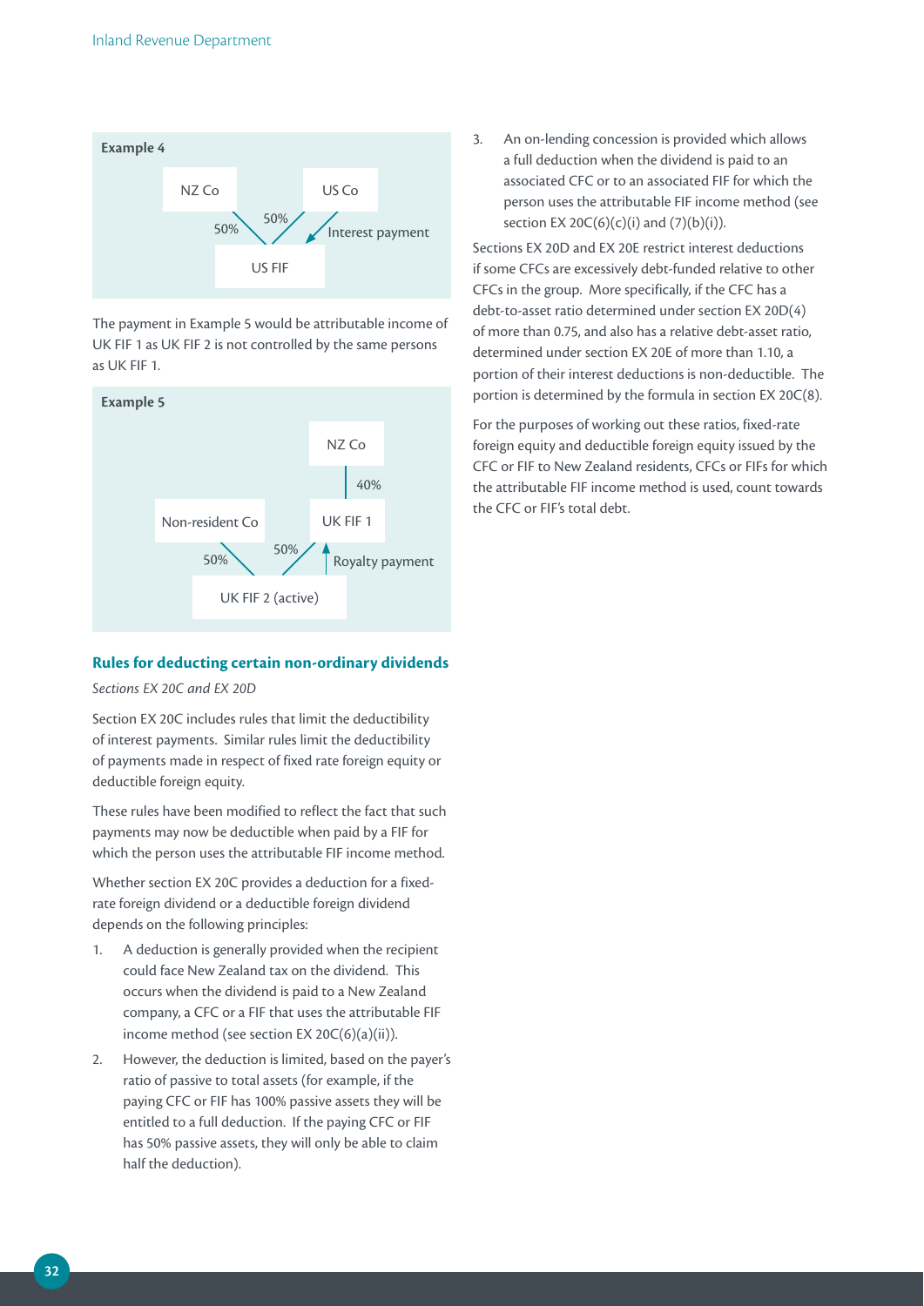**Example 4**

NZ Co — 50% — US FIF
US Co — 50% — US FIF
US FIF → US Co: Interest payment

The payment in Example 5 would be attributable income of UK FIF 1 as UK FIF 2 is not controlled by the same persons as UK FIF 1.

**Example 5**

NZ Co — 40% — UK FIF 1
Non-resident Co — 50% — UK FIF 2 (active)
UK FIF 1 — 50% — UK FIF 2 (active)
UK FIF 2 (active) → UK FIF 1: Royalty payment

### Rules for deducting certain non-ordinary dividends

*Sections EX 20C and EX 20D*

Section EX 20C includes rules that limit the deductibility of interest payments. Similar rules limit the deductibility of payments made in respect of fixed rate foreign equity or deductible foreign equity.

These rules have been modified to reflect the fact that such payments may now be deductible when paid by a FIF for which the person uses the attributable FIF income method.

Whether section EX 20C provides a deduction for a fixed-rate foreign dividend or a deductible foreign dividend depends on the following principles:

1. A deduction is generally provided when the recipient could face New Zealand tax on the dividend. This occurs when the dividend is paid to a New Zealand company, a CFC or a FIF that uses the attributable FIF income method (see section EX 20C(6)(a)(ii)).
2. However, the deduction is limited, based on the payer's ratio of passive to total assets (for example, if the paying CFC or FIF has 100% passive assets they will be entitled to a full deduction. If the paying CFC or FIF has 50% passive assets, they will only be able to claim half the deduction).
3. An on-lending concession is provided which allows a full deduction when the dividend is paid to an associated CFC or to an associated FIF for which the person uses the attributable FIF income method (see section EX 20C(6)(c)(i) and (7)(b)(i)).

Sections EX 20D and EX 20E restrict interest deductions if some CFCs are excessively debt-funded relative to other CFCs in the group. More specifically, if the CFC has a debt-to-asset ratio determined under section EX 20D(4) of more than 0.75, and also has a relative debt-asset ratio, determined under section EX 20E of more than 1.10, a portion of their interest deductions is non-deductible. The portion is determined by the formula in section EX 20C(8).

For the purposes of working out these ratios, fixed-rate foreign equity and deductible foreign equity issued by the CFC or FIF to New Zealand residents, CFCs or FIFs for which the attributable FIF income method is used, count towards the CFC or FIF's total debt.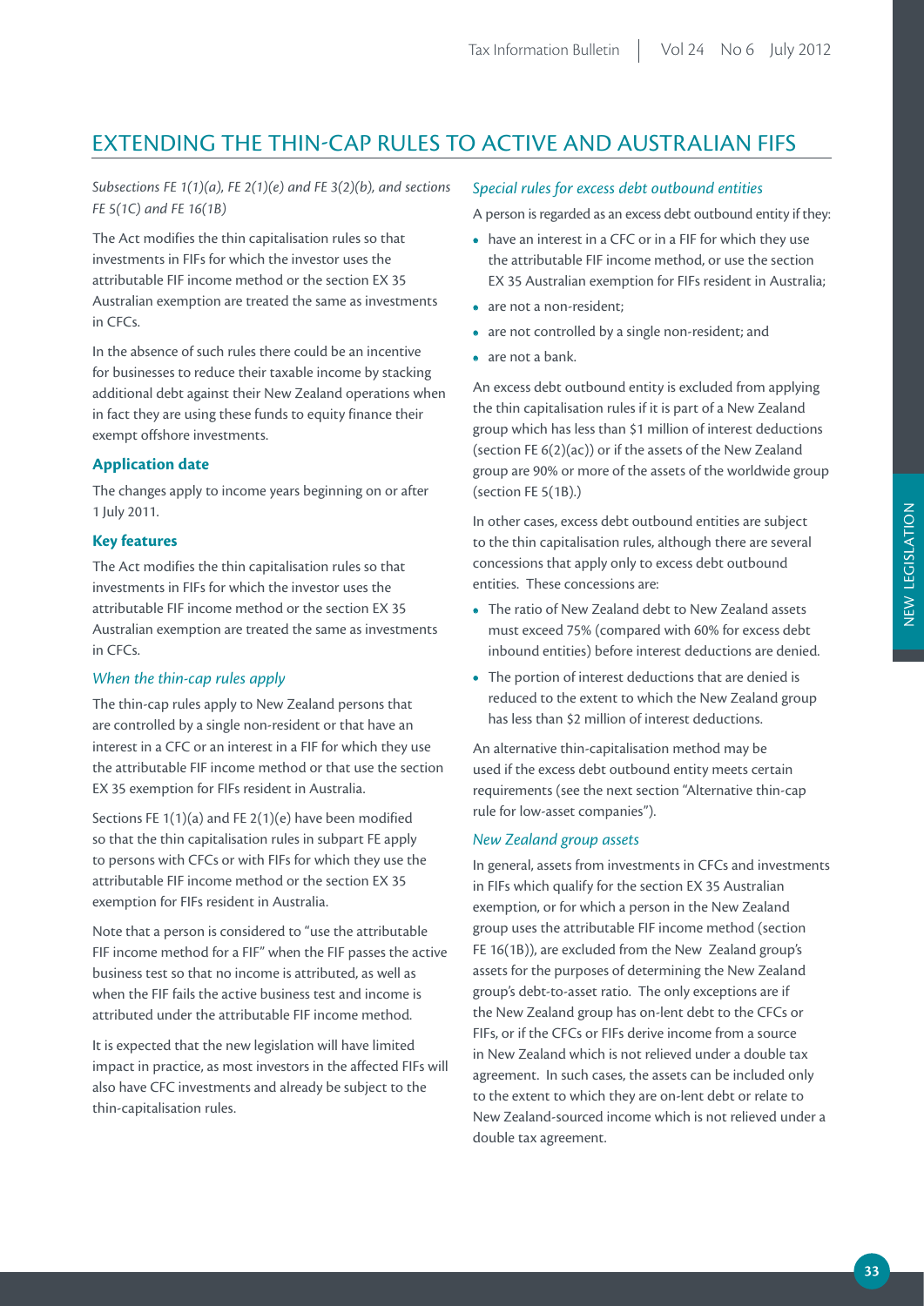# EXTENDING THE THIN-CAP RULES TO ACTIVE AND AUSTRALIAN FIFS

*Subsections FE 1(1)(a), FE 2(1)(e) and FE 3(2)(b), and sections FE 5(1C) and FE 16(1B)*

The Act modifies the thin capitalisation rules so that investments in FIFs for which the investor uses the attributable FIF income method or the section EX 35 Australian exemption are treated the same as investments in CFCs.

In the absence of such rules there could be an incentive for businesses to reduce their taxable income by stacking additional debt against their New Zealand operations when in fact they are using these funds to equity finance their exempt offshore investments.

### Application date

The changes apply to income years beginning on or after 1 July 2011.

### Key features

The Act modifies the thin capitalisation rules so that investments in FIFs for which the investor uses the attributable FIF income method or the section EX 35 Australian exemption are treated the same as investments in CFCs.

#### *When the thin-cap rules apply*

The thin-cap rules apply to New Zealand persons that are controlled by a single non-resident or that have an interest in a CFC or an interest in a FIF for which they use the attributable FIF income method or that use the section EX 35 exemption for FIFs resident in Australia.

Sections FE 1(1)(a) and FE 2(1)(e) have been modified so that the thin capitalisation rules in subpart FE apply to persons with CFCs or with FIFs for which they use the attributable FIF income method or the section EX 35 exemption for FIFs resident in Australia.

Note that a person is considered to "use the attributable FIF income method for a FIF" when the FIF passes the active business test so that no income is attributed, as well as when the FIF fails the active business test and income is attributed under the attributable FIF income method.

It is expected that the new legislation will have limited impact in practice, as most investors in the affected FIFs will also have CFC investments and already be subject to the thin-capitalisation rules.

#### *Special rules for excess debt outbound entities*

A person is regarded as an excess debt outbound entity if they:

- have an interest in a CFC or in a FIF for which they use the attributable FIF income method, or use the section EX 35 Australian exemption for FIFs resident in Australia;
- are not a non-resident;
- are not controlled by a single non-resident; and
- are not a bank.

An excess debt outbound entity is excluded from applying the thin capitalisation rules if it is part of a New Zealand group which has less than $1 million of interest deductions (section FE 6(2)(ac)) or if the assets of the New Zealand group are 90% or more of the assets of the worldwide group (section FE 5(1B).)

In other cases, excess debt outbound entities are subject to the thin capitalisation rules, although there are several concessions that apply only to excess debt outbound entities. These concessions are:

- The ratio of New Zealand debt to New Zealand assets must exceed 75% (compared with 60% for excess debt inbound entities) before interest deductions are denied.
- The portion of interest deductions that are denied is reduced to the extent to which the New Zealand group has less than $2 million of interest deductions.

An alternative thin-capitalisation method may be used if the excess debt outbound entity meets certain requirements (see the next section "Alternative thin-cap rule for low-asset companies").

#### *New Zealand group assets*

In general, assets from investments in CFCs and investments in FIFs which qualify for the section EX 35 Australian exemption, or for which a person in the New Zealand group uses the attributable FIF income method (section FE 16(1B)), are excluded from the New Zealand group's assets for the purposes of determining the New Zealand group's debt-to-asset ratio. The only exceptions are if the New Zealand group has on-lent debt to the CFCs or FIFs, or if the CFCs or FIFs derive income from a source in New Zealand which is not relieved under a double tax agreement. In such cases, the assets can be included only to the extent to which they are on-lent debt or relate to New Zealand-sourced income which is not relieved under a double tax agreement.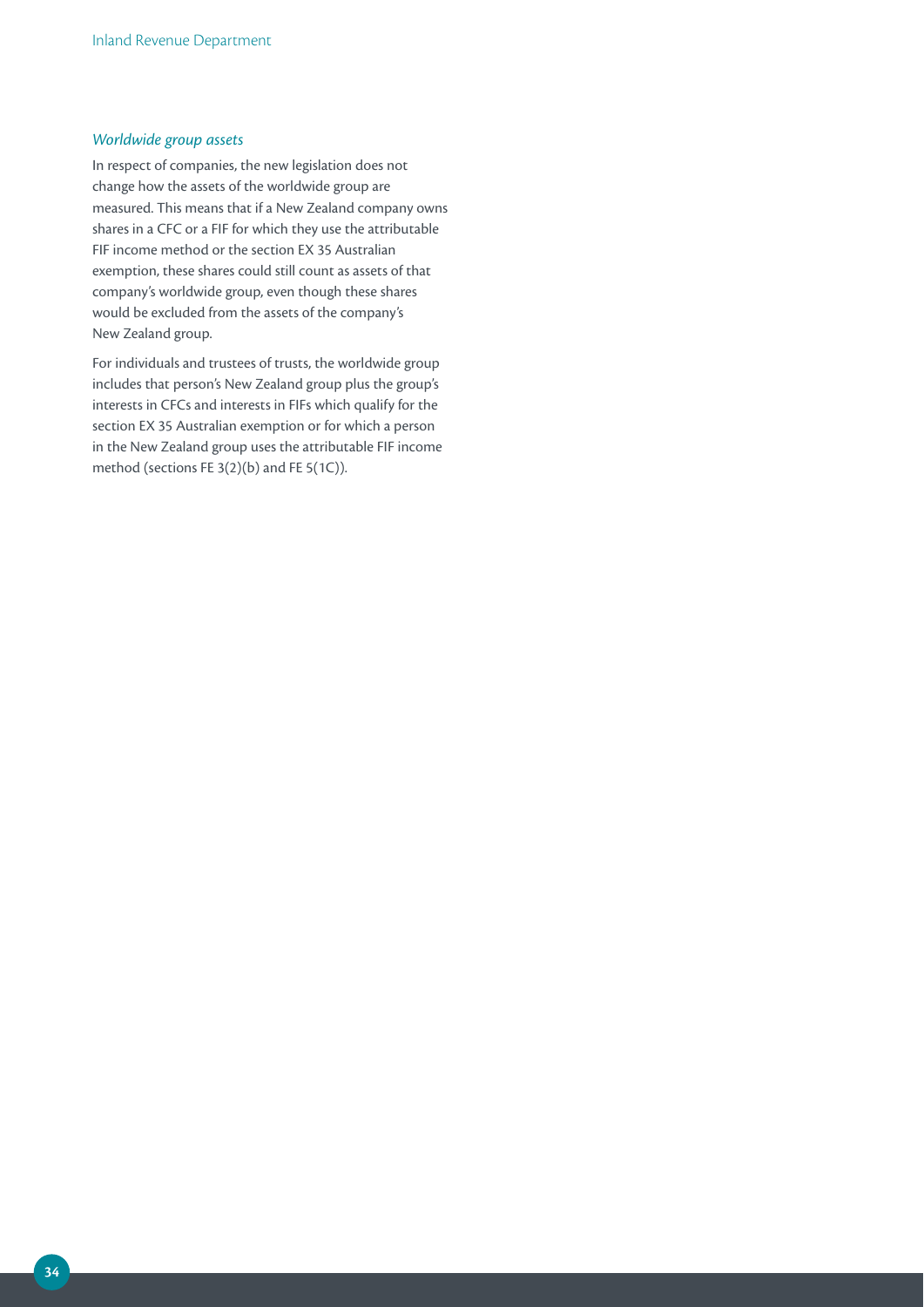*Worldwide group assets*

In respect of companies, the new legislation does not change how the assets of the worldwide group are measured. This means that if a New Zealand company owns shares in a CFC or a FIF for which they use the attributable FIF income method or the section EX 35 Australian exemption, these shares could still count as assets of that company's worldwide group, even though these shares would be excluded from the assets of the company's New Zealand group.

For individuals and trustees of trusts, the worldwide group includes that person's New Zealand group plus the group's interests in CFCs and interests in FIFs which qualify for the section EX 35 Australian exemption or for which a person in the New Zealand group uses the attributable FIF income method (sections FE 3(2)(b) and FE 5(1C)).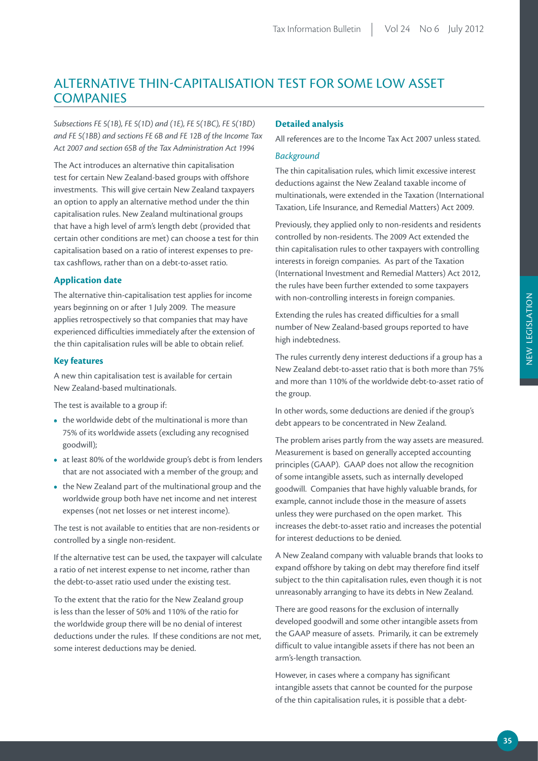# ALTERNATIVE THIN-CAPITALISATION TEST FOR SOME LOW ASSET COMPANIES

*Subsections FE 5(1B), FE 5(1D) and (1E), FE 5(1BC), FE 5(1BD) and FE 5(1BB) and sections FE 6B and FE 12B of the Income Tax Act 2007 and section 65B of the Tax Administration Act 1994*

The Act introduces an alternative thin capitalisation test for certain New Zealand-based groups with offshore investments. This will give certain New Zealand taxpayers an option to apply an alternative method under the thin capitalisation rules. New Zealand multinational groups that have a high level of arm's length debt (provided that certain other conditions are met) can choose a test for thin capitalisation based on a ratio of interest expenses to pre-tax cashflows, rather than on a debt-to-asset ratio.

### Application date

The alternative thin-capitalisation test applies for income years beginning on or after 1 July 2009. The measure applies retrospectively so that companies that may have experienced difficulties immediately after the extension of the thin capitalisation rules will be able to obtain relief.

### Key features

A new thin capitalisation test is available for certain New Zealand-based multinationals.

The test is available to a group if:

- the worldwide debt of the multinational is more than 75% of its worldwide assets (excluding any recognised goodwill);
- at least 80% of the worldwide group's debt is from lenders that are not associated with a member of the group; and
- the New Zealand part of the multinational group and the worldwide group both have net income and net interest expenses (not net losses or net interest income).

The test is not available to entities that are non-residents or controlled by a single non-resident.

If the alternative test can be used, the taxpayer will calculate a ratio of net interest expense to net income, rather than the debt-to-asset ratio used under the existing test.

To the extent that the ratio for the New Zealand group is less than the lesser of 50% and 110% of the ratio for the worldwide group there will be no denial of interest deductions under the rules. If these conditions are not met, some interest deductions may be denied.

### Detailed analysis

All references are to the Income Tax Act 2007 unless stated.

#### *Background*

The thin capitalisation rules, which limit excessive interest deductions against the New Zealand taxable income of multinationals, were extended in the Taxation (International Taxation, Life Insurance, and Remedial Matters) Act 2009.

Previously, they applied only to non-residents and residents controlled by non-residents. The 2009 Act extended the thin capitalisation rules to other taxpayers with controlling interests in foreign companies. As part of the Taxation (International Investment and Remedial Matters) Act 2012, the rules have been further extended to some taxpayers with non-controlling interests in foreign companies.

Extending the rules has created difficulties for a small number of New Zealand-based groups reported to have high indebtedness.

The rules currently deny interest deductions if a group has a New Zealand debt-to-asset ratio that is both more than 75% and more than 110% of the worldwide debt-to-asset ratio of the group.

In other words, some deductions are denied if the group's debt appears to be concentrated in New Zealand.

The problem arises partly from the way assets are measured. Measurement is based on generally accepted accounting principles (GAAP). GAAP does not allow the recognition of some intangible assets, such as internally developed goodwill. Companies that have highly valuable brands, for example, cannot include those in the measure of assets unless they were purchased on the open market. This increases the debt-to-asset ratio and increases the potential for interest deductions to be denied.

A New Zealand company with valuable brands that looks to expand offshore by taking on debt may therefore find itself subject to the thin capitalisation rules, even though it is not unreasonably arranging to have its debts in New Zealand.

There are good reasons for the exclusion of internally developed goodwill and some other intangible assets from the GAAP measure of assets. Primarily, it can be extremely difficult to value intangible assets if there has not been an arm's-length transaction.

However, in cases where a company has significant intangible assets that cannot be counted for the purpose of the thin capitalisation rules, it is possible that a debt-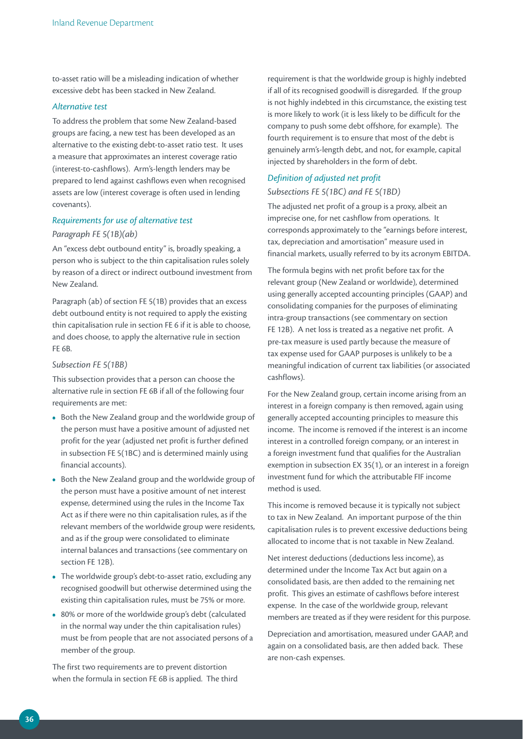to-asset ratio will be a misleading indication of whether excessive debt has been stacked in New Zealand.

### *Alternative test*

To address the problem that some New Zealand-based groups are facing, a new test has been developed as an alternative to the existing debt-to-asset ratio test. It uses a measure that approximates an interest coverage ratio (interest-to-cashflows). Arm's-length lenders may be prepared to lend against cashflows even when recognised assets are low (interest coverage is often used in lending covenants).

### *Requirements for use of alternative test*

*Paragraph FE 5(1B)(ab)*

An "excess debt outbound entity" is, broadly speaking, a person who is subject to the thin capitalisation rules solely by reason of a direct or indirect outbound investment from New Zealand.

Paragraph (ab) of section FE 5(1B) provides that an excess debt outbound entity is not required to apply the existing thin capitalisation rule in section FE 6 if it is able to choose, and does choose, to apply the alternative rule in section FE 6B.

*Subsection FE 5(1BB)*

This subsection provides that a person can choose the alternative rule in section FE 6B if all of the following four requirements are met:

- Both the New Zealand group and the worldwide group of the person must have a positive amount of adjusted net profit for the year (adjusted net profit is further defined in subsection FE 5(1BC) and is determined mainly using financial accounts).
- Both the New Zealand group and the worldwide group of the person must have a positive amount of net interest expense, determined using the rules in the Income Tax Act as if there were no thin capitalisation rules, as if the relevant members of the worldwide group were residents, and as if the group were consolidated to eliminate internal balances and transactions (see commentary on section FE 12B).
- The worldwide group's debt-to-asset ratio, excluding any recognised goodwill but otherwise determined using the existing thin capitalisation rules, must be 75% or more.
- 80% or more of the worldwide group's debt (calculated in the normal way under the thin capitalisation rules) must be from people that are not associated persons of a member of the group.

The first two requirements are to prevent distortion when the formula in section FE 6B is applied. The third requirement is that the worldwide group is highly indebted if all of its recognised goodwill is disregarded. If the group is not highly indebted in this circumstance, the existing test is more likely to work (it is less likely to be difficult for the company to push some debt offshore, for example). The fourth requirement is to ensure that most of the debt is genuinely arm's-length debt, and not, for example, capital injected by shareholders in the form of debt.

### *Definition of adjusted net profit*

*Subsections FE 5(1BC) and FE 5(1BD)*

The adjusted net profit of a group is a proxy, albeit an imprecise one, for net cashflow from operations. It corresponds approximately to the "earnings before interest, tax, depreciation and amortisation" measure used in financial markets, usually referred to by its acronym EBITDA.

The formula begins with net profit before tax for the relevant group (New Zealand or worldwide), determined using generally accepted accounting principles (GAAP) and consolidating companies for the purposes of eliminating intra-group transactions (see commentary on section FE 12B). A net loss is treated as a negative net profit. A pre-tax measure is used partly because the measure of tax expense used for GAAP purposes is unlikely to be a meaningful indication of current tax liabilities (or associated cashflows).

For the New Zealand group, certain income arising from an interest in a foreign company is then removed, again using generally accepted accounting principles to measure this income. The income is removed if the interest is an income interest in a controlled foreign company, or an interest in a foreign investment fund that qualifies for the Australian exemption in subsection EX 35(1), or an interest in a foreign investment fund for which the attributable FIF income method is used.

This income is removed because it is typically not subject to tax in New Zealand. An important purpose of the thin capitalisation rules is to prevent excessive deductions being allocated to income that is not taxable in New Zealand.

Net interest deductions (deductions less income), as determined under the Income Tax Act but again on a consolidated basis, are then added to the remaining net profit. This gives an estimate of cashflows before interest expense. In the case of the worldwide group, relevant members are treated as if they were resident for this purpose.

Depreciation and amortisation, measured under GAAP, and again on a consolidated basis, are then added back. These are non-cash expenses.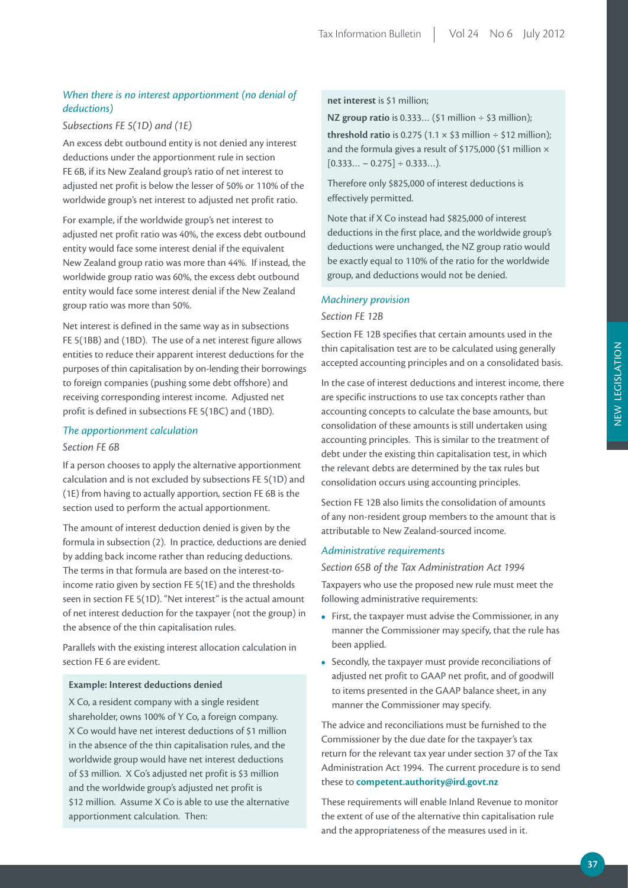### *When there is no interest apportionment (no denial of deductions)*

*Subsections FE 5(1D) and (1E)*

An excess debt outbound entity is not denied any interest deductions under the apportionment rule in section FE 6B, if its New Zealand group's ratio of net interest to adjusted net profit is below the lesser of 50% or 110% of the worldwide group's net interest to adjusted net profit ratio.

For example, if the worldwide group's net interest to adjusted net profit ratio was 40%, the excess debt outbound entity would face some interest denial if the equivalent New Zealand group ratio was more than 44%. If instead, the worldwide group ratio was 60%, the excess debt outbound entity would face some interest denial if the New Zealand group ratio was more than 50%.

Net interest is defined in the same way as in subsections FE 5(1BB) and (1BD). The use of a net interest figure allows entities to reduce their apparent interest deductions for the purposes of thin capitalisation by on-lending their borrowings to foreign companies (pushing some debt offshore) and receiving corresponding interest income. Adjusted net profit is defined in subsections FE 5(1BC) and (1BD).

### *The apportionment calculation*

*Section FE 6B*

If a person chooses to apply the alternative apportionment calculation and is not excluded by subsections FE 5(1D) and (1E) from having to actually apportion, section FE 6B is the section used to perform the actual apportionment.

The amount of interest deduction denied is given by the formula in subsection (2). In practice, deductions are denied by adding back income rather than reducing deductions. The terms in that formula are based on the interest-to-income ratio given by section FE 5(1E) and the thresholds seen in section FE 5(1D). "Net interest" is the actual amount of net interest deduction for the taxpayer (not the group) in the absence of the thin capitalisation rules.

Parallels with the existing interest allocation calculation in section FE 6 are evident.

**Example: Interest deductions denied**

X Co, a resident company with a single resident shareholder, owns 100% of Y Co, a foreign company. X Co would have net interest deductions of \$1 million in the absence of the thin capitalisation rules, and the worldwide group would have net interest deductions of \$3 million. X Co's adjusted net profit is \$3 million and the worldwide group's adjusted net profit is \$12 million. Assume X Co is able to use the alternative apportionment calculation. Then:

**net interest** is \$1 million;

**NZ group ratio** is 0.333… (\$1 million ÷ \$3 million);

**threshold ratio** is 0.275 (1.1 × \$3 million ÷ \$12 million); and the formula gives a result of \$175,000 (\$1 million × [0.333… – 0.275] ÷ 0.333…).

Therefore only \$825,000 of interest deductions is effectively permitted.

Note that if X Co instead had \$825,000 of interest deductions in the first place, and the worldwide group's deductions were unchanged, the NZ group ratio would be exactly equal to 110% of the ratio for the worldwide group, and deductions would not be denied.

### *Machinery provision*

*Section FE 12B*

Section FE 12B specifies that certain amounts used in the thin capitalisation test are to be calculated using generally accepted accounting principles and on a consolidated basis.

In the case of interest deductions and interest income, there are specific instructions to use tax concepts rather than accounting concepts to calculate the base amounts, but consolidation of these amounts is still undertaken using accounting principles. This is similar to the treatment of debt under the existing thin capitalisation test, in which the relevant debts are determined by the tax rules but consolidation occurs using accounting principles.

Section FE 12B also limits the consolidation of amounts of any non-resident group members to the amount that is attributable to New Zealand-sourced income.

### *Administrative requirements*

*Section 65B of the Tax Administration Act 1994*

Taxpayers who use the proposed new rule must meet the following administrative requirements:

- First, the taxpayer must advise the Commissioner, in any manner the Commissioner may specify, that the rule has been applied.
- Secondly, the taxpayer must provide reconciliations of adjusted net profit to GAAP net profit, and of goodwill to items presented in the GAAP balance sheet, in any manner the Commissioner may specify.

The advice and reconciliations must be furnished to the Commissioner by the due date for the taxpayer's tax return for the relevant tax year under section 37 of the Tax Administration Act 1994. The current procedure is to send these to **competent.authority@ird.govt.nz**

These requirements will enable Inland Revenue to monitor the extent of use of the alternative thin capitalisation rule and the appropriateness of the measures used in it.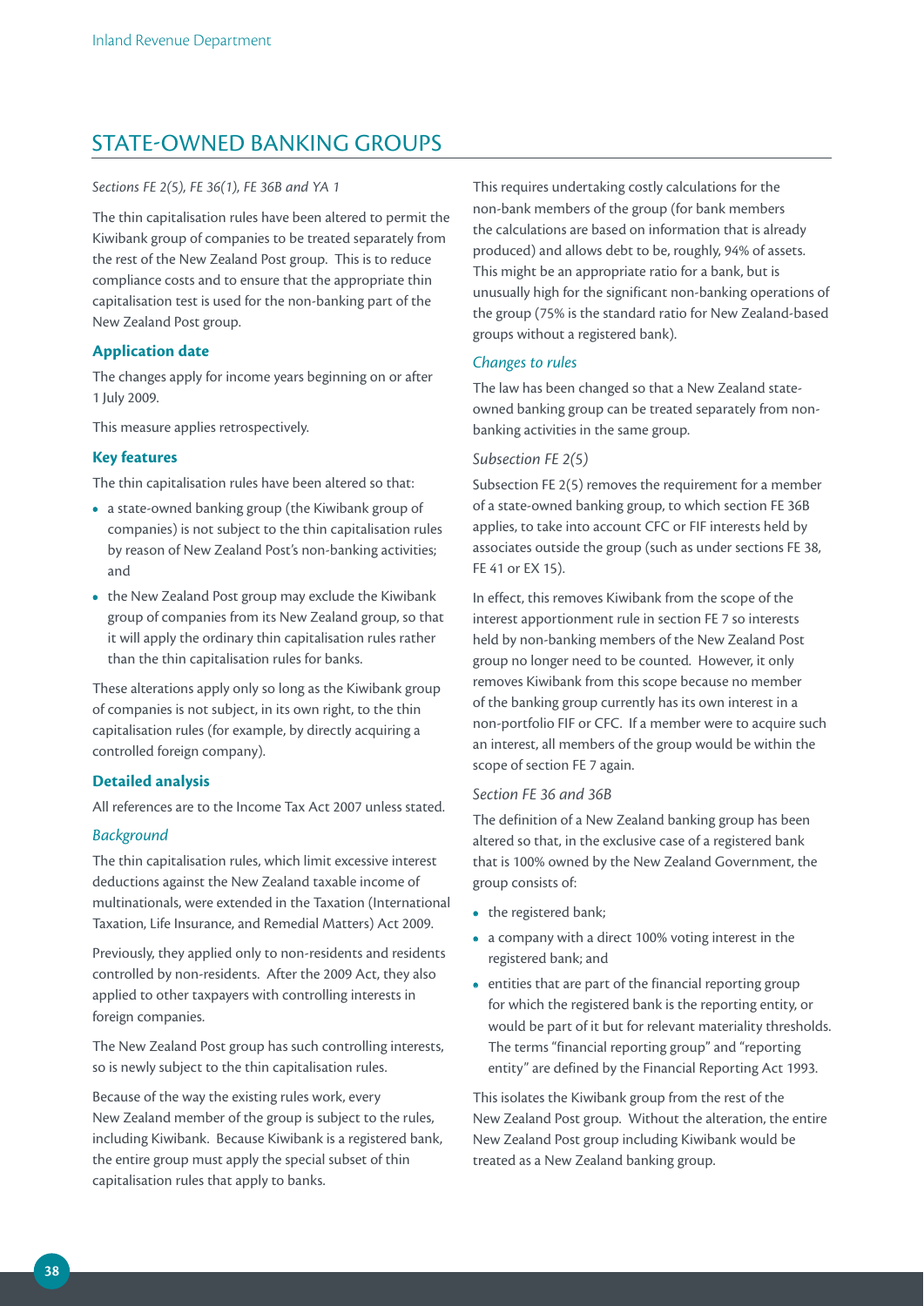# STATE-OWNED BANKING GROUPS

*Sections FE 2(5), FE 36(1), FE 36B and YA 1*

The thin capitalisation rules have been altered to permit the Kiwibank group of companies to be treated separately from the rest of the New Zealand Post group. This is to reduce compliance costs and to ensure that the appropriate thin capitalisation test is used for the non-banking part of the New Zealand Post group.

## Application date

The changes apply for income years beginning on or after 1 July 2009.

This measure applies retrospectively.

## Key features

The thin capitalisation rules have been altered so that:

- a state-owned banking group (the Kiwibank group of companies) is not subject to the thin capitalisation rules by reason of New Zealand Post's non-banking activities; and
- the New Zealand Post group may exclude the Kiwibank group of companies from its New Zealand group, so that it will apply the ordinary thin capitalisation rules rather than the thin capitalisation rules for banks.

These alterations apply only so long as the Kiwibank group of companies is not subject, in its own right, to the thin capitalisation rules (for example, by directly acquiring a controlled foreign company).

## Detailed analysis

All references are to the Income Tax Act 2007 unless stated.

### *Background*

The thin capitalisation rules, which limit excessive interest deductions against the New Zealand taxable income of multinationals, were extended in the Taxation (International Taxation, Life Insurance, and Remedial Matters) Act 2009.

Previously, they applied only to non-residents and residents controlled by non-residents. After the 2009 Act, they also applied to other taxpayers with controlling interests in foreign companies.

The New Zealand Post group has such controlling interests, so is newly subject to the thin capitalisation rules.

Because of the way the existing rules work, every New Zealand member of the group is subject to the rules, including Kiwibank. Because Kiwibank is a registered bank, the entire group must apply the special subset of thin capitalisation rules that apply to banks.

This requires undertaking costly calculations for the non-bank members of the group (for bank members the calculations are based on information that is already produced) and allows debt to be, roughly, 94% of assets. This might be an appropriate ratio for a bank, but is unusually high for the significant non-banking operations of the group (75% is the standard ratio for New Zealand-based groups without a registered bank).

### *Changes to rules*

The law has been changed so that a New Zealand state-owned banking group can be treated separately from non-banking activities in the same group.

#### *Subsection FE 2(5)*

Subsection FE 2(5) removes the requirement for a member of a state-owned banking group, to which section FE 36B applies, to take into account CFC or FIF interests held by associates outside the group (such as under sections FE 38, FE 41 or EX 15).

In effect, this removes Kiwibank from the scope of the interest apportionment rule in section FE 7 so interests held by non-banking members of the New Zealand Post group no longer need to be counted. However, it only removes Kiwibank from this scope because no member of the banking group currently has its own interest in a non-portfolio FIF or CFC. If a member were to acquire such an interest, all members of the group would be within the scope of section FE 7 again.

#### *Section FE 36 and 36B*

The definition of a New Zealand banking group has been altered so that, in the exclusive case of a registered bank that is 100% owned by the New Zealand Government, the group consists of:

- the registered bank;
- a company with a direct 100% voting interest in the registered bank; and
- entities that are part of the financial reporting group for which the registered bank is the reporting entity, or would be part of it but for relevant materiality thresholds. The terms "financial reporting group" and "reporting entity" are defined by the Financial Reporting Act 1993.

This isolates the Kiwibank group from the rest of the New Zealand Post group. Without the alteration, the entire New Zealand Post group including Kiwibank would be treated as a New Zealand banking group.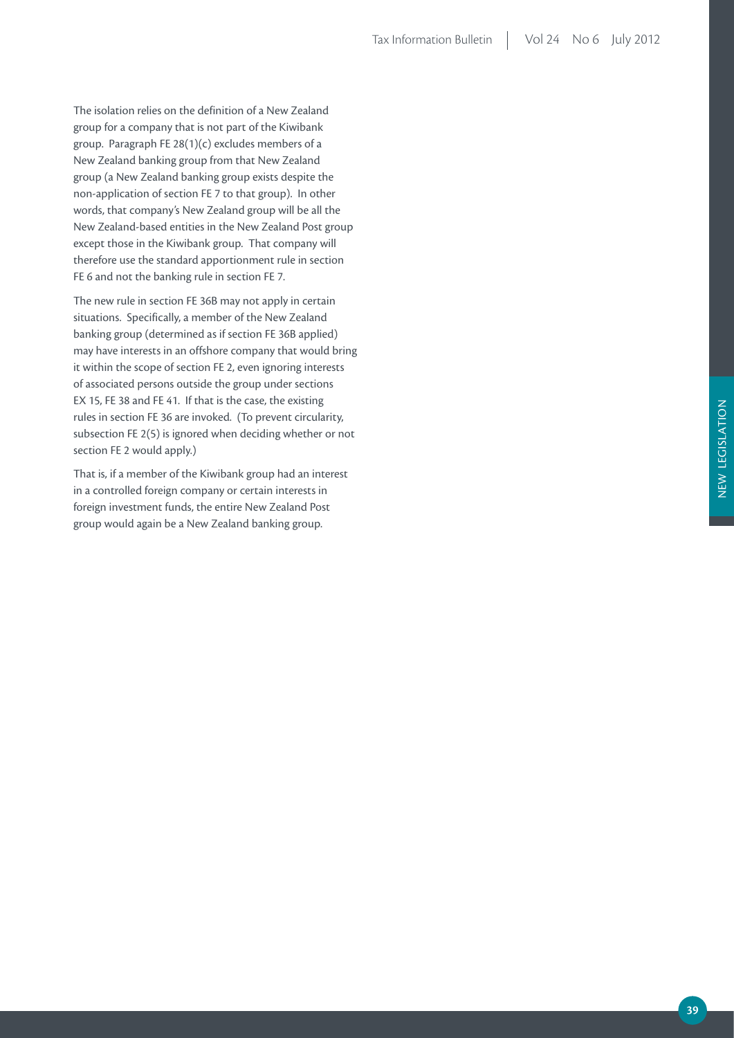The isolation relies on the definition of a New Zealand group for a company that is not part of the Kiwibank group. Paragraph FE 28(1)(c) excludes members of a New Zealand banking group from that New Zealand group (a New Zealand banking group exists despite the non-application of section FE 7 to that group). In other words, that company's New Zealand group will be all the New Zealand-based entities in the New Zealand Post group except those in the Kiwibank group. That company will therefore use the standard apportionment rule in section FE 6 and not the banking rule in section FE 7.

The new rule in section FE 36B may not apply in certain situations. Specifically, a member of the New Zealand banking group (determined as if section FE 36B applied) may have interests in an offshore company that would bring it within the scope of section FE 2, even ignoring interests of associated persons outside the group under sections EX 15, FE 38 and FE 41. If that is the case, the existing rules in section FE 36 are invoked. (To prevent circularity, subsection FE 2(5) is ignored when deciding whether or not section FE 2 would apply.)

That is, if a member of the Kiwibank group had an interest in a controlled foreign company or certain interests in foreign investment funds, the entire New Zealand Post group would again be a New Zealand banking group.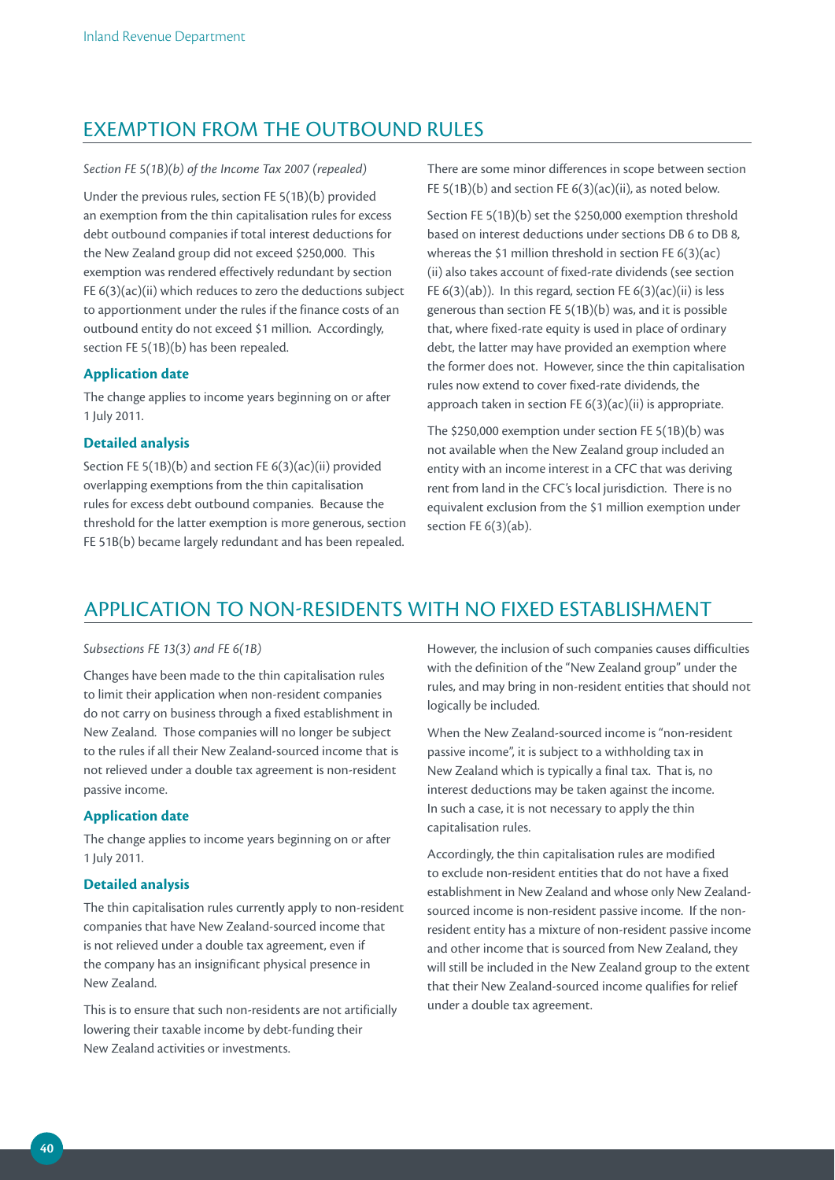## EXEMPTION FROM THE OUTBOUND RULES

*Section FE 5(1B)(b) of the Income Tax 2007 (repealed)*

Under the previous rules, section FE 5(1B)(b) provided an exemption from the thin capitalisation rules for excess debt outbound companies if total interest deductions for the New Zealand group did not exceed $250,000. This exemption was rendered effectively redundant by section FE 6(3)(ac)(ii) which reduces to zero the deductions subject to apportionment under the rules if the finance costs of an outbound entity do not exceed $1 million. Accordingly, section FE 5(1B)(b) has been repealed.

### Application date

The change applies to income years beginning on or after 1 July 2011.

### Detailed analysis

Section FE 5(1B)(b) and section FE 6(3)(ac)(ii) provided overlapping exemptions from the thin capitalisation rules for excess debt outbound companies. Because the threshold for the latter exemption is more generous, section FE 51B(b) became largely redundant and has been repealed.

There are some minor differences in scope between section FE 5(1B)(b) and section FE 6(3)(ac)(ii), as noted below.

Section FE 5(1B)(b) set the $250,000 exemption threshold based on interest deductions under sections DB 6 to DB 8, whereas the $1 million threshold in section FE 6(3)(ac)(ii) also takes account of fixed-rate dividends (see section FE 6(3)(ab)). In this regard, section FE 6(3)(ac)(ii) is less generous than section FE 5(1B)(b) was, and it is possible that, where fixed-rate equity is used in place of ordinary debt, the latter may have provided an exemption where the former does not. However, since the thin capitalisation rules now extend to cover fixed-rate dividends, the approach taken in section FE 6(3)(ac)(ii) is appropriate.

The $250,000 exemption under section FE 5(1B)(b) was not available when the New Zealand group included an entity with an income interest in a CFC that was deriving rent from land in the CFC's local jurisdiction. There is no equivalent exclusion from the $1 million exemption under section FE 6(3)(ab).

## APPLICATION TO NON-RESIDENTS WITH NO FIXED ESTABLISHMENT

*Subsections FE 13(3) and FE 6(1B)*

Changes have been made to the thin capitalisation rules to limit their application when non-resident companies do not carry on business through a fixed establishment in New Zealand. Those companies will no longer be subject to the rules if all their New Zealand-sourced income that is not relieved under a double tax agreement is non-resident passive income.

### Application date

The change applies to income years beginning on or after 1 July 2011.

### Detailed analysis

The thin capitalisation rules currently apply to non-resident companies that have New Zealand-sourced income that is not relieved under a double tax agreement, even if the company has an insignificant physical presence in New Zealand.

This is to ensure that such non-residents are not artificially lowering their taxable income by debt-funding their New Zealand activities or investments.

However, the inclusion of such companies causes difficulties with the definition of the "New Zealand group" under the rules, and may bring in non-resident entities that should not logically be included.

When the New Zealand-sourced income is "non-resident passive income", it is subject to a withholding tax in New Zealand which is typically a final tax. That is, no interest deductions may be taken against the income. In such a case, it is not necessary to apply the thin capitalisation rules.

Accordingly, the thin capitalisation rules are modified to exclude non-resident entities that do not have a fixed establishment in New Zealand and whose only New Zealand-sourced income is non-resident passive income. If the non-resident entity has a mixture of non-resident passive income and other income that is sourced from New Zealand, they will still be included in the New Zealand group to the extent that their New Zealand-sourced income qualifies for relief under a double tax agreement.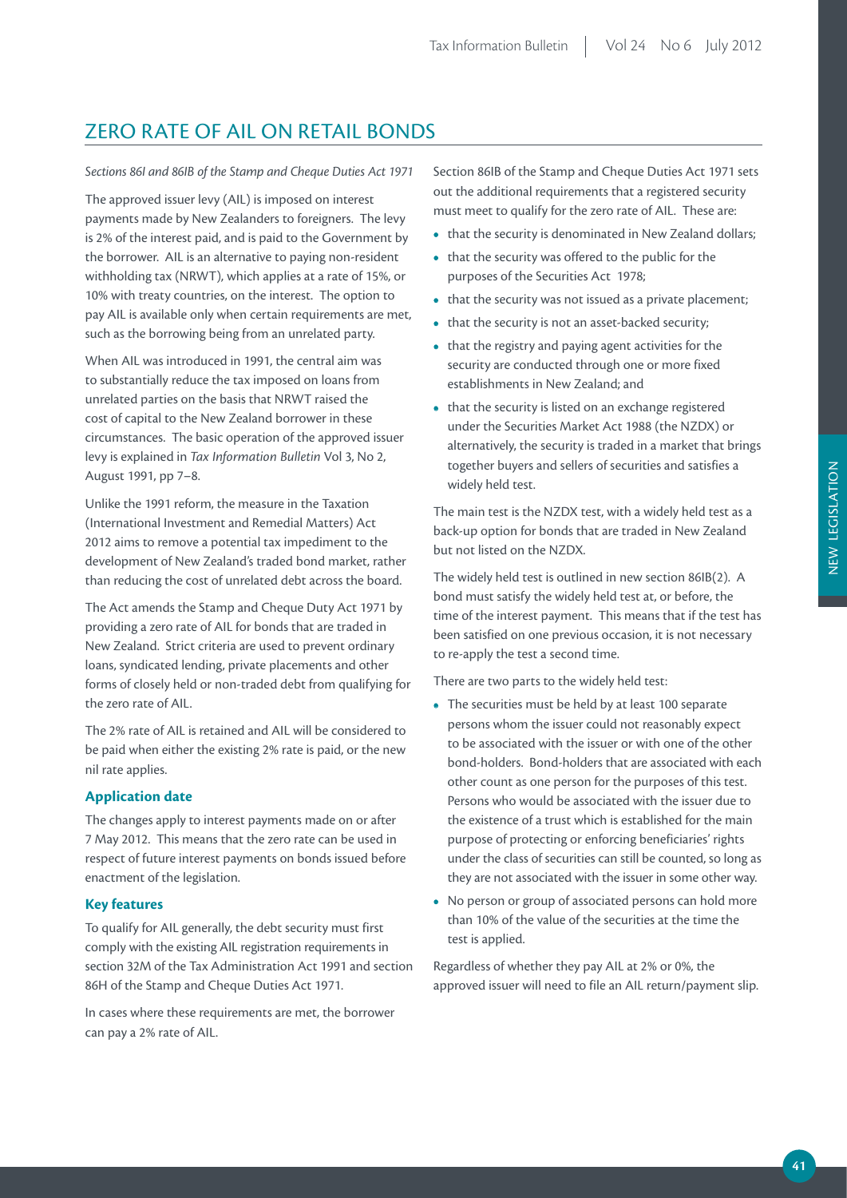## ZERO RATE OF AIL ON RETAIL BONDS

*Sections 86I and 86IB of the Stamp and Cheque Duties Act 1971*

The approved issuer levy (AIL) is imposed on interest payments made by New Zealanders to foreigners. The levy is 2% of the interest paid, and is paid to the Government by the borrower. AIL is an alternative to paying non-resident withholding tax (NRWT), which applies at a rate of 15%, or 10% with treaty countries, on the interest. The option to pay AIL is available only when certain requirements are met, such as the borrowing being from an unrelated party.

When AIL was introduced in 1991, the central aim was to substantially reduce the tax imposed on loans from unrelated parties on the basis that NRWT raised the cost of capital to the New Zealand borrower in these circumstances. The basic operation of the approved issuer levy is explained in *Tax Information Bulletin* Vol 3, No 2, August 1991, pp 7–8.

Unlike the 1991 reform, the measure in the Taxation (International Investment and Remedial Matters) Act 2012 aims to remove a potential tax impediment to the development of New Zealand's traded bond market, rather than reducing the cost of unrelated debt across the board.

The Act amends the Stamp and Cheque Duty Act 1971 by providing a zero rate of AIL for bonds that are traded in New Zealand. Strict criteria are used to prevent ordinary loans, syndicated lending, private placements and other forms of closely held or non-traded debt from qualifying for the zero rate of AIL.

The 2% rate of AIL is retained and AIL will be considered to be paid when either the existing 2% rate is paid, or the new nil rate applies.

### Application date

The changes apply to interest payments made on or after 7 May 2012. This means that the zero rate can be used in respect of future interest payments on bonds issued before enactment of the legislation.

### Key features

To qualify for AIL generally, the debt security must first comply with the existing AIL registration requirements in section 32M of the Tax Administration Act 1991 and section 86H of the Stamp and Cheque Duties Act 1971.

In cases where these requirements are met, the borrower can pay a 2% rate of AIL.

Section 86IB of the Stamp and Cheque Duties Act 1971 sets out the additional requirements that a registered security must meet to qualify for the zero rate of AIL. These are:

- that the security is denominated in New Zealand dollars;
- that the security was offered to the public for the purposes of the Securities Act 1978;
- that the security was not issued as a private placement;
- that the security is not an asset-backed security;
- that the registry and paying agent activities for the security are conducted through one or more fixed establishments in New Zealand; and
- that the security is listed on an exchange registered under the Securities Market Act 1988 (the NZDX) or alternatively, the security is traded in a market that brings together buyers and sellers of securities and satisfies a widely held test.

The main test is the NZDX test, with a widely held test as a back-up option for bonds that are traded in New Zealand but not listed on the NZDX.

The widely held test is outlined in new section 86IB(2). A bond must satisfy the widely held test at, or before, the time of the interest payment. This means that if the test has been satisfied on one previous occasion, it is not necessary to re-apply the test a second time.

There are two parts to the widely held test:

- The securities must be held by at least 100 separate persons whom the issuer could not reasonably expect to be associated with the issuer or with one of the other bond-holders. Bond-holders that are associated with each other count as one person for the purposes of this test. Persons who would be associated with the issuer due to the existence of a trust which is established for the main purpose of protecting or enforcing beneficiaries' rights under the class of securities can still be counted, so long as they are not associated with the issuer in some other way.
- No person or group of associated persons can hold more than 10% of the value of the securities at the time the test is applied.

Regardless of whether they pay AIL at 2% or 0%, the approved issuer will need to file an AIL return/payment slip.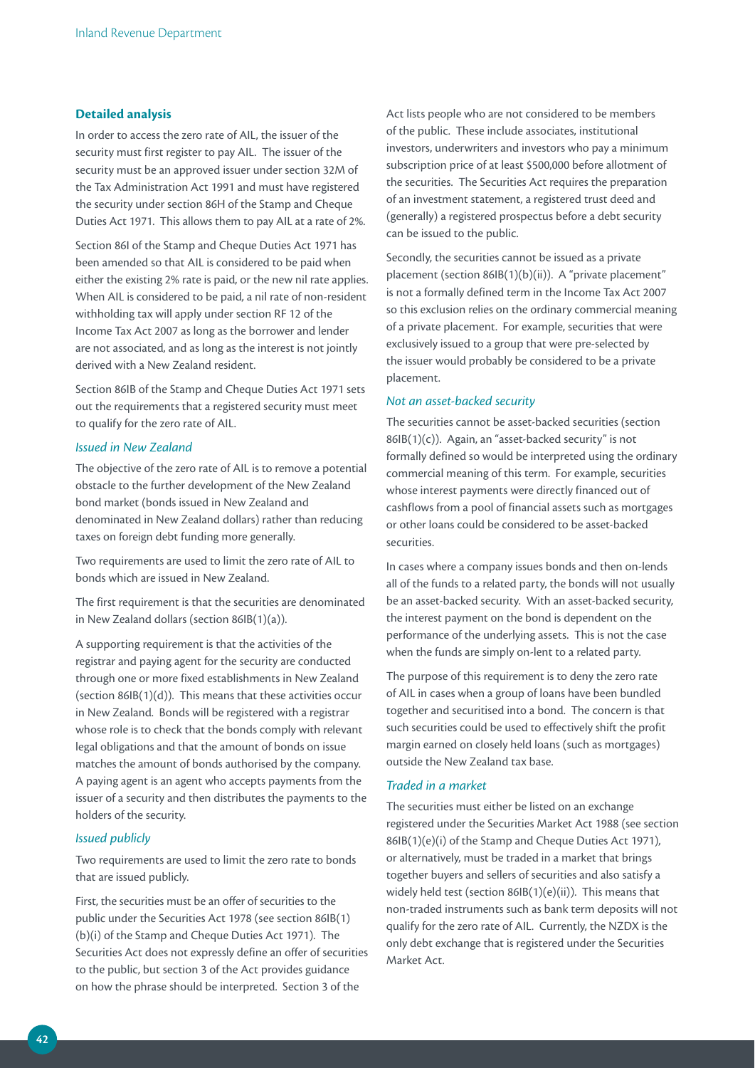## Detailed analysis

In order to access the zero rate of AIL, the issuer of the security must first register to pay AIL. The issuer of the security must be an approved issuer under section 32M of the Tax Administration Act 1991 and must have registered the security under section 86H of the Stamp and Cheque Duties Act 1971. This allows them to pay AIL at a rate of 2%.

Section 86I of the Stamp and Cheque Duties Act 1971 has been amended so that AIL is considered to be paid when either the existing 2% rate is paid, or the new nil rate applies. When AIL is considered to be paid, a nil rate of non-resident withholding tax will apply under section RF 12 of the Income Tax Act 2007 as long as the borrower and lender are not associated, and as long as the interest is not jointly derived with a New Zealand resident.

Section 86IB of the Stamp and Cheque Duties Act 1971 sets out the requirements that a registered security must meet to qualify for the zero rate of AIL.

### *Issued in New Zealand*

The objective of the zero rate of AIL is to remove a potential obstacle to the further development of the New Zealand bond market (bonds issued in New Zealand and denominated in New Zealand dollars) rather than reducing taxes on foreign debt funding more generally.

Two requirements are used to limit the zero rate of AIL to bonds which are issued in New Zealand.

The first requirement is that the securities are denominated in New Zealand dollars (section 86IB(1)(a)).

A supporting requirement is that the activities of the registrar and paying agent for the security are conducted through one or more fixed establishments in New Zealand (section 86IB(1)(d)). This means that these activities occur in New Zealand. Bonds will be registered with a registrar whose role is to check that the bonds comply with relevant legal obligations and that the amount of bonds on issue matches the amount of bonds authorised by the company. A paying agent is an agent who accepts payments from the issuer of a security and then distributes the payments to the holders of the security.

### *Issued publicly*

Two requirements are used to limit the zero rate to bonds that are issued publicly.

First, the securities must be an offer of securities to the public under the Securities Act 1978 (see section 86IB(1)(b)(i) of the Stamp and Cheque Duties Act 1971). The Securities Act does not expressly define an offer of securities to the public, but section 3 of the Act provides guidance on how the phrase should be interpreted. Section 3 of the Act lists people who are not considered to be members of the public. These include associates, institutional investors, underwriters and investors who pay a minimum subscription price of at least $500,000 before allotment of the securities. The Securities Act requires the preparation of an investment statement, a registered trust deed and (generally) a registered prospectus before a debt security can be issued to the public.

Secondly, the securities cannot be issued as a private placement (section 86IB(1)(b)(ii)). A "private placement" is not a formally defined term in the Income Tax Act 2007 so this exclusion relies on the ordinary commercial meaning of a private placement. For example, securities that were exclusively issued to a group that were pre-selected by the issuer would probably be considered to be a private placement.

### *Not an asset-backed security*

The securities cannot be asset-backed securities (section 86IB(1)(c)). Again, an "asset-backed security" is not formally defined so would be interpreted using the ordinary commercial meaning of this term. For example, securities whose interest payments were directly financed out of cashflows from a pool of financial assets such as mortgages or other loans could be considered to be asset-backed securities.

In cases where a company issues bonds and then on-lends all of the funds to a related party, the bonds will not usually be an asset-backed security. With an asset-backed security, the interest payment on the bond is dependent on the performance of the underlying assets. This is not the case when the funds are simply on-lent to a related party.

The purpose of this requirement is to deny the zero rate of AIL in cases when a group of loans have been bundled together and securitised into a bond. The concern is that such securities could be used to effectively shift the profit margin earned on closely held loans (such as mortgages) outside the New Zealand tax base.

### *Traded in a market*

The securities must either be listed on an exchange registered under the Securities Market Act 1988 (see section 86IB(1)(e)(i) of the Stamp and Cheque Duties Act 1971), or alternatively, must be traded in a market that brings together buyers and sellers of securities and also satisfy a widely held test (section 86IB(1)(e)(ii)). This means that non-traded instruments such as bank term deposits will not qualify for the zero rate of AIL. Currently, the NZDX is the only debt exchange that is registered under the Securities Market Act.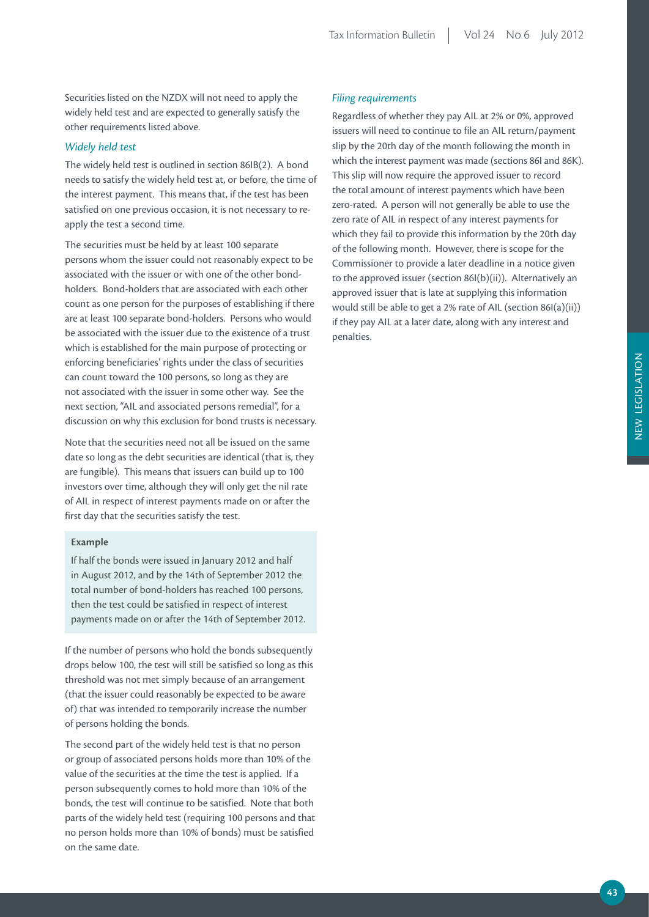Securities listed on the NZDX will not need to apply the widely held test and are expected to generally satisfy the other requirements listed above.

### *Widely held test*

The widely held test is outlined in section 86IB(2). A bond needs to satisfy the widely held test at, or before, the time of the interest payment. This means that, if the test has been satisfied on one previous occasion, it is not necessary to re-apply the test a second time.

The securities must be held by at least 100 separate persons whom the issuer could not reasonably expect to be associated with the issuer or with one of the other bond-holders. Bond-holders that are associated with each other count as one person for the purposes of establishing if there are at least 100 separate bond-holders. Persons who would be associated with the issuer due to the existence of a trust which is established for the main purpose of protecting or enforcing beneficiaries' rights under the class of securities can count toward the 100 persons, so long as they are not associated with the issuer in some other way. See the next section, "AIL and associated persons remedial", for a discussion on why this exclusion for bond trusts is necessary.

Note that the securities need not all be issued on the same date so long as the debt securities are identical (that is, they are fungible). This means that issuers can build up to 100 investors over time, although they will only get the nil rate of AIL in respect of interest payments made on or after the first day that the securities satisfy the test.

**Example**

If half the bonds were issued in January 2012 and half in August 2012, and by the 14th of September 2012 the total number of bond-holders has reached 100 persons, then the test could be satisfied in respect of interest payments made on or after the 14th of September 2012.

If the number of persons who hold the bonds subsequently drops below 100, the test will still be satisfied so long as this threshold was not met simply because of an arrangement (that the issuer could reasonably be expected to be aware of) that was intended to temporarily increase the number of persons holding the bonds.

The second part of the widely held test is that no person or group of associated persons holds more than 10% of the value of the securities at the time the test is applied. If a person subsequently comes to hold more than 10% of the bonds, the test will continue to be satisfied. Note that both parts of the widely held test (requiring 100 persons and that no person holds more than 10% of bonds) must be satisfied on the same date.

### *Filing requirements*

Regardless of whether they pay AIL at 2% or 0%, approved issuers will need to continue to file an AIL return/payment slip by the 20th day of the month following the month in which the interest payment was made (sections 86I and 86K). This slip will now require the approved issuer to record the total amount of interest payments which have been zero-rated. A person will not generally be able to use the zero rate of AIL in respect of any interest payments for which they fail to provide this information by the 20th day of the following month. However, there is scope for the Commissioner to provide a later deadline in a notice given to the approved issuer (section 86I(b)(ii)). Alternatively an approved issuer that is late at supplying this information would still be able to get a 2% rate of AIL (section 86I(a)(ii)) if they pay AIL at a later date, along with any interest and penalties.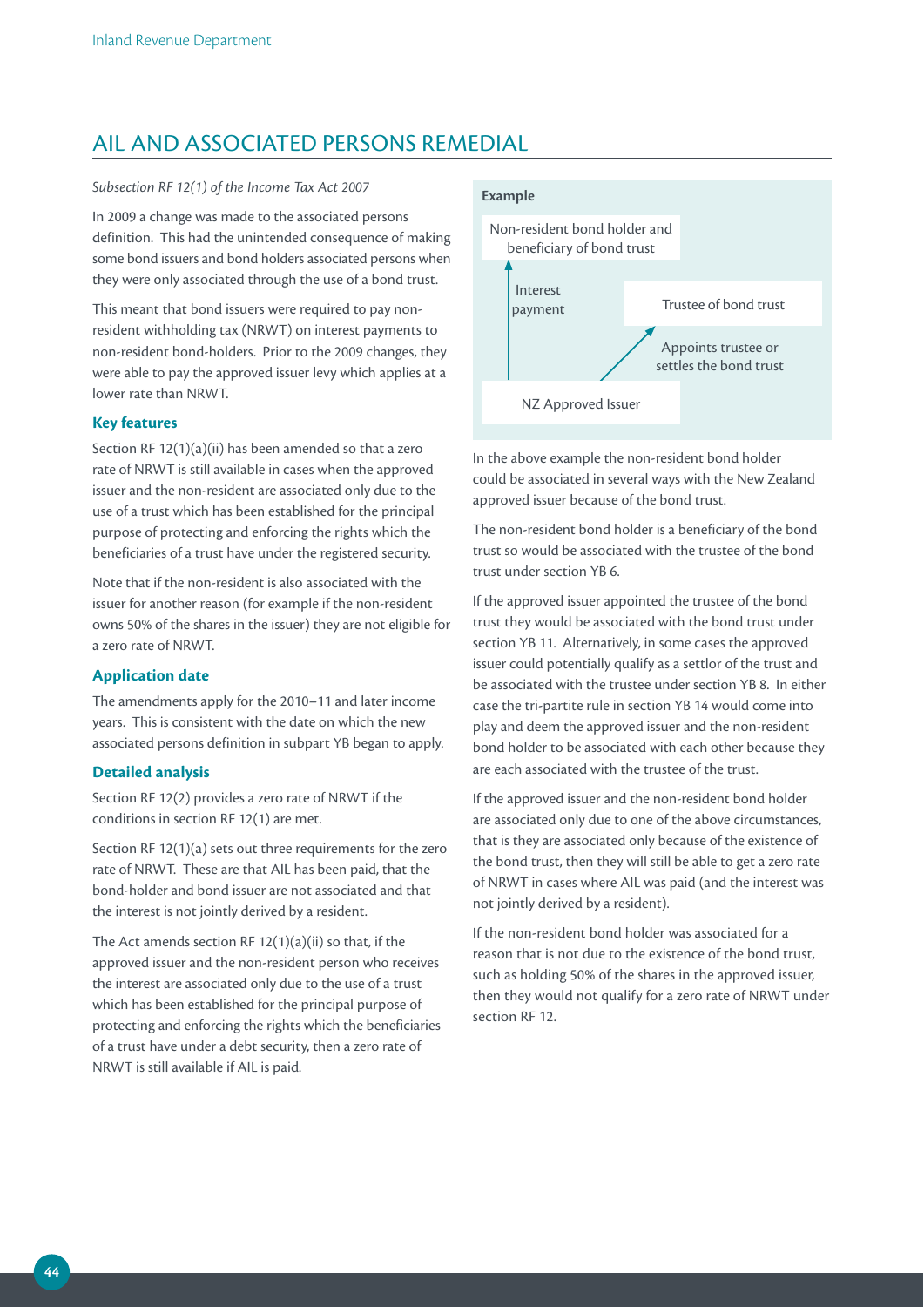## AIL AND ASSOCIATED PERSONS REMEDIAL

*Subsection RF 12(1) of the Income Tax Act 2007*

In 2009 a change was made to the associated persons definition. This had the unintended consequence of making some bond issuers and bond holders associated persons when they were only associated through the use of a bond trust.

This meant that bond issuers were required to pay non-resident withholding tax (NRWT) on interest payments to non-resident bond-holders. Prior to the 2009 changes, they were able to pay the approved issuer levy which applies at a lower rate than NRWT.

### Key features

Section RF 12(1)(a)(ii) has been amended so that a zero rate of NRWT is still available in cases when the approved issuer and the non-resident are associated only due to the use of a trust which has been established for the principal purpose of protecting and enforcing the rights which the beneficiaries of a trust have under the registered security.

Note that if the non-resident is also associated with the issuer for another reason (for example if the non-resident owns 50% of the shares in the issuer) they are not eligible for a zero rate of NRWT.

### Application date

The amendments apply for the 2010–11 and later income years. This is consistent with the date on which the new associated persons definition in subpart YB began to apply.

### Detailed analysis

Section RF 12(2) provides a zero rate of NRWT if the conditions in section RF 12(1) are met.

Section RF 12(1)(a) sets out three requirements for the zero rate of NRWT. These are that AIL has been paid, that the bond-holder and bond issuer are not associated and that the interest is not jointly derived by a resident.

The Act amends section RF 12(1)(a)(ii) so that, if the approved issuer and the non-resident person who receives the interest are associated only due to the use of a trust which has been established for the principal purpose of protecting and enforcing the rights which the beneficiaries of a trust have under a debt security, then a zero rate of NRWT is still available if AIL is paid.

**Example**

Non-resident bond holder and beneficiary of bond trust

Interest payment

Trustee of bond trust

Appoints trustee or settles the bond trust

NZ Approved Issuer

In the above example the non-resident bond holder could be associated in several ways with the New Zealand approved issuer because of the bond trust.

The non-resident bond holder is a beneficiary of the bond trust so would be associated with the trustee of the bond trust under section YB 6.

If the approved issuer appointed the trustee of the bond trust they would be associated with the bond trust under section YB 11. Alternatively, in some cases the approved issuer could potentially qualify as a settlor of the trust and be associated with the trustee under section YB 8. In either case the tri-partite rule in section YB 14 would come into play and deem the approved issuer and the non-resident bond holder to be associated with each other because they are each associated with the trustee of the trust.

If the approved issuer and the non-resident bond holder are associated only due to one of the above circumstances, that is they are associated only because of the existence of the bond trust, then they will still be able to get a zero rate of NRWT in cases where AIL was paid (and the interest was not jointly derived by a resident).

If the non-resident bond holder was associated for a reason that is not due to the existence of the bond trust, such as holding 50% of the shares in the approved issuer, then they would not qualify for a zero rate of NRWT under section RF 12.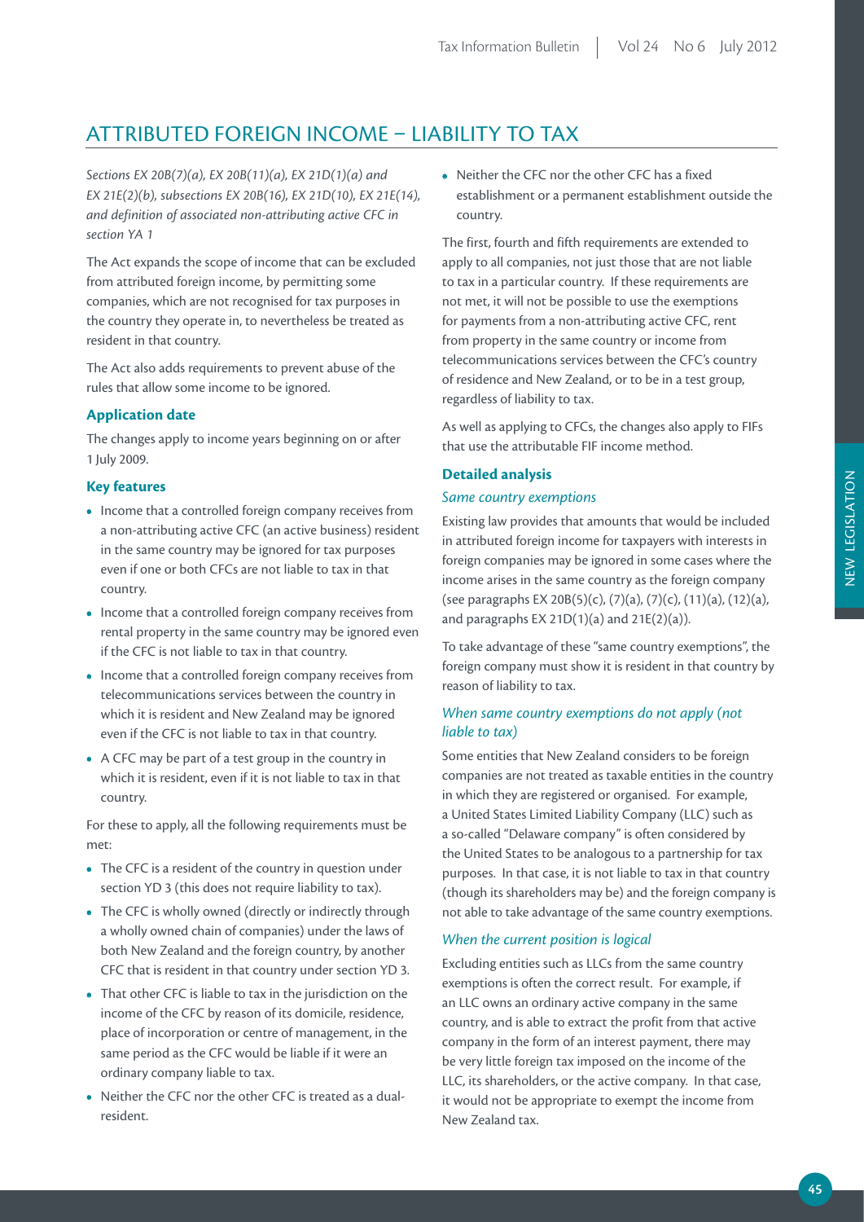## ATTRIBUTED FOREIGN INCOME – LIABILITY TO TAX

*Sections EX 20B(7)(a), EX 20B(11)(a), EX 21D(1)(a) and EX 21E(2)(b), subsections EX 20B(16), EX 21D(10), EX 21E(14), and definition of associated non-attributing active CFC in section YA 1*

The Act expands the scope of income that can be excluded from attributed foreign income, by permitting some companies, which are not recognised for tax purposes in the country they operate in, to nevertheless be treated as resident in that country.

The Act also adds requirements to prevent abuse of the rules that allow some income to be ignored.

### Application date

The changes apply to income years beginning on or after 1 July 2009.

### Key features

- Income that a controlled foreign company receives from a non-attributing active CFC (an active business) resident in the same country may be ignored for tax purposes even if one or both CFCs are not liable to tax in that country.
- Income that a controlled foreign company receives from rental property in the same country may be ignored even if the CFC is not liable to tax in that country.
- Income that a controlled foreign company receives from telecommunications services between the country in which it is resident and New Zealand may be ignored even if the CFC is not liable to tax in that country.
- A CFC may be part of a test group in the country in which it is resident, even if it is not liable to tax in that country.

For these to apply, all the following requirements must be met:

- The CFC is a resident of the country in question under section YD 3 (this does not require liability to tax).
- The CFC is wholly owned (directly or indirectly through a wholly owned chain of companies) under the laws of both New Zealand and the foreign country, by another CFC that is resident in that country under section YD 3.
- That other CFC is liable to tax in the jurisdiction on the income of the CFC by reason of its domicile, residence, place of incorporation or centre of management, in the same period as the CFC would be liable if it were an ordinary company liable to tax.
- Neither the CFC nor the other CFC is treated as a dual-resident.
- Neither the CFC nor the other CFC has a fixed establishment or a permanent establishment outside the country.

The first, fourth and fifth requirements are extended to apply to all companies, not just those that are not liable to tax in a particular country. If these requirements are not met, it will not be possible to use the exemptions for payments from a non-attributing active CFC, rent from property in the same country or income from telecommunications services between the CFC's country of residence and New Zealand, or to be in a test group, regardless of liability to tax.

As well as applying to CFCs, the changes also apply to FIFs that use the attributable FIF income method.

### Detailed analysis

#### *Same country exemptions*

Existing law provides that amounts that would be included in attributed foreign income for taxpayers with interests in foreign companies may be ignored in some cases where the income arises in the same country as the foreign company (see paragraphs EX 20B(5)(c), (7)(a), (7)(c), (11)(a), (12)(a), and paragraphs EX 21D(1)(a) and 21E(2)(a)).

To take advantage of these "same country exemptions", the foreign company must show it is resident in that country by reason of liability to tax.

#### *When same country exemptions do not apply (not liable to tax)*

Some entities that New Zealand considers to be foreign companies are not treated as taxable entities in the country in which they are registered or organised. For example, a United States Limited Liability Company (LLC) such as a so-called "Delaware company" is often considered by the United States to be analogous to a partnership for tax purposes. In that case, it is not liable to tax in that country (though its shareholders may be) and the foreign company is not able to take advantage of the same country exemptions.

#### *When the current position is logical*

Excluding entities such as LLCs from the same country exemptions is often the correct result. For example, if an LLC owns an ordinary active company in the same country, and is able to extract the profit from that active company in the form of an interest payment, there may be very little foreign tax imposed on the income of the LLC, its shareholders, or the active company. In that case, it would not be appropriate to exempt the income from New Zealand tax.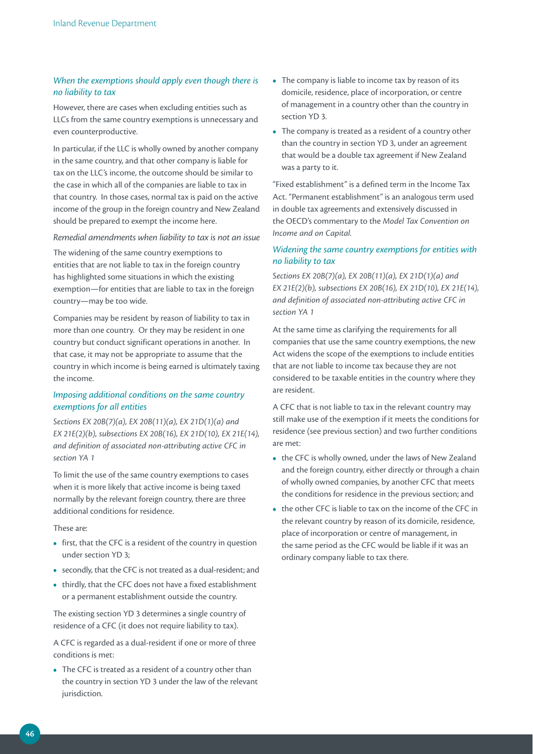### *When the exemptions should apply even though there is no liability to tax*

However, there are cases when excluding entities such as LLCs from the same country exemptions is unnecessary and even counterproductive.

In particular, if the LLC is wholly owned by another company in the same country, and that other company is liable for tax on the LLC's income, the outcome should be similar to the case in which all of the companies are liable to tax in that country. In those cases, normal tax is paid on the active income of the group in the foreign country and New Zealand should be prepared to exempt the income here.

*Remedial amendments when liability to tax is not an issue*

The widening of the same country exemptions to entities that are not liable to tax in the foreign country has highlighted some situations in which the existing exemption—for entities that are liable to tax in the foreign country—may be too wide.

Companies may be resident by reason of liability to tax in more than one country. Or they may be resident in one country but conduct significant operations in another. In that case, it may not be appropriate to assume that the country in which income is being earned is ultimately taxing the income.

### *Imposing additional conditions on the same country exemptions for all entities*

*Sections EX 20B(7)(a), EX 20B(11)(a), EX 21D(1)(a) and EX 21E(2)(b), subsections EX 20B(16), EX 21D(10), EX 21E(14), and definition of associated non-attributing active CFC in section YA 1*

To limit the use of the same country exemptions to cases when it is more likely that active income is being taxed normally by the relevant foreign country, there are three additional conditions for residence.

These are:

- first, that the CFC is a resident of the country in question under section YD 3;
- secondly, that the CFC is not treated as a dual-resident; and
- thirdly, that the CFC does not have a fixed establishment or a permanent establishment outside the country.

The existing section YD 3 determines a single country of residence of a CFC (it does not require liability to tax).

A CFC is regarded as a dual-resident if one or more of three conditions is met:

- The CFC is treated as a resident of a country other than the country in section YD 3 under the law of the relevant jurisdiction.
- The company is liable to income tax by reason of its domicile, residence, place of incorporation, or centre of management in a country other than the country in section YD 3.
- The company is treated as a resident of a country other than the country in section YD 3, under an agreement that would be a double tax agreement if New Zealand was a party to it.

"Fixed establishment" is a defined term in the Income Tax Act. "Permanent establishment" is an analogous term used in double tax agreements and extensively discussed in the OECD's commentary to the *Model Tax Convention on Income and on Capital*.

### *Widening the same country exemptions for entities with no liability to tax*

*Sections EX 20B(7)(a), EX 20B(11)(a), EX 21D(1)(a) and EX 21E(2)(b), subsections EX 20B(16), EX 21D(10), EX 21E(14), and definition of associated non-attributing active CFC in section YA 1*

At the same time as clarifying the requirements for all companies that use the same country exemptions, the new Act widens the scope of the exemptions to include entities that are not liable to income tax because they are not considered to be taxable entities in the country where they are resident.

A CFC that is not liable to tax in the relevant country may still make use of the exemption if it meets the conditions for residence (see previous section) and two further conditions are met:

- the CFC is wholly owned, under the laws of New Zealand and the foreign country, either directly or through a chain of wholly owned companies, by another CFC that meets the conditions for residence in the previous section; and
- the other CFC is liable to tax on the income of the CFC in the relevant country by reason of its domicile, residence, place of incorporation or centre of management, in the same period as the CFC would be liable if it was an ordinary company liable to tax there.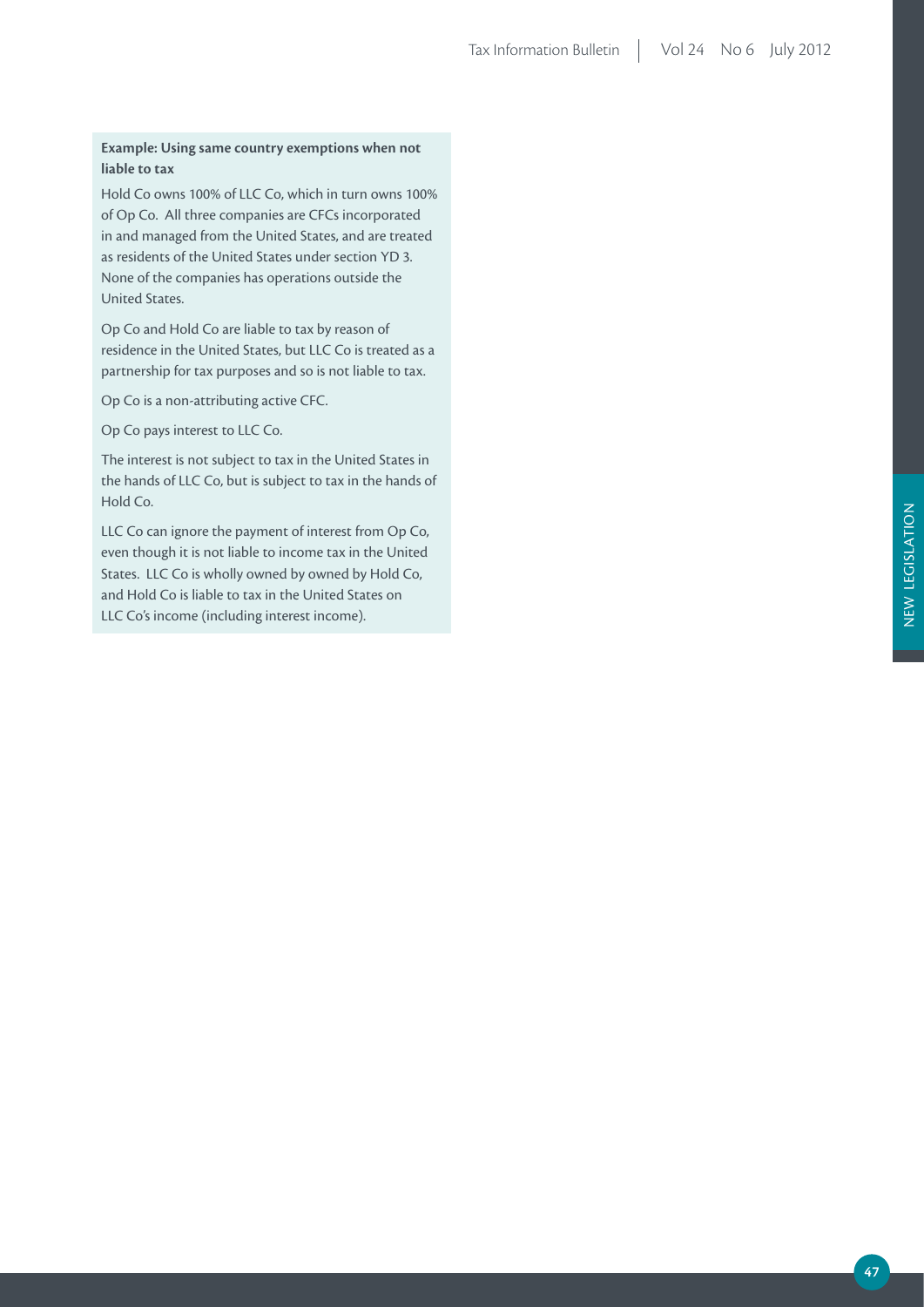**Example: Using same country exemptions when not liable to tax**

Hold Co owns 100% of LLC Co, which in turn owns 100% of Op Co. All three companies are CFCs incorporated in and managed from the United States, and are treated as residents of the United States under section YD 3. None of the companies has operations outside the United States.

Op Co and Hold Co are liable to tax by reason of residence in the United States, but LLC Co is treated as a partnership for tax purposes and so is not liable to tax.

Op Co is a non-attributing active CFC.

Op Co pays interest to LLC Co.

The interest is not subject to tax in the United States in the hands of LLC Co, but is subject to tax in the hands of Hold Co.

LLC Co can ignore the payment of interest from Op Co, even though it is not liable to income tax in the United States. LLC Co is wholly owned by owned by Hold Co, and Hold Co is liable to tax in the United States on LLC Co's income (including interest income).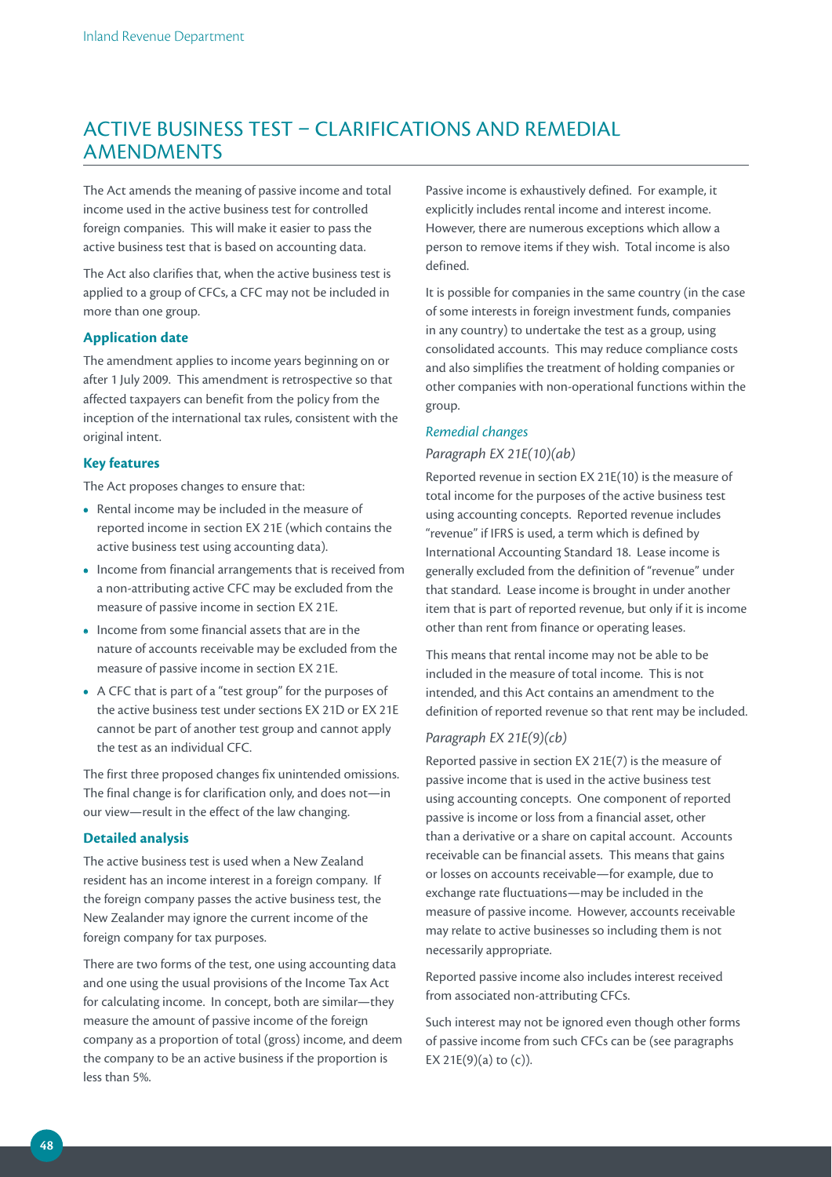## ACTIVE BUSINESS TEST – CLARIFICATIONS AND REMEDIAL AMENDMENTS

The Act amends the meaning of passive income and total income used in the active business test for controlled foreign companies. This will make it easier to pass the active business test that is based on accounting data.

The Act also clarifies that, when the active business test is applied to a group of CFCs, a CFC may not be included in more than one group.

### Application date

The amendment applies to income years beginning on or after 1 July 2009. This amendment is retrospective so that affected taxpayers can benefit from the policy from the inception of the international tax rules, consistent with the original intent.

### Key features

The Act proposes changes to ensure that:

- Rental income may be included in the measure of reported income in section EX 21E (which contains the active business test using accounting data).
- Income from financial arrangements that is received from a non-attributing active CFC may be excluded from the measure of passive income in section EX 21E.
- Income from some financial assets that are in the nature of accounts receivable may be excluded from the measure of passive income in section EX 21E.
- A CFC that is part of a "test group" for the purposes of the active business test under sections EX 21D or EX 21E cannot be part of another test group and cannot apply the test as an individual CFC.

The first three proposed changes fix unintended omissions. The final change is for clarification only, and does not—in our view—result in the effect of the law changing.

### Detailed analysis

The active business test is used when a New Zealand resident has an income interest in a foreign company. If the foreign company passes the active business test, the New Zealander may ignore the current income of the foreign company for tax purposes.

There are two forms of the test, one using accounting data and one using the usual provisions of the Income Tax Act for calculating income. In concept, both are similar—they measure the amount of passive income of the foreign company as a proportion of total (gross) income, and deem the company to be an active business if the proportion is less than 5%.

Passive income is exhaustively defined. For example, it explicitly includes rental income and interest income. However, there are numerous exceptions which allow a person to remove items if they wish. Total income is also defined.

It is possible for companies in the same country (in the case of some interests in foreign investment funds, companies in any country) to undertake the test as a group, using consolidated accounts. This may reduce compliance costs and also simplifies the treatment of holding companies or other companies with non-operational functions within the group.

#### *Remedial changes*

*Paragraph EX 21E(10)(ab)*

Reported revenue in section EX 21E(10) is the measure of total income for the purposes of the active business test using accounting concepts. Reported revenue includes "revenue" if IFRS is used, a term which is defined by International Accounting Standard 18. Lease income is generally excluded from the definition of "revenue" under that standard. Lease income is brought in under another item that is part of reported revenue, but only if it is income other than rent from finance or operating leases.

This means that rental income may not be able to be included in the measure of total income. This is not intended, and this Act contains an amendment to the definition of reported revenue so that rent may be included.

*Paragraph EX 21E(9)(cb)*

Reported passive in section EX 21E(7) is the measure of passive income that is used in the active business test using accounting concepts. One component of reported passive is income or loss from a financial asset, other than a derivative or a share on capital account. Accounts receivable can be financial assets. This means that gains or losses on accounts receivable—for example, due to exchange rate fluctuations—may be included in the measure of passive income. However, accounts receivable may relate to active businesses so including them is not necessarily appropriate.

Reported passive income also includes interest received from associated non-attributing CFCs.

Such interest may not be ignored even though other forms of passive income from such CFCs can be (see paragraphs EX 21E(9)(a) to (c)).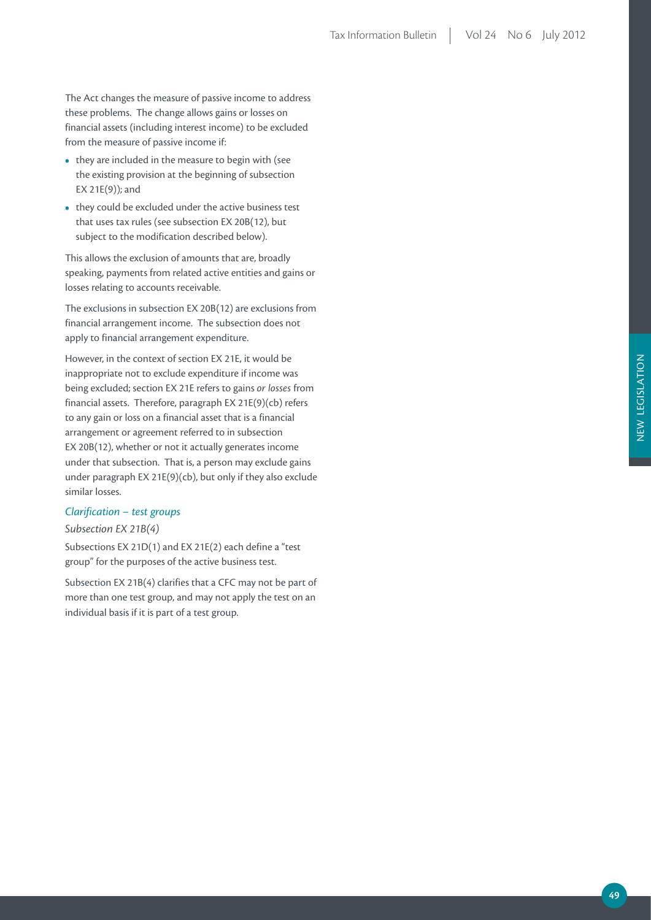The Act changes the measure of passive income to address these problems. The change allows gains or losses on financial assets (including interest income) to be excluded from the measure of passive income if:

- they are included in the measure to begin with (see the existing provision at the beginning of subsection EX 21E(9)); and
- they could be excluded under the active business test that uses tax rules (see subsection EX 20B(12), but subject to the modification described below).

This allows the exclusion of amounts that are, broadly speaking, payments from related active entities and gains or losses relating to accounts receivable.

The exclusions in subsection EX 20B(12) are exclusions from financial arrangement income. The subsection does not apply to financial arrangement expenditure.

However, in the context of section EX 21E, it would be inappropriate not to exclude expenditure if income was being excluded; section EX 21E refers to gains *or losses* from financial assets. Therefore, paragraph EX 21E(9)(cb) refers to any gain or loss on a financial asset that is a financial arrangement or agreement referred to in subsection EX 20B(12), whether or not it actually generates income under that subsection. That is, a person may exclude gains under paragraph EX 21E(9)(cb), but only if they also exclude similar losses.

### *Clarification – test groups*

*Subsection EX 21B(4)*

Subsections EX 21D(1) and EX 21E(2) each define a "test group" for the purposes of the active business test.

Subsection EX 21B(4) clarifies that a CFC may not be part of more than one test group, and may not apply the test on an individual basis if it is part of a test group.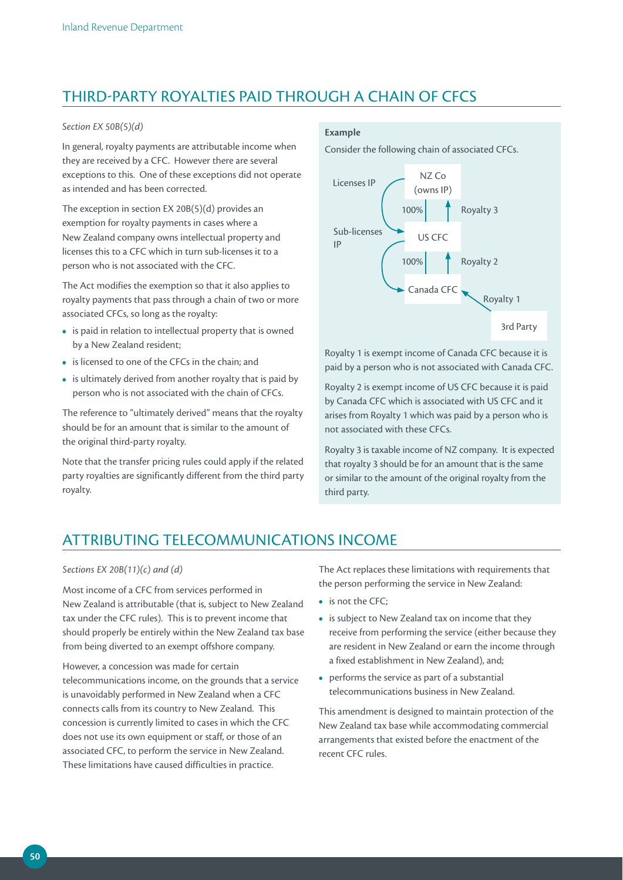## THIRD-PARTY ROYALTIES PAID THROUGH A CHAIN OF CFCS

*Section EX 50B(5)(d)*

In general, royalty payments are attributable income when they are received by a CFC. However there are several exceptions to this. One of these exceptions did not operate as intended and has been corrected.

The exception in section EX 20B(5)(d) provides an exemption for royalty payments in cases where a New Zealand company owns intellectual property and licenses this to a CFC which in turn sub-licenses it to a person who is not associated with the CFC.

The Act modifies the exemption so that it also applies to royalty payments that pass through a chain of two or more associated CFCs, so long as the royalty:

- is paid in relation to intellectual property that is owned by a New Zealand resident;
- is licensed to one of the CFCs in the chain; and
- is ultimately derived from another royalty that is paid by person who is not associated with the chain of CFCs.

The reference to "ultimately derived" means that the royalty should be for an amount that is similar to the amount of the original third-party royalty.

Note that the transfer pricing rules could apply if the related party royalties are significantly different from the third party royalty.

**Example**

Consider the following chain of associated CFCs.

NZ Co (owns IP) — Licenses IP → US CFC (100%); Royalty 3 from US CFC to NZ Co
US CFC — Sub-licenses IP → Canada CFC (100%); Royalty 2 from Canada CFC to US CFC
3rd Party — Royalty 1 → Canada CFC

Royalty 1 is exempt income of Canada CFC because it is paid by a person who is not associated with Canada CFC.

Royalty 2 is exempt income of US CFC because it is paid by Canada CFC which is associated with US CFC and it arises from Royalty 1 which was paid by a person who is not associated with these CFCs.

Royalty 3 is taxable income of NZ company. It is expected that royalty 3 should be for an amount that is the same or similar to the amount of the original royalty from the third party.

## ATTRIBUTING TELECOMMUNICATIONS INCOME

*Sections EX 20B(11)(c) and (d)*

Most income of a CFC from services performed in New Zealand is attributable (that is, subject to New Zealand tax under the CFC rules). This is to prevent income that should properly be entirely within the New Zealand tax base from being diverted to an exempt offshore company.

However, a concession was made for certain telecommunications income, on the grounds that a service is unavoidably performed in New Zealand when a CFC connects calls from its country to New Zealand. This concession is currently limited to cases in which the CFC does not use its own equipment or staff, or those of an associated CFC, to perform the service in New Zealand. These limitations have caused difficulties in practice.

The Act replaces these limitations with requirements that the person performing the service in New Zealand:

- is not the CFC;
- is subject to New Zealand tax on income that they receive from performing the service (either because they are resident in New Zealand or earn the income through a fixed establishment in New Zealand), and;
- performs the service as part of a substantial telecommunications business in New Zealand.

This amendment is designed to maintain protection of the New Zealand tax base while accommodating commercial arrangements that existed before the enactment of the recent CFC rules.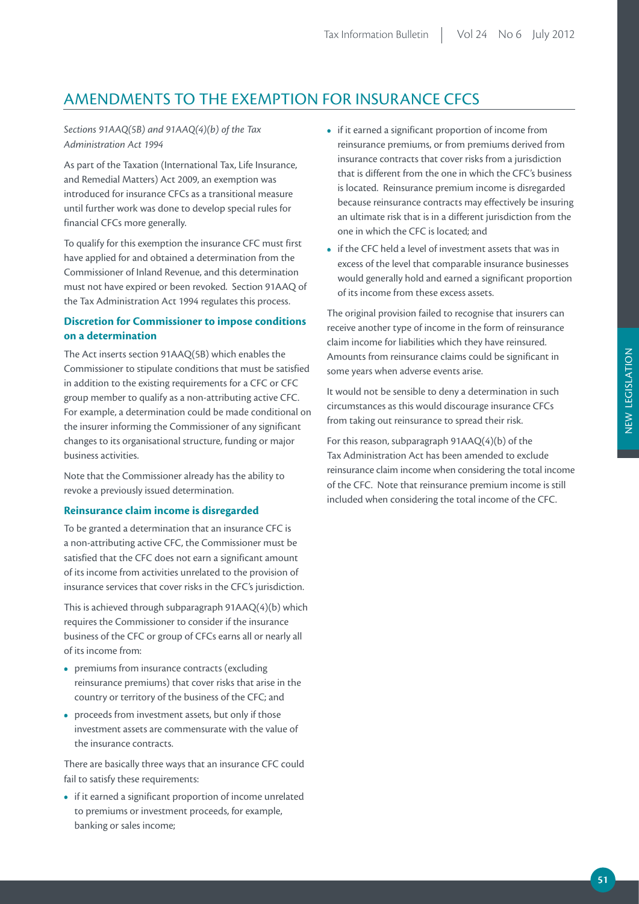## AMENDMENTS TO THE EXEMPTION FOR INSURANCE CFCS

*Sections 91AAQ(5B) and 91AAQ(4)(b) of the Tax Administration Act 1994*

As part of the Taxation (International Tax, Life Insurance, and Remedial Matters) Act 2009, an exemption was introduced for insurance CFCs as a transitional measure until further work was done to develop special rules for financial CFCs more generally.

To qualify for this exemption the insurance CFC must first have applied for and obtained a determination from the Commissioner of Inland Revenue, and this determination must not have expired or been revoked. Section 91AAQ of the Tax Administration Act 1994 regulates this process.

### Discretion for Commissioner to impose conditions on a determination

The Act inserts section 91AAQ(5B) which enables the Commissioner to stipulate conditions that must be satisfied in addition to the existing requirements for a CFC or CFC group member to qualify as a non-attributing active CFC. For example, a determination could be made conditional on the insurer informing the Commissioner of any significant changes to its organisational structure, funding or major business activities.

Note that the Commissioner already has the ability to revoke a previously issued determination.

### Reinsurance claim income is disregarded

To be granted a determination that an insurance CFC is a non-attributing active CFC, the Commissioner must be satisfied that the CFC does not earn a significant amount of its income from activities unrelated to the provision of insurance services that cover risks in the CFC's jurisdiction.

This is achieved through subparagraph 91AAQ(4)(b) which requires the Commissioner to consider if the insurance business of the CFC or group of CFCs earns all or nearly all of its income from:

- premiums from insurance contracts (excluding reinsurance premiums) that cover risks that arise in the country or territory of the business of the CFC; and
- proceeds from investment assets, but only if those investment assets are commensurate with the value of the insurance contracts.

There are basically three ways that an insurance CFC could fail to satisfy these requirements:

- if it earned a significant proportion of income unrelated to premiums or investment proceeds, for example, banking or sales income;
- if it earned a significant proportion of income from reinsurance premiums, or from premiums derived from insurance contracts that cover risks from a jurisdiction that is different from the one in which the CFC's business is located. Reinsurance premium income is disregarded because reinsurance contracts may effectively be insuring an ultimate risk that is in a different jurisdiction from the one in which the CFC is located; and
- if the CFC held a level of investment assets that was in excess of the level that comparable insurance businesses would generally hold and earned a significant proportion of its income from these excess assets.

The original provision failed to recognise that insurers can receive another type of income in the form of reinsurance claim income for liabilities which they have reinsured. Amounts from reinsurance claims could be significant in some years when adverse events arise.

It would not be sensible to deny a determination in such circumstances as this would discourage insurance CFCs from taking out reinsurance to spread their risk.

For this reason, subparagraph 91AAQ(4)(b) of the Tax Administration Act has been amended to exclude reinsurance claim income when considering the total income of the CFC. Note that reinsurance premium income is still included when considering the total income of the CFC.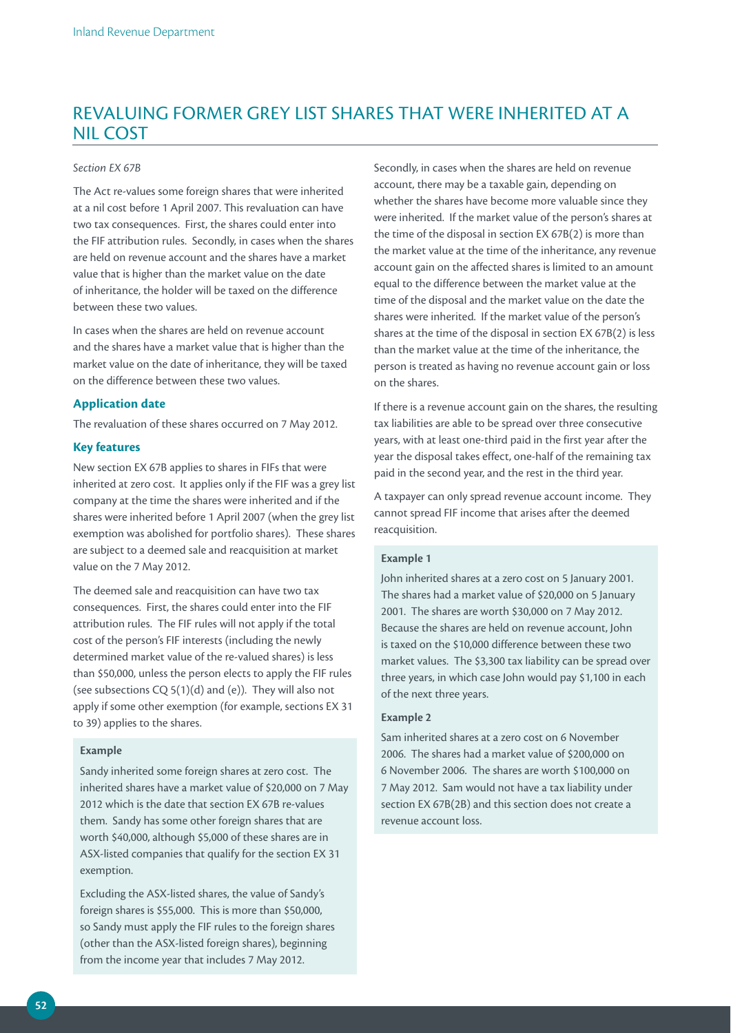## REVALUING FORMER GREY LIST SHARES THAT WERE INHERITED AT A NIL COST

*Section EX 67B*

The Act re-values some foreign shares that were inherited at a nil cost before 1 April 2007. This revaluation can have two tax consequences. First, the shares could enter into the FIF attribution rules. Secondly, in cases when the shares are held on revenue account and the shares have a market value that is higher than the market value on the date of inheritance, the holder will be taxed on the difference between these two values.

In cases when the shares are held on revenue account and the shares have a market value that is higher than the market value on the date of inheritance, they will be taxed on the difference between these two values.

### Application date

The revaluation of these shares occurred on 7 May 2012.

### Key features

New section EX 67B applies to shares in FIFs that were inherited at zero cost. It applies only if the FIF was a grey list company at the time the shares were inherited and if the shares were inherited before 1 April 2007 (when the grey list exemption was abolished for portfolio shares). These shares are subject to a deemed sale and reacquisition at market value on the 7 May 2012.

The deemed sale and reacquisition can have two tax consequences. First, the shares could enter into the FIF attribution rules. The FIF rules will not apply if the total cost of the person's FIF interests (including the newly determined market value of the re-valued shares) is less than $50,000, unless the person elects to apply the FIF rules (see subsections CQ 5(1)(d) and (e)). They will also not apply if some other exemption (for example, sections EX 31 to 39) applies to the shares.

**Example**

Sandy inherited some foreign shares at zero cost. The inherited shares have a market value of $20,000 on 7 May 2012 which is the date that section EX 67B re-values them. Sandy has some other foreign shares that are worth $40,000, although $5,000 of these shares are in ASX-listed companies that qualify for the section EX 31 exemption.

Excluding the ASX-listed shares, the value of Sandy's foreign shares is $55,000. This is more than $50,000, so Sandy must apply the FIF rules to the foreign shares (other than the ASX-listed foreign shares), beginning from the income year that includes 7 May 2012.

Secondly, in cases when the shares are held on revenue account, there may be a taxable gain, depending on whether the shares have become more valuable since they were inherited. If the market value of the person's shares at the time of the disposal in section EX 67B(2) is more than the market value at the time of the inheritance, any revenue account gain on the affected shares is limited to an amount equal to the difference between the market value at the time of the disposal and the market value on the date the shares were inherited. If the market value of the person's shares at the time of the disposal in section EX 67B(2) is less than the market value at the time of the inheritance, the person is treated as having no revenue account gain or loss on the shares.

If there is a revenue account gain on the shares, the resulting tax liabilities are able to be spread over three consecutive years, with at least one-third paid in the first year after the year the disposal takes effect, one-half of the remaining tax paid in the second year, and the rest in the third year.

A taxpayer can only spread revenue account income. They cannot spread FIF income that arises after the deemed reacquisition.

**Example 1**

John inherited shares at a zero cost on 5 January 2001. The shares had a market value of $20,000 on 5 January 2001. The shares are worth $30,000 on 7 May 2012. Because the shares are held on revenue account, John is taxed on the $10,000 difference between these two market values. The $3,300 tax liability can be spread over three years, in which case John would pay $1,100 in each of the next three years.

**Example 2**

Sam inherited shares at a zero cost on 6 November 2006. The shares had a market value of $200,000 on 6 November 2006. The shares are worth $100,000 on 7 May 2012. Sam would not have a tax liability under section EX 67B(2B) and this section does not create a revenue account loss.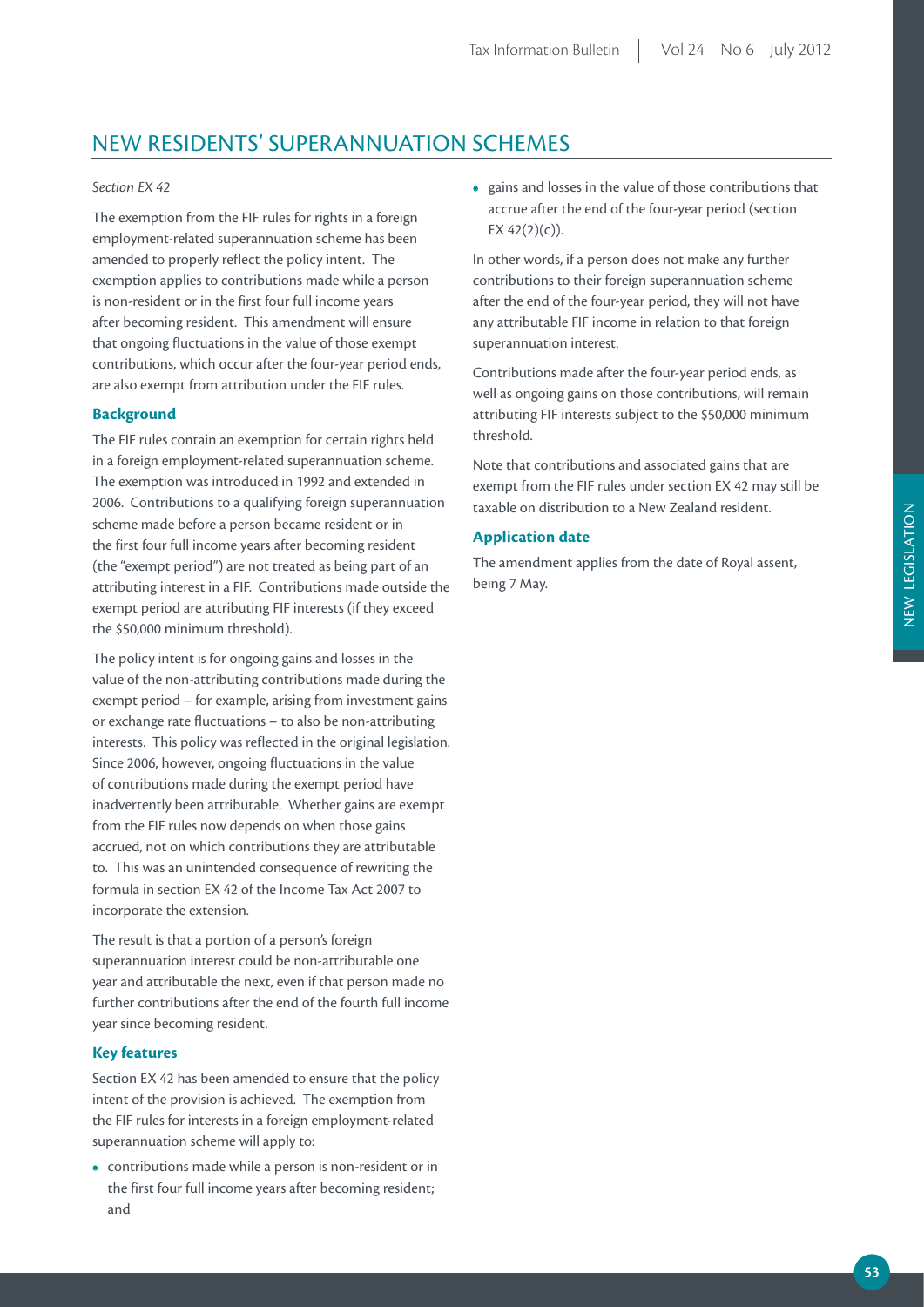# NEW RESIDENTS' SUPERANNUATION SCHEMES

*Section EX 42*

The exemption from the FIF rules for rights in a foreign employment-related superannuation scheme has been amended to properly reflect the policy intent. The exemption applies to contributions made while a person is non-resident or in the first four full income years after becoming resident. This amendment will ensure that ongoing fluctuations in the value of those exempt contributions, which occur after the four-year period ends, are also exempt from attribution under the FIF rules.

### Background

The FIF rules contain an exemption for certain rights held in a foreign employment-related superannuation scheme. The exemption was introduced in 1992 and extended in 2006. Contributions to a qualifying foreign superannuation scheme made before a person became resident or in the first four full income years after becoming resident (the "exempt period") are not treated as being part of an attributing interest in a FIF. Contributions made outside the exempt period are attributing FIF interests (if they exceed the $50,000 minimum threshold).

The policy intent is for ongoing gains and losses in the value of the non-attributing contributions made during the exempt period – for example, arising from investment gains or exchange rate fluctuations – to also be non-attributing interests. This policy was reflected in the original legislation. Since 2006, however, ongoing fluctuations in the value of contributions made during the exempt period have inadvertently been attributable. Whether gains are exempt from the FIF rules now depends on when those gains accrued, not on which contributions they are attributable to. This was an unintended consequence of rewriting the formula in section EX 42 of the Income Tax Act 2007 to incorporate the extension.

The result is that a portion of a person's foreign superannuation interest could be non-attributable one year and attributable the next, even if that person made no further contributions after the end of the fourth full income year since becoming resident.

### Key features

Section EX 42 has been amended to ensure that the policy intent of the provision is achieved. The exemption from the FIF rules for interests in a foreign employment-related superannuation scheme will apply to:

- contributions made while a person is non-resident or in the first four full income years after becoming resident; and
- gains and losses in the value of those contributions that accrue after the end of the four-year period (section EX 42(2)(c)).

In other words, if a person does not make any further contributions to their foreign superannuation scheme after the end of the four-year period, they will not have any attributable FIF income in relation to that foreign superannuation interest.

Contributions made after the four-year period ends, as well as ongoing gains on those contributions, will remain attributing FIF interests subject to the $50,000 minimum threshold.

Note that contributions and associated gains that are exempt from the FIF rules under section EX 42 may still be taxable on distribution to a New Zealand resident.

### Application date

The amendment applies from the date of Royal assent, being 7 May.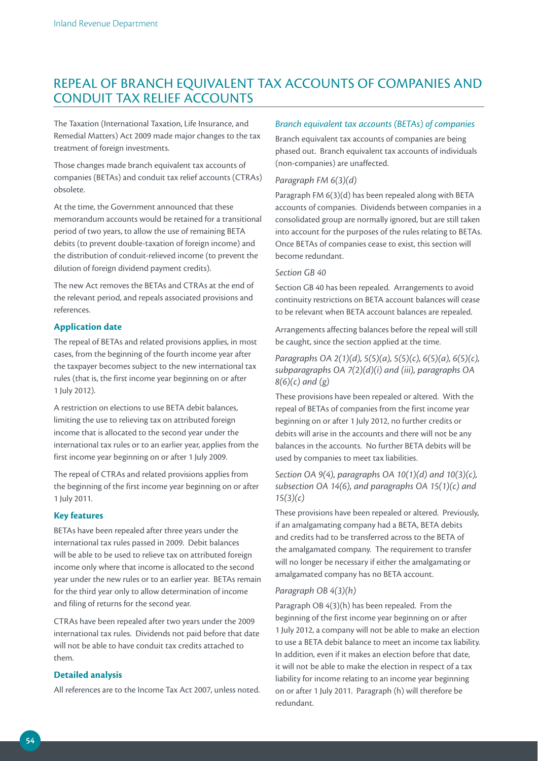## REPEAL OF BRANCH EQUIVALENT TAX ACCOUNTS OF COMPANIES AND CONDUIT TAX RELIEF ACCOUNTS

The Taxation (International Taxation, Life Insurance, and Remedial Matters) Act 2009 made major changes to the tax treatment of foreign investments.

Those changes made branch equivalent tax accounts of companies (BETAs) and conduit tax relief accounts (CTRAs) obsolete.

At the time, the Government announced that these memorandum accounts would be retained for a transitional period of two years, to allow the use of remaining BETA debits (to prevent double-taxation of foreign income) and the distribution of conduit-relieved income (to prevent the dilution of foreign dividend payment credits).

The new Act removes the BETAs and CTRAs at the end of the relevant period, and repeals associated provisions and references.

### Application date

The repeal of BETAs and related provisions applies, in most cases, from the beginning of the fourth income year after the taxpayer becomes subject to the new international tax rules (that is, the first income year beginning on or after 1 July 2012).

A restriction on elections to use BETA debit balances, limiting the use to relieving tax on attributed foreign income that is allocated to the second year under the international tax rules or to an earlier year, applies from the first income year beginning on or after 1 July 2009.

The repeal of CTRAs and related provisions applies from the beginning of the first income year beginning on or after 1 July 2011.

### Key features

BETAs have been repealed after three years under the international tax rules passed in 2009. Debit balances will be able to be used to relieve tax on attributed foreign income only where that income is allocated to the second year under the new rules or to an earlier year. BETAs remain for the third year only to allow determination of income and filing of returns for the second year.

CTRAs have been repealed after two years under the 2009 international tax rules. Dividends not paid before that date will not be able to have conduit tax credits attached to them.

### Detailed analysis

All references are to the Income Tax Act 2007, unless noted.

#### *Branch equivalent tax accounts (BETAs) of companies*

Branch equivalent tax accounts of companies are being phased out. Branch equivalent tax accounts of individuals (non-companies) are unaffected.

*Paragraph FM 6(3)(d)*

Paragraph FM 6(3)(d) has been repealed along with BETA accounts of companies. Dividends between companies in a consolidated group are normally ignored, but are still taken into account for the purposes of the rules relating to BETAs. Once BETAs of companies cease to exist, this section will become redundant.

*Section GB 40*

Section GB 40 has been repealed. Arrangements to avoid continuity restrictions on BETA account balances will cease to be relevant when BETA account balances are repealed.

Arrangements affecting balances before the repeal will still be caught, since the section applied at the time.

*Paragraphs OA 2(1)(d), 5(5)(a), 5(5)(c), 6(5)(a), 6(5)(c), subparagraphs OA 7(2)(d)(i) and (iii), paragraphs OA 8(6)(c) and (g)*

These provisions have been repealed or altered. With the repeal of BETAs of companies from the first income year beginning on or after 1 July 2012, no further credits or debits will arise in the accounts and there will not be any balances in the accounts. No further BETA debits will be used by companies to meet tax liabilities.

*Section OA 9(4), paragraphs OA 10(1)(d) and 10(3)(c), subsection OA 14(6), and paragraphs OA 15(1)(c) and 15(3)(c)*

These provisions have been repealed or altered. Previously, if an amalgamating company had a BETA, BETA debits and credits had to be transferred across to the BETA of the amalgamated company. The requirement to transfer will no longer be necessary if either the amalgamating or amalgamated company has no BETA account.

*Paragraph OB 4(3)(h)*

Paragraph OB 4(3)(h) has been repealed. From the beginning of the first income year beginning on or after 1 July 2012, a company will not be able to make an election to use a BETA debit balance to meet an income tax liability. In addition, even if it makes an election before that date, it will not be able to make the election in respect of a tax liability for income relating to an income year beginning on or after 1 July 2011. Paragraph (h) will therefore be redundant.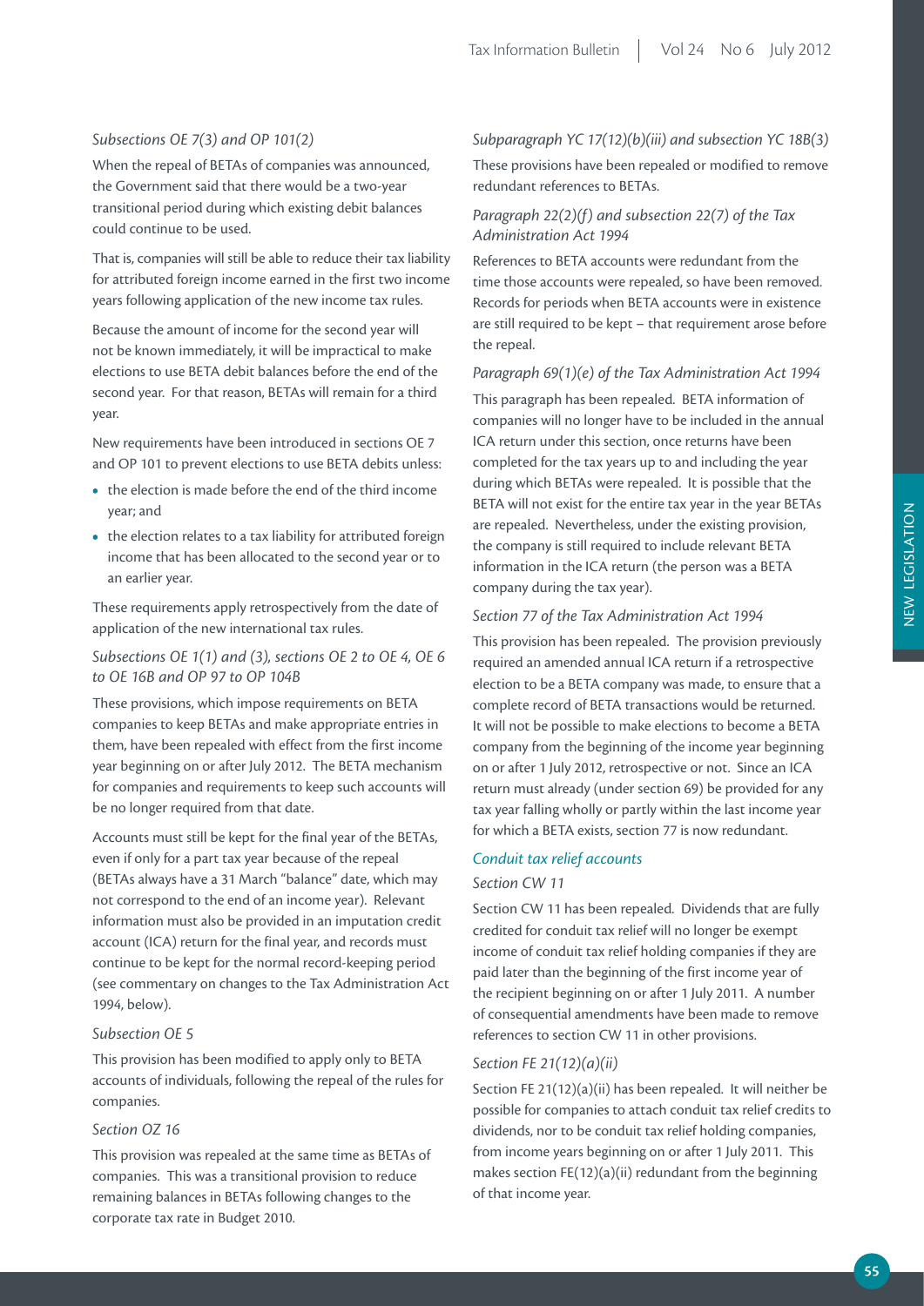### Subsections OE 7(3) and OP 101(2)

When the repeal of BETAs of companies was announced, the Government said that there would be a two-year transitional period during which existing debit balances could continue to be used.

That is, companies will still be able to reduce their tax liability for attributed foreign income earned in the first two income years following application of the new income tax rules.

Because the amount of income for the second year will not be known immediately, it will be impractical to make elections to use BETA debit balances before the end of the second year. For that reason, BETAs will remain for a third year.

New requirements have been introduced in sections OE 7 and OP 101 to prevent elections to use BETA debits unless:

- the election is made before the end of the third income year; and
- the election relates to a tax liability for attributed foreign income that has been allocated to the second year or to an earlier year.

These requirements apply retrospectively from the date of application of the new international tax rules.

### Subsections OE 1(1) and (3), sections OE 2 to OE 4, OE 6 to OE 16B and OP 97 to OP 104B

These provisions, which impose requirements on BETA companies to keep BETAs and make appropriate entries in them, have been repealed with effect from the first income year beginning on or after July 2012. The BETA mechanism for companies and requirements to keep such accounts will be no longer required from that date.

Accounts must still be kept for the final year of the BETAs, even if only for a part tax year because of the repeal (BETAs always have a 31 March "balance" date, which may not correspond to the end of an income year). Relevant information must also be provided in an imputation credit account (ICA) return for the final year, and records must continue to be kept for the normal record-keeping period (see commentary on changes to the Tax Administration Act 1994, below).

### Subsection OE 5

This provision has been modified to apply only to BETA accounts of individuals, following the repeal of the rules for companies.

### Section OZ 16

This provision was repealed at the same time as BETAs of companies. This was a transitional provision to reduce remaining balances in BETAs following changes to the corporate tax rate in Budget 2010.

### Subparagraph YC 17(12)(b)(iii) and subsection YC 18B(3)

These provisions have been repealed or modified to remove redundant references to BETAs.

### Paragraph 22(2)(f) and subsection 22(7) of the Tax Administration Act 1994

References to BETA accounts were redundant from the time those accounts were repealed, so have been removed. Records for periods when BETA accounts were in existence are still required to be kept – that requirement arose before the repeal.

### Paragraph 69(1)(e) of the Tax Administration Act 1994

This paragraph has been repealed. BETA information of companies will no longer have to be included in the annual ICA return under this section, once returns have been completed for the tax years up to and including the year during which BETAs were repealed. It is possible that the BETA will not exist for the entire tax year in the year BETAs are repealed. Nevertheless, under the existing provision, the company is still required to include relevant BETA information in the ICA return (the person was a BETA company during the tax year).

### Section 77 of the Tax Administration Act 1994

This provision has been repealed. The provision previously required an amended annual ICA return if a retrospective election to be a BETA company was made, to ensure that a complete record of BETA transactions would be returned. It will not be possible to make elections to become a BETA company from the beginning of the income year beginning on or after 1 July 2012, retrospective or not. Since an ICA return must already (under section 69) be provided for any tax year falling wholly or partly within the last income year for which a BETA exists, section 77 is now redundant.

## Conduit tax relief accounts

### Section CW 11

Section CW 11 has been repealed. Dividends that are fully credited for conduit tax relief will no longer be exempt income of conduit tax relief holding companies if they are paid later than the beginning of the first income year of the recipient beginning on or after 1 July 2011. A number of consequential amendments have been made to remove references to section CW 11 in other provisions.

### Section FE 21(12)(a)(ii)

Section FE 21(12)(a)(ii) has been repealed. It will neither be possible for companies to attach conduit tax relief credits to dividends, nor to be conduit tax relief holding companies, from income years beginning on or after 1 July 2011. This makes section FE(12)(a)(ii) redundant from the beginning of that income year.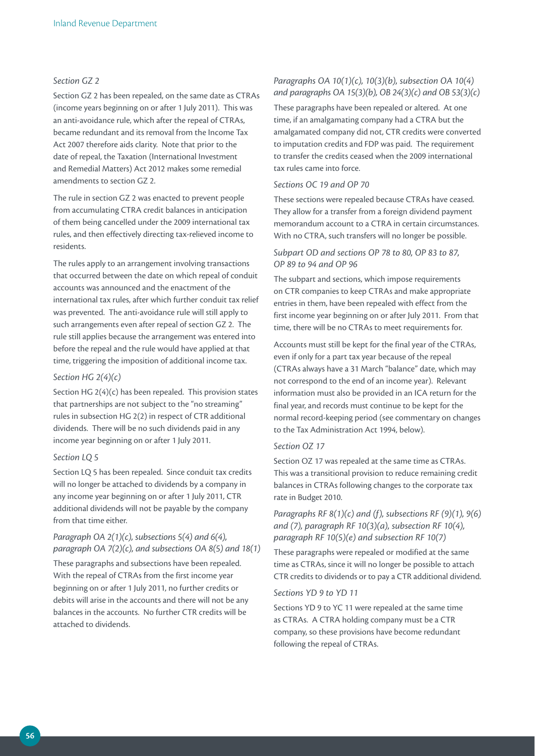*Section GZ 2*

Section GZ 2 has been repealed, on the same date as CTRAs (income years beginning on or after 1 July 2011). This was an anti-avoidance rule, which after the repeal of CTRAs, became redundant and its removal from the Income Tax Act 2007 therefore aids clarity. Note that prior to the date of repeal, the Taxation (International Investment and Remedial Matters) Act 2012 makes some remedial amendments to section GZ 2.

The rule in section GZ 2 was enacted to prevent people from accumulating CTRA credit balances in anticipation of them being cancelled under the 2009 international tax rules, and then effectively directing tax-relieved income to residents.

The rules apply to an arrangement involving transactions that occurred between the date on which repeal of conduit accounts was announced and the enactment of the international tax rules, after which further conduit tax relief was prevented. The anti-avoidance rule will still apply to such arrangements even after repeal of section GZ 2. The rule still applies because the arrangement was entered into before the repeal and the rule would have applied at that time, triggering the imposition of additional income tax.

*Section HG 2(4)(c)*

Section HG 2(4)(c) has been repealed. This provision states that partnerships are not subject to the "no streaming" rules in subsection HG 2(2) in respect of CTR additional dividends. There will be no such dividends paid in any income year beginning on or after 1 July 2011.

*Section LQ 5*

Section LQ 5 has been repealed. Since conduit tax credits will no longer be attached to dividends by a company in any income year beginning on or after 1 July 2011, CTR additional dividends will not be payable by the company from that time either.

*Paragraph OA 2(1)(c), subsections 5(4) and 6(4), paragraph OA 7(2)(c), and subsections OA 8(5) and 18(1)*

These paragraphs and subsections have been repealed. With the repeal of CTRAs from the first income year beginning on or after 1 July 2011, no further credits or debits will arise in the accounts and there will not be any balances in the accounts. No further CTR credits will be attached to dividends.

*Paragraphs OA 10(1)(c), 10(3)(b), subsection OA 10(4) and paragraphs OA 15(3)(b), OB 24(3)(c) and OB 53(3)(c)*

These paragraphs have been repealed or altered. At one time, if an amalgamating company had a CTRA but the amalgamated company did not, CTR credits were converted to imputation credits and FDP was paid. The requirement to transfer the credits ceased when the 2009 international tax rules came into force.

*Sections OC 19 and OP 70*

These sections were repealed because CTRAs have ceased. They allow for a transfer from a foreign dividend payment memorandum account to a CTRA in certain circumstances. With no CTRA, such transfers will no longer be possible.

*Subpart OD and sections OP 78 to 80, OP 83 to 87, OP 89 to 94 and OP 96*

The subpart and sections, which impose requirements on CTR companies to keep CTRAs and make appropriate entries in them, have been repealed with effect from the first income year beginning on or after July 2011. From that time, there will be no CTRAs to meet requirements for.

Accounts must still be kept for the final year of the CTRAs, even if only for a part tax year because of the repeal (CTRAs always have a 31 March "balance" date, which may not correspond to the end of an income year). Relevant information must also be provided in an ICA return for the final year, and records must continue to be kept for the normal record-keeping period (see commentary on changes to the Tax Administration Act 1994, below).

*Section OZ 17*

Section OZ 17 was repealed at the same time as CTRAs. This was a transitional provision to reduce remaining credit balances in CTRAs following changes to the corporate tax rate in Budget 2010.

*Paragraphs RF 8(1)(c) and (f), subsections RF (9)(1), 9(6) and (7), paragraph RF 10(3)(a), subsection RF 10(4), paragraph RF 10(5)(e) and subsection RF 10(7)*

These paragraphs were repealed or modified at the same time as CTRAs, since it will no longer be possible to attach CTR credits to dividends or to pay a CTR additional dividend.

*Sections YD 9 to YD 11*

Sections YD 9 to YC 11 were repealed at the same time as CTRAs. A CTRA holding company must be a CTR company, so these provisions have become redundant following the repeal of CTRAs.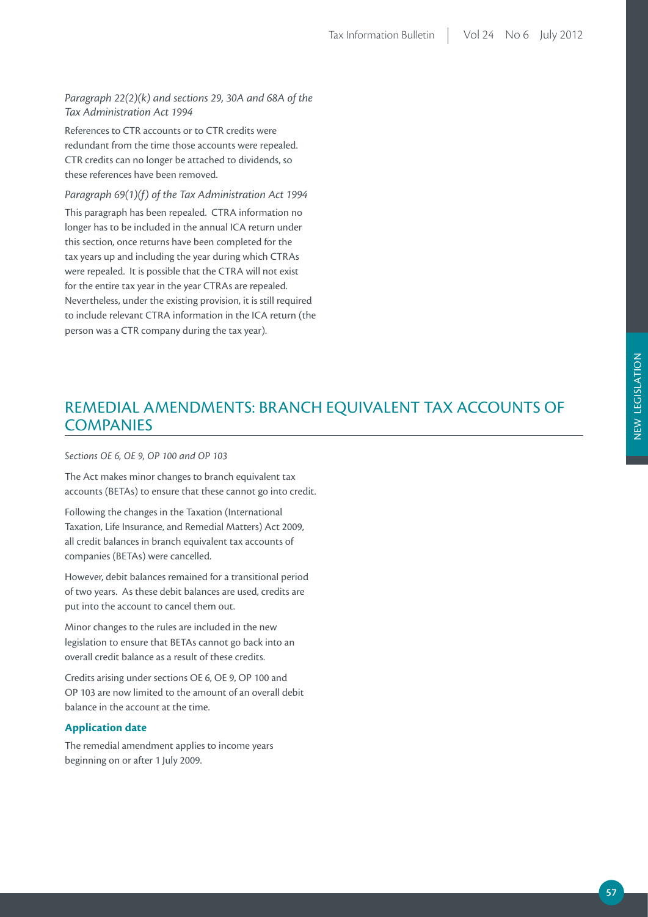*Paragraph 22(2)(k) and sections 29, 30A and 68A of the Tax Administration Act 1994*

References to CTR accounts or to CTR credits were redundant from the time those accounts were repealed. CTR credits can no longer be attached to dividends, so these references have been removed.

*Paragraph 69(1)(f) of the Tax Administration Act 1994*

This paragraph has been repealed. CTRA information no longer has to be included in the annual ICA return under this section, once returns have been completed for the tax years up and including the year during which CTRAs were repealed. It is possible that the CTRA will not exist for the entire tax year in the year CTRAs are repealed. Nevertheless, under the existing provision, it is still required to include relevant CTRA information in the ICA return (the person was a CTR company during the tax year).

## REMEDIAL AMENDMENTS: BRANCH EQUIVALENT TAX ACCOUNTS OF COMPANIES

*Sections OE 6, OE 9, OP 100 and OP 103*

The Act makes minor changes to branch equivalent tax accounts (BETAs) to ensure that these cannot go into credit.

Following the changes in the Taxation (International Taxation, Life Insurance, and Remedial Matters) Act 2009, all credit balances in branch equivalent tax accounts of companies (BETAs) were cancelled.

However, debit balances remained for a transitional period of two years. As these debit balances are used, credits are put into the account to cancel them out.

Minor changes to the rules are included in the new legislation to ensure that BETAs cannot go back into an overall credit balance as a result of these credits.

Credits arising under sections OE 6, OE 9, OP 100 and OP 103 are now limited to the amount of an overall debit balance in the account at the time.

**Application date**

The remedial amendment applies to income years beginning on or after 1 July 2009.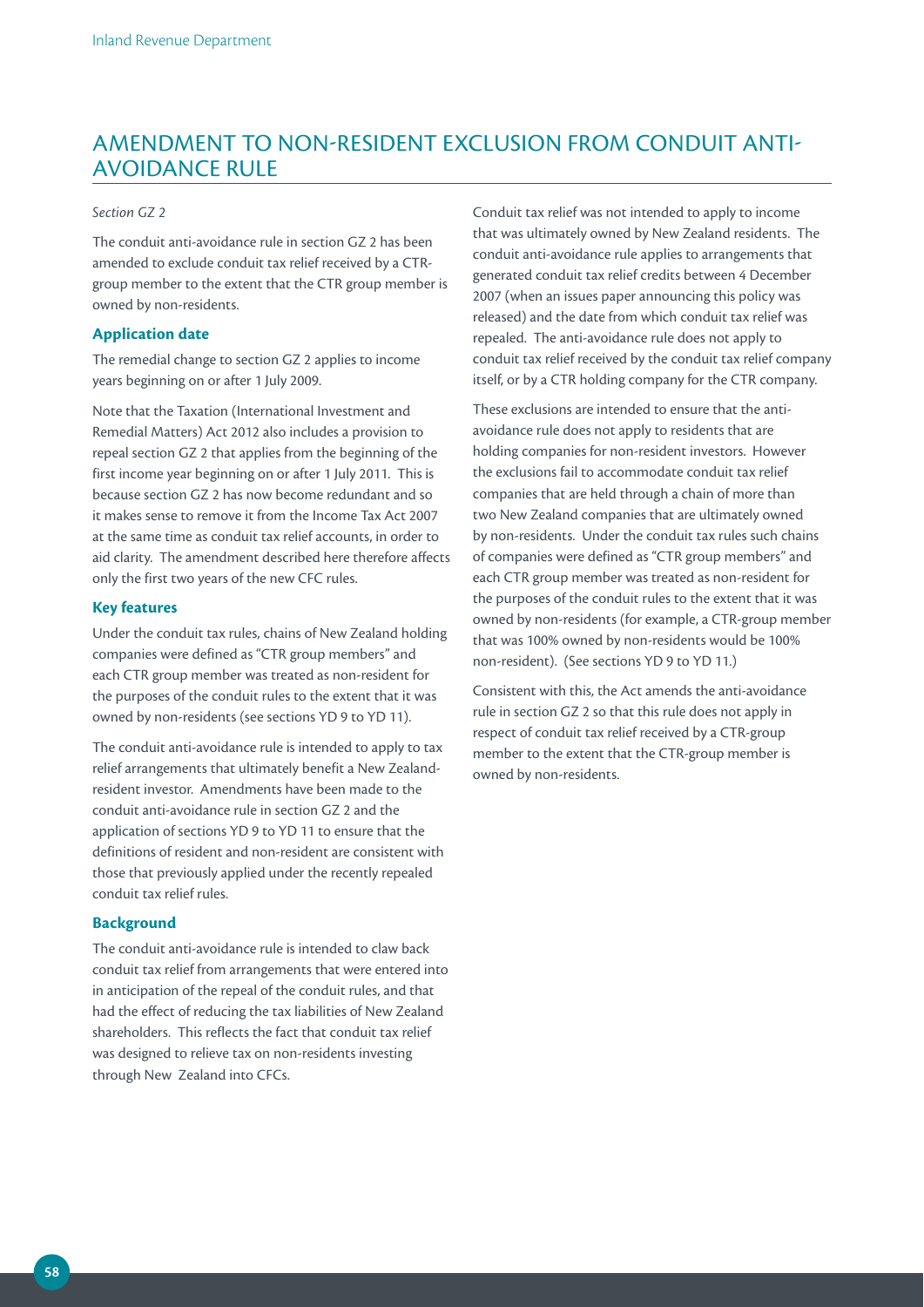## AMENDMENT TO NON-RESIDENT EXCLUSION FROM CONDUIT ANTI-AVOIDANCE RULE

*Section GZ 2*

The conduit anti-avoidance rule in section GZ 2 has been amended to exclude conduit tax relief received by a CTR-group member to the extent that the CTR group member is owned by non-residents.

### Application date

The remedial change to section GZ 2 applies to income years beginning on or after 1 July 2009.

Note that the Taxation (International Investment and Remedial Matters) Act 2012 also includes a provision to repeal section GZ 2 that applies from the beginning of the first income year beginning on or after 1 July 2011. This is because section GZ 2 has now become redundant and so it makes sense to remove it from the Income Tax Act 2007 at the same time as conduit tax relief accounts, in order to aid clarity. The amendment described here therefore affects only the first two years of the new CFC rules.

### Key features

Under the conduit tax rules, chains of New Zealand holding companies were defined as "CTR group members" and each CTR group member was treated as non-resident for the purposes of the conduit rules to the extent that it was owned by non-residents (see sections YD 9 to YD 11).

The conduit anti-avoidance rule is intended to apply to tax relief arrangements that ultimately benefit a New Zealand-resident investor. Amendments have been made to the conduit anti-avoidance rule in section GZ 2 and the application of sections YD 9 to YD 11 to ensure that the definitions of resident and non-resident are consistent with those that previously applied under the recently repealed conduit tax relief rules.

### Background

The conduit anti-avoidance rule is intended to claw back conduit tax relief from arrangements that were entered into in anticipation of the repeal of the conduit rules, and that had the effect of reducing the tax liabilities of New Zealand shareholders. This reflects the fact that conduit tax relief was designed to relieve tax on non-residents investing through New Zealand into CFCs.

Conduit tax relief was not intended to apply to income that was ultimately owned by New Zealand residents. The conduit anti-avoidance rule applies to arrangements that generated conduit tax relief credits between 4 December 2007 (when an issues paper announcing this policy was released) and the date from which conduit tax relief was repealed. The anti-avoidance rule does not apply to conduit tax relief received by the conduit tax relief company itself, or by a CTR holding company for the CTR company.

These exclusions are intended to ensure that the anti-avoidance rule does not apply to residents that are holding companies for non-resident investors. However the exclusions fail to accommodate conduit tax relief companies that are held through a chain of more than two New Zealand companies that are ultimately owned by non-residents. Under the conduit tax rules such chains of companies were defined as "CTR group members" and each CTR group member was treated as non-resident for the purposes of the conduit rules to the extent that it was owned by non-residents (for example, a CTR-group member that was 100% owned by non-residents would be 100% non-resident). (See sections YD 9 to YD 11.)

Consistent with this, the Act amends the anti-avoidance rule in section GZ 2 so that this rule does not apply in respect of conduit tax relief received by a CTR-group member to the extent that the CTR-group member is owned by non-residents.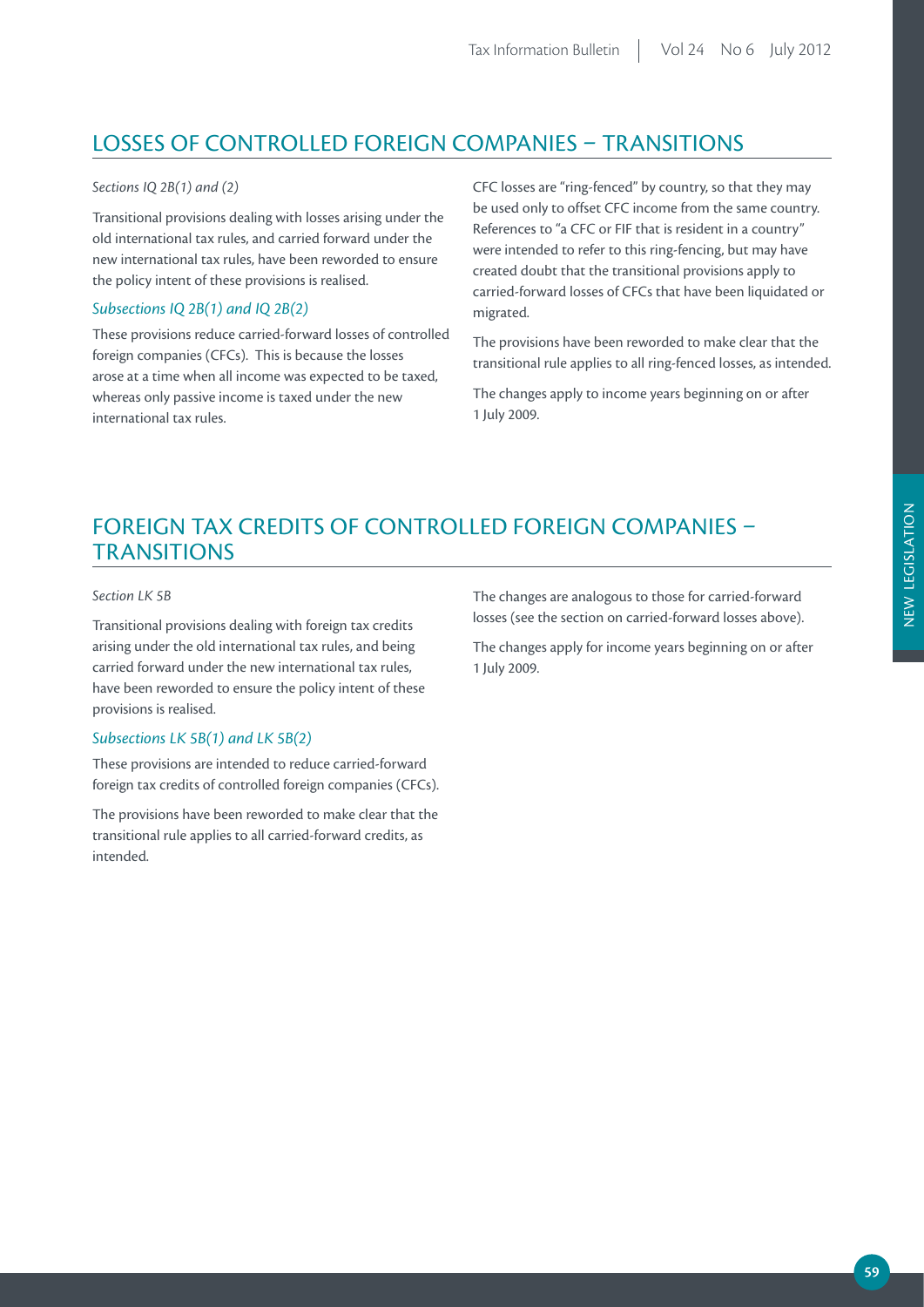## LOSSES OF CONTROLLED FOREIGN COMPANIES – TRANSITIONS

*Sections IQ 2B(1) and (2)*

Transitional provisions dealing with losses arising under the old international tax rules, and carried forward under the new international tax rules, have been reworded to ensure the policy intent of these provisions is realised.

### *Subsections IQ 2B(1) and IQ 2B(2)*

These provisions reduce carried-forward losses of controlled foreign companies (CFCs). This is because the losses arose at a time when all income was expected to be taxed, whereas only passive income is taxed under the new international tax rules.

CFC losses are "ring-fenced" by country, so that they may be used only to offset CFC income from the same country. References to "a CFC or FIF that is resident in a country" were intended to refer to this ring-fencing, but may have created doubt that the transitional provisions apply to carried-forward losses of CFCs that have been liquidated or migrated.

The provisions have been reworded to make clear that the transitional rule applies to all ring-fenced losses, as intended.

The changes apply to income years beginning on or after 1 July 2009.

## FOREIGN TAX CREDITS OF CONTROLLED FOREIGN COMPANIES – TRANSITIONS

*Section LK 5B*

Transitional provisions dealing with foreign tax credits arising under the old international tax rules, and being carried forward under the new international tax rules, have been reworded to ensure the policy intent of these provisions is realised.

### *Subsections LK 5B(1) and LK 5B(2)*

These provisions are intended to reduce carried-forward foreign tax credits of controlled foreign companies (CFCs).

The provisions have been reworded to make clear that the transitional rule applies to all carried-forward credits, as intended.

The changes are analogous to those for carried-forward losses (see the section on carried-forward losses above).

The changes apply for income years beginning on or after 1 July 2009.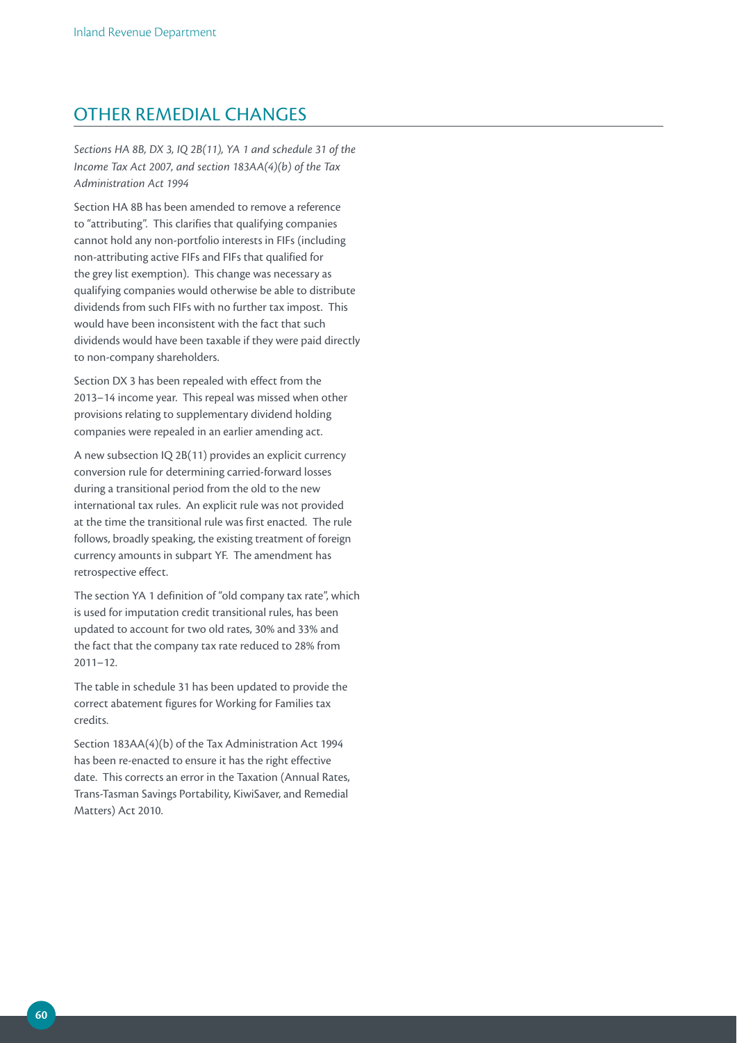## OTHER REMEDIAL CHANGES

*Sections HA 8B, DX 3, IQ 2B(11), YA 1 and schedule 31 of the Income Tax Act 2007, and section 183AA(4)(b) of the Tax Administration Act 1994*

Section HA 8B has been amended to remove a reference to "attributing". This clarifies that qualifying companies cannot hold any non-portfolio interests in FIFs (including non-attributing active FIFs and FIFs that qualified for the grey list exemption). This change was necessary as qualifying companies would otherwise be able to distribute dividends from such FIFs with no further tax impost. This would have been inconsistent with the fact that such dividends would have been taxable if they were paid directly to non-company shareholders.

Section DX 3 has been repealed with effect from the 2013–14 income year. This repeal was missed when other provisions relating to supplementary dividend holding companies were repealed in an earlier amending act.

A new subsection IQ 2B(11) provides an explicit currency conversion rule for determining carried-forward losses during a transitional period from the old to the new international tax rules. An explicit rule was not provided at the time the transitional rule was first enacted. The rule follows, broadly speaking, the existing treatment of foreign currency amounts in subpart YF. The amendment has retrospective effect.

The section YA 1 definition of "old company tax rate", which is used for imputation credit transitional rules, has been updated to account for two old rates, 30% and 33% and the fact that the company tax rate reduced to 28% from 2011–12.

The table in schedule 31 has been updated to provide the correct abatement figures for Working for Families tax credits.

Section 183AA(4)(b) of the Tax Administration Act 1994 has been re-enacted to ensure it has the right effective date. This corrects an error in the Taxation (Annual Rates, Trans-Tasman Savings Portability, KiwiSaver, and Remedial Matters) Act 2010.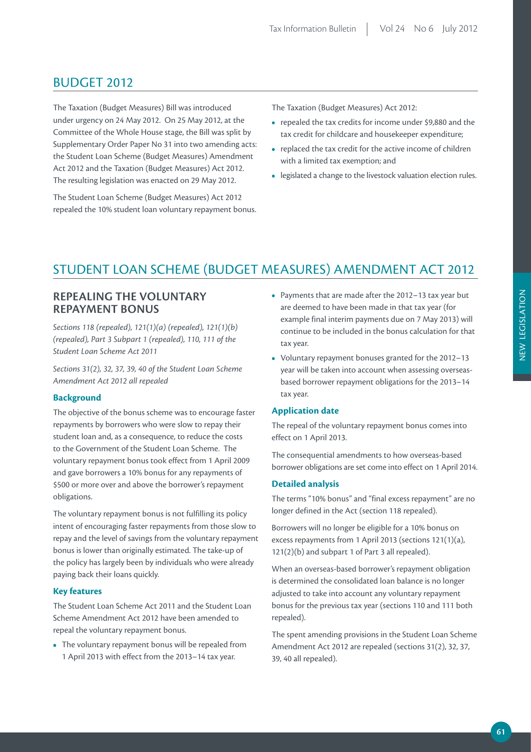# BUDGET 2012

The Taxation (Budget Measures) Bill was introduced under urgency on 24 May 2012. On 25 May 2012, at the Committee of the Whole House stage, the Bill was split by Supplementary Order Paper No 31 into two amending acts: the Student Loan Scheme (Budget Measures) Amendment Act 2012 and the Taxation (Budget Measures) Act 2012. The resulting legislation was enacted on 29 May 2012.

The Student Loan Scheme (Budget Measures) Act 2012 repealed the 10% student loan voluntary repayment bonus.

The Taxation (Budget Measures) Act 2012:

- repealed the tax credits for income under $9,880 and the tax credit for childcare and housekeeper expenditure;
- replaced the tax credit for the active income of children with a limited tax exemption; and
- legislated a change to the livestock valuation election rules.

# STUDENT LOAN SCHEME (BUDGET MEASURES) AMENDMENT ACT 2012

## REPEALING THE VOLUNTARY REPAYMENT BONUS

*Sections 118 (repealed), 121(1)(a) (repealed), 121(1)(b) (repealed), Part 3 Subpart 1 (repealed), 110, 111 of the Student Loan Scheme Act 2011*

*Sections 31(2), 32, 37, 39, 40 of the Student Loan Scheme Amendment Act 2012 all repealed*

### Background

The objective of the bonus scheme was to encourage faster repayments by borrowers who were slow to repay their student loan and, as a consequence, to reduce the costs to the Government of the Student Loan Scheme. The voluntary repayment bonus took effect from 1 April 2009 and gave borrowers a 10% bonus for any repayments of $500 or more over and above the borrower's repayment obligations.

The voluntary repayment bonus is not fulfilling its policy intent of encouraging faster repayments from those slow to repay and the level of savings from the voluntary repayment bonus is lower than originally estimated. The take-up of the policy has largely been by individuals who were already paying back their loans quickly.

### Key features

The Student Loan Scheme Act 2011 and the Student Loan Scheme Amendment Act 2012 have been amended to repeal the voluntary repayment bonus.

- The voluntary repayment bonus will be repealed from 1 April 2013 with effect from the 2013–14 tax year.
- Payments that are made after the 2012–13 tax year but are deemed to have been made in that tax year (for example final interim payments due on 7 May 2013) will continue to be included in the bonus calculation for that tax year.
- Voluntary repayment bonuses granted for the 2012–13 year will be taken into account when assessing overseas-based borrower repayment obligations for the 2013–14 tax year.

### Application date

The repeal of the voluntary repayment bonus comes into effect on 1 April 2013.

The consequential amendments to how overseas-based borrower obligations are set come into effect on 1 April 2014.

### Detailed analysis

The terms "10% bonus" and "final excess repayment" are no longer defined in the Act (section 118 repealed).

Borrowers will no longer be eligible for a 10% bonus on excess repayments from 1 April 2013 (sections 121(1)(a), 121(2)(b) and subpart 1 of Part 3 all repealed).

When an overseas-based borrower's repayment obligation is determined the consolidated loan balance is no longer adjusted to take into account any voluntary repayment bonus for the previous tax year (sections 110 and 111 both repealed).

The spent amending provisions in the Student Loan Scheme Amendment Act 2012 are repealed (sections 31(2), 32, 37, 39, 40 all repealed).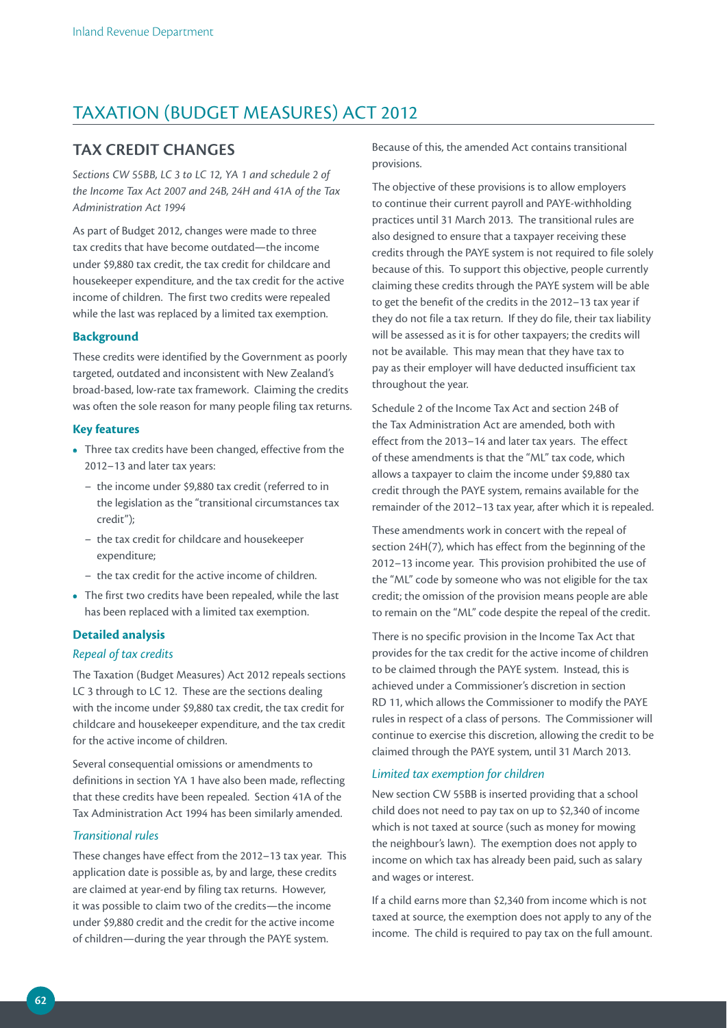# TAXATION (BUDGET MEASURES) ACT 2012

## TAX CREDIT CHANGES

*Sections CW 55BB, LC 3 to LC 12, YA 1 and schedule 2 of the Income Tax Act 2007 and 24B, 24H and 41A of the Tax Administration Act 1994*

As part of Budget 2012, changes were made to three tax credits that have become outdated—the income under $9,880 tax credit, the tax credit for childcare and housekeeper expenditure, and the tax credit for the active income of children. The first two credits were repealed while the last was replaced by a limited tax exemption.

### Background

These credits were identified by the Government as poorly targeted, outdated and inconsistent with New Zealand's broad-based, low-rate tax framework. Claiming the credits was often the sole reason for many people filing tax returns.

### Key features

- Three tax credits have been changed, effective from the 2012–13 and later tax years:
  - the income under $9,880 tax credit (referred to in the legislation as the "transitional circumstances tax credit");
  - the tax credit for childcare and housekeeper expenditure;
  - the tax credit for the active income of children.
- The first two credits have been repealed, while the last has been replaced with a limited tax exemption.

### Detailed analysis

#### *Repeal of tax credits*

The Taxation (Budget Measures) Act 2012 repeals sections LC 3 through to LC 12. These are the sections dealing with the income under $9,880 tax credit, the tax credit for childcare and housekeeper expenditure, and the tax credit for the active income of children.

Several consequential omissions or amendments to definitions in section YA 1 have also been made, reflecting that these credits have been repealed. Section 41A of the Tax Administration Act 1994 has been similarly amended.

#### *Transitional rules*

These changes have effect from the 2012–13 tax year. This application date is possible as, by and large, these credits are claimed at year-end by filing tax returns. However, it was possible to claim two of the credits—the income under $9,880 credit and the credit for the active income of children—during the year through the PAYE system. Because of this, the amended Act contains transitional provisions.

The objective of these provisions is to allow employers to continue their current payroll and PAYE-withholding practices until 31 March 2013. The transitional rules are also designed to ensure that a taxpayer receiving these credits through the PAYE system is not required to file solely because of this. To support this objective, people currently claiming these credits through the PAYE system will be able to get the benefit of the credits in the 2012–13 tax year if they do not file a tax return. If they do file, their tax liability will be assessed as it is for other taxpayers; the credits will not be available. This may mean that they have tax to pay as their employer will have deducted insufficient tax throughout the year.

Schedule 2 of the Income Tax Act and section 24B of the Tax Administration Act are amended, both with effect from the 2013–14 and later tax years. The effect of these amendments is that the "ML" tax code, which allows a taxpayer to claim the income under $9,880 tax credit through the PAYE system, remains available for the remainder of the 2012–13 tax year, after which it is repealed.

These amendments work in concert with the repeal of section 24H(7), which has effect from the beginning of the 2012–13 income year. This provision prohibited the use of the "ML" code by someone who was not eligible for the tax credit; the omission of the provision means people are able to remain on the "ML" code despite the repeal of the credit.

There is no specific provision in the Income Tax Act that provides for the tax credit for the active income of children to be claimed through the PAYE system. Instead, this is achieved under a Commissioner's discretion in section RD 11, which allows the Commissioner to modify the PAYE rules in respect of a class of persons. The Commissioner will continue to exercise this discretion, allowing the credit to be claimed through the PAYE system, until 31 March 2013.

#### *Limited tax exemption for children*

New section CW 55BB is inserted providing that a school child does not need to pay tax on up to $2,340 of income which is not taxed at source (such as money for mowing the neighbour's lawn). The exemption does not apply to income on which tax has already been paid, such as salary and wages or interest.

If a child earns more than $2,340 from income which is not taxed at source, the exemption does not apply to any of the income. The child is required to pay tax on the full amount.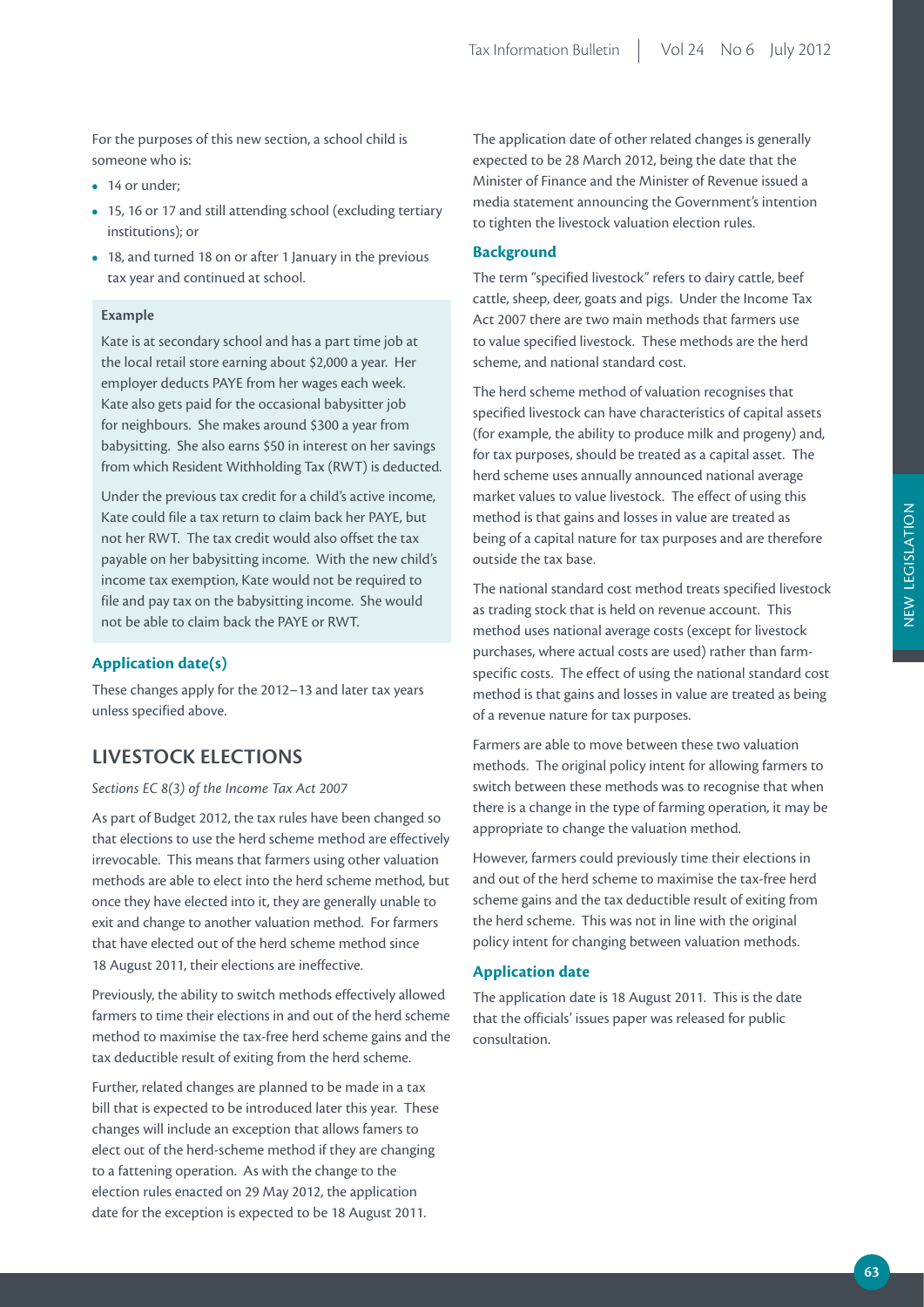For the purposes of this new section, a school child is someone who is:

- 14 or under;
- 15, 16 or 17 and still attending school (excluding tertiary institutions); or
- 18, and turned 18 on or after 1 January in the previous tax year and continued at school.

**Example**

Kate is at secondary school and has a part time job at the local retail store earning about $2,000 a year. Her employer deducts PAYE from her wages each week. Kate also gets paid for the occasional babysitter job for neighbours. She makes around $300 a year from babysitting. She also earns $50 in interest on her savings from which Resident Withholding Tax (RWT) is deducted.

Under the previous tax credit for a child's active income, Kate could file a tax return to claim back her PAYE, but not her RWT. The tax credit would also offset the tax payable on her babysitting income. With the new child's income tax exemption, Kate would not be required to file and pay tax on the babysitting income. She would not be able to claim back the PAYE or RWT.

### Application date(s)

These changes apply for the 2012–13 and later tax years unless specified above.

## LIVESTOCK ELECTIONS

*Sections EC 8(3) of the Income Tax Act 2007*

As part of Budget 2012, the tax rules have been changed so that elections to use the herd scheme method are effectively irrevocable. This means that farmers using other valuation methods are able to elect into the herd scheme method, but once they have elected into it, they are generally unable to exit and change to another valuation method. For farmers that have elected out of the herd scheme method since 18 August 2011, their elections are ineffective.

Previously, the ability to switch methods effectively allowed farmers to time their elections in and out of the herd scheme method to maximise the tax-free herd scheme gains and the tax deductible result of exiting from the herd scheme.

Further, related changes are planned to be made in a tax bill that is expected to be introduced later this year. These changes will include an exception that allows famers to elect out of the herd-scheme method if they are changing to a fattening operation. As with the change to the election rules enacted on 29 May 2012, the application date for the exception is expected to be 18 August 2011.

The application date of other related changes is generally expected to be 28 March 2012, being the date that the Minister of Finance and the Minister of Revenue issued a media statement announcing the Government's intention to tighten the livestock valuation election rules.

### Background

The term "specified livestock" refers to dairy cattle, beef cattle, sheep, deer, goats and pigs. Under the Income Tax Act 2007 there are two main methods that farmers use to value specified livestock. These methods are the herd scheme, and national standard cost.

The herd scheme method of valuation recognises that specified livestock can have characteristics of capital assets (for example, the ability to produce milk and progeny) and, for tax purposes, should be treated as a capital asset. The herd scheme uses annually announced national average market values to value livestock. The effect of using this method is that gains and losses in value are treated as being of a capital nature for tax purposes and are therefore outside the tax base.

The national standard cost method treats specified livestock as trading stock that is held on revenue account. This method uses national average costs (except for livestock purchases, where actual costs are used) rather than farm-specific costs. The effect of using the national standard cost method is that gains and losses in value are treated as being of a revenue nature for tax purposes.

Farmers are able to move between these two valuation methods. The original policy intent for allowing farmers to switch between these methods was to recognise that when there is a change in the type of farming operation, it may be appropriate to change the valuation method.

However, farmers could previously time their elections in and out of the herd scheme to maximise the tax-free herd scheme gains and the tax deductible result of exiting from the herd scheme. This was not in line with the original policy intent for changing between valuation methods.

### Application date

The application date is 18 August 2011. This is the date that the officials' issues paper was released for public consultation.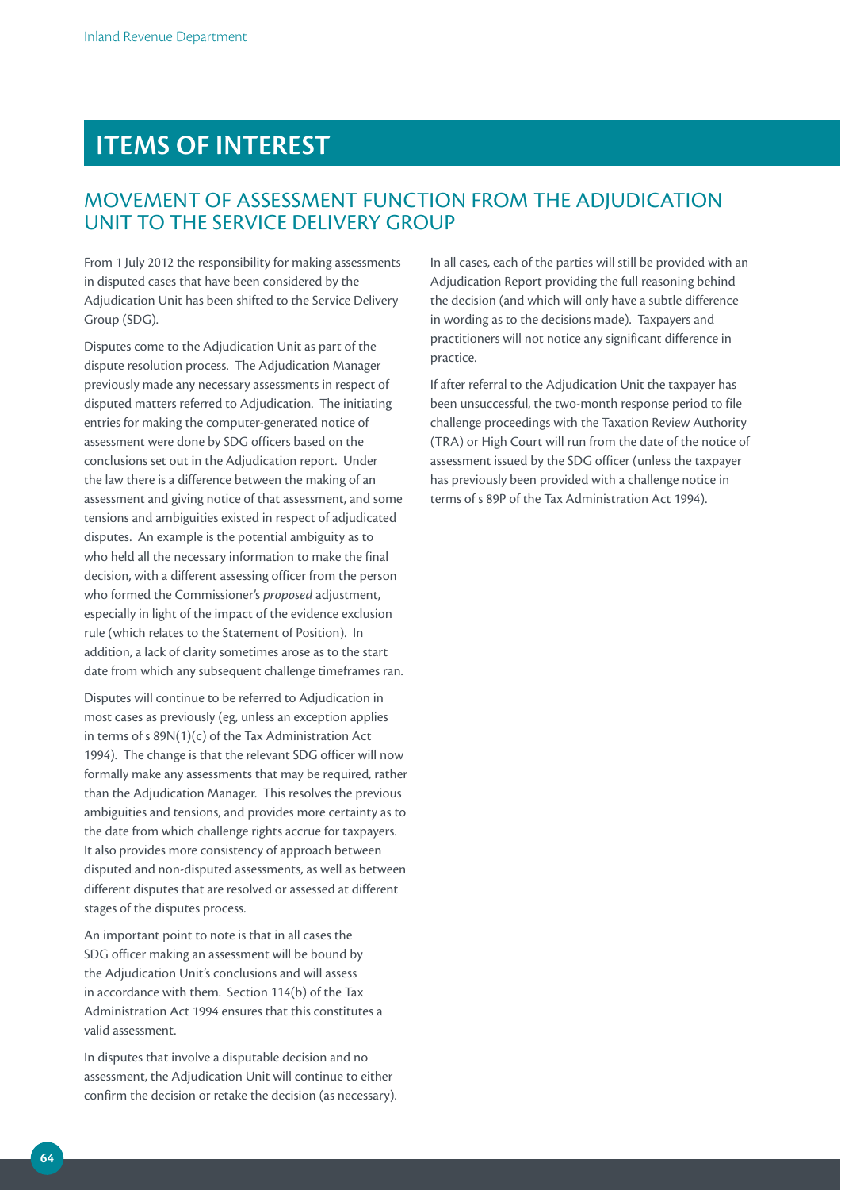# ITEMS OF INTEREST

## MOVEMENT OF ASSESSMENT FUNCTION FROM THE ADJUDICATION UNIT TO THE SERVICE DELIVERY GROUP

From 1 July 2012 the responsibility for making assessments in disputed cases that have been considered by the Adjudication Unit has been shifted to the Service Delivery Group (SDG).

Disputes come to the Adjudication Unit as part of the dispute resolution process. The Adjudication Manager previously made any necessary assessments in respect of disputed matters referred to Adjudication. The initiating entries for making the computer-generated notice of assessment were done by SDG officers based on the conclusions set out in the Adjudication report. Under the law there is a difference between the making of an assessment and giving notice of that assessment, and some tensions and ambiguities existed in respect of adjudicated disputes. An example is the potential ambiguity as to who held all the necessary information to make the final decision, with a different assessing officer from the person who formed the Commissioner's *proposed* adjustment, especially in light of the impact of the evidence exclusion rule (which relates to the Statement of Position). In addition, a lack of clarity sometimes arose as to the start date from which any subsequent challenge timeframes ran.

Disputes will continue to be referred to Adjudication in most cases as previously (eg, unless an exception applies in terms of s 89N(1)(c) of the Tax Administration Act 1994). The change is that the relevant SDG officer will now formally make any assessments that may be required, rather than the Adjudication Manager. This resolves the previous ambiguities and tensions, and provides more certainty as to the date from which challenge rights accrue for taxpayers. It also provides more consistency of approach between disputed and non-disputed assessments, as well as between different disputes that are resolved or assessed at different stages of the disputes process.

An important point to note is that in all cases the SDG officer making an assessment will be bound by the Adjudication Unit's conclusions and will assess in accordance with them. Section 114(b) of the Tax Administration Act 1994 ensures that this constitutes a valid assessment.

In disputes that involve a disputable decision and no assessment, the Adjudication Unit will continue to either confirm the decision or retake the decision (as necessary).

In all cases, each of the parties will still be provided with an Adjudication Report providing the full reasoning behind the decision (and which will only have a subtle difference in wording as to the decisions made). Taxpayers and practitioners will not notice any significant difference in practice.

If after referral to the Adjudication Unit the taxpayer has been unsuccessful, the two-month response period to file challenge proceedings with the Taxation Review Authority (TRA) or High Court will run from the date of the notice of assessment issued by the SDG officer (unless the taxpayer has previously been provided with a challenge notice in terms of s 89P of the Tax Administration Act 1994).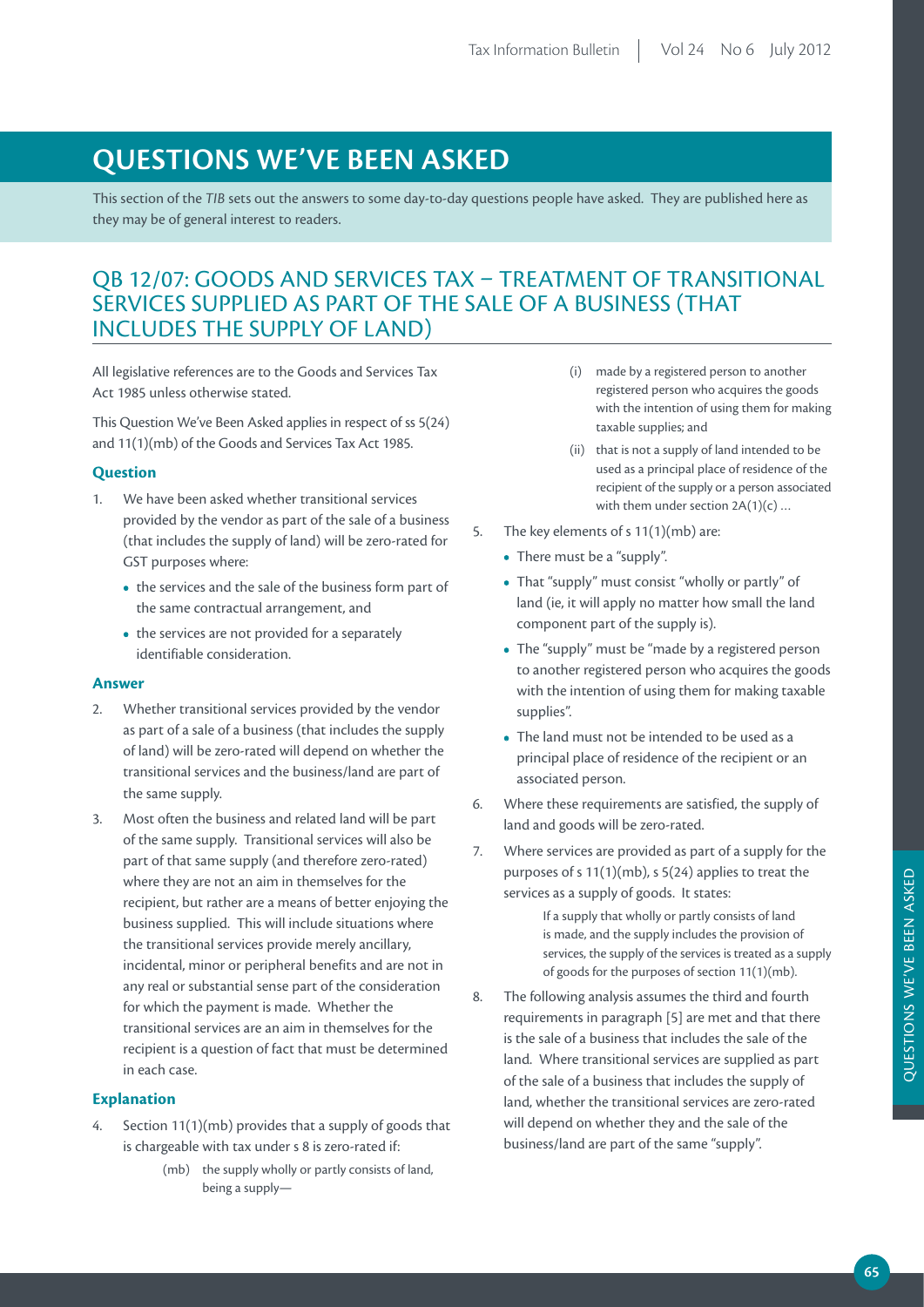# QUESTIONS WE'VE BEEN ASKED

This section of the *TIB* sets out the answers to some day-to-day questions people have asked. They are published here as they may be of general interest to readers.

## QB 12/07: GOODS AND SERVICES TAX – TREATMENT OF TRANSITIONAL SERVICES SUPPLIED AS PART OF THE SALE OF A BUSINESS (THAT INCLUDES THE SUPPLY OF LAND)

All legislative references are to the Goods and Services Tax Act 1985 unless otherwise stated.

This Question We've Been Asked applies in respect of ss 5(24) and 11(1)(mb) of the Goods and Services Tax Act 1985.

### Question

1. We have been asked whether transitional services provided by the vendor as part of the sale of a business (that includes the supply of land) will be zero-rated for GST purposes where:
   - the services and the sale of the business form part of the same contractual arrangement, and
   - the services are not provided for a separately identifiable consideration.

### Answer

2. Whether transitional services provided by the vendor as part of a sale of a business (that includes the supply of land) will be zero-rated will depend on whether the transitional services and the business/land are part of the same supply.

3. Most often the business and related land will be part of the same supply. Transitional services will also be part of that same supply (and therefore zero-rated) where they are not an aim in themselves for the recipient, but rather are a means of better enjoying the business supplied. This will include situations where the transitional services provide merely ancillary, incidental, minor or peripheral benefits and are not in any real or substantial sense part of the consideration for which the payment is made. Whether the transitional services are an aim in themselves for the recipient is a question of fact that must be determined in each case.

### Explanation

4. Section 11(1)(mb) provides that a supply of goods that is chargeable with tax under s 8 is zero-rated if:

   > (mb) the supply wholly or partly consists of land, being a supply—
   >
   > (i) made by a registered person to another registered person who acquires the goods with the intention of using them for making taxable supplies; and
   >
   > (ii) that is not a supply of land intended to be used as a principal place of residence of the recipient of the supply or a person associated with them under section 2A(1)(c) …

5. The key elements of s 11(1)(mb) are:
   - There must be a "supply".
   - That "supply" must consist "wholly or partly" of land (ie, it will apply no matter how small the land component part of the supply is).
   - The "supply" must be "made by a registered person to another registered person who acquires the goods with the intention of using them for making taxable supplies".
   - The land must not be intended to be used as a principal place of residence of the recipient or an associated person.

6. Where these requirements are satisfied, the supply of land and goods will be zero-rated.

7. Where services are provided as part of a supply for the purposes of s 11(1)(mb), s 5(24) applies to treat the services as a supply of goods. It states:

   > If a supply that wholly or partly consists of land is made, and the supply includes the provision of services, the supply of the services is treated as a supply of goods for the purposes of section 11(1)(mb).

8. The following analysis assumes the third and fourth requirements in paragraph [5] are met and that there is the sale of a business that includes the sale of the land. Where transitional services are supplied as part of the sale of a business that includes the supply of land, whether the transitional services are zero-rated will depend on whether they and the sale of the business/land are part of the same "supply".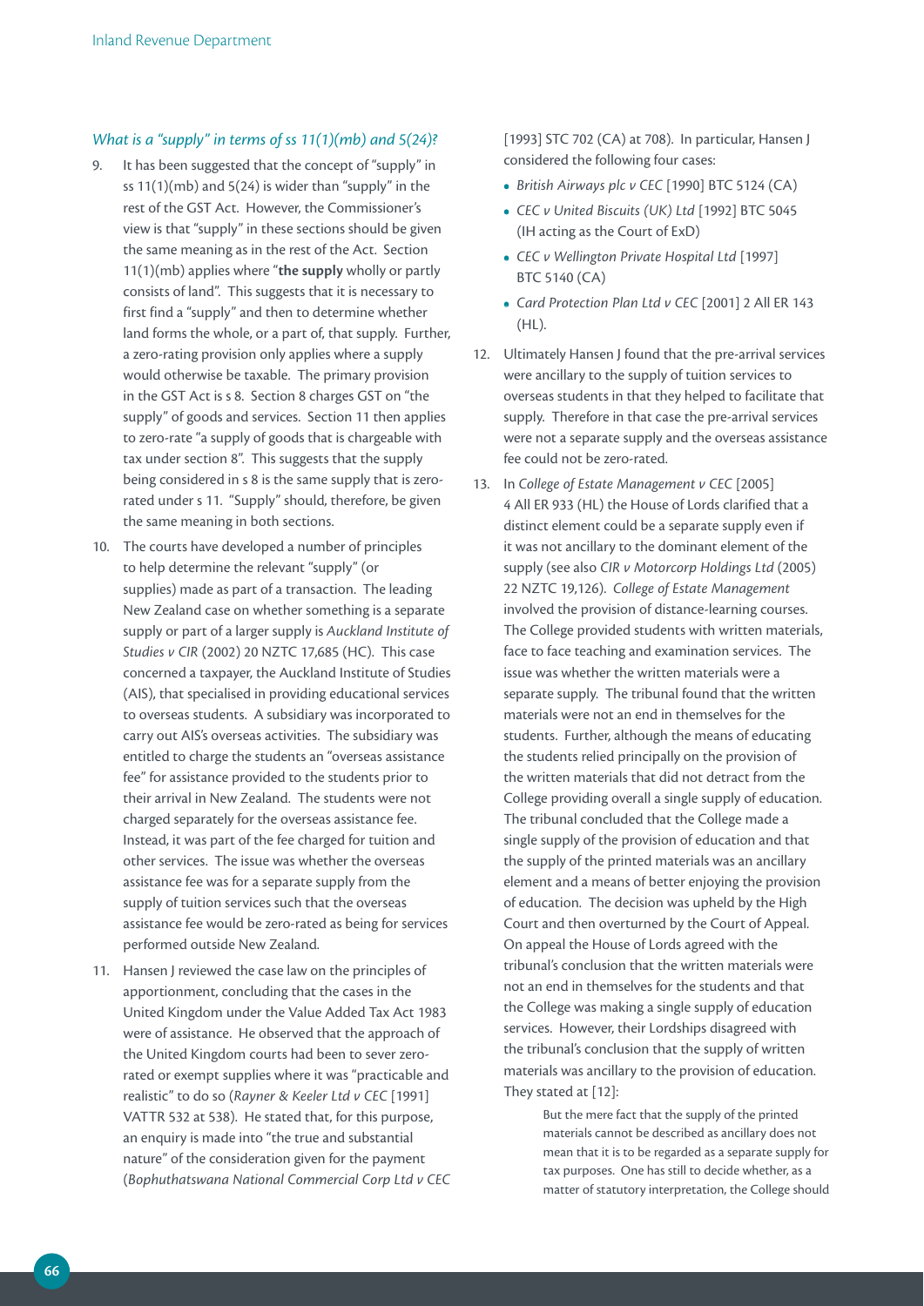### *What is a "supply" in terms of ss 11(1)(mb) and 5(24)?*

9. It has been suggested that the concept of "supply" in ss 11(1)(mb) and 5(24) is wider than "supply" in the rest of the GST Act. However, the Commissioner's view is that "supply" in these sections should be given the same meaning as in the rest of the Act. Section 11(1)(mb) applies where "**the supply** wholly or partly consists of land". This suggests that it is necessary to first find a "supply" and then to determine whether land forms the whole, or a part of, that supply. Further, a zero-rating provision only applies where a supply would otherwise be taxable. The primary provision in the GST Act is s 8. Section 8 charges GST on "the supply" of goods and services. Section 11 then applies to zero-rate "a supply of goods that is chargeable with tax under section 8". This suggests that the supply being considered in s 8 is the same supply that is zero-rated under s 11. "Supply" should, therefore, be given the same meaning in both sections.

10. The courts have developed a number of principles to help determine the relevant "supply" (or supplies) made as part of a transaction. The leading New Zealand case on whether something is a separate supply or part of a larger supply is *Auckland Institute of Studies v CIR* (2002) 20 NZTC 17,685 (HC). This case concerned a taxpayer, the Auckland Institute of Studies (AIS), that specialised in providing educational services to overseas students. A subsidiary was incorporated to carry out AIS's overseas activities. The subsidiary was entitled to charge the students an "overseas assistance fee" for assistance provided to the students prior to their arrival in New Zealand. The students were not charged separately for the overseas assistance fee. Instead, it was part of the fee charged for tuition and other services. The issue was whether the overseas assistance fee was for a separate supply from the supply of tuition services such that the overseas assistance fee would be zero-rated as being for services performed outside New Zealand.

11. Hansen J reviewed the case law on the principles of apportionment, concluding that the cases in the United Kingdom under the Value Added Tax Act 1983 were of assistance. He observed that the approach of the United Kingdom courts had been to sever zero-rated or exempt supplies where it was "practicable and realistic" to do so (*Rayner & Keeler Ltd v CEC* [1991] VATTR 532 at 538). He stated that, for this purpose, an enquiry is made into "the true and substantial nature" of the consideration given for the payment (*Bophuthatswana National Commercial Corp Ltd v CEC* [1993] STC 702 (CA) at 708). In particular, Hansen J considered the following four cases:
   - *British Airways plc v CEC* [1990] BTC 5124 (CA)
   - *CEC v United Biscuits (UK) Ltd* [1992] BTC 5045 (IH acting as the Court of ExD)
   - *CEC v Wellington Private Hospital Ltd* [1997] BTC 5140 (CA)
   - *Card Protection Plan Ltd v CEC* [2001] 2 All ER 143 (HL).

12. Ultimately Hansen J found that the pre-arrival services were ancillary to the supply of tuition services to overseas students in that they helped to facilitate that supply. Therefore in that case the pre-arrival services were not a separate supply and the overseas assistance fee could not be zero-rated.

13. In *College of Estate Management v CEC* [2005] 4 All ER 933 (HL) the House of Lords clarified that a distinct element could be a separate supply even if it was not ancillary to the dominant element of the supply (see also *CIR v Motorcorp Holdings Ltd* (2005) 22 NZTC 19,126). *College of Estate Management* involved the provision of distance-learning courses. The College provided students with written materials, face to face teaching and examination services. The issue was whether the written materials were a separate supply. The tribunal found that the written materials were not an end in themselves for the students. Further, although the means of educating the students relied principally on the provision of the written materials that did not detract from the College providing overall a single supply of education. The tribunal concluded that the College made a single supply of the provision of education and that the supply of the printed materials was an ancillary element and a means of better enjoying the provision of education. The decision was upheld by the High Court and then overturned by the Court of Appeal. On appeal the House of Lords agreed with the tribunal's conclusion that the written materials were not an end in themselves for the students and that the College was making a single supply of education services. However, their Lordships disagreed with the tribunal's conclusion that the supply of written materials was ancillary to the provision of education. They stated at [12]:

> But the mere fact that the supply of the printed materials cannot be described as ancillary does not mean that it is to be regarded as a separate supply for tax purposes. One has still to decide whether, as a matter of statutory interpretation, the College should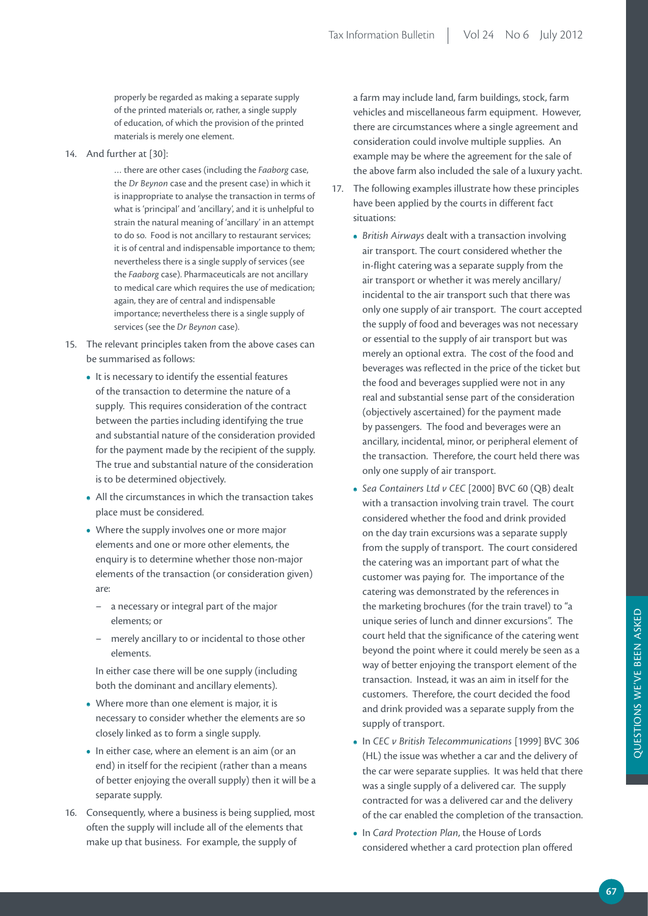> properly be regarded as making a separate supply of the printed materials or, rather, a single supply of education, of which the provision of the printed materials is merely one element.

14. And further at [30]:

> … there are other cases (including the *Faaborg* case, the *Dr Beynon* case and the present case) in which it is inappropriate to analyse the transaction in terms of what is 'principal' and 'ancillary', and it is unhelpful to strain the natural meaning of 'ancillary' in an attempt to do so. Food is not ancillary to restaurant services; it is of central and indispensable importance to them; nevertheless there is a single supply of services (see the *Faaborg* case). Pharmaceuticals are not ancillary to medical care which requires the use of medication; again, they are of central and indispensable importance; nevertheless there is a single supply of services (see the *Dr Beynon* case).

15. The relevant principles taken from the above cases can be summarised as follows:
   - It is necessary to identify the essential features of the transaction to determine the nature of a supply. This requires consideration of the contract between the parties including identifying the true and substantial nature of the consideration provided for the payment made by the recipient of the supply. The true and substantial nature of the consideration is to be determined objectively.
   - All the circumstances in which the transaction takes place must be considered.
   - Where the supply involves one or more major elements and one or more other elements, the enquiry is to determine whether those non-major elements of the transaction (or consideration given) are:
     - a necessary or integral part of the major elements; or
     - merely ancillary to or incidental to those other elements.

     In either case there will be one supply (including both the dominant and ancillary elements).
   - Where more than one element is major, it is necessary to consider whether the elements are so closely linked as to form a single supply.
   - In either case, where an element is an aim (or an end) in itself for the recipient (rather than a means of better enjoying the overall supply) then it will be a separate supply.

16. Consequently, where a business is being supplied, most often the supply will include all of the elements that make up that business. For example, the supply of a farm may include land, farm buildings, stock, farm vehicles and miscellaneous farm equipment. However, there are circumstances where a single agreement and consideration could involve multiple supplies. An example may be where the agreement for the sale of the above farm also included the sale of a luxury yacht.

17. The following examples illustrate how these principles have been applied by the courts in different fact situations:
   - *British Airways* dealt with a transaction involving air transport. The court considered whether the in-flight catering was a separate supply from the air transport or whether it was merely ancillary/incidental to the air transport such that there was only one supply of air transport. The court accepted the supply of food and beverages was not necessary or essential to the supply of air transport but was merely an optional extra. The cost of the food and beverages was reflected in the price of the ticket but the food and beverages supplied were not in any real and substantial sense part of the consideration (objectively ascertained) for the payment made by passengers. The food and beverages were an ancillary, incidental, minor, or peripheral element of the transaction. Therefore, the court held there was only one supply of air transport.
   - *Sea Containers Ltd v CEC* [2000] BVC 60 (QB) dealt with a transaction involving train travel. The court considered whether the food and drink provided on the day train excursions was a separate supply from the supply of transport. The court considered the catering was an important part of what the customer was paying for. The importance of the catering was demonstrated by the references in the marketing brochures (for the train travel) to "a unique series of lunch and dinner excursions". The court held that the significance of the catering went beyond the point where it could merely be seen as a way of better enjoying the transport element of the transaction. Instead, it was an aim in itself for the customers. Therefore, the court decided the food and drink provided was a separate supply from the supply of transport.
   - In *CEC v British Telecommunications* [1999] BVC 306 (HL) the issue was whether a car and the delivery of the car were separate supplies. It was held that there was a single supply of a delivered car. The supply contracted for was a delivered car and the delivery of the car enabled the completion of the transaction.
   - In *Card Protection Plan*, the House of Lords considered whether a card protection plan offered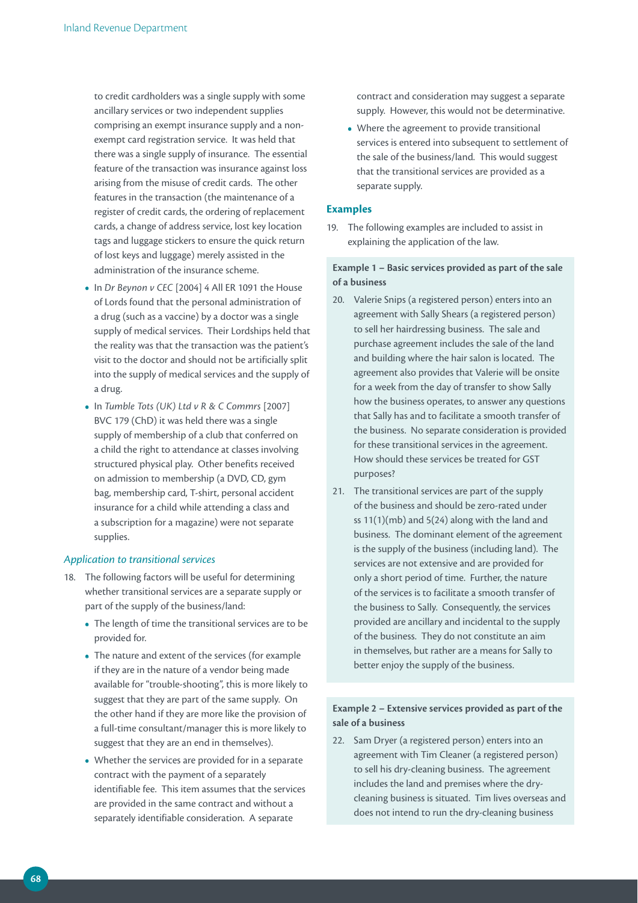to credit cardholders was a single supply with some ancillary services or two independent supplies comprising an exempt insurance supply and a non-exempt card registration service. It was held that there was a single supply of insurance. The essential feature of the transaction was insurance against loss arising from the misuse of credit cards. The other features in the transaction (the maintenance of a register of credit cards, the ordering of replacement cards, a change of address service, lost key location tags and luggage stickers to ensure the quick return of lost keys and luggage) merely assisted in the administration of the insurance scheme.

- In *Dr Beynon v CEC* [2004] 4 All ER 1091 the House of Lords found that the personal administration of a drug (such as a vaccine) by a doctor was a single supply of medical services. Their Lordships held that the reality was that the transaction was the patient's visit to the doctor and should not be artificially split into the supply of medical services and the supply of a drug.
- In *Tumble Tots (UK) Ltd v R & C Commrs* [2007] BVC 179 (ChD) it was held there was a single supply of membership of a club that conferred on a child the right to attendance at classes involving structured physical play. Other benefits received on admission to membership (a DVD, CD, gym bag, membership card, T-shirt, personal accident insurance for a child while attending a class and a subscription for a magazine) were not separate supplies.

*Application to transitional services*

18. The following factors will be useful for determining whether transitional services are a separate supply or part of the supply of the business/land:
    - The length of time the transitional services are to be provided for.
    - The nature and extent of the services (for example if they are in the nature of a vendor being made available for "trouble-shooting", this is more likely to suggest that they are part of the same supply. On the other hand if they are more like the provision of a full-time consultant/manager this is more likely to suggest that they are an end in themselves).
    - Whether the services are provided for in a separate contract with the payment of a separately identifiable fee. This item assumes that the services are provided in the same contract and without a separately identifiable consideration. A separate contract and consideration may suggest a separate supply. However, this would not be determinative.
    - Where the agreement to provide transitional services is entered into subsequent to settlement of the sale of the business/land. This would suggest that the transitional services are provided as a separate supply.

## Examples

19. The following examples are included to assist in explaining the application of the law.

**Example 1 – Basic services provided as part of the sale of a business**

20. Valerie Snips (a registered person) enters into an agreement with Sally Shears (a registered person) to sell her hairdressing business. The sale and purchase agreement includes the sale of the land and building where the hair salon is located. The agreement also provides that Valerie will be onsite for a week from the day of transfer to show Sally how the business operates, to answer any questions that Sally has and to facilitate a smooth transfer of the business. No separate consideration is provided for these transitional services in the agreement. How should these services be treated for GST purposes?

21. The transitional services are part of the supply of the business and should be zero-rated under ss 11(1)(mb) and 5(24) along with the land and business. The dominant element of the agreement is the supply of the business (including land). The services are not extensive and are provided for only a short period of time. Further, the nature of the services is to facilitate a smooth transfer of the business to Sally. Consequently, the services provided are ancillary and incidental to the supply of the business. They do not constitute an aim in themselves, but rather are a means for Sally to better enjoy the supply of the business.

**Example 2 – Extensive services provided as part of the sale of a business**

22. Sam Dryer (a registered person) enters into an agreement with Tim Cleaner (a registered person) to sell his dry-cleaning business. The agreement includes the land and premises where the dry-cleaning business is situated. Tim lives overseas and does not intend to run the dry-cleaning business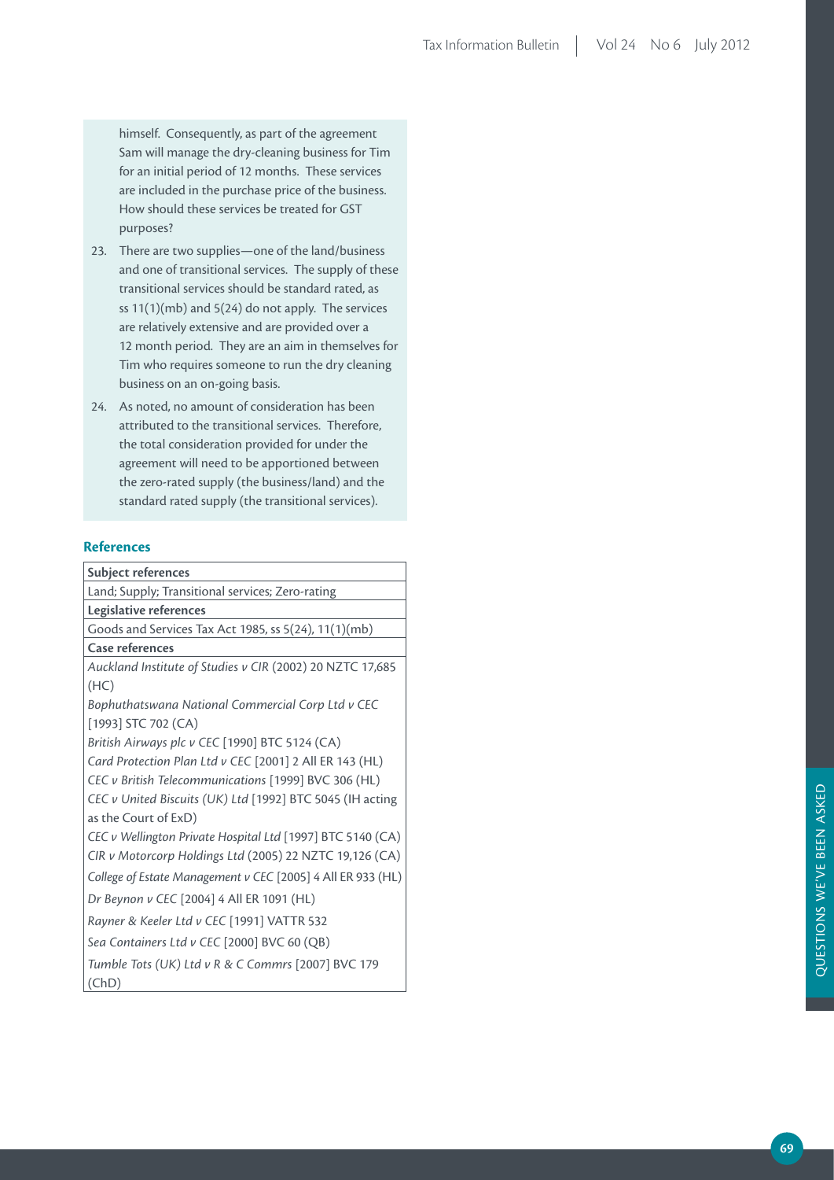himself. Consequently, as part of the agreement Sam will manage the dry-cleaning business for Tim for an initial period of 12 months. These services are included in the purchase price of the business. How should these services be treated for GST purposes?

23. There are two supplies—one of the land/business and one of transitional services. The supply of these transitional services should be standard rated, as ss 11(1)(mb) and 5(24) do not apply. The services are relatively extensive and are provided over a 12 month period. They are an aim in themselves for Tim who requires someone to run the dry cleaning business on an on-going basis.

24. As noted, no amount of consideration has been attributed to the transitional services. Therefore, the total consideration provided for under the agreement will need to be apportioned between the zero-rated supply (the business/land) and the standard rated supply (the transitional services).

### References

| **Subject references** |
|---|
| Land; Supply; Transitional services; Zero-rating |
| **Legislative references** |
| Goods and Services Tax Act 1985, ss 5(24), 11(1)(mb) |
| **Case references** |
| *Auckland Institute of Studies v CIR* (2002) 20 NZTC 17,685 (HC)<br>*Bophuthatswana National Commercial Corp Ltd v CEC* [1993] STC 702 (CA)<br>*British Airways plc v CEC* [1990] BTC 5124 (CA)<br>*Card Protection Plan Ltd v CEC* [2001] 2 All ER 143 (HL)<br>*CEC v British Telecommunications* [1999] BVC 306 (HL)<br>*CEC v United Biscuits (UK) Ltd* [1992] BTC 5045 (IH acting as the Court of ExD)<br>*CEC v Wellington Private Hospital Ltd* [1997] BTC 5140 (CA)<br>*CIR v Motorcorp Holdings Ltd* (2005) 22 NZTC 19,126 (CA)<br>*College of Estate Management v CEC* [2005] 4 All ER 933 (HL)<br>*Dr Beynon v CEC* [2004] 4 All ER 1091 (HL)<br>*Rayner & Keeler Ltd v CEC* [1991] VATTR 532<br>*Sea Containers Ltd v CEC* [2000] BVC 60 (QB)<br>*Tumble Tots (UK) Ltd v R & C Commrs* [2007] BVC 179 (ChD) |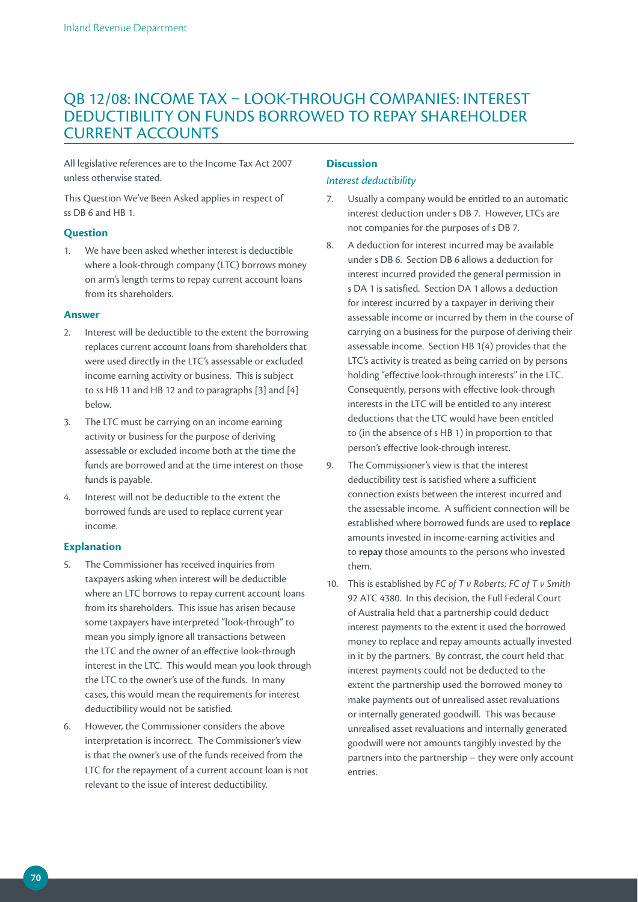# QB 12/08: INCOME TAX – LOOK-THROUGH COMPANIES: INTEREST DEDUCTIBILITY ON FUNDS BORROWED TO REPAY SHAREHOLDER CURRENT ACCOUNTS

All legislative references are to the Income Tax Act 2007 unless otherwise stated.

This Question We've Been Asked applies in respect of ss DB 6 and HB 1.

### Question

1. We have been asked whether interest is deductible where a look-through company (LTC) borrows money on arm's length terms to repay current account loans from its shareholders.

### Answer

2. Interest will be deductible to the extent the borrowing replaces current account loans from shareholders that were used directly in the LTC's assessable or excluded income earning activity or business. This is subject to ss HB 11 and HB 12 and to paragraphs [3] and [4] below.

3. The LTC must be carrying on an income earning activity or business for the purpose of deriving assessable or excluded income both at the time the funds are borrowed and at the time interest on those funds is payable.

4. Interest will not be deductible to the extent the borrowed funds are used to replace current year income.

### Explanation

5. The Commissioner has received inquiries from taxpayers asking when interest will be deductible where an LTC borrows to repay current account loans from its shareholders. This issue has arisen because some taxpayers have interpreted "look-through" to mean you simply ignore all transactions between the LTC and the owner of an effective look-through interest in the LTC. This would mean you look through the LTC to the owner's use of the funds. In many cases, this would mean the requirements for interest deductibility would not be satisfied.

6. However, the Commissioner considers the above interpretation is incorrect. The Commissioner's view is that the owner's use of the funds received from the LTC for the repayment of a current account loan is not relevant to the issue of interest deductibility.

### Discussion

*Interest deductibility*

7. Usually a company would be entitled to an automatic interest deduction under s DB 7. However, LTCs are not companies for the purposes of s DB 7.

8. A deduction for interest incurred may be available under s DB 6. Section DB 6 allows a deduction for interest incurred provided the general permission in s DA 1 is satisfied. Section DA 1 allows a deduction for interest incurred by a taxpayer in deriving their assessable income or incurred by them in the course of carrying on a business for the purpose of deriving their assessable income. Section HB 1(4) provides that the LTC's activity is treated as being carried on by persons holding "effective look-through interests" in the LTC. Consequently, persons with effective look-through interests in the LTC will be entitled to any interest deductions that the LTC would have been entitled to (in the absence of s HB 1) in proportion to that person's effective look-through interest.

9. The Commissioner's view is that the interest deductibility test is satisfied where a sufficient connection exists between the interest incurred and the assessable income. A sufficient connection will be established where borrowed funds are used to **replace** amounts invested in income-earning activities and to **repay** those amounts to the persons who invested them.

10. This is established by *FC of T v Roberts; FC of T v Smith* 92 ATC 4380. In this decision, the Full Federal Court of Australia held that a partnership could deduct interest payments to the extent it used the borrowed money to replace and repay amounts actually invested in it by the partners. By contrast, the court held that interest payments could not be deducted to the extent the partnership used the borrowed money to make payments out of unrealised asset revaluations or internally generated goodwill. This was because unrealised asset revaluations and internally generated goodwill were not amounts tangibly invested by the partners into the partnership – they were only account entries.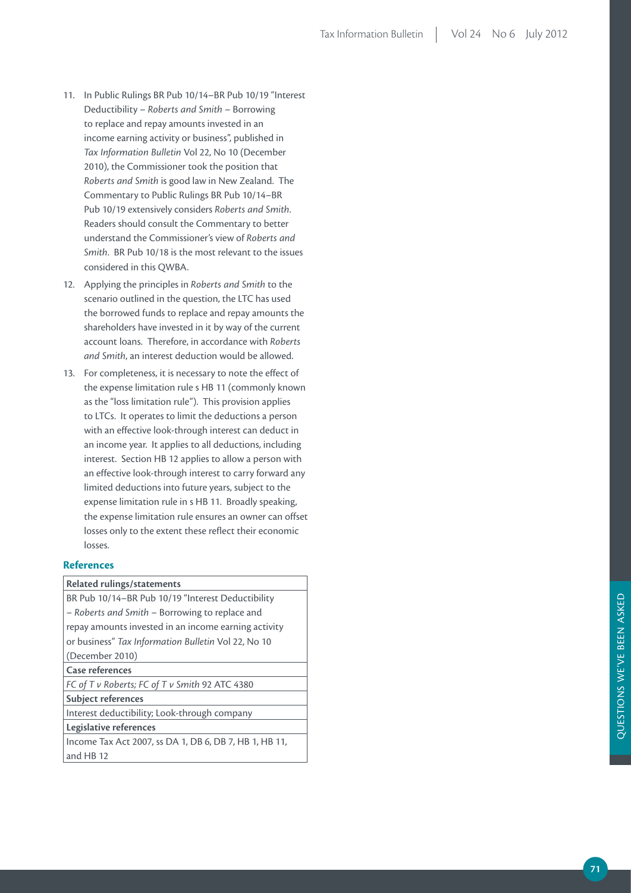11. In Public Rulings BR Pub 10/14–BR Pub 10/19 "Interest Deductibility – *Roberts and Smith* – Borrowing to replace and repay amounts invested in an income earning activity or business", published in *Tax Information Bulletin* Vol 22, No 10 (December 2010), the Commissioner took the position that *Roberts and Smith* is good law in New Zealand. The Commentary to Public Rulings BR Pub 10/14–BR Pub 10/19 extensively considers *Roberts and Smith*. Readers should consult the Commentary to better understand the Commissioner's view of *Roberts and Smith*. BR Pub 10/18 is the most relevant to the issues considered in this QWBA.

12. Applying the principles in *Roberts and Smith* to the scenario outlined in the question, the LTC has used the borrowed funds to replace and repay amounts the shareholders have invested in it by way of the current account loans. Therefore, in accordance with *Roberts and Smith*, an interest deduction would be allowed.

13. For completeness, it is necessary to note the effect of the expense limitation rule s HB 11 (commonly known as the "loss limitation rule"). This provision applies to LTCs. It operates to limit the deductions a person with an effective look-through interest can deduct in an income year. It applies to all deductions, including interest. Section HB 12 applies to allow a person with an effective look-through interest to carry forward any limited deductions into future years, subject to the expense limitation rule in s HB 11. Broadly speaking, the expense limitation rule ensures an owner can offset losses only to the extent these reflect their economic losses.

## References

| **Related rulings/statements** |
|---|
| BR Pub 10/14–BR Pub 10/19 "Interest Deductibility – *Roberts and Smith* – Borrowing to replace and repay amounts invested in an income earning activity or business" *Tax Information Bulletin* Vol 22, No 10 (December 2010) |
| **Case references** |
| *FC of T v Roberts; FC of T v Smith* 92 ATC 4380 |
| **Subject references** |
| Interest deductibility; Look-through company |
| **Legislative references** |
| Income Tax Act 2007, ss DA 1, DB 6, DB 7, HB 1, HB 11, and HB 12 |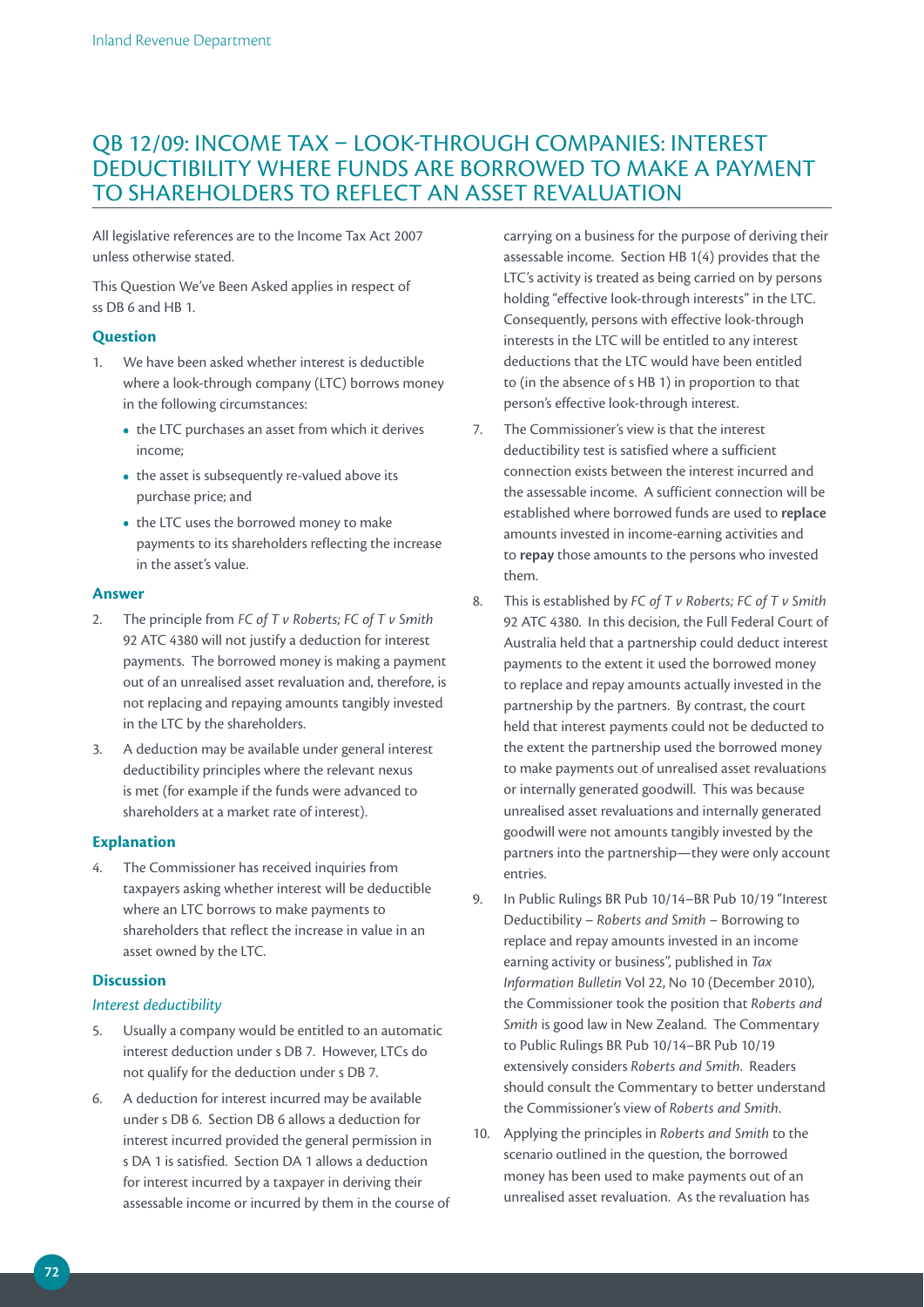# QB 12/09: INCOME TAX – LOOK-THROUGH COMPANIES: INTEREST DEDUCTIBILITY WHERE FUNDS ARE BORROWED TO MAKE A PAYMENT TO SHAREHOLDERS TO REFLECT AN ASSET REVALUATION

All legislative references are to the Income Tax Act 2007 unless otherwise stated.

This Question We've Been Asked applies in respect of ss DB 6 and HB 1.

### Question

1. We have been asked whether interest is deductible where a look-through company (LTC) borrows money in the following circumstances:
   - the LTC purchases an asset from which it derives income;
   - the asset is subsequently re-valued above its purchase price; and
   - the LTC uses the borrowed money to make payments to its shareholders reflecting the increase in the asset's value.

### Answer

2. The principle from *FC of T v Roberts; FC of T v Smith* 92 ATC 4380 will not justify a deduction for interest payments. The borrowed money is making a payment out of an unrealised asset revaluation and, therefore, is not replacing and repaying amounts tangibly invested in the LTC by the shareholders.

3. A deduction may be available under general interest deductibility principles where the relevant nexus is met (for example if the funds were advanced to shareholders at a market rate of interest).

### Explanation

4. The Commissioner has received inquiries from taxpayers asking whether interest will be deductible where an LTC borrows to make payments to shareholders that reflect the increase in value in an asset owned by the LTC.

### Discussion

#### *Interest deductibility*

5. Usually a company would be entitled to an automatic interest deduction under s DB 7. However, LTCs do not qualify for the deduction under s DB 7.

6. A deduction for interest incurred may be available under s DB 6. Section DB 6 allows a deduction for interest incurred provided the general permission in s DA 1 is satisfied. Section DA 1 allows a deduction for interest incurred by a taxpayer in deriving their assessable income or incurred by them in the course of carrying on a business for the purpose of deriving their assessable income. Section HB 1(4) provides that the LTC's activity is treated as being carried on by persons holding "effective look-through interests" in the LTC. Consequently, persons with effective look-through interests in the LTC will be entitled to any interest deductions that the LTC would have been entitled to (in the absence of s HB 1) in proportion to that person's effective look-through interest.

7. The Commissioner's view is that the interest deductibility test is satisfied where a sufficient connection exists between the interest incurred and the assessable income. A sufficient connection will be established where borrowed funds are used to **replace** amounts invested in income-earning activities and to **repay** those amounts to the persons who invested them.

8. This is established by *FC of T v Roberts; FC of T v Smith* 92 ATC 4380. In this decision, the Full Federal Court of Australia held that a partnership could deduct interest payments to the extent it used the borrowed money to replace and repay amounts actually invested in the partnership by the partners. By contrast, the court held that interest payments could not be deducted to the extent the partnership used the borrowed money to make payments out of unrealised asset revaluations or internally generated goodwill. This was because unrealised asset revaluations and internally generated goodwill were not amounts tangibly invested by the partners into the partnership—they were only account entries.

9. In Public Rulings BR Pub 10/14–BR Pub 10/19 "Interest Deductibility – *Roberts and Smith* – Borrowing to replace and repay amounts invested in an income earning activity or business", published in *Tax Information Bulletin* Vol 22, No 10 (December 2010), the Commissioner took the position that *Roberts and Smith* is good law in New Zealand. The Commentary to Public Rulings BR Pub 10/14–BR Pub 10/19 extensively considers *Roberts and Smith*. Readers should consult the Commentary to better understand the Commissioner's view of *Roberts and Smith*.

10. Applying the principles in *Roberts and Smith* to the scenario outlined in the question, the borrowed money has been used to make payments out of an unrealised asset revaluation. As the revaluation has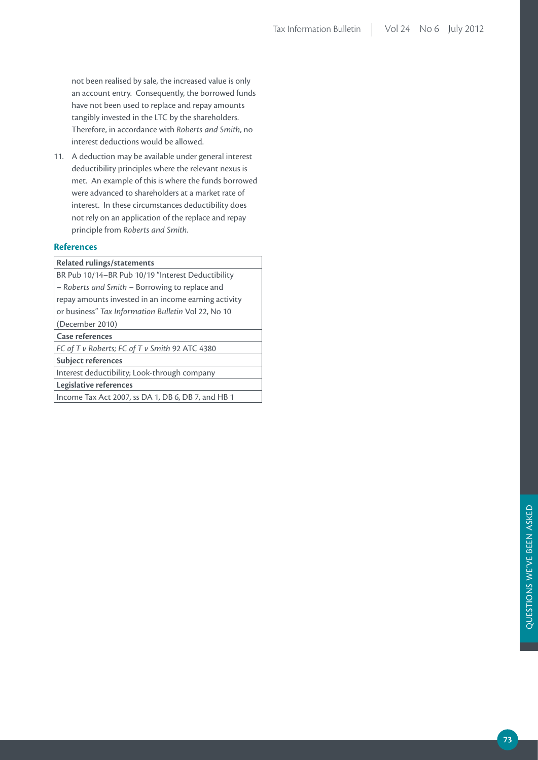not been realised by sale, the increased value is only an account entry. Consequently, the borrowed funds have not been used to replace and repay amounts tangibly invested in the LTC by the shareholders. Therefore, in accordance with *Roberts and Smith*, no interest deductions would be allowed.

11. A deduction may be available under general interest deductibility principles where the relevant nexus is met. An example of this is where the funds borrowed were advanced to shareholders at a market rate of interest. In these circumstances deductibility does not rely on an application of the replace and repay principle from *Roberts and Smith*.

### References

| **Related rulings/statements** |
|---|
| BR Pub 10/14–BR Pub 10/19 "Interest Deductibility – *Roberts and Smith* – Borrowing to replace and repay amounts invested in an income earning activity or business" *Tax Information Bulletin* Vol 22, No 10 (December 2010) |
| **Case references** |
| *FC of T v Roberts; FC of T v Smith* 92 ATC 4380 |
| **Subject references** |
| Interest deductibility; Look-through company |
| **Legislative references** |
| Income Tax Act 2007, ss DA 1, DB 6, DB 7, and HB 1 |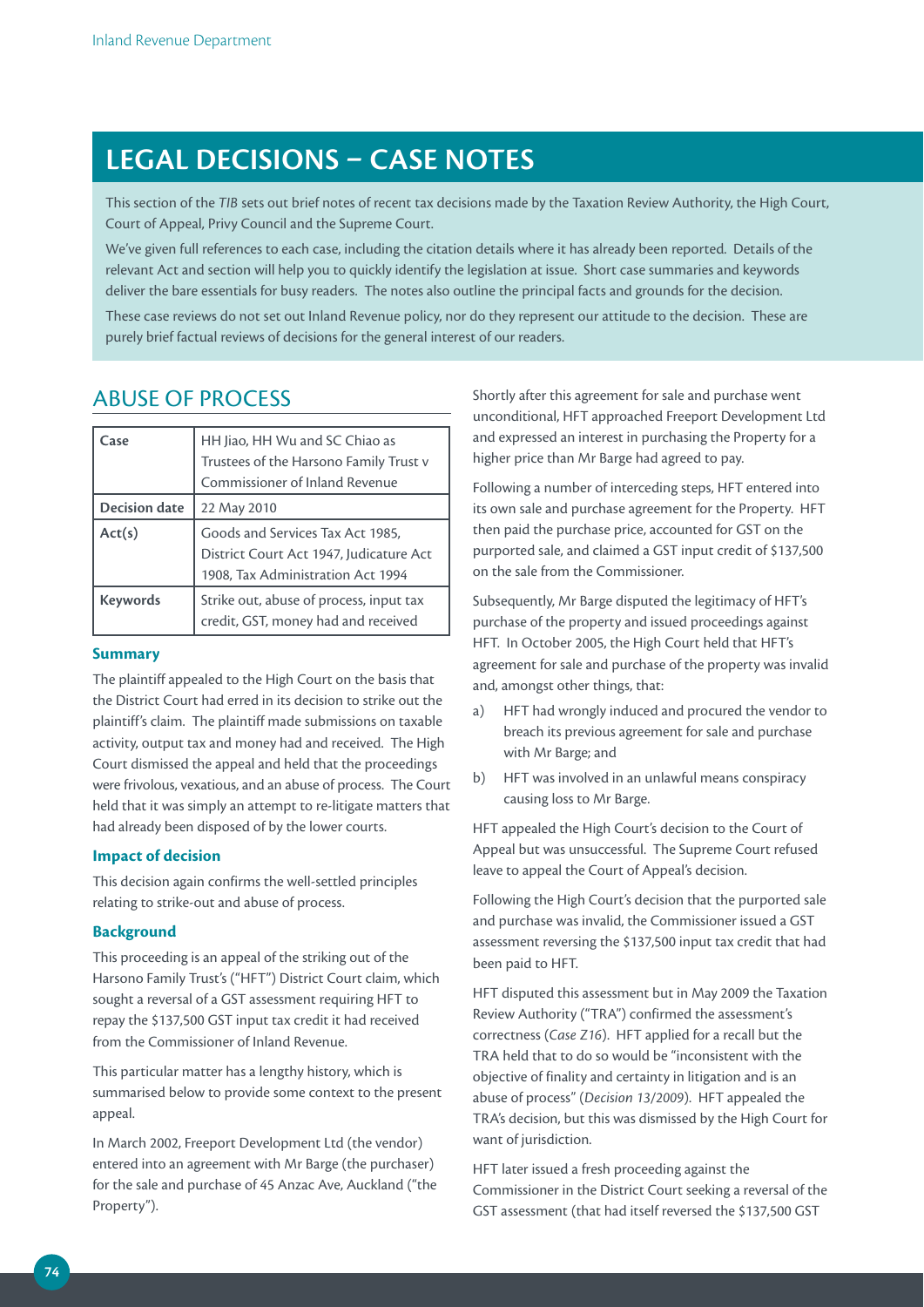# LEGAL DECISIONS – CASE NOTES

This section of the *TIB* sets out brief notes of recent tax decisions made by the Taxation Review Authority, the High Court, Court of Appeal, Privy Council and the Supreme Court.

We've given full references to each case, including the citation details where it has already been reported. Details of the relevant Act and section will help you to quickly identify the legislation at issue. Short case summaries and keywords deliver the bare essentials for busy readers. The notes also outline the principal facts and grounds for the decision.

These case reviews do not set out Inland Revenue policy, nor do they represent our attitude to the decision. These are purely brief factual reviews of decisions for the general interest of our readers.

## ABUSE OF PROCESS

| | |
|---|---|
| **Case** | HH Jiao, HH Wu and SC Chiao as Trustees of the Harsono Family Trust v Commissioner of Inland Revenue |
| **Decision date** | 22 May 2010 |
| **Act(s)** | Goods and Services Tax Act 1985, District Court Act 1947, Judicature Act 1908, Tax Administration Act 1994 |
| **Keywords** | Strike out, abuse of process, input tax credit, GST, money had and received |

### Summary

The plaintiff appealed to the High Court on the basis that the District Court had erred in its decision to strike out the plaintiff's claim. The plaintiff made submissions on taxable activity, output tax and money had and received. The High Court dismissed the appeal and held that the proceedings were frivolous, vexatious, and an abuse of process. The Court held that it was simply an attempt to re-litigate matters that had already been disposed of by the lower courts.

### Impact of decision

This decision again confirms the well-settled principles relating to strike-out and abuse of process.

### Background

This proceeding is an appeal of the striking out of the Harsono Family Trust's ("HFT") District Court claim, which sought a reversal of a GST assessment requiring HFT to repay the $137,500 GST input tax credit it had received from the Commissioner of Inland Revenue.

This particular matter has a lengthy history, which is summarised below to provide some context to the present appeal.

In March 2002, Freeport Development Ltd (the vendor) entered into an agreement with Mr Barge (the purchaser) for the sale and purchase of 45 Anzac Ave, Auckland ("the Property").

Shortly after this agreement for sale and purchase went unconditional, HFT approached Freeport Development Ltd and expressed an interest in purchasing the Property for a higher price than Mr Barge had agreed to pay.

Following a number of interceding steps, HFT entered into its own sale and purchase agreement for the Property. HFT then paid the purchase price, accounted for GST on the purported sale, and claimed a GST input credit of $137,500 on the sale from the Commissioner.

Subsequently, Mr Barge disputed the legitimacy of HFT's purchase of the property and issued proceedings against HFT. In October 2005, the High Court held that HFT's agreement for sale and purchase of the property was invalid and, amongst other things, that:

a) HFT had wrongly induced and procured the vendor to breach its previous agreement for sale and purchase with Mr Barge; and

b) HFT was involved in an unlawful means conspiracy causing loss to Mr Barge.

HFT appealed the High Court's decision to the Court of Appeal but was unsuccessful. The Supreme Court refused leave to appeal the Court of Appeal's decision.

Following the High Court's decision that the purported sale and purchase was invalid, the Commissioner issued a GST assessment reversing the $137,500 input tax credit that had been paid to HFT.

HFT disputed this assessment but in May 2009 the Taxation Review Authority ("TRA") confirmed the assessment's correctness (*Case Z16*). HFT applied for a recall but the TRA held that to do so would be "inconsistent with the objective of finality and certainty in litigation and is an abuse of process" (*Decision 13/2009*). HFT appealed the TRA's decision, but this was dismissed by the High Court for want of jurisdiction.

HFT later issued a fresh proceeding against the Commissioner in the District Court seeking a reversal of the GST assessment (that had itself reversed the $137,500 GST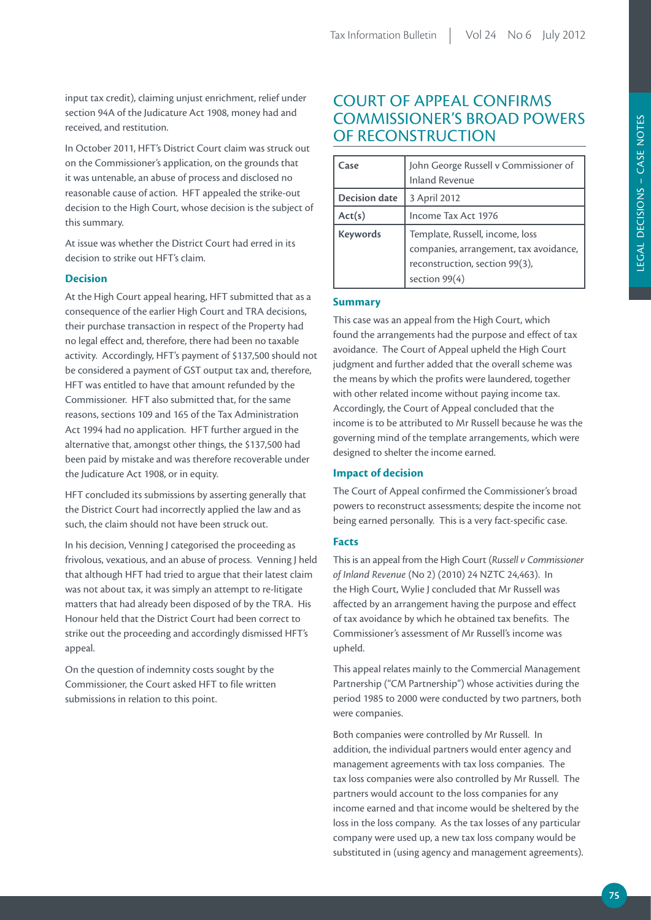input tax credit), claiming unjust enrichment, relief under section 94A of the Judicature Act 1908, money had and received, and restitution.

In October 2011, HFT's District Court claim was struck out on the Commissioner's application, on the grounds that it was untenable, an abuse of process and disclosed no reasonable cause of action. HFT appealed the strike-out decision to the High Court, whose decision is the subject of this summary.

At issue was whether the District Court had erred in its decision to strike out HFT's claim.

### Decision

At the High Court appeal hearing, HFT submitted that as a consequence of the earlier High Court and TRA decisions, their purchase transaction in respect of the Property had no legal effect and, therefore, there had been no taxable activity. Accordingly, HFT's payment of $137,500 should not be considered a payment of GST output tax and, therefore, HFT was entitled to have that amount refunded by the Commissioner. HFT also submitted that, for the same reasons, sections 109 and 165 of the Tax Administration Act 1994 had no application. HFT further argued in the alternative that, amongst other things, the $137,500 had been paid by mistake and was therefore recoverable under the Judicature Act 1908, or in equity.

HFT concluded its submissions by asserting generally that the District Court had incorrectly applied the law and as such, the claim should not have been struck out.

In his decision, Venning J categorised the proceeding as frivolous, vexatious, and an abuse of process. Venning J held that although HFT had tried to argue that their latest claim was not about tax, it was simply an attempt to re-litigate matters that had already been disposed of by the TRA. His Honour held that the District Court had been correct to strike out the proceeding and accordingly dismissed HFT's appeal.

On the question of indemnity costs sought by the Commissioner, the Court asked HFT to file written submissions in relation to this point.

## COURT OF APPEAL CONFIRMS COMMISSIONER'S BROAD POWERS OF RECONSTRUCTION

| Case | John George Russell v Commissioner of Inland Revenue |
|---|---|
| Decision date | 3 April 2012 |
| Act(s) | Income Tax Act 1976 |
| Keywords | Template, Russell, income, loss companies, arrangement, tax avoidance, reconstruction, section 99(3), section 99(4) |

### Summary

This case was an appeal from the High Court, which found the arrangements had the purpose and effect of tax avoidance. The Court of Appeal upheld the High Court judgment and further added that the overall scheme was the means by which the profits were laundered, together with other related income without paying income tax. Accordingly, the Court of Appeal concluded that the income is to be attributed to Mr Russell because he was the governing mind of the template arrangements, which were designed to shelter the income earned.

### Impact of decision

The Court of Appeal confirmed the Commissioner's broad powers to reconstruct assessments; despite the income not being earned personally. This is a very fact-specific case.

### Facts

This is an appeal from the High Court (*Russell v Commissioner of Inland Revenue* (No 2) (2010) 24 NZTC 24,463). In the High Court, Wylie J concluded that Mr Russell was affected by an arrangement having the purpose and effect of tax avoidance by which he obtained tax benefits. The Commissioner's assessment of Mr Russell's income was upheld.

This appeal relates mainly to the Commercial Management Partnership ("CM Partnership") whose activities during the period 1985 to 2000 were conducted by two partners, both were companies.

Both companies were controlled by Mr Russell. In addition, the individual partners would enter agency and management agreements with tax loss companies. The tax loss companies were also controlled by Mr Russell. The partners would account to the loss companies for any income earned and that income would be sheltered by the loss in the loss company. As the tax losses of any particular company were used up, a new tax loss company would be substituted in (using agency and management agreements).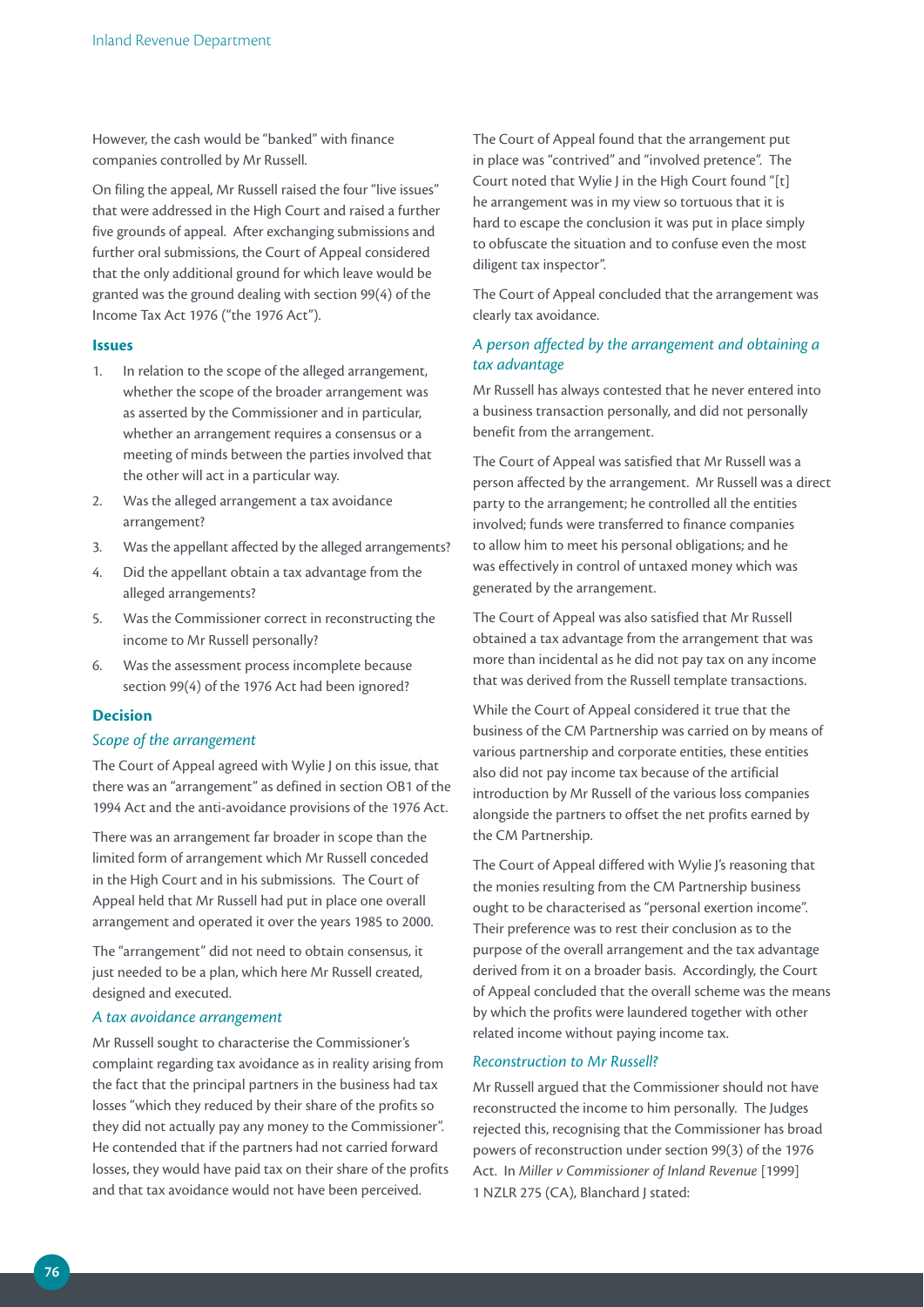However, the cash would be "banked" with finance companies controlled by Mr Russell.

On filing the appeal, Mr Russell raised the four "live issues" that were addressed in the High Court and raised a further five grounds of appeal. After exchanging submissions and further oral submissions, the Court of Appeal considered that the only additional ground for which leave would be granted was the ground dealing with section 99(4) of the Income Tax Act 1976 ("the 1976 Act").

### Issues

1. In relation to the scope of the alleged arrangement, whether the scope of the broader arrangement was as asserted by the Commissioner and in particular, whether an arrangement requires a consensus or a meeting of minds between the parties involved that the other will act in a particular way.
2. Was the alleged arrangement a tax avoidance arrangement?
3. Was the appellant affected by the alleged arrangements?
4. Did the appellant obtain a tax advantage from the alleged arrangements?
5. Was the Commissioner correct in reconstructing the income to Mr Russell personally?
6. Was the assessment process incomplete because section 99(4) of the 1976 Act had been ignored?

### Decision

#### *Scope of the arrangement*

The Court of Appeal agreed with Wylie J on this issue, that there was an "arrangement" as defined in section OB1 of the 1994 Act and the anti-avoidance provisions of the 1976 Act.

There was an arrangement far broader in scope than the limited form of arrangement which Mr Russell conceded in the High Court and in his submissions. The Court of Appeal held that Mr Russell had put in place one overall arrangement and operated it over the years 1985 to 2000.

The "arrangement" did not need to obtain consensus, it just needed to be a plan, which here Mr Russell created, designed and executed.

#### *A tax avoidance arrangement*

Mr Russell sought to characterise the Commissioner's complaint regarding tax avoidance as in reality arising from the fact that the principal partners in the business had tax losses "which they reduced by their share of the profits so they did not actually pay any money to the Commissioner". He contended that if the partners had not carried forward losses, they would have paid tax on their share of the profits and that tax avoidance would not have been perceived.

The Court of Appeal found that the arrangement put in place was "contrived" and "involved pretence". The Court noted that Wylie J in the High Court found "[t]he arrangement was in my view so tortuous that it is hard to escape the conclusion it was put in place simply to obfuscate the situation and to confuse even the most diligent tax inspector".

The Court of Appeal concluded that the arrangement was clearly tax avoidance.

#### *A person affected by the arrangement and obtaining a tax advantage*

Mr Russell has always contested that he never entered into a business transaction personally, and did not personally benefit from the arrangement.

The Court of Appeal was satisfied that Mr Russell was a person affected by the arrangement. Mr Russell was a direct party to the arrangement; he controlled all the entities involved; funds were transferred to finance companies to allow him to meet his personal obligations; and he was effectively in control of untaxed money which was generated by the arrangement.

The Court of Appeal was also satisfied that Mr Russell obtained a tax advantage from the arrangement that was more than incidental as he did not pay tax on any income that was derived from the Russell template transactions.

While the Court of Appeal considered it true that the business of the CM Partnership was carried on by means of various partnership and corporate entities, these entities also did not pay income tax because of the artificial introduction by Mr Russell of the various loss companies alongside the partners to offset the net profits earned by the CM Partnership.

The Court of Appeal differed with Wylie J's reasoning that the monies resulting from the CM Partnership business ought to be characterised as "personal exertion income". Their preference was to rest their conclusion as to the purpose of the overall arrangement and the tax advantage derived from it on a broader basis. Accordingly, the Court of Appeal concluded that the overall scheme was the means by which the profits were laundered together with other related income without paying income tax.

#### *Reconstruction to Mr Russell?*

Mr Russell argued that the Commissioner should not have reconstructed the income to him personally. The Judges rejected this, recognising that the Commissioner has broad powers of reconstruction under section 99(3) of the 1976 Act. In *Miller v Commissioner of Inland Revenue* [1999] 1 NZLR 275 (CA), Blanchard J stated: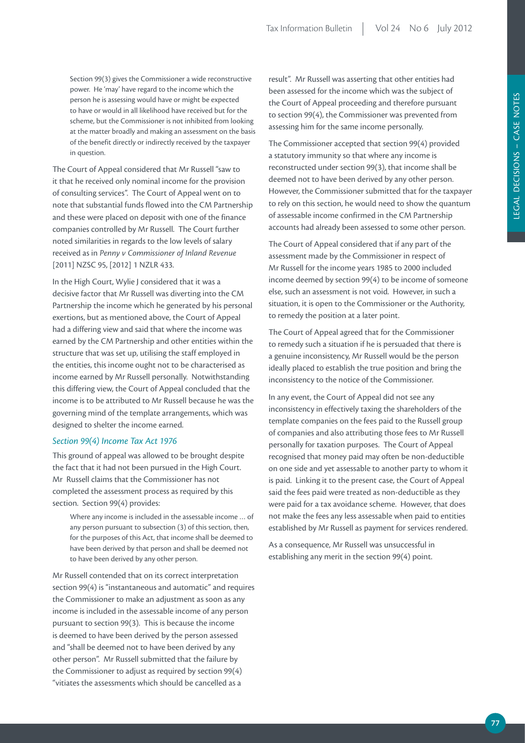> Section 99(3) gives the Commissioner a wide reconstructive power. He 'may' have regard to the income which the person he is assessing would have or might be expected to have or would in all likelihood have received but for the scheme, but the Commissioner is not inhibited from looking at the matter broadly and making an assessment on the basis of the benefit directly or indirectly received by the taxpayer in question.

The Court of Appeal considered that Mr Russell "saw to it that he received only nominal income for the provision of consulting services". The Court of Appeal went on to note that substantial funds flowed into the CM Partnership and these were placed on deposit with one of the finance companies controlled by Mr Russell. The Court further noted similarities in regards to the low levels of salary received as in *Penny v Commissioner of Inland Revenue* [2011] NZSC 95, [2012] 1 NZLR 433.

In the High Court, Wylie J considered that it was a decisive factor that Mr Russell was diverting into the CM Partnership the income which he generated by his personal exertions, but as mentioned above, the Court of Appeal had a differing view and said that where the income was earned by the CM Partnership and other entities within the structure that was set up, utilising the staff employed in the entities, this income ought not to be characterised as income earned by Mr Russell personally. Notwithstanding this differing view, the Court of Appeal concluded that the income is to be attributed to Mr Russell because he was the governing mind of the template arrangements, which was designed to shelter the income earned.

### *Section 99(4) Income Tax Act 1976*

This ground of appeal was allowed to be brought despite the fact that it had not been pursued in the High Court. Mr Russell claims that the Commissioner has not completed the assessment process as required by this section. Section 99(4) provides:

> Where any income is included in the assessable income … of any person pursuant to subsection (3) of this section, then, for the purposes of this Act, that income shall be deemed to have been derived by that person and shall be deemed not to have been derived by any other person.

Mr Russell contended that on its correct interpretation section 99(4) is "instantaneous and automatic" and requires the Commissioner to make an adjustment as soon as any income is included in the assessable income of any person pursuant to section 99(3). This is because the income is deemed to have been derived by the person assessed and "shall be deemed not to have been derived by any other person". Mr Russell submitted that the failure by the Commissioner to adjust as required by section 99(4) "vitiates the assessments which should be cancelled as a result". Mr Russell was asserting that other entities had been assessed for the income which was the subject of the Court of Appeal proceeding and therefore pursuant to section 99(4), the Commissioner was prevented from assessing him for the same income personally.

The Commissioner accepted that section 99(4) provided a statutory immunity so that where any income is reconstructed under section 99(3), that income shall be deemed not to have been derived by any other person. However, the Commissioner submitted that for the taxpayer to rely on this section, he would need to show the quantum of assessable income confirmed in the CM Partnership accounts had already been assessed to some other person.

The Court of Appeal considered that if any part of the assessment made by the Commissioner in respect of Mr Russell for the income years 1985 to 2000 included income deemed by section 99(4) to be income of someone else, such an assessment is not void. However, in such a situation, it is open to the Commissioner or the Authority, to remedy the position at a later point.

The Court of Appeal agreed that for the Commissioner to remedy such a situation if he is persuaded that there is a genuine inconsistency, Mr Russell would be the person ideally placed to establish the true position and bring the inconsistency to the notice of the Commissioner.

In any event, the Court of Appeal did not see any inconsistency in effectively taxing the shareholders of the template companies on the fees paid to the Russell group of companies and also attributing those fees to Mr Russell personally for taxation purposes. The Court of Appeal recognised that money paid may often be non-deductible on one side and yet assessable to another party to whom it is paid. Linking it to the present case, the Court of Appeal said the fees paid were treated as non-deductible as they were paid for a tax avoidance scheme. However, that does not make the fees any less assessable when paid to entities established by Mr Russell as payment for services rendered.

As a consequence, Mr Russell was unsuccessful in establishing any merit in the section 99(4) point.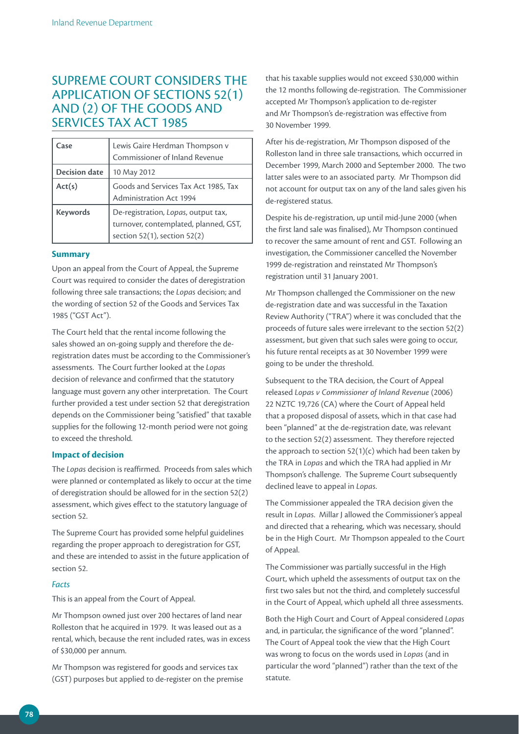# SUPREME COURT CONSIDERS THE APPLICATION OF SECTIONS 52(1) AND (2) OF THE GOODS AND SERVICES TAX ACT 1985

| Case | Lewis Gaire Herdman Thompson v Commissioner of Inland Revenue |
|---|---|
| Decision date | 10 May 2012 |
| Act(s) | Goods and Services Tax Act 1985, Tax Administration Act 1994 |
| Keywords | De-registration, *Lopas*, output tax, turnover, contemplated, planned, GST, section 52(1), section 52(2) |

### Summary

Upon an appeal from the Court of Appeal, the Supreme Court was required to consider the dates of deregistration following three sale transactions; the *Lopas* decision; and the wording of section 52 of the Goods and Services Tax Act 1985 ("GST Act").

The Court held that the rental income following the sales showed an on-going supply and therefore the de-registration dates must be according to the Commissioner's assessments. The Court further looked at the *Lopas* decision of relevance and confirmed that the statutory language must govern any other interpretation. The Court further provided a test under section 52 that deregistration depends on the Commissioner being "satisfied" that taxable supplies for the following 12-month period were not going to exceed the threshold.

### Impact of decision

The *Lopas* decision is reaffirmed. Proceeds from sales which were planned or contemplated as likely to occur at the time of deregistration should be allowed for in the section 52(2) assessment, which gives effect to the statutory language of section 52.

The Supreme Court has provided some helpful guidelines regarding the proper approach to deregistration for GST, and these are intended to assist in the future application of section 52.

#### *Facts*

This is an appeal from the Court of Appeal.

Mr Thompson owned just over 200 hectares of land near Rolleston that he acquired in 1979. It was leased out as a rental, which, because the rent included rates, was in excess of $30,000 per annum.

Mr Thompson was registered for goods and services tax (GST) purposes but applied to de-register on the premise that his taxable supplies would not exceed $30,000 within the 12 months following de-registration. The Commissioner accepted Mr Thompson's application to de-register and Mr Thompson's de-registration was effective from 30 November 1999.

After his de-registration, Mr Thompson disposed of the Rolleston land in three sale transactions, which occurred in December 1999, March 2000 and September 2000. The two latter sales were to an associated party. Mr Thompson did not account for output tax on any of the land sales given his de-registered status.

Despite his de-registration, up until mid-June 2000 (when the first land sale was finalised), Mr Thompson continued to recover the same amount of rent and GST. Following an investigation, the Commissioner cancelled the November 1999 de-registration and reinstated Mr Thompson's registration until 31 January 2001.

Mr Thompson challenged the Commissioner on the new de-registration date and was successful in the Taxation Review Authority ("TRA") where it was concluded that the proceeds of future sales were irrelevant to the section 52(2) assessment, but given that such sales were going to occur, his future rental receipts as at 30 November 1999 were going to be under the threshold.

Subsequent to the TRA decision, the Court of Appeal released *Lopas v Commissioner of Inland Revenue* (2006) 22 NZTC 19,726 (CA) where the Court of Appeal held that a proposed disposal of assets, which in that case had been "planned" at the de-registration date, was relevant to the section 52(2) assessment. They therefore rejected the approach to section 52(1)(c) which had been taken by the TRA in *Lopas* and which the TRA had applied in Mr Thompson's challenge. The Supreme Court subsequently declined leave to appeal in *Lopas*.

The Commissioner appealed the TRA decision given the result in *Lopas*. Millar J allowed the Commissioner's appeal and directed that a rehearing, which was necessary, should be in the High Court. Mr Thompson appealed to the Court of Appeal.

The Commissioner was partially successful in the High Court, which upheld the assessments of output tax on the first two sales but not the third, and completely successful in the Court of Appeal, which upheld all three assessments.

Both the High Court and Court of Appeal considered *Lopas* and, in particular, the significance of the word "planned". The Court of Appeal took the view that the High Court was wrong to focus on the words used in *Lopas* (and in particular the word "planned") rather than the text of the statute.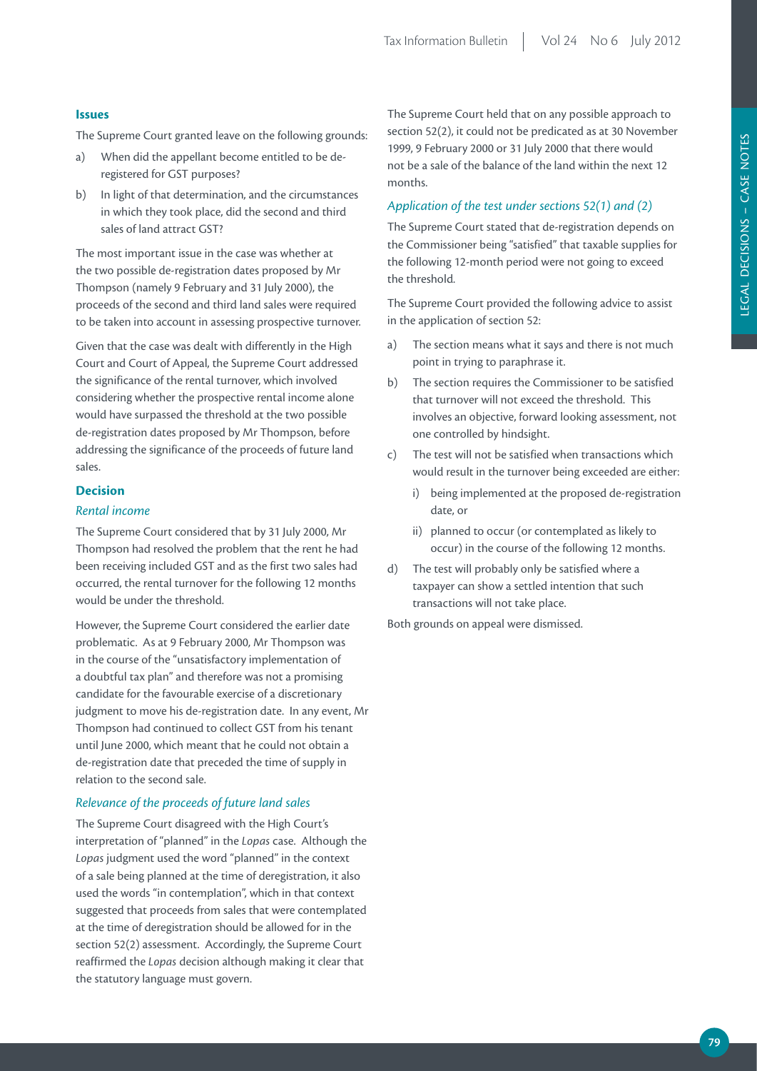### Issues

The Supreme Court granted leave on the following grounds:

a) When did the appellant become entitled to be de-registered for GST purposes?

b) In light of that determination, and the circumstances in which they took place, did the second and third sales of land attract GST?

The most important issue in the case was whether at the two possible de-registration dates proposed by Mr Thompson (namely 9 February and 31 July 2000), the proceeds of the second and third land sales were required to be taken into account in assessing prospective turnover.

Given that the case was dealt with differently in the High Court and Court of Appeal, the Supreme Court addressed the significance of the rental turnover, which involved considering whether the prospective rental income alone would have surpassed the threshold at the two possible de-registration dates proposed by Mr Thompson, before addressing the significance of the proceeds of future land sales.

### Decision

#### *Rental income*

The Supreme Court considered that by 31 July 2000, Mr Thompson had resolved the problem that the rent he had been receiving included GST and as the first two sales had occurred, the rental turnover for the following 12 months would be under the threshold.

However, the Supreme Court considered the earlier date problematic. As at 9 February 2000, Mr Thompson was in the course of the "unsatisfactory implementation of a doubtful tax plan" and therefore was not a promising candidate for the favourable exercise of a discretionary judgment to move his de-registration date. In any event, Mr Thompson had continued to collect GST from his tenant until June 2000, which meant that he could not obtain a de-registration date that preceded the time of supply in relation to the second sale.

#### *Relevance of the proceeds of future land sales*

The Supreme Court disagreed with the High Court's interpretation of "planned" in the *Lopas* case. Although the *Lopas* judgment used the word "planned" in the context of a sale being planned at the time of deregistration, it also used the words "in contemplation", which in that context suggested that proceeds from sales that were contemplated at the time of deregistration should be allowed for in the section 52(2) assessment. Accordingly, the Supreme Court reaffirmed the *Lopas* decision although making it clear that the statutory language must govern.

The Supreme Court held that on any possible approach to section 52(2), it could not be predicated as at 30 November 1999, 9 February 2000 or 31 July 2000 that there would not be a sale of the balance of the land within the next 12 months.

#### *Application of the test under sections 52(1) and (2)*

The Supreme Court stated that de-registration depends on the Commissioner being "satisfied" that taxable supplies for the following 12-month period were not going to exceed the threshold.

The Supreme Court provided the following advice to assist in the application of section 52:

a) The section means what it says and there is not much point in trying to paraphrase it.

b) The section requires the Commissioner to be satisfied that turnover will not exceed the threshold. This involves an objective, forward looking assessment, not one controlled by hindsight.

c) The test will not be satisfied when transactions which would result in the turnover being exceeded are either:

   i) being implemented at the proposed de-registration date, or

   ii) planned to occur (or contemplated as likely to occur) in the course of the following 12 months.

d) The test will probably only be satisfied where a taxpayer can show a settled intention that such transactions will not take place.

Both grounds on appeal were dismissed.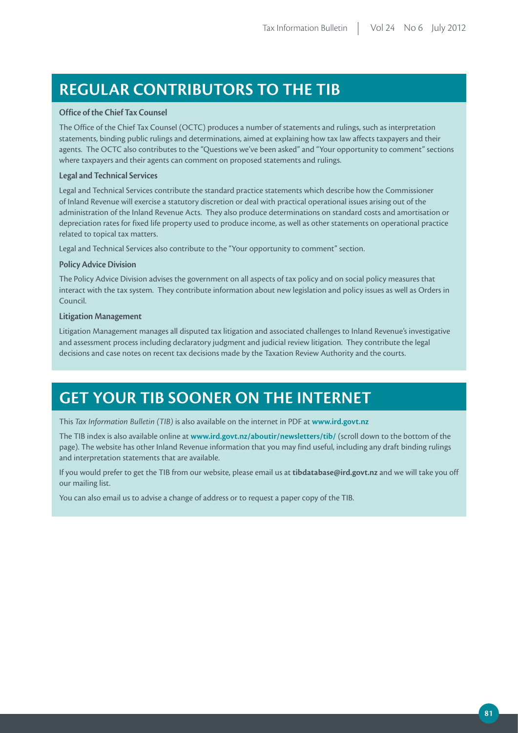## REGULAR CONTRIBUTORS TO THE TIB

### Office of the Chief Tax Counsel

The Office of the Chief Tax Counsel (OCTC) produces a number of statements and rulings, such as interpretation statements, binding public rulings and determinations, aimed at explaining how tax law affects taxpayers and their agents. The OCTC also contributes to the "Questions we've been asked" and "Your opportunity to comment" sections where taxpayers and their agents can comment on proposed statements and rulings.

### Legal and Technical Services

Legal and Technical Services contribute the standard practice statements which describe how the Commissioner of Inland Revenue will exercise a statutory discretion or deal with practical operational issues arising out of the administration of the Inland Revenue Acts. They also produce determinations on standard costs and amortisation or depreciation rates for fixed life property used to produce income, as well as other statements on operational practice related to topical tax matters.

Legal and Technical Services also contribute to the "Your opportunity to comment" section.

### Policy Advice Division

The Policy Advice Division advises the government on all aspects of tax policy and on social policy measures that interact with the tax system. They contribute information about new legislation and policy issues as well as Orders in Council.

### Litigation Management

Litigation Management manages all disputed tax litigation and associated challenges to Inland Revenue's investigative and assessment process including declaratory judgment and judicial review litigation. They contribute the legal decisions and case notes on recent tax decisions made by the Taxation Review Authority and the courts.

## GET YOUR TIB SOONER ON THE INTERNET

This *Tax Information Bulletin (TIB)* is also available on the internet in PDF at **www.ird.govt.nz**

The TIB index is also available online at **www.ird.govt.nz/aboutir/newsletters/tib/** (scroll down to the bottom of the page). The website has other Inland Revenue information that you may find useful, including any draft binding rulings and interpretation statements that are available.

If you would prefer to get the TIB from our website, please email us at **tibdatabase@ird.govt.nz** and we will take you off our mailing list.

You can also email us to advise a change of address or to request a paper copy of the TIB.